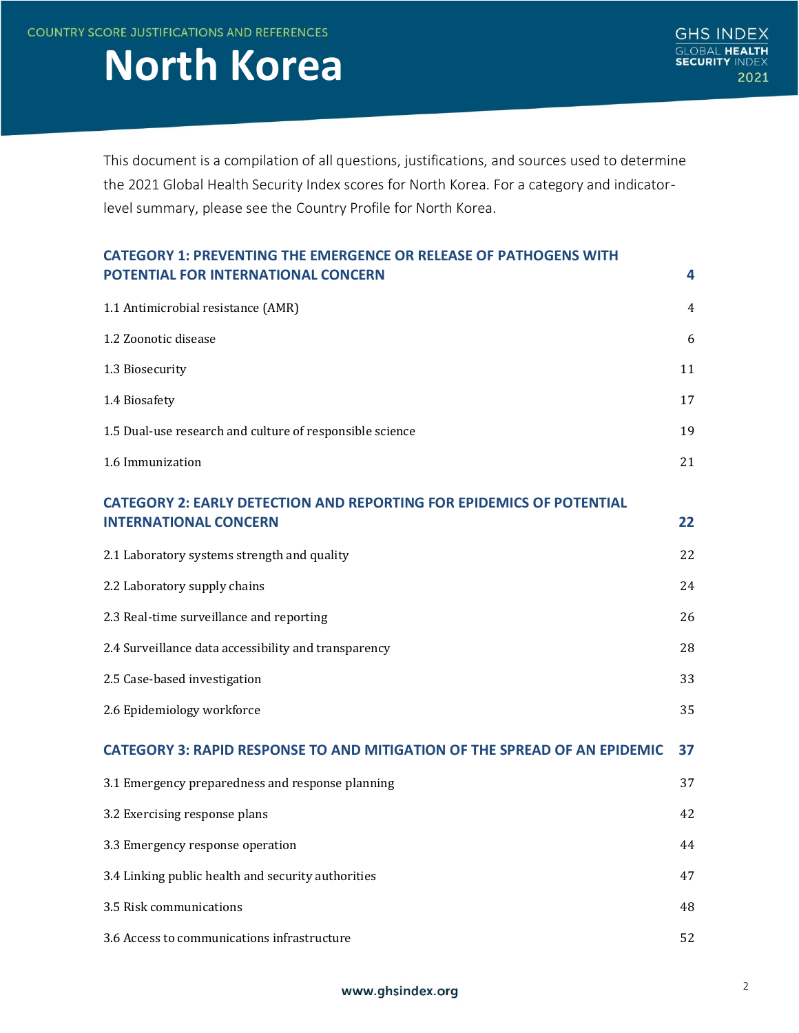COUNTRY SCORE JUSTIFICATIONS AND REFERENCES

# North Korea

GHS INDEX GLOBAL HEALTH SECURITY INDEX 2021

This document is a compilation of all questions, justifications, and sources used to determine the 2021 Global Health Security Index scores for North Korea. For a category and indicator-level summary, please see the Country Profile for North Korea.

| | |
|---|---|
| **CATEGORY 1: PREVENTING THE EMERGENCE OR RELEASE OF PATHOGENS WITH POTENTIAL FOR INTERNATIONAL CONCERN** | **4** |
| 1.1 Antimicrobial resistance (AMR) | 4 |
| 1.2 Zoonotic disease | 6 |
| 1.3 Biosecurity | 11 |
| 1.4 Biosafety | 17 |
| 1.5 Dual-use research and culture of responsible science | 19 |
| 1.6 Immunization | 21 |
| **CATEGORY 2: EARLY DETECTION AND REPORTING FOR EPIDEMICS OF POTENTIAL INTERNATIONAL CONCERN** | **22** |
| 2.1 Laboratory systems strength and quality | 22 |
| 2.2 Laboratory supply chains | 24 |
| 2.3 Real-time surveillance and reporting | 26 |
| 2.4 Surveillance data accessibility and transparency | 28 |
| 2.5 Case-based investigation | 33 |
| 2.6 Epidemiology workforce | 35 |
| **CATEGORY 3: RAPID RESPONSE TO AND MITIGATION OF THE SPREAD OF AN EPIDEMIC** | **37** |
| 3.1 Emergency preparedness and response planning | 37 |
| 3.2 Exercising response plans | 42 |
| 3.3 Emergency response operation | 44 |
| 3.4 Linking public health and security authorities | 47 |
| 3.5 Risk communications | 48 |
| 3.6 Access to communications infrastructure | 52 |

www.ghsindex.org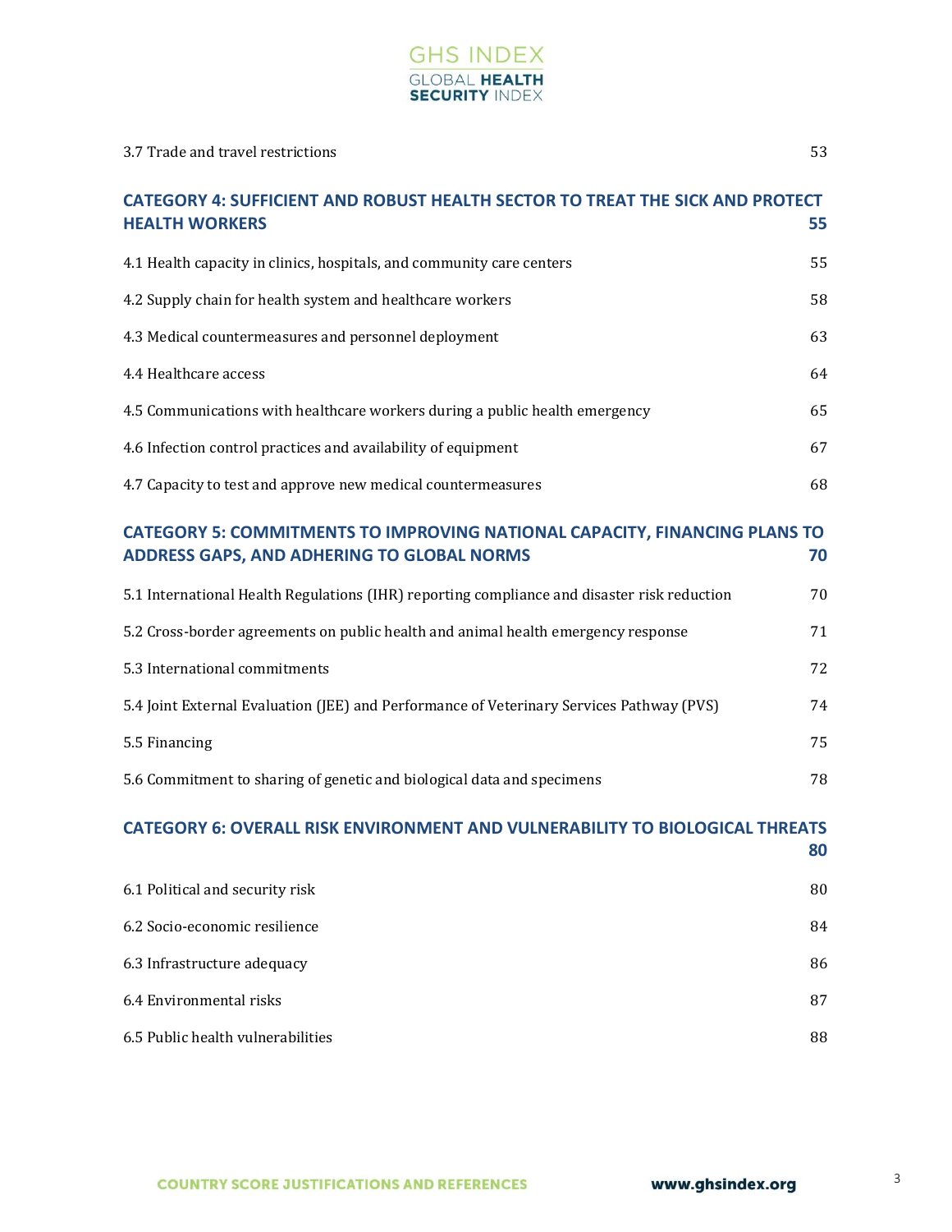3.7 Trade and travel restrictions 53

**CATEGORY 4: SUFFICIENT AND ROBUST HEALTH SECTOR TO TREAT THE SICK AND PROTECT HEALTH WORKERS 55**

4.1 Health capacity in clinics, hospitals, and community care centers 55

4.2 Supply chain for health system and healthcare workers 58

4.3 Medical countermeasures and personnel deployment 63

4.4 Healthcare access 64

4.5 Communications with healthcare workers during a public health emergency 65

4.6 Infection control practices and availability of equipment 67

4.7 Capacity to test and approve new medical countermeasures 68

**CATEGORY 5: COMMITMENTS TO IMPROVING NATIONAL CAPACITY, FINANCING PLANS TO ADDRESS GAPS, AND ADHERING TO GLOBAL NORMS 70**

5.1 International Health Regulations (IHR) reporting compliance and disaster risk reduction 70

5.2 Cross-border agreements on public health and animal health emergency response 71

5.3 International commitments 72

5.4 Joint External Evaluation (JEE) and Performance of Veterinary Services Pathway (PVS) 74

5.5 Financing 75

5.6 Commitment to sharing of genetic and biological data and specimens 78

**CATEGORY 6: OVERALL RISK ENVIRONMENT AND VULNERABILITY TO BIOLOGICAL THREATS 80**

6.1 Political and security risk 80

6.2 Socio-economic resilience 84

6.3 Infrastructure adequacy 86

6.4 Environmental risks 87

6.5 Public health vulnerabilities 88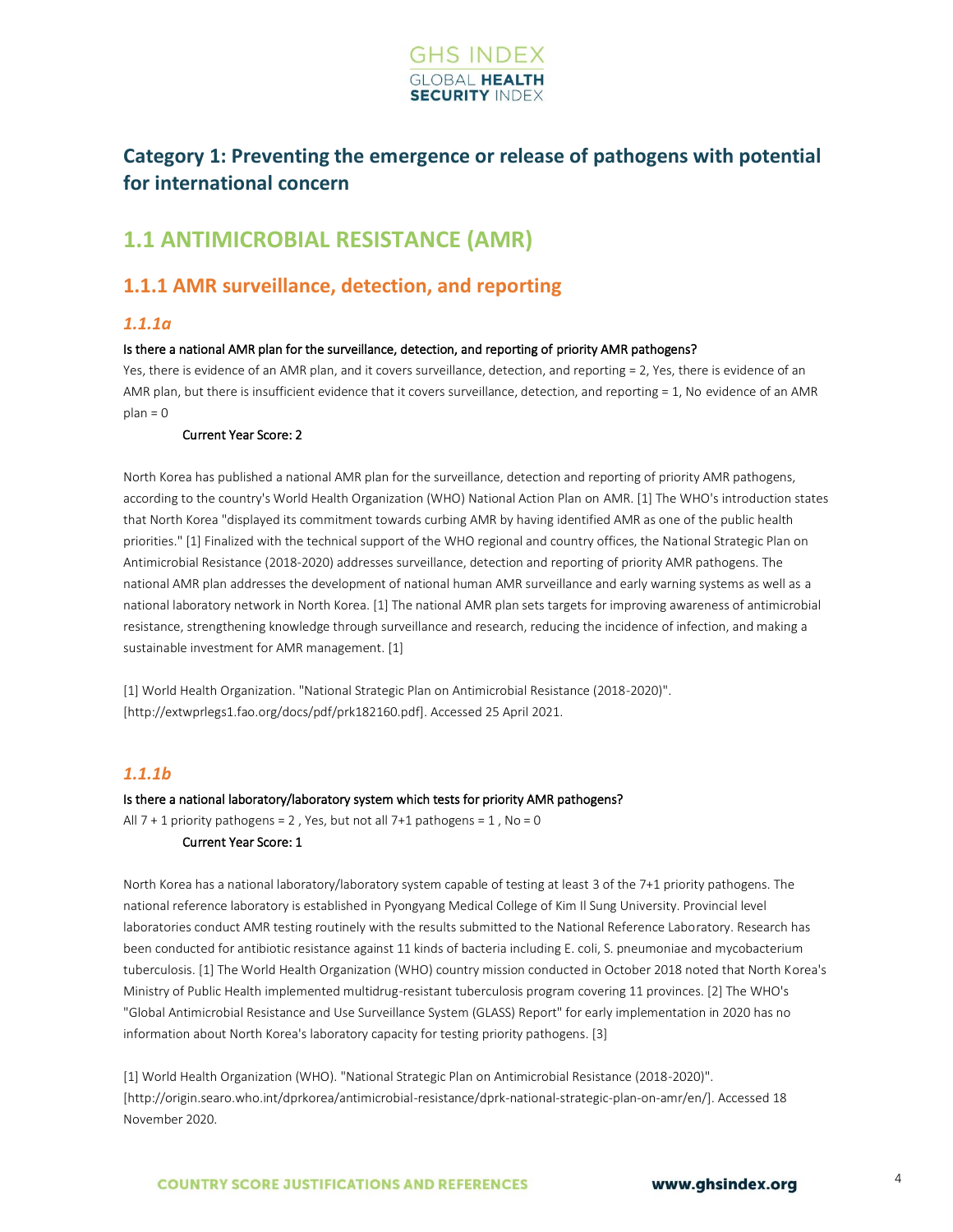# Category 1: Preventing the emergence or release of pathogens with potential for international concern

## 1.1 ANTIMICROBIAL RESISTANCE (AMR)

### 1.1.1 AMR surveillance, detection, and reporting

#### *1.1.1a*

Is there a national AMR plan for the surveillance, detection, and reporting of priority AMR pathogens?

Yes, there is evidence of an AMR plan, and it covers surveillance, detection, and reporting = 2, Yes, there is evidence of an AMR plan, but there is insufficient evidence that it covers surveillance, detection, and reporting = 1, No evidence of an AMR plan = 0

Current Year Score: 2

North Korea has published a national AMR plan for the surveillance, detection and reporting of priority AMR pathogens, according to the country's World Health Organization (WHO) National Action Plan on AMR. [1] The WHO's introduction states that North Korea "displayed its commitment towards curbing AMR by having identified AMR as one of the public health priorities." [1] Finalized with the technical support of the WHO regional and country offices, the National Strategic Plan on Antimicrobial Resistance (2018-2020) addresses surveillance, detection and reporting of priority AMR pathogens. The national AMR plan addresses the development of national human AMR surveillance and early warning systems as well as a national laboratory network in North Korea. [1] The national AMR plan sets targets for improving awareness of antimicrobial resistance, strengthening knowledge through surveillance and research, reducing the incidence of infection, and making a sustainable investment for AMR management. [1]

[1] World Health Organization. "National Strategic Plan on Antimicrobial Resistance (2018-2020)". [http://extwprlegs1.fao.org/docs/pdf/prk182160.pdf]. Accessed 25 April 2021.

#### *1.1.1b*

Is there a national laboratory/laboratory system which tests for priority AMR pathogens?

All 7 + 1 priority pathogens = 2 , Yes, but not all 7+1 pathogens = 1 , No = 0

Current Year Score: 1

North Korea has a national laboratory/laboratory system capable of testing at least 3 of the 7+1 priority pathogens. The national reference laboratory is established in Pyongyang Medical College of Kim Il Sung University. Provincial level laboratories conduct AMR testing routinely with the results submitted to the National Reference Laboratory. Research has been conducted for antibiotic resistance against 11 kinds of bacteria including E. coli, S. pneumoniae and mycobacterium tuberculosis. [1] The World Health Organization (WHO) country mission conducted in October 2018 noted that North Korea's Ministry of Public Health implemented multidrug-resistant tuberculosis program covering 11 provinces. [2] The WHO's "Global Antimicrobial Resistance and Use Surveillance System (GLASS) Report" for early implementation in 2020 has no information about North Korea's laboratory capacity for testing priority pathogens. [3]

[1] World Health Organization (WHO). "National Strategic Plan on Antimicrobial Resistance (2018-2020)". [http://origin.searo.who.int/dprkorea/antimicrobial-resistance/dprk-national-strategic-plan-on-amr/en/]. Accessed 18 November 2020.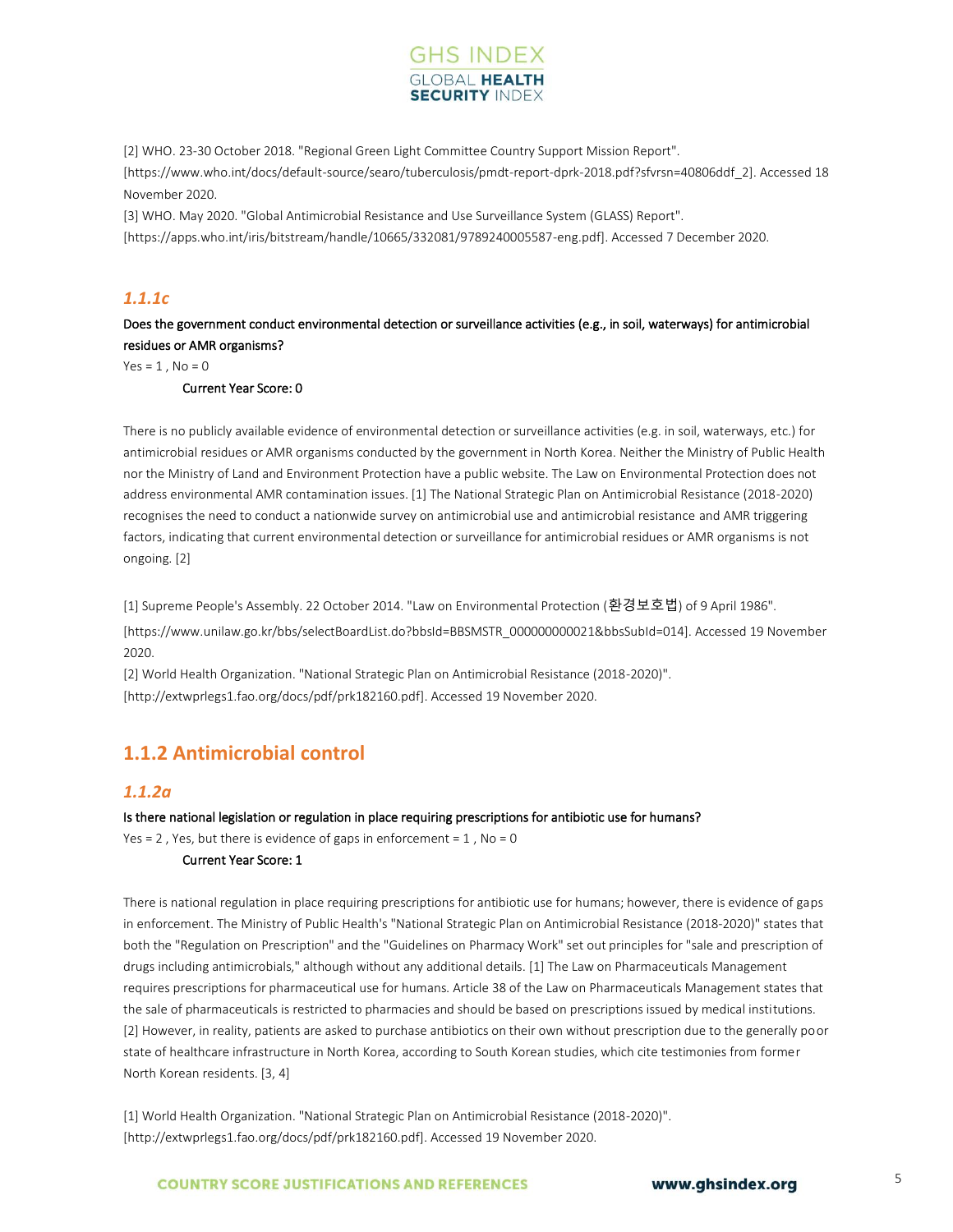[2] WHO. 23-30 October 2018. "Regional Green Light Committee Country Support Mission Report". [https://www.who.int/docs/default-source/searo/tuberculosis/pmdt-report-dprk-2018.pdf?sfvrsn=40806ddf_2]. Accessed 18 November 2020.

[3] WHO. May 2020. "Global Antimicrobial Resistance and Use Surveillance System (GLASS) Report". [https://apps.who.int/iris/bitstream/handle/10665/332081/9789240005587-eng.pdf]. Accessed 7 December 2020.

### *1.1.1c*

**Does the government conduct environmental detection or surveillance activities (e.g., in soil, waterways) for antimicrobial residues or AMR organisms?**

Yes = 1 , No = 0

**Current Year Score: 0**

There is no publicly available evidence of environmental detection or surveillance activities (e.g. in soil, waterways, etc.) for antimicrobial residues or AMR organisms conducted by the government in North Korea. Neither the Ministry of Public Health nor the Ministry of Land and Environment Protection have a public website. The Law on Environmental Protection does not address environmental AMR contamination issues. [1] The National Strategic Plan on Antimicrobial Resistance (2018-2020) recognises the need to conduct a nationwide survey on antimicrobial use and antimicrobial resistance and AMR triggering factors, indicating that current environmental detection or surveillance for antimicrobial residues or AMR organisms is not ongoing. [2]

[1] Supreme People's Assembly. 22 October 2014. "Law on Environmental Protection (환경보호법) of 9 April 1986". [https://www.unilaw.go.kr/bbs/selectBoardList.do?bbsId=BBSMSTR_000000000021&bbsSubId=014]. Accessed 19 November 2020.

[2] World Health Organization. "National Strategic Plan on Antimicrobial Resistance (2018-2020)". [http://extwprlegs1.fao.org/docs/pdf/prk182160.pdf]. Accessed 19 November 2020.

## 1.1.2 Antimicrobial control

### *1.1.2a*

**Is there national legislation or regulation in place requiring prescriptions for antibiotic use for humans?**

Yes = 2 , Yes, but there is evidence of gaps in enforcement = 1 , No = 0

**Current Year Score: 1**

There is national regulation in place requiring prescriptions for antibiotic use for humans; however, there is evidence of gaps in enforcement. The Ministry of Public Health's "National Strategic Plan on Antimicrobial Resistance (2018-2020)" states that both the "Regulation on Prescription" and the "Guidelines on Pharmacy Work" set out principles for "sale and prescription of drugs including antimicrobials," although without any additional details. [1] The Law on Pharmaceuticals Management requires prescriptions for pharmaceutical use for humans. Article 38 of the Law on Pharmaceuticals Management states that the sale of pharmaceuticals is restricted to pharmacies and should be based on prescriptions issued by medical institutions. [2] However, in reality, patients are asked to purchase antibiotics on their own without prescription due to the generally poor state of healthcare infrastructure in North Korea, according to South Korean studies, which cite testimonies from former North Korean residents. [3, 4]

[1] World Health Organization. "National Strategic Plan on Antimicrobial Resistance (2018-2020)". [http://extwprlegs1.fao.org/docs/pdf/prk182160.pdf]. Accessed 19 November 2020.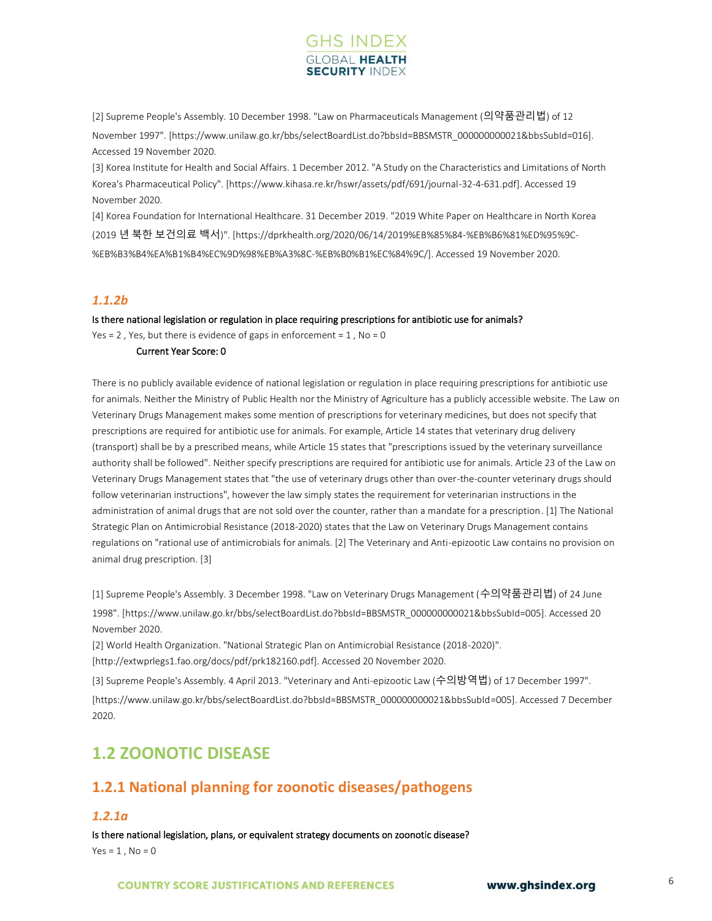[2] Supreme People's Assembly. 10 December 1998. "Law on Pharmaceuticals Management (의약품관리법) of 12 November 1997". [https://www.unilaw.go.kr/bbs/selectBoardList.do?bbsId=BBSMSTR_000000000021&bbsSubId=016]. Accessed 19 November 2020.

[3] Korea Institute for Health and Social Affairs. 1 December 2012. "A Study on the Characteristics and Limitations of North Korea's Pharmaceutical Policy". [https://www.kihasa.re.kr/hswr/assets/pdf/691/journal-32-4-631.pdf]. Accessed 19 November 2020.

[4] Korea Foundation for International Healthcare. 31 December 2019. "2019 White Paper on Healthcare in North Korea (2019 년 북한 보건의료 백서)". [https://dprkhealth.org/2020/06/14/2019%EB%85%84-%EB%B6%81%ED%95%9C-%EB%B3%B4%EA%B1%B4%EC%9D%98%EB%A3%8C-%EB%B0%B1%EC%84%9C/]. Accessed 19 November 2020.

### *1.1.2b*

**Is there national legislation or regulation in place requiring prescriptions for antibiotic use for animals?**

Yes = 2 , Yes, but there is evidence of gaps in enforcement = 1 , No = 0

**Current Year Score: 0**

There is no publicly available evidence of national legislation or regulation in place requiring prescriptions for antibiotic use for animals. Neither the Ministry of Public Health nor the Ministry of Agriculture has a publicly accessible website. The Law on Veterinary Drugs Management makes some mention of prescriptions for veterinary medicines, but does not specify that prescriptions are required for antibiotic use for animals. For example, Article 14 states that veterinary drug delivery (transport) shall be by a prescribed means, while Article 15 states that "prescriptions issued by the veterinary surveillance authority shall be followed". Neither specify prescriptions are required for antibiotic use for animals. Article 23 of the Law on Veterinary Drugs Management states that "the use of veterinary drugs other than over-the-counter veterinary drugs should follow veterinarian instructions", however the law simply states the requirement for veterinarian instructions in the administration of animal drugs that are not sold over the counter, rather than a mandate for a prescription. [1] The National Strategic Plan on Antimicrobial Resistance (2018-2020) states that the Law on Veterinary Drugs Management contains regulations on "rational use of antimicrobials for animals. [2] The Veterinary and Anti-epizootic Law contains no provision on animal drug prescription. [3]

[1] Supreme People's Assembly. 3 December 1998. "Law on Veterinary Drugs Management (수의약품관리법) of 24 June 1998". [https://www.unilaw.go.kr/bbs/selectBoardList.do?bbsId=BBSMSTR_000000000021&bbsSubId=005]. Accessed 20 November 2020.

[2] World Health Organization. "National Strategic Plan on Antimicrobial Resistance (2018-2020)". [http://extwprlegs1.fao.org/docs/pdf/prk182160.pdf]. Accessed 20 November 2020.

[3] Supreme People's Assembly. 4 April 2013. "Veterinary and Anti-epizootic Law (수의방역법) of 17 December 1997". [https://www.unilaw.go.kr/bbs/selectBoardList.do?bbsId=BBSMSTR_000000000021&bbsSubId=005]. Accessed 7 December 2020.

# 1.2 ZOONOTIC DISEASE

## 1.2.1 National planning for zoonotic diseases/pathogens

### *1.2.1a*

**Is there national legislation, plans, or equivalent strategy documents on zoonotic disease?**

Yes = 1 , No = 0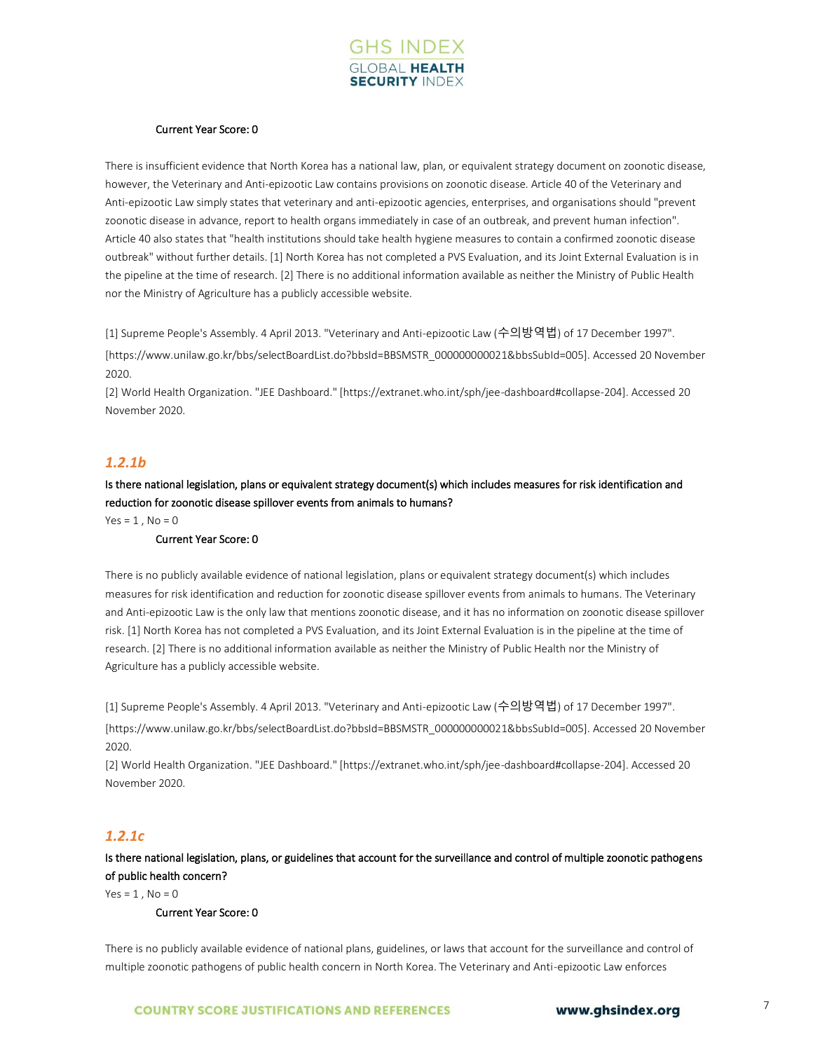Current Year Score: 0

There is insufficient evidence that North Korea has a national law, plan, or equivalent strategy document on zoonotic disease, however, the Veterinary and Anti-epizootic Law contains provisions on zoonotic disease. Article 40 of the Veterinary and Anti-epizootic Law simply states that veterinary and anti-epizootic agencies, enterprises, and organisations should "prevent zoonotic disease in advance, report to health organs immediately in case of an outbreak, and prevent human infection". Article 40 also states that "health institutions should take health hygiene measures to contain a confirmed zoonotic disease outbreak" without further details. [1] North Korea has not completed a PVS Evaluation, and its Joint External Evaluation is in the pipeline at the time of research. [2] There is no additional information available as neither the Ministry of Public Health nor the Ministry of Agriculture has a publicly accessible website.

[1] Supreme People's Assembly. 4 April 2013. "Veterinary and Anti-epizootic Law (수의방역법) of 17 December 1997". [https://www.unilaw.go.kr/bbs/selectBoardList.do?bbsId=BBSMSTR_000000000021&bbsSubId=005]. Accessed 20 November 2020.

[2] World Health Organization. "JEE Dashboard." [https://extranet.who.int/sph/jee-dashboard#collapse-204]. Accessed 20 November 2020.

## *1.2.1b*

**Is there national legislation, plans or equivalent strategy document(s) which includes measures for risk identification and reduction for zoonotic disease spillover events from animals to humans?**

Yes = 1 , No = 0

Current Year Score: 0

There is no publicly available evidence of national legislation, plans or equivalent strategy document(s) which includes measures for risk identification and reduction for zoonotic disease spillover events from animals to humans. The Veterinary and Anti-epizootic Law is the only law that mentions zoonotic disease, and it has no information on zoonotic disease spillover risk. [1] North Korea has not completed a PVS Evaluation, and its Joint External Evaluation is in the pipeline at the time of research. [2] There is no additional information available as neither the Ministry of Public Health nor the Ministry of Agriculture has a publicly accessible website.

[1] Supreme People's Assembly. 4 April 2013. "Veterinary and Anti-epizootic Law (수의방역법) of 17 December 1997". [https://www.unilaw.go.kr/bbs/selectBoardList.do?bbsId=BBSMSTR_000000000021&bbsSubId=005]. Accessed 20 November 2020.

[2] World Health Organization. "JEE Dashboard." [https://extranet.who.int/sph/jee-dashboard#collapse-204]. Accessed 20 November 2020.

## *1.2.1c*

**Is there national legislation, plans, or guidelines that account for the surveillance and control of multiple zoonotic pathogens of public health concern?**

Yes = 1 , No = 0

Current Year Score: 0

There is no publicly available evidence of national plans, guidelines, or laws that account for the surveillance and control of multiple zoonotic pathogens of public health concern in North Korea. The Veterinary and Anti-epizootic Law enforces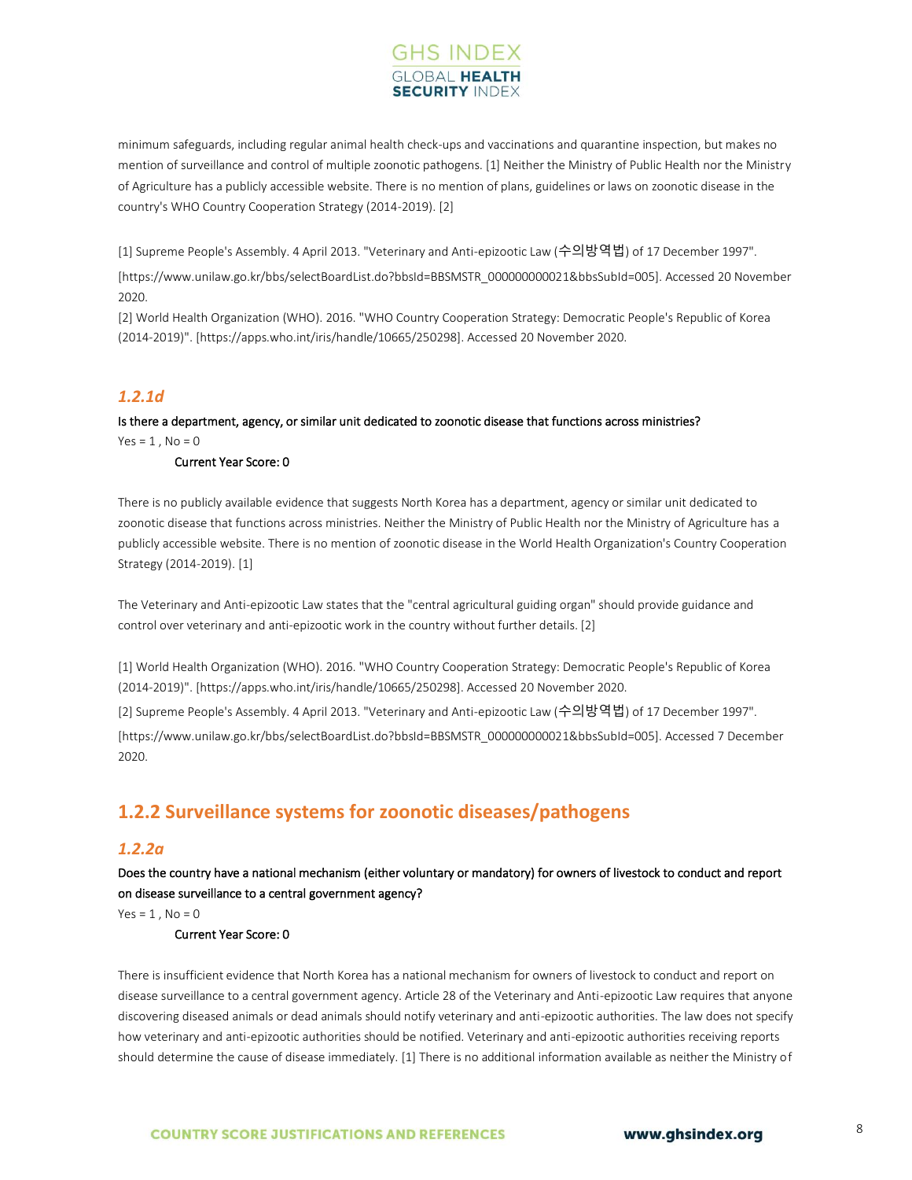minimum safeguards, including regular animal health check-ups and vaccinations and quarantine inspection, but makes no mention of surveillance and control of multiple zoonotic pathogens. [1] Neither the Ministry of Public Health nor the Ministry of Agriculture has a publicly accessible website. There is no mention of plans, guidelines or laws on zoonotic disease in the country's WHO Country Cooperation Strategy (2014-2019). [2]

[1] Supreme People's Assembly. 4 April 2013. "Veterinary and Anti-epizootic Law (수의방역법) of 17 December 1997". [https://www.unilaw.go.kr/bbs/selectBoardList.do?bbsId=BBSMSTR_000000000021&bbsSubId=005]. Accessed 20 November 2020.

[2] World Health Organization (WHO). 2016. "WHO Country Cooperation Strategy: Democratic People's Republic of Korea (2014-2019)". [https://apps.who.int/iris/handle/10665/250298]. Accessed 20 November 2020.

### *1.2.1d*

**Is there a department, agency, or similar unit dedicated to zoonotic disease that functions across ministries?**

Yes = 1 , No = 0

**Current Year Score: 0**

There is no publicly available evidence that suggests North Korea has a department, agency or similar unit dedicated to zoonotic disease that functions across ministries. Neither the Ministry of Public Health nor the Ministry of Agriculture has a publicly accessible website. There is no mention of zoonotic disease in the World Health Organization's Country Cooperation Strategy (2014-2019). [1]

The Veterinary and Anti-epizootic Law states that the "central agricultural guiding organ" should provide guidance and control over veterinary and anti-epizootic work in the country without further details. [2]

[1] World Health Organization (WHO). 2016. "WHO Country Cooperation Strategy: Democratic People's Republic of Korea (2014-2019)". [https://apps.who.int/iris/handle/10665/250298]. Accessed 20 November 2020.

[2] Supreme People's Assembly. 4 April 2013. "Veterinary and Anti-epizootic Law (수의방역법) of 17 December 1997". [https://www.unilaw.go.kr/bbs/selectBoardList.do?bbsId=BBSMSTR_000000000021&bbsSubId=005]. Accessed 7 December 2020.

## 1.2.2 Surveillance systems for zoonotic diseases/pathogens

### *1.2.2a*

**Does the country have a national mechanism (either voluntary or mandatory) for owners of livestock to conduct and report on disease surveillance to a central government agency?**

Yes = 1 , No = 0

**Current Year Score: 0**

There is insufficient evidence that North Korea has a national mechanism for owners of livestock to conduct and report on disease surveillance to a central government agency. Article 28 of the Veterinary and Anti-epizootic Law requires that anyone discovering diseased animals or dead animals should notify veterinary and anti-epizootic authorities. The law does not specify how veterinary and anti-epizootic authorities should be notified. Veterinary and anti-epizootic authorities receiving reports should determine the cause of disease immediately. [1] There is no additional information available as neither the Ministry of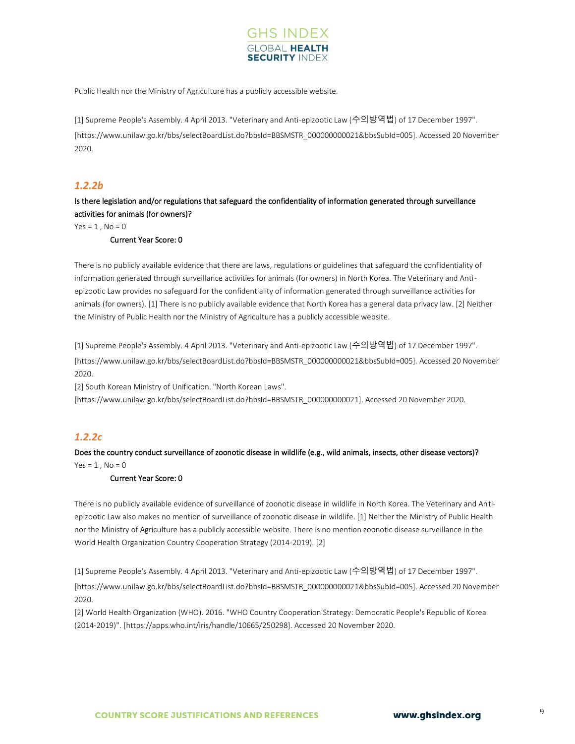Public Health nor the Ministry of Agriculture has a publicly accessible website.

[1] Supreme People's Assembly. 4 April 2013. "Veterinary and Anti-epizootic Law (수의방역법) of 17 December 1997". [https://www.unilaw.go.kr/bbs/selectBoardList.do?bbsId=BBSMSTR_000000000021&bbsSubId=005]. Accessed 20 November 2020.

### *1.2.2b*

**Is there legislation and/or regulations that safeguard the confidentiality of information generated through surveillance activities for animals (for owners)?**

Yes = 1 , No = 0

**Current Year Score: 0**

There is no publicly available evidence that there are laws, regulations or guidelines that safeguard the confidentiality of information generated through surveillance activities for animals (for owners) in North Korea. The Veterinary and Anti-epizootic Law provides no safeguard for the confidentiality of information generated through surveillance activities for animals (for owners). [1] There is no publicly available evidence that North Korea has a general data privacy law. [2] Neither the Ministry of Public Health nor the Ministry of Agriculture has a publicly accessible website.

[1] Supreme People's Assembly. 4 April 2013. "Veterinary and Anti-epizootic Law (수의방역법) of 17 December 1997". [https://www.unilaw.go.kr/bbs/selectBoardList.do?bbsId=BBSMSTR_000000000021&bbsSubId=005]. Accessed 20 November 2020.

[2] South Korean Ministry of Unification. "North Korean Laws". [https://www.unilaw.go.kr/bbs/selectBoardList.do?bbsId=BBSMSTR_000000000021]. Accessed 20 November 2020.

### *1.2.2c*

**Does the country conduct surveillance of zoonotic disease in wildlife (e.g., wild animals, insects, other disease vectors)?**

Yes = 1 , No = 0

**Current Year Score: 0**

There is no publicly available evidence of surveillance of zoonotic disease in wildlife in North Korea. The Veterinary and Anti-epizootic Law also makes no mention of surveillance of zoonotic disease in wildlife. [1] Neither the Ministry of Public Health nor the Ministry of Agriculture has a publicly accessible website. There is no mention zoonotic disease surveillance in the World Health Organization Country Cooperation Strategy (2014-2019). [2]

[1] Supreme People's Assembly. 4 April 2013. "Veterinary and Anti-epizootic Law (수의방역법) of 17 December 1997". [https://www.unilaw.go.kr/bbs/selectBoardList.do?bbsId=BBSMSTR_000000000021&bbsSubId=005]. Accessed 20 November 2020.

[2] World Health Organization (WHO). 2016. "WHO Country Cooperation Strategy: Democratic People's Republic of Korea (2014-2019)". [https://apps.who.int/iris/handle/10665/250298]. Accessed 20 November 2020.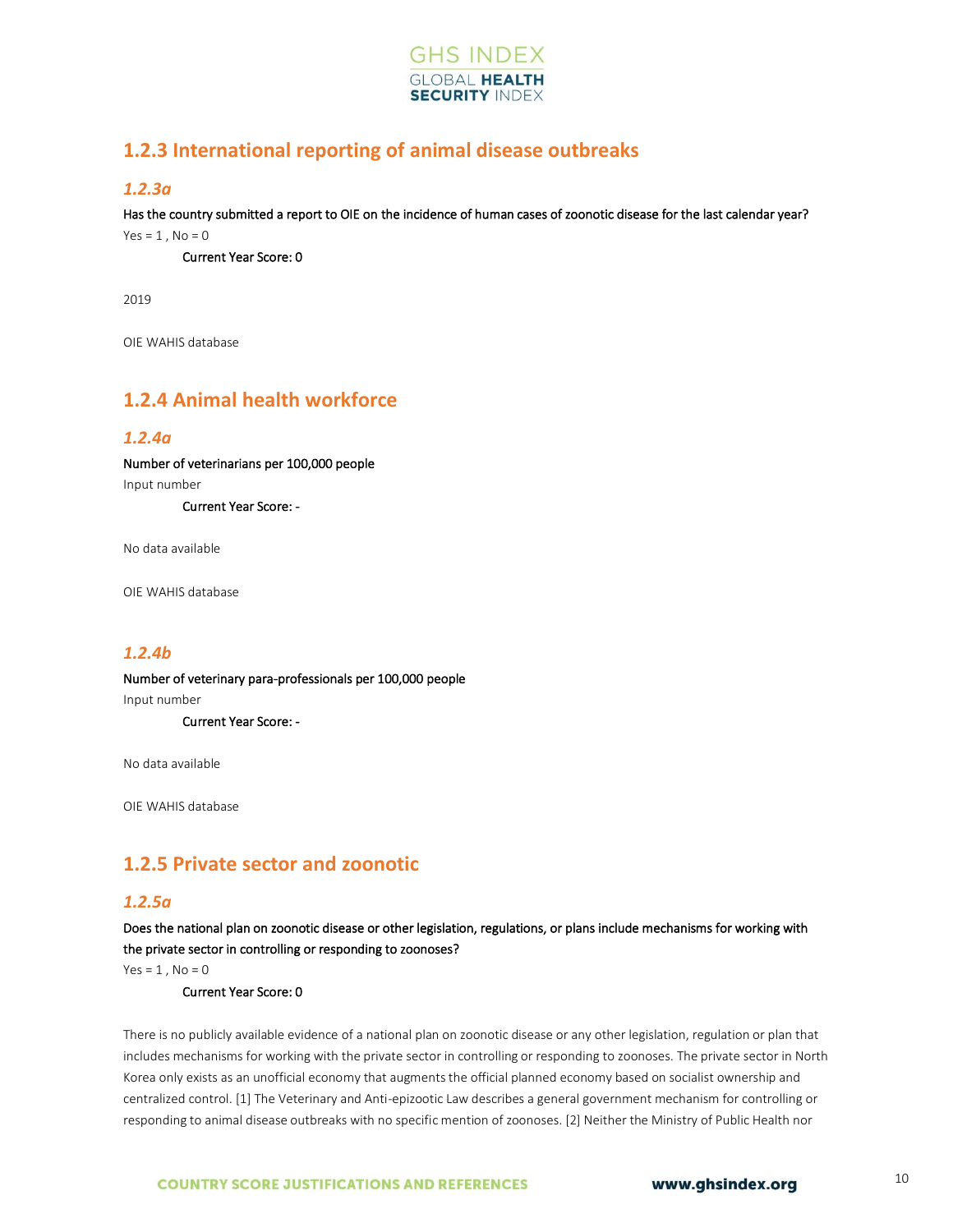## 1.2.3 International reporting of animal disease outbreaks

### *1.2.3a*

**Has the country submitted a report to OIE on the incidence of human cases of zoonotic disease for the last calendar year?**

Yes = 1 , No = 0

**Current Year Score: 0**

2019

OIE WAHIS database

## 1.2.4 Animal health workforce

### *1.2.4a*

**Number of veterinarians per 100,000 people**

Input number

**Current Year Score: -**

No data available

OIE WAHIS database

### *1.2.4b*

**Number of veterinary para-professionals per 100,000 people**

Input number

**Current Year Score: -**

No data available

OIE WAHIS database

## 1.2.5 Private sector and zoonotic

### *1.2.5a*

**Does the national plan on zoonotic disease or other legislation, regulations, or plans include mechanisms for working with the private sector in controlling or responding to zoonoses?**

Yes = 1 , No = 0

**Current Year Score: 0**

There is no publicly available evidence of a national plan on zoonotic disease or any other legislation, regulation or plan that includes mechanisms for working with the private sector in controlling or responding to zoonoses. The private sector in North Korea only exists as an unofficial economy that augments the official planned economy based on socialist ownership and centralized control. [1] The Veterinary and Anti-epizootic Law describes a general government mechanism for controlling or responding to animal disease outbreaks with no specific mention of zoonoses. [2] Neither the Ministry of Public Health nor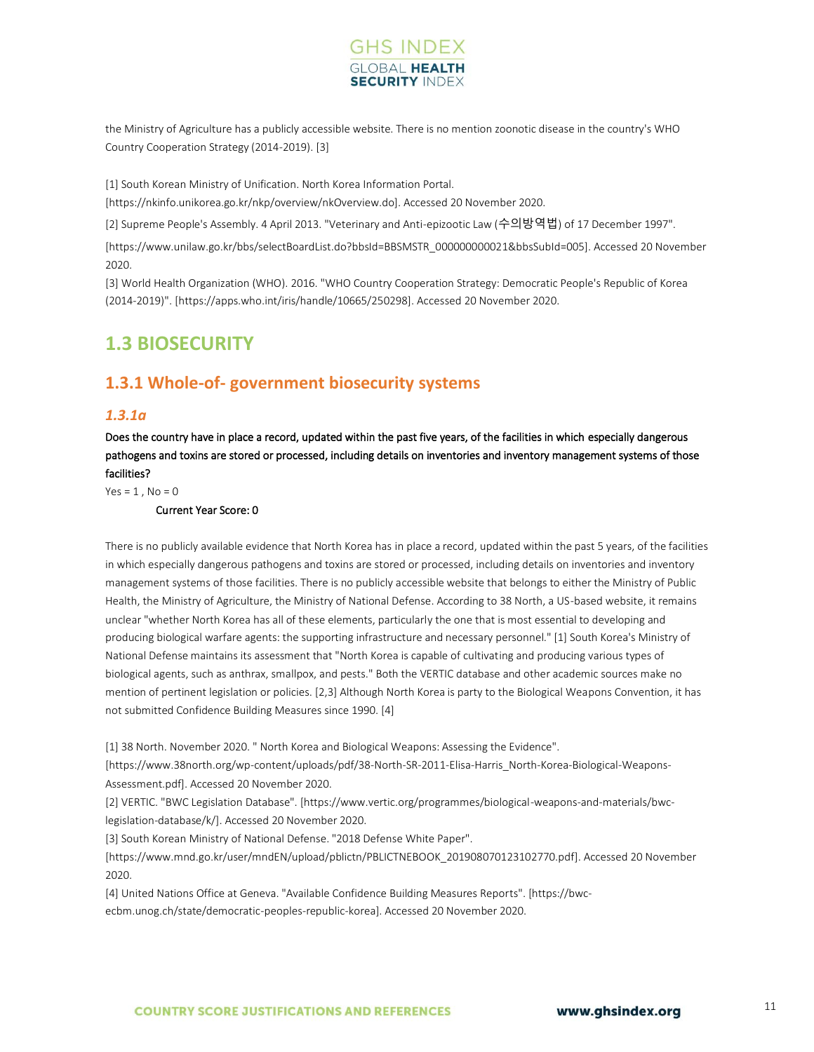the Ministry of Agriculture has a publicly accessible website. There is no mention zoonotic disease in the country's WHO Country Cooperation Strategy (2014-2019). [3]

[1] South Korean Ministry of Unification. North Korea Information Portal. [https://nkinfo.unikorea.go.kr/nkp/overview/nkOverview.do]. Accessed 20 November 2020.

[2] Supreme People's Assembly. 4 April 2013. "Veterinary and Anti-epizootic Law (수의방역법) of 17 December 1997". [https://www.unilaw.go.kr/bbs/selectBoardList.do?bbsId=BBSMSTR_000000000021&bbsSubId=005]. Accessed 20 November 2020.

[3] World Health Organization (WHO). 2016. "WHO Country Cooperation Strategy: Democratic People's Republic of Korea (2014-2019)". [https://apps.who.int/iris/handle/10665/250298]. Accessed 20 November 2020.

# 1.3 BIOSECURITY

## 1.3.1 Whole-of- government biosecurity systems

### *1.3.1a*

**Does the country have in place a record, updated within the past five years, of the facilities in which especially dangerous pathogens and toxins are stored or processed, including details on inventories and inventory management systems of those facilities?**

Yes = 1 , No = 0

**Current Year Score: 0**

There is no publicly available evidence that North Korea has in place a record, updated within the past 5 years, of the facilities in which especially dangerous pathogens and toxins are stored or processed, including details on inventories and inventory management systems of those facilities. There is no publicly accessible website that belongs to either the Ministry of Public Health, the Ministry of Agriculture, the Ministry of National Defense. According to 38 North, a US-based website, it remains unclear "whether North Korea has all of these elements, particularly the one that is most essential to developing and producing biological warfare agents: the supporting infrastructure and necessary personnel." [1] South Korea's Ministry of National Defense maintains its assessment that "North Korea is capable of cultivating and producing various types of biological agents, such as anthrax, smallpox, and pests." Both the VERTIC database and other academic sources make no mention of pertinent legislation or policies. [2,3] Although North Korea is party to the Biological Weapons Convention, it has not submitted Confidence Building Measures since 1990. [4]

[1] 38 North. November 2020. " North Korea and Biological Weapons: Assessing the Evidence". [https://www.38north.org/wp-content/uploads/pdf/38-North-SR-2011-Elisa-Harris_North-Korea-Biological-Weapons-Assessment.pdf]. Accessed 20 November 2020.

[2] VERTIC. "BWC Legislation Database". [https://www.vertic.org/programmes/biological-weapons-and-materials/bwc-legislation-database/k/]. Accessed 20 November 2020.

[3] South Korean Ministry of National Defense. "2018 Defense White Paper". [https://www.mnd.go.kr/user/mndEN/upload/pblictn/PBLICTNEBOOK_201908070123102770.pdf]. Accessed 20 November 2020.

[4] United Nations Office at Geneva. "Available Confidence Building Measures Reports". [https://bwc-ecbm.unog.ch/state/democratic-peoples-republic-korea]. Accessed 20 November 2020.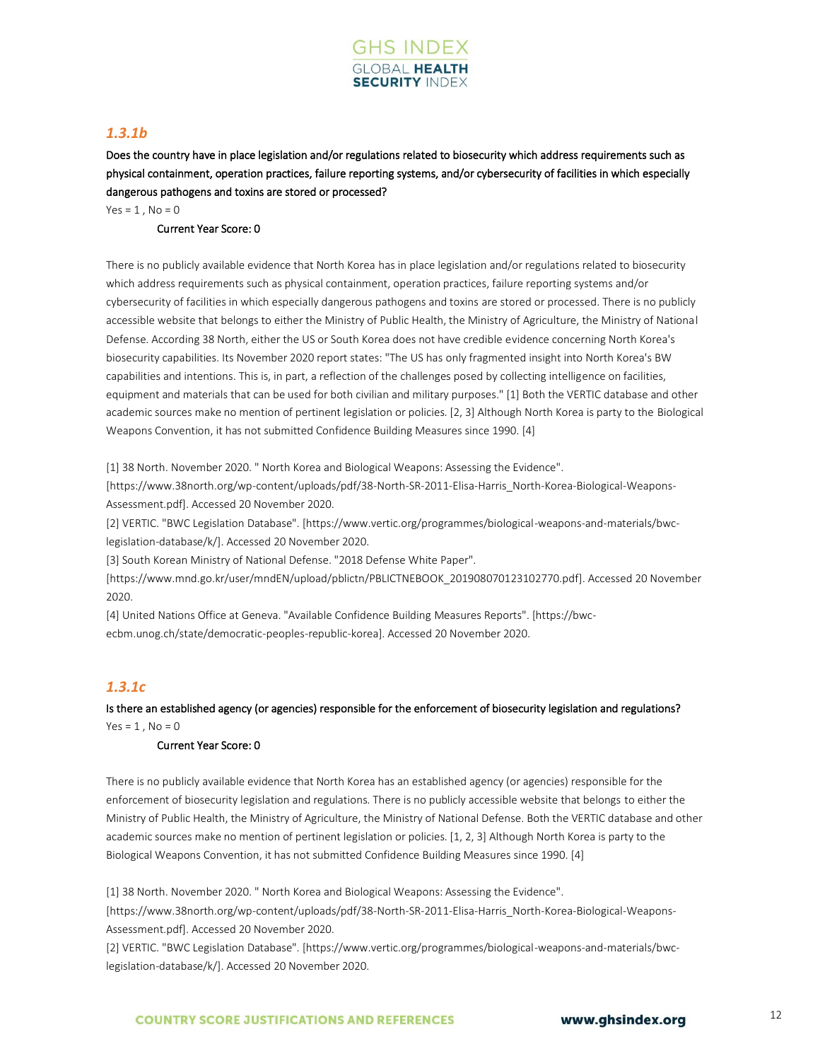## *1.3.1b*

Does the country have in place legislation and/or regulations related to biosecurity which address requirements such as physical containment, operation practices, failure reporting systems, and/or cybersecurity of facilities in which especially dangerous pathogens and toxins are stored or processed?

Yes = 1 , No = 0

Current Year Score: 0

There is no publicly available evidence that North Korea has in place legislation and/or regulations related to biosecurity which address requirements such as physical containment, operation practices, failure reporting systems and/or cybersecurity of facilities in which especially dangerous pathogens and toxins are stored or processed. There is no publicly accessible website that belongs to either the Ministry of Public Health, the Ministry of Agriculture, the Ministry of National Defense. According 38 North, either the US or South Korea does not have credible evidence concerning North Korea's biosecurity capabilities. Its November 2020 report states: "The US has only fragmented insight into North Korea's BW capabilities and intentions. This is, in part, a reflection of the challenges posed by collecting intelligence on facilities, equipment and materials that can be used for both civilian and military purposes." [1] Both the VERTIC database and other academic sources make no mention of pertinent legislation or policies. [2, 3] Although North Korea is party to the Biological Weapons Convention, it has not submitted Confidence Building Measures since 1990. [4]

[1] 38 North. November 2020. " North Korea and Biological Weapons: Assessing the Evidence". [https://www.38north.org/wp-content/uploads/pdf/38-North-SR-2011-Elisa-Harris_North-Korea-Biological-Weapons-Assessment.pdf]. Accessed 20 November 2020.

[2] VERTIC. "BWC Legislation Database". [https://www.vertic.org/programmes/biological-weapons-and-materials/bwc-legislation-database/k/]. Accessed 20 November 2020.

[3] South Korean Ministry of National Defense. "2018 Defense White Paper". [https://www.mnd.go.kr/user/mndEN/upload/pblictn/PBLICTNEBOOK_201908070123102770.pdf]. Accessed 20 November 2020.

[4] United Nations Office at Geneva. "Available Confidence Building Measures Reports". [https://bwc-ecbm.unog.ch/state/democratic-peoples-republic-korea]. Accessed 20 November 2020.

## *1.3.1c*

Is there an established agency (or agencies) responsible for the enforcement of biosecurity legislation and regulations?

Yes = 1 , No = 0

Current Year Score: 0

There is no publicly available evidence that North Korea has an established agency (or agencies) responsible for the enforcement of biosecurity legislation and regulations. There is no publicly accessible website that belongs to either the Ministry of Public Health, the Ministry of Agriculture, the Ministry of National Defense. Both the VERTIC database and other academic sources make no mention of pertinent legislation or policies. [1, 2, 3] Although North Korea is party to the Biological Weapons Convention, it has not submitted Confidence Building Measures since 1990. [4]

[1] 38 North. November 2020. " North Korea and Biological Weapons: Assessing the Evidence". [https://www.38north.org/wp-content/uploads/pdf/38-North-SR-2011-Elisa-Harris_North-Korea-Biological-Weapons-Assessment.pdf]. Accessed 20 November 2020.

[2] VERTIC. "BWC Legislation Database". [https://www.vertic.org/programmes/biological-weapons-and-materials/bwc-legislation-database/k/]. Accessed 20 November 2020.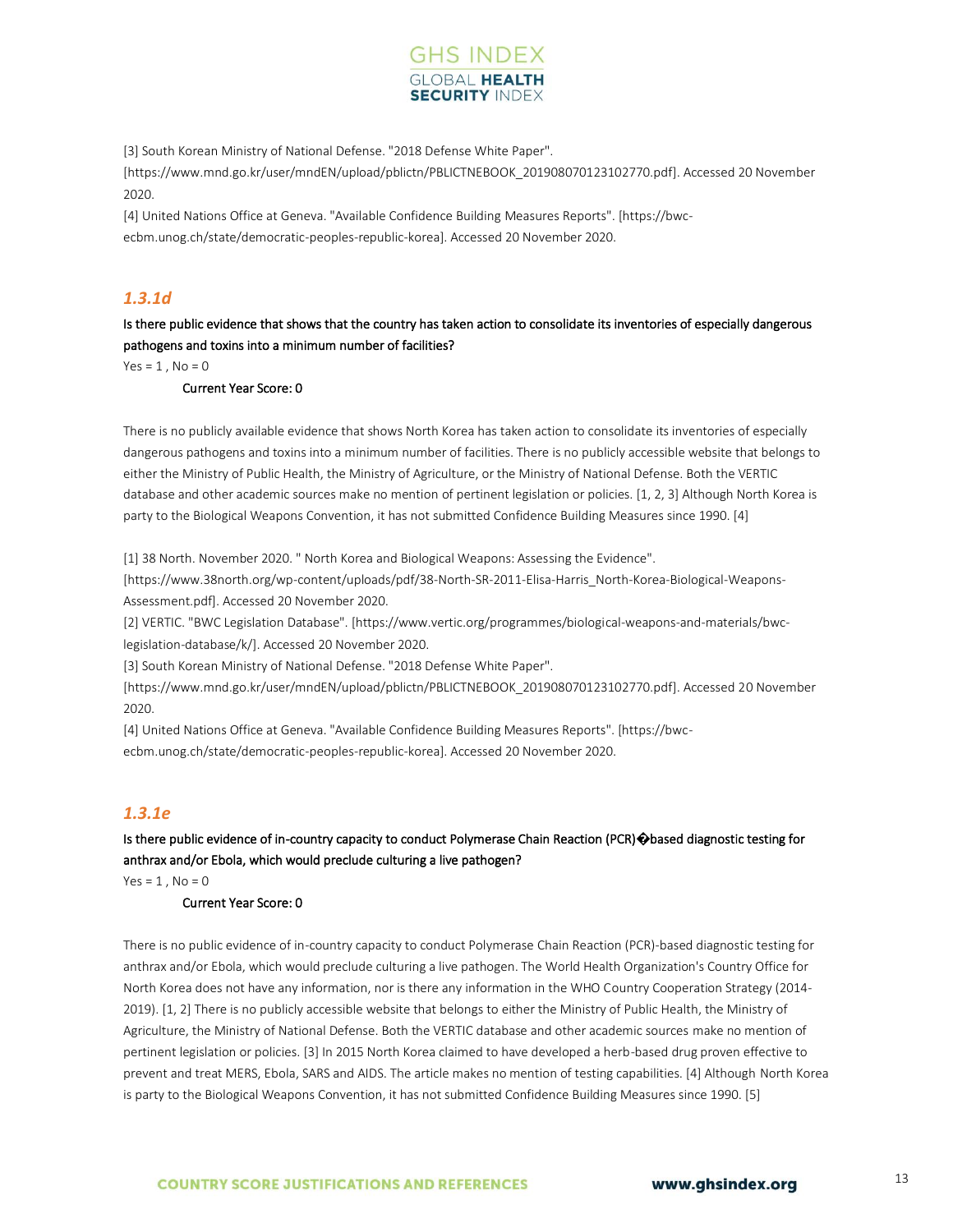[3] South Korean Ministry of National Defense. "2018 Defense White Paper". [https://www.mnd.go.kr/user/mndEN/upload/pblictn/PBLICTNEBOOK_201908070123102770.pdf]. Accessed 20 November 2020.

[4] United Nations Office at Geneva. "Available Confidence Building Measures Reports". [https://bwc-ecbm.unog.ch/state/democratic-peoples-republic-korea]. Accessed 20 November 2020.

### *1.3.1d*

**Is there public evidence that shows that the country has taken action to consolidate its inventories of especially dangerous pathogens and toxins into a minimum number of facilities?**

Yes = 1 , No = 0

**Current Year Score: 0**

There is no publicly available evidence that shows North Korea has taken action to consolidate its inventories of especially dangerous pathogens and toxins into a minimum number of facilities. There is no publicly accessible website that belongs to either the Ministry of Public Health, the Ministry of Agriculture, or the Ministry of National Defense. Both the VERTIC database and other academic sources make no mention of pertinent legislation or policies. [1, 2, 3] Although North Korea is party to the Biological Weapons Convention, it has not submitted Confidence Building Measures since 1990. [4]

[1] 38 North. November 2020. " North Korea and Biological Weapons: Assessing the Evidence". [https://www.38north.org/wp-content/uploads/pdf/38-North-SR-2011-Elisa-Harris_North-Korea-Biological-Weapons-Assessment.pdf]. Accessed 20 November 2020.

[2] VERTIC. "BWC Legislation Database". [https://www.vertic.org/programmes/biological-weapons-and-materials/bwc-legislation-database/k/]. Accessed 20 November 2020.

[3] South Korean Ministry of National Defense. "2018 Defense White Paper". [https://www.mnd.go.kr/user/mndEN/upload/pblictn/PBLICTNEBOOK_201908070123102770.pdf]. Accessed 20 November 2020.

[4] United Nations Office at Geneva. "Available Confidence Building Measures Reports". [https://bwc-ecbm.unog.ch/state/democratic-peoples-republic-korea]. Accessed 20 November 2020.

### *1.3.1e*

**Is there public evidence of in-country capacity to conduct Polymerase Chain Reaction (PCR)�based diagnostic testing for anthrax and/or Ebola, which would preclude culturing a live pathogen?**

Yes = 1 , No = 0

**Current Year Score: 0**

There is no public evidence of in-country capacity to conduct Polymerase Chain Reaction (PCR)-based diagnostic testing for anthrax and/or Ebola, which would preclude culturing a live pathogen. The World Health Organization's Country Office for North Korea does not have any information, nor is there any information in the WHO Country Cooperation Strategy (2014-2019). [1, 2] There is no publicly accessible website that belongs to either the Ministry of Public Health, the Ministry of Agriculture, the Ministry of National Defense. Both the VERTIC database and other academic sources make no mention of pertinent legislation or policies. [3] In 2015 North Korea claimed to have developed a herb-based drug proven effective to prevent and treat MERS, Ebola, SARS and AIDS. The article makes no mention of testing capabilities. [4] Although North Korea is party to the Biological Weapons Convention, it has not submitted Confidence Building Measures since 1990. [5]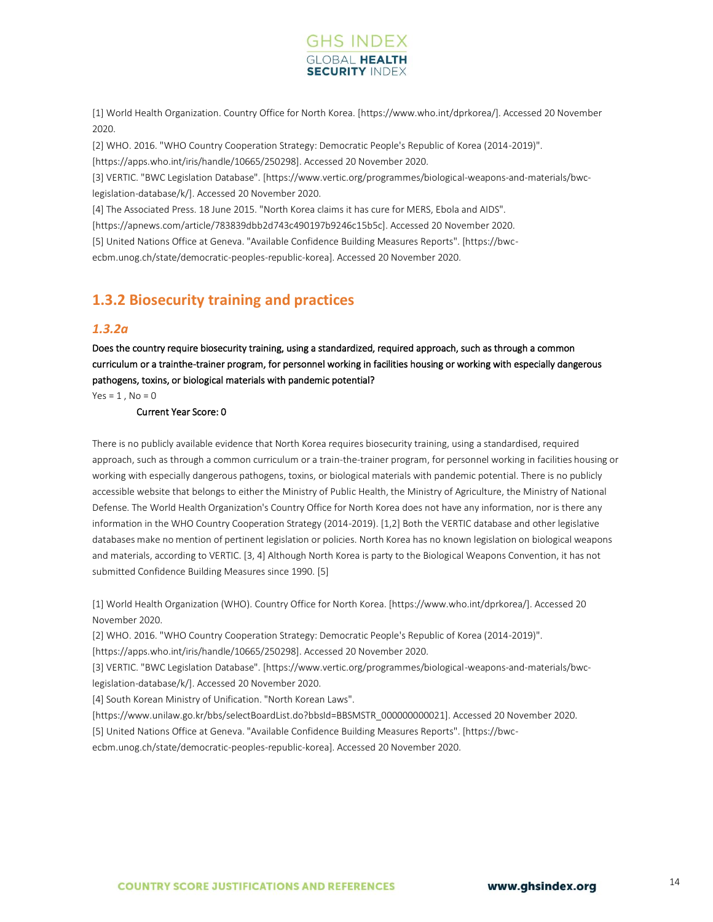[1] World Health Organization. Country Office for North Korea. [https://www.who.int/dprkorea/]. Accessed 20 November 2020.

[2] WHO. 2016. "WHO Country Cooperation Strategy: Democratic People's Republic of Korea (2014-2019)". [https://apps.who.int/iris/handle/10665/250298]. Accessed 20 November 2020.

[3] VERTIC. "BWC Legislation Database". [https://www.vertic.org/programmes/biological-weapons-and-materials/bwc-legislation-database/k/]. Accessed 20 November 2020.

[4] The Associated Press. 18 June 2015. "North Korea claims it has cure for MERS, Ebola and AIDS". [https://apnews.com/article/783839dbb2d743c490197b9246c15b5c]. Accessed 20 November 2020.

[5] United Nations Office at Geneva. "Available Confidence Building Measures Reports". [https://bwc-ecbm.unog.ch/state/democratic-peoples-republic-korea]. Accessed 20 November 2020.

## 1.3.2 Biosecurity training and practices

### *1.3.2a*

**Does the country require biosecurity training, using a standardized, required approach, such as through a common curriculum or a trainthe-trainer program, for personnel working in facilities housing or working with especially dangerous pathogens, toxins, or biological materials with pandemic potential?**

Yes = 1 , No = 0

**Current Year Score: 0**

There is no publicly available evidence that North Korea requires biosecurity training, using a standardised, required approach, such as through a common curriculum or a train-the-trainer program, for personnel working in facilities housing or working with especially dangerous pathogens, toxins, or biological materials with pandemic potential. There is no publicly accessible website that belongs to either the Ministry of Public Health, the Ministry of Agriculture, the Ministry of National Defense. The World Health Organization's Country Office for North Korea does not have any information, nor is there any information in the WHO Country Cooperation Strategy (2014-2019). [1,2] Both the VERTIC database and other legislative databases make no mention of pertinent legislation or policies. North Korea has no known legislation on biological weapons and materials, according to VERTIC. [3, 4] Although North Korea is party to the Biological Weapons Convention, it has not submitted Confidence Building Measures since 1990. [5]

[1] World Health Organization (WHO). Country Office for North Korea. [https://www.who.int/dprkorea/]. Accessed 20 November 2020.

[2] WHO. 2016. "WHO Country Cooperation Strategy: Democratic People's Republic of Korea (2014-2019)". [https://apps.who.int/iris/handle/10665/250298]. Accessed 20 November 2020.

[3] VERTIC. "BWC Legislation Database". [https://www.vertic.org/programmes/biological-weapons-and-materials/bwc-legislation-database/k/]. Accessed 20 November 2020.

[4] South Korean Ministry of Unification. "North Korean Laws". [https://www.unilaw.go.kr/bbs/selectBoardList.do?bbsId=BBSMSTR_000000000021]. Accessed 20 November 2020.

[5] United Nations Office at Geneva. "Available Confidence Building Measures Reports". [https://bwc-ecbm.unog.ch/state/democratic-peoples-republic-korea]. Accessed 20 November 2020.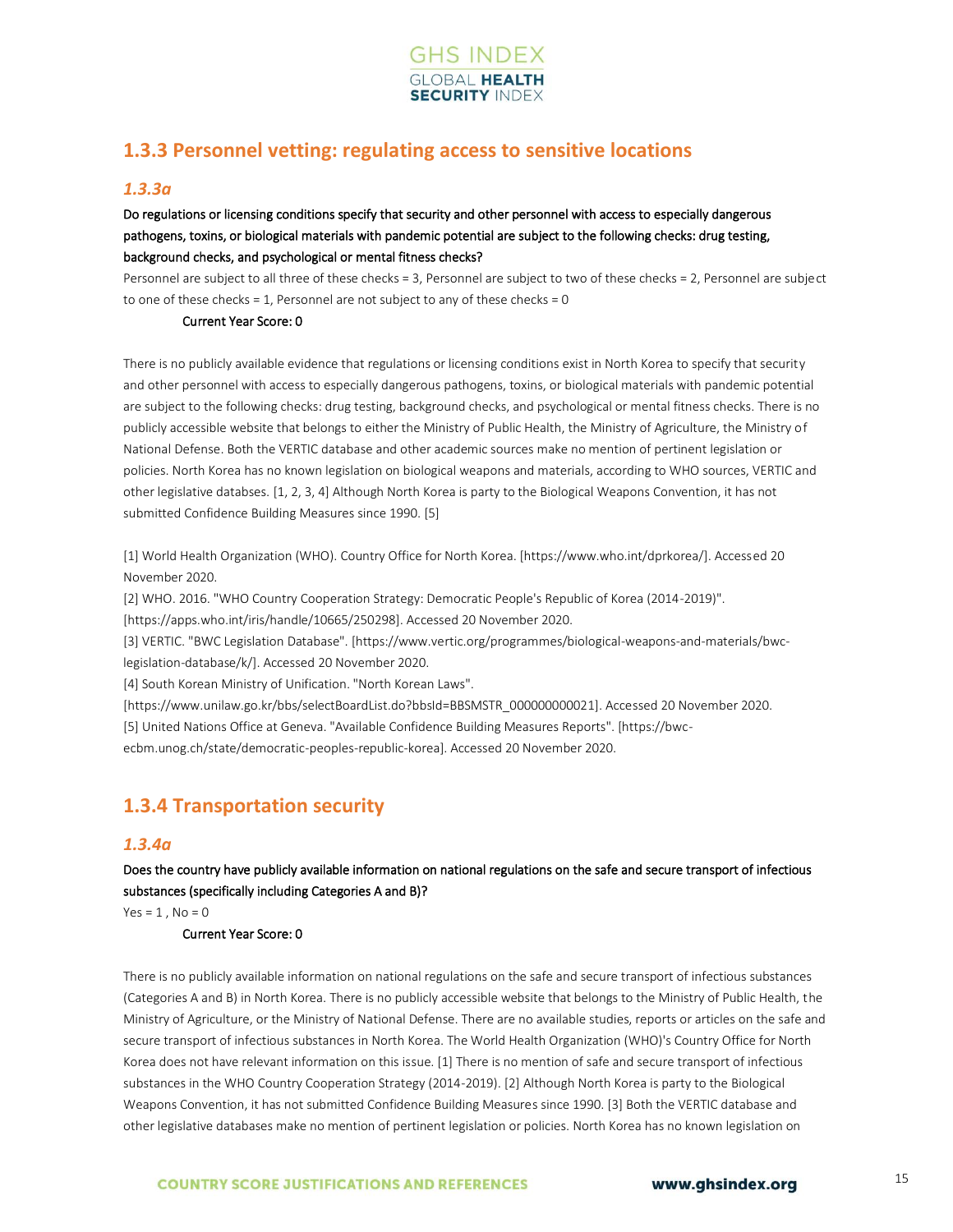## 1.3.3 Personnel vetting: regulating access to sensitive locations

### *1.3.3a*

**Do regulations or licensing conditions specify that security and other personnel with access to especially dangerous pathogens, toxins, or biological materials with pandemic potential are subject to the following checks: drug testing, background checks, and psychological or mental fitness checks?**

Personnel are subject to all three of these checks = 3, Personnel are subject to two of these checks = 2, Personnel are subject to one of these checks = 1, Personnel are not subject to any of these checks = 0

Current Year Score: 0

There is no publicly available evidence that regulations or licensing conditions exist in North Korea to specify that security and other personnel with access to especially dangerous pathogens, toxins, or biological materials with pandemic potential are subject to the following checks: drug testing, background checks, and psychological or mental fitness checks. There is no publicly accessible website that belongs to either the Ministry of Public Health, the Ministry of Agriculture, the Ministry of National Defense. Both the VERTIC database and other academic sources make no mention of pertinent legislation or policies. North Korea has no known legislation on biological weapons and materials, according to WHO sources, VERTIC and other legislative databses. [1, 2, 3, 4] Although North Korea is party to the Biological Weapons Convention, it has not submitted Confidence Building Measures since 1990. [5]

[1] World Health Organization (WHO). Country Office for North Korea. [https://www.who.int/dprkorea/]. Accessed 20 November 2020.
[2] WHO. 2016. "WHO Country Cooperation Strategy: Democratic People's Republic of Korea (2014-2019)". [https://apps.who.int/iris/handle/10665/250298]. Accessed 20 November 2020.
[3] VERTIC. "BWC Legislation Database". [https://www.vertic.org/programmes/biological-weapons-and-materials/bwc-legislation-database/k/]. Accessed 20 November 2020.
[4] South Korean Ministry of Unification. "North Korean Laws". [https://www.unilaw.go.kr/bbs/selectBoardList.do?bbsId=BBSMSTR_000000000021]. Accessed 20 November 2020.
[5] United Nations Office at Geneva. "Available Confidence Building Measures Reports". [https://bwc-ecbm.unog.ch/state/democratic-peoples-republic-korea]. Accessed 20 November 2020.

## 1.3.4 Transportation security

### *1.3.4a*

**Does the country have publicly available information on national regulations on the safe and secure transport of infectious substances (specifically including Categories A and B)?**

Yes = 1 , No = 0

Current Year Score: 0

There is no publicly available information on national regulations on the safe and secure transport of infectious substances (Categories A and B) in North Korea. There is no publicly accessible website that belongs to the Ministry of Public Health, the Ministry of Agriculture, or the Ministry of National Defense. There are no available studies, reports or articles on the safe and secure transport of infectious substances in North Korea. The World Health Organization (WHO)'s Country Office for North Korea does not have relevant information on this issue. [1] There is no mention of safe and secure transport of infectious substances in the WHO Country Cooperation Strategy (2014-2019). [2] Although North Korea is party to the Biological Weapons Convention, it has not submitted Confidence Building Measures since 1990. [3] Both the VERTIC database and other legislative databases make no mention of pertinent legislation or policies. North Korea has no known legislation on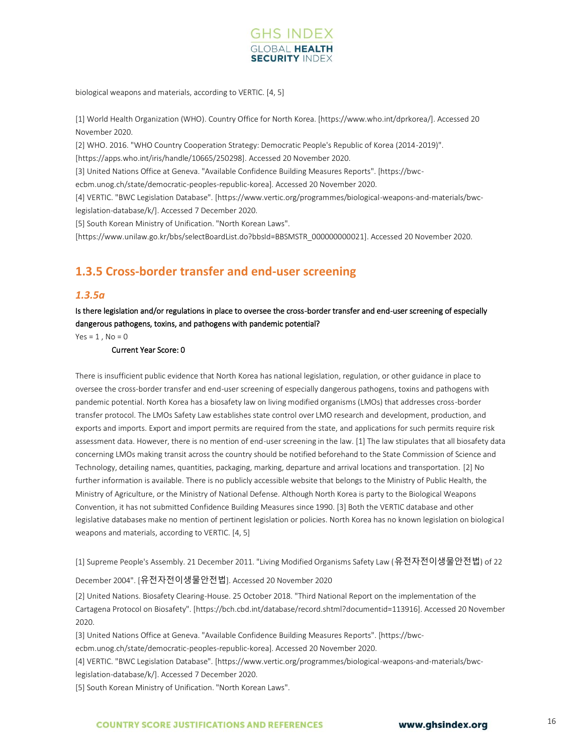biological weapons and materials, according to VERTIC. [4, 5]

[1] World Health Organization (WHO). Country Office for North Korea. [https://www.who.int/dprkorea/]. Accessed 20 November 2020.
[2] WHO. 2016. "WHO Country Cooperation Strategy: Democratic People's Republic of Korea (2014-2019)". [https://apps.who.int/iris/handle/10665/250298]. Accessed 20 November 2020.
[3] United Nations Office at Geneva. "Available Confidence Building Measures Reports". [https://bwc-ecbm.unog.ch/state/democratic-peoples-republic-korea]. Accessed 20 November 2020.
[4] VERTIC. "BWC Legislation Database". [https://www.vertic.org/programmes/biological-weapons-and-materials/bwc-legislation-database/k/]. Accessed 7 December 2020.
[5] South Korean Ministry of Unification. "North Korean Laws". [https://www.unilaw.go.kr/bbs/selectBoardList.do?bbsId=BBSMSTR_000000000021]. Accessed 20 November 2020.

## 1.3.5 Cross-border transfer and end-user screening

### *1.3.5a*

**Is there legislation and/or regulations in place to oversee the cross-border transfer and end-user screening of especially dangerous pathogens, toxins, and pathogens with pandemic potential?**

Yes = 1 , No = 0

**Current Year Score: 0**

There is insufficient public evidence that North Korea has national legislation, regulation, or other guidance in place to oversee the cross-border transfer and end-user screening of especially dangerous pathogens, toxins and pathogens with pandemic potential. North Korea has a biosafety law on living modified organisms (LMOs) that addresses cross-border transfer protocol. The LMOs Safety Law establishes state control over LMO research and development, production, and exports and imports. Export and import permits are required from the state, and applications for such permits require risk assessment data. However, there is no mention of end-user screening in the law. [1] The law stipulates that all biosafety data concerning LMOs making transit across the country should be notified beforehand to the State Commission of Science and Technology, detailing names, quantities, packaging, marking, departure and arrival locations and transportation. [2] No further information is available. There is no publicly accessible website that belongs to the Ministry of Public Health, the Ministry of Agriculture, or the Ministry of National Defense. Although North Korea is party to the Biological Weapons Convention, it has not submitted Confidence Building Measures since 1990. [3] Both the VERTIC database and other legislative databases make no mention of pertinent legislation or policies. North Korea has no known legislation on biological weapons and materials, according to VERTIC. [4, 5]

[1] Supreme People's Assembly. 21 December 2011. "Living Modified Organisms Safety Law (유전자전이생물안전법) of 22 December 2004". [유전자전이생물안전법]. Accessed 20 November 2020
[2] United Nations. Biosafety Clearing-House. 25 October 2018. "Third National Report on the implementation of the Cartagena Protocol on Biosafety". [https://bch.cbd.int/database/record.shtml?documentid=113916]. Accessed 20 November 2020.
[3] United Nations Office at Geneva. "Available Confidence Building Measures Reports". [https://bwc-ecbm.unog.ch/state/democratic-peoples-republic-korea]. Accessed 20 November 2020.
[4] VERTIC. "BWC Legislation Database". [https://www.vertic.org/programmes/biological-weapons-and-materials/bwc-legislation-database/k/]. Accessed 7 December 2020.
[5] South Korean Ministry of Unification. "North Korean Laws".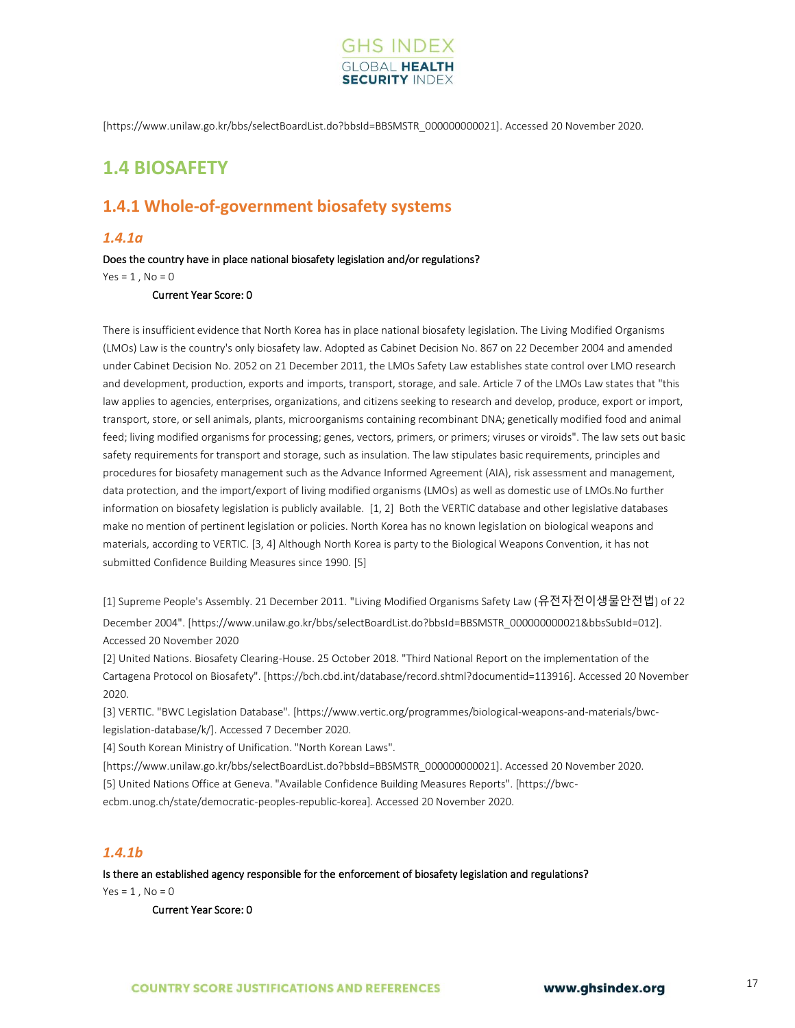[https://www.unilaw.go.kr/bbs/selectBoardList.do?bbsId=BBSMSTR_000000000021]. Accessed 20 November 2020.

## 1.4 BIOSAFETY

### 1.4.1 Whole-of-government biosafety systems

#### *1.4.1a*

**Does the country have in place national biosafety legislation and/or regulations?**

Yes = 1 , No = 0

**Current Year Score: 0**

There is insufficient evidence that North Korea has in place national biosafety legislation. The Living Modified Organisms (LMOs) Law is the country's only biosafety law. Adopted as Cabinet Decision No. 867 on 22 December 2004 and amended under Cabinet Decision No. 2052 on 21 December 2011, the LMOs Safety Law establishes state control over LMO research and development, production, exports and imports, transport, storage, and sale. Article 7 of the LMOs Law states that "this law applies to agencies, enterprises, organizations, and citizens seeking to research and develop, produce, export or import, transport, store, or sell animals, plants, microorganisms containing recombinant DNA; genetically modified food and animal feed; living modified organisms for processing; genes, vectors, primers, or primers; viruses or viroids". The law sets out basic safety requirements for transport and storage, such as insulation. The law stipulates basic requirements, principles and procedures for biosafety management such as the Advance Informed Agreement (AIA), risk assessment and management, data protection, and the import/export of living modified organisms (LMOs) as well as domestic use of LMOs.No further information on biosafety legislation is publicly available. [1, 2] Both the VERTIC database and other legislative databases make no mention of pertinent legislation or policies. North Korea has no known legislation on biological weapons and materials, according to VERTIC. [3, 4] Although North Korea is party to the Biological Weapons Convention, it has not submitted Confidence Building Measures since 1990. [5]

[1] Supreme People's Assembly. 21 December 2011. "Living Modified Organisms Safety Law (유전자전이생물안전법) of 22 December 2004". [https://www.unilaw.go.kr/bbs/selectBoardList.do?bbsId=BBSMSTR_000000000021&bbsSubId=012]. Accessed 20 November 2020

[2] United Nations. Biosafety Clearing-House. 25 October 2018. "Third National Report on the implementation of the Cartagena Protocol on Biosafety". [https://bch.cbd.int/database/record.shtml?documentid=113916]. Accessed 20 November 2020.

[3] VERTIC. "BWC Legislation Database". [https://www.vertic.org/programmes/biological-weapons-and-materials/bwc-legislation-database/k/]. Accessed 7 December 2020.

[4] South Korean Ministry of Unification. "North Korean Laws". [https://www.unilaw.go.kr/bbs/selectBoardList.do?bbsId=BBSMSTR_000000000021]. Accessed 20 November 2020.

[5] United Nations Office at Geneva. "Available Confidence Building Measures Reports". [https://bwc-ecbm.unog.ch/state/democratic-peoples-republic-korea]. Accessed 20 November 2020.

#### *1.4.1b*

**Is there an established agency responsible for the enforcement of biosafety legislation and regulations?**

Yes = 1 , No = 0

**Current Year Score: 0**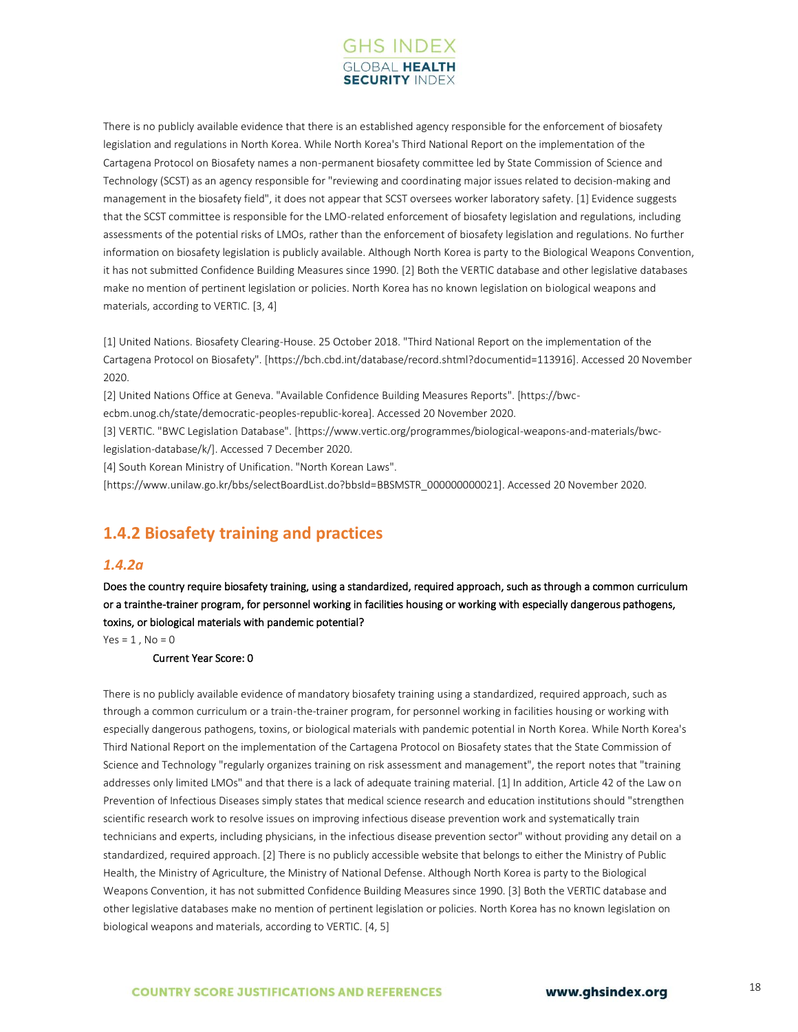There is no publicly available evidence that there is an established agency responsible for the enforcement of biosafety legislation and regulations in North Korea. While North Korea's Third National Report on the implementation of the Cartagena Protocol on Biosafety names a non-permanent biosafety committee led by State Commission of Science and Technology (SCST) as an agency responsible for "reviewing and coordinating major issues related to decision-making and management in the biosafety field", it does not appear that SCST oversees worker laboratory safety. [1] Evidence suggests that the SCST committee is responsible for the LMO-related enforcement of biosafety legislation and regulations, including assessments of the potential risks of LMOs, rather than the enforcement of biosafety legislation and regulations. No further information on biosafety legislation is publicly available. Although North Korea is party to the Biological Weapons Convention, it has not submitted Confidence Building Measures since 1990. [2] Both the VERTIC database and other legislative databases make no mention of pertinent legislation or policies. North Korea has no known legislation on biological weapons and materials, according to VERTIC. [3, 4]

[1] United Nations. Biosafety Clearing-House. 25 October 2018. "Third National Report on the implementation of the Cartagena Protocol on Biosafety". [https://bch.cbd.int/database/record.shtml?documentid=113916]. Accessed 20 November 2020.

[2] United Nations Office at Geneva. "Available Confidence Building Measures Reports". [https://bwc-ecbm.unog.ch/state/democratic-peoples-republic-korea]. Accessed 20 November 2020.

[3] VERTIC. "BWC Legislation Database". [https://www.vertic.org/programmes/biological-weapons-and-materials/bwc-legislation-database/k/]. Accessed 7 December 2020.

[4] South Korean Ministry of Unification. "North Korean Laws". [https://www.unilaw.go.kr/bbs/selectBoardList.do?bbsId=BBSMSTR_000000000021]. Accessed 20 November 2020.

## 1.4.2 Biosafety training and practices

### *1.4.2a*

**Does the country require biosafety training, using a standardized, required approach, such as through a common curriculum or a trainthe-trainer program, for personnel working in facilities housing or working with especially dangerous pathogens, toxins, or biological materials with pandemic potential?**

Yes = 1 , No = 0

**Current Year Score: 0**

There is no publicly available evidence of mandatory biosafety training using a standardized, required approach, such as through a common curriculum or a train-the-trainer program, for personnel working in facilities housing or working with especially dangerous pathogens, toxins, or biological materials with pandemic potential in North Korea. While North Korea's Third National Report on the implementation of the Cartagena Protocol on Biosafety states that the State Commission of Science and Technology "regularly organizes training on risk assessment and management", the report notes that "training addresses only limited LMOs" and that there is a lack of adequate training material. [1] In addition, Article 42 of the Law on Prevention of Infectious Diseases simply states that medical science research and education institutions should "strengthen scientific research work to resolve issues on improving infectious disease prevention work and systematically train technicians and experts, including physicians, in the infectious disease prevention sector" without providing any detail on a standardized, required approach. [2] There is no publicly accessible website that belongs to either the Ministry of Public Health, the Ministry of Agriculture, the Ministry of National Defense. Although North Korea is party to the Biological Weapons Convention, it has not submitted Confidence Building Measures since 1990. [3] Both the VERTIC database and other legislative databases make no mention of pertinent legislation or policies. North Korea has no known legislation on biological weapons and materials, according to VERTIC. [4, 5]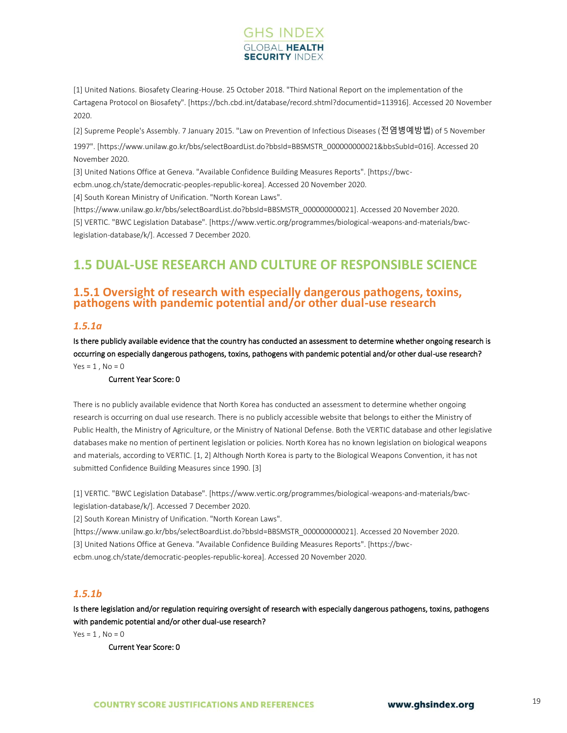[1] United Nations. Biosafety Clearing-House. 25 October 2018. "Third National Report on the implementation of the Cartagena Protocol on Biosafety". [https://bch.cbd.int/database/record.shtml?documentid=113916]. Accessed 20 November 2020.

[2] Supreme People's Assembly. 7 January 2015. "Law on Prevention of Infectious Diseases (전염병예방법) of 5 November 1997". [https://www.unilaw.go.kr/bbs/selectBoardList.do?bbsId=BBSMSTR_000000000021&bbsSubId=016]. Accessed 20 November 2020.

[3] United Nations Office at Geneva. "Available Confidence Building Measures Reports". [https://bwc-ecbm.unog.ch/state/democratic-peoples-republic-korea]. Accessed 20 November 2020.

[4] South Korean Ministry of Unification. "North Korean Laws". [https://www.unilaw.go.kr/bbs/selectBoardList.do?bbsId=BBSMSTR_000000000021]. Accessed 20 November 2020.

[5] VERTIC. "BWC Legislation Database". [https://www.vertic.org/programmes/biological-weapons-and-materials/bwc-legislation-database/k/]. Accessed 7 December 2020.

## 1.5 DUAL-USE RESEARCH AND CULTURE OF RESPONSIBLE SCIENCE

### 1.5.1 Oversight of research with especially dangerous pathogens, toxins, pathogens with pandemic potential and/or other dual-use research

#### *1.5.1a*

Is there publicly available evidence that the country has conducted an assessment to determine whether ongoing research is occurring on especially dangerous pathogens, toxins, pathogens with pandemic potential and/or other dual-use research?

Yes = 1 , No = 0

Current Year Score: 0

There is no publicly available evidence that North Korea has conducted an assessment to determine whether ongoing research is occurring on dual use research. There is no publicly accessible website that belongs to either the Ministry of Public Health, the Ministry of Agriculture, or the Ministry of National Defense. Both the VERTIC database and other legislative databases make no mention of pertinent legislation or policies. North Korea has no known legislation on biological weapons and materials, according to VERTIC. [1, 2] Although North Korea is party to the Biological Weapons Convention, it has not submitted Confidence Building Measures since 1990. [3]

[1] VERTIC. "BWC Legislation Database". [https://www.vertic.org/programmes/biological-weapons-and-materials/bwc-legislation-database/k/]. Accessed 7 December 2020.

[2] South Korean Ministry of Unification. "North Korean Laws". [https://www.unilaw.go.kr/bbs/selectBoardList.do?bbsId=BBSMSTR_000000000021]. Accessed 20 November 2020.

[3] United Nations Office at Geneva. "Available Confidence Building Measures Reports". [https://bwc-ecbm.unog.ch/state/democratic-peoples-republic-korea]. Accessed 20 November 2020.

#### *1.5.1b*

Is there legislation and/or regulation requiring oversight of research with especially dangerous pathogens, toxins, pathogens with pandemic potential and/or other dual-use research?

Yes = 1 , No = 0

Current Year Score: 0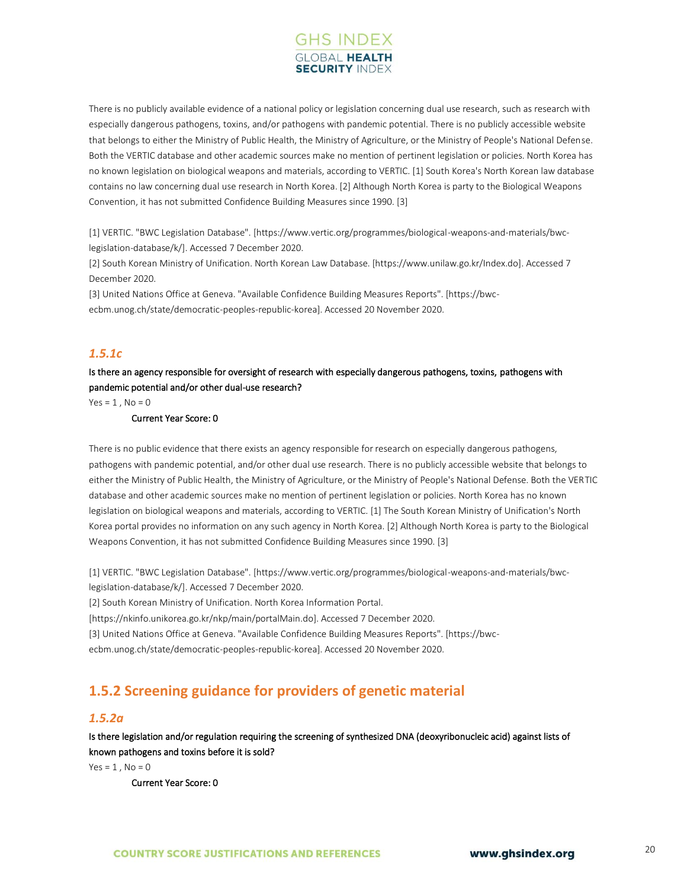There is no publicly available evidence of a national policy or legislation concerning dual use research, such as research with especially dangerous pathogens, toxins, and/or pathogens with pandemic potential. There is no publicly accessible website that belongs to either the Ministry of Public Health, the Ministry of Agriculture, or the Ministry of People's National Defense. Both the VERTIC database and other academic sources make no mention of pertinent legislation or policies. North Korea has no known legislation on biological weapons and materials, according to VERTIC. [1] South Korea's North Korean law database contains no law concerning dual use research in North Korea. [2] Although North Korea is party to the Biological Weapons Convention, it has not submitted Confidence Building Measures since 1990. [3]

[1] VERTIC. "BWC Legislation Database". [https://www.vertic.org/programmes/biological-weapons-and-materials/bwc-legislation-database/k/]. Accessed 7 December 2020.
[2] South Korean Ministry of Unification. North Korean Law Database. [https://www.unilaw.go.kr/Index.do]. Accessed 7 December 2020.
[3] United Nations Office at Geneva. "Available Confidence Building Measures Reports". [https://bwc-ecbm.unog.ch/state/democratic-peoples-republic-korea]. Accessed 20 November 2020.

### *1.5.1c*

**Is there an agency responsible for oversight of research with especially dangerous pathogens, toxins, pathogens with pandemic potential and/or other dual-use research?**

Yes = 1 , No = 0

**Current Year Score: 0**

There is no public evidence that there exists an agency responsible for research on especially dangerous pathogens, pathogens with pandemic potential, and/or other dual use research. There is no publicly accessible website that belongs to either the Ministry of Public Health, the Ministry of Agriculture, or the Ministry of People's National Defense. Both the VERTIC database and other academic sources make no mention of pertinent legislation or policies. North Korea has no known legislation on biological weapons and materials, according to VERTIC. [1] The South Korean Ministry of Unification's North Korea portal provides no information on any such agency in North Korea. [2] Although North Korea is party to the Biological Weapons Convention, it has not submitted Confidence Building Measures since 1990. [3]

[1] VERTIC. "BWC Legislation Database". [https://www.vertic.org/programmes/biological-weapons-and-materials/bwc-legislation-database/k/]. Accessed 7 December 2020.
[2] South Korean Ministry of Unification. North Korea Information Portal. [https://nkinfo.unikorea.go.kr/nkp/main/portalMain.do]. Accessed 7 December 2020.
[3] United Nations Office at Geneva. "Available Confidence Building Measures Reports". [https://bwc-ecbm.unog.ch/state/democratic-peoples-republic-korea]. Accessed 20 November 2020.

## 1.5.2 Screening guidance for providers of genetic material

### *1.5.2a*

**Is there legislation and/or regulation requiring the screening of synthesized DNA (deoxyribonucleic acid) against lists of known pathogens and toxins before it is sold?**

Yes = 1 , No = 0

**Current Year Score: 0**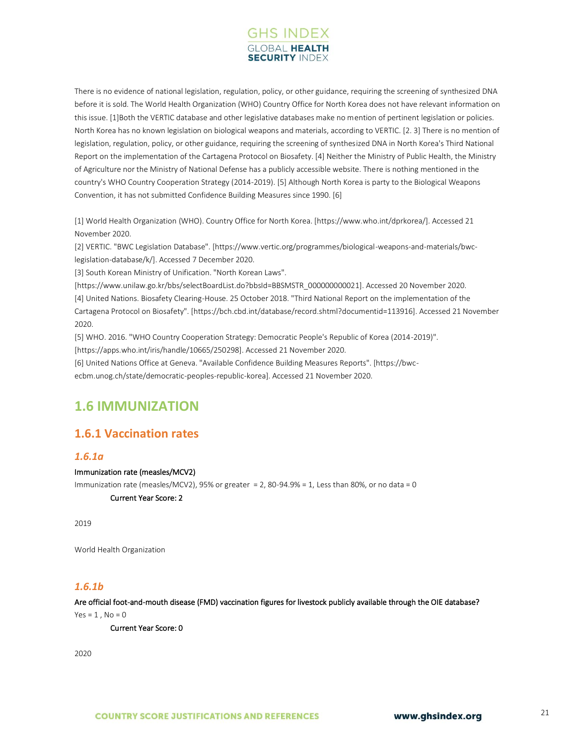There is no evidence of national legislation, regulation, policy, or other guidance, requiring the screening of synthesized DNA before it is sold. The World Health Organization (WHO) Country Office for North Korea does not have relevant information on this issue. [1]Both the VERTIC database and other legislative databases make no mention of pertinent legislation or policies. North Korea has no known legislation on biological weapons and materials, according to VERTIC. [2. 3] There is no mention of legislation, regulation, policy, or other guidance, requiring the screening of synthesized DNA in North Korea's Third National Report on the implementation of the Cartagena Protocol on Biosafety. [4] Neither the Ministry of Public Health, the Ministry of Agriculture nor the Ministry of National Defense has a publicly accessible website. There is nothing mentioned in the country's WHO Country Cooperation Strategy (2014-2019). [5] Although North Korea is party to the Biological Weapons Convention, it has not submitted Confidence Building Measures since 1990. [6]

[1] World Health Organization (WHO). Country Office for North Korea. [https://www.who.int/dprkorea/]. Accessed 21 November 2020.
[2] VERTIC. "BWC Legislation Database". [https://www.vertic.org/programmes/biological-weapons-and-materials/bwc-legislation-database/k/]. Accessed 7 December 2020.
[3] South Korean Ministry of Unification. "North Korean Laws". [https://www.unilaw.go.kr/bbs/selectBoardList.do?bbsId=BBSMSTR_000000000021]. Accessed 20 November 2020.
[4] United Nations. Biosafety Clearing-House. 25 October 2018. "Third National Report on the implementation of the Cartagena Protocol on Biosafety". [https://bch.cbd.int/database/record.shtml?documentid=113916]. Accessed 21 November 2020.
[5] WHO. 2016. "WHO Country Cooperation Strategy: Democratic People's Republic of Korea (2014-2019)". [https://apps.who.int/iris/handle/10665/250298]. Accessed 21 November 2020.
[6] United Nations Office at Geneva. "Available Confidence Building Measures Reports". [https://bwc-ecbm.unog.ch/state/democratic-peoples-republic-korea]. Accessed 21 November 2020.

## 1.6 IMMUNIZATION

### 1.6.1 Vaccination rates

#### *1.6.1a*

Immunization rate (measles/MCV2)

Immunization rate (measles/MCV2), 95% or greater = 2, 80-94.9% = 1, Less than 80%, or no data = 0

Current Year Score: 2

2019

World Health Organization

#### *1.6.1b*

Are official foot-and-mouth disease (FMD) vaccination figures for livestock publicly available through the OIE database?

Yes = 1 , No = 0

Current Year Score: 0

2020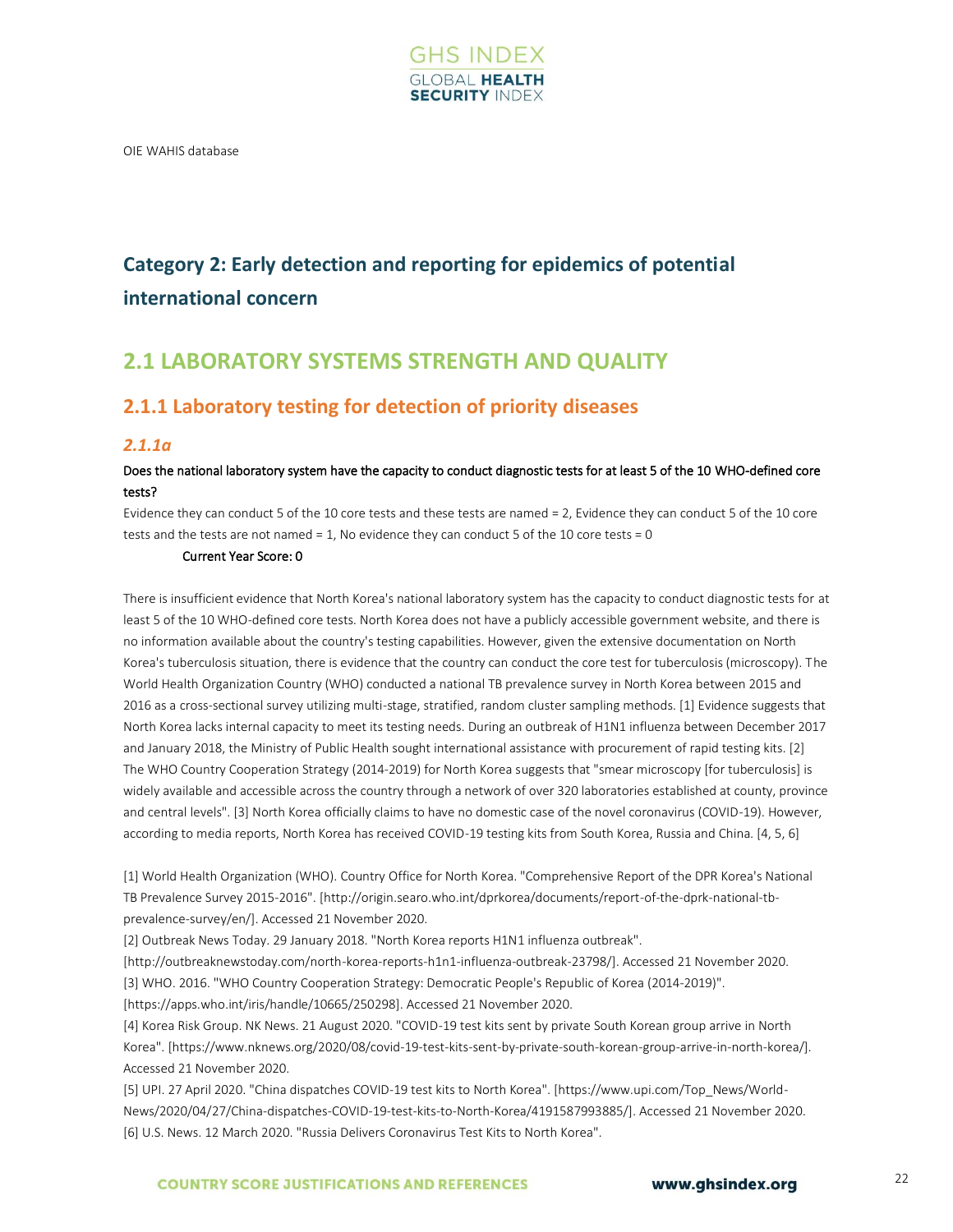OIE WAHIS database

# Category 2: Early detection and reporting for epidemics of potential international concern

## 2.1 LABORATORY SYSTEMS STRENGTH AND QUALITY

### 2.1.1 Laboratory testing for detection of priority diseases

#### *2.1.1a*

Does the national laboratory system have the capacity to conduct diagnostic tests for at least 5 of the 10 WHO-defined core tests?

Evidence they can conduct 5 of the 10 core tests and these tests are named = 2, Evidence they can conduct 5 of the 10 core tests and the tests are not named = 1, No evidence they can conduct 5 of the 10 core tests = 0

Current Year Score: 0

There is insufficient evidence that North Korea's national laboratory system has the capacity to conduct diagnostic tests for at least 5 of the 10 WHO-defined core tests. North Korea does not have a publicly accessible government website, and there is no information available about the country's testing capabilities. However, given the extensive documentation on North Korea's tuberculosis situation, there is evidence that the country can conduct the core test for tuberculosis (microscopy). The World Health Organization Country (WHO) conducted a national TB prevalence survey in North Korea between 2015 and 2016 as a cross-sectional survey utilizing multi-stage, stratified, random cluster sampling methods. [1] Evidence suggests that North Korea lacks internal capacity to meet its testing needs. During an outbreak of H1N1 influenza between December 2017 and January 2018, the Ministry of Public Health sought international assistance with procurement of rapid testing kits. [2] The WHO Country Cooperation Strategy (2014-2019) for North Korea suggests that "smear microscopy [for tuberculosis] is widely available and accessible across the country through a network of over 320 laboratories established at county, province and central levels". [3] North Korea officially claims to have no domestic case of the novel coronavirus (COVID-19). However, according to media reports, North Korea has received COVID-19 testing kits from South Korea, Russia and China. [4, 5, 6]

[1] World Health Organization (WHO). Country Office for North Korea. "Comprehensive Report of the DPR Korea's National TB Prevalence Survey 2015-2016". [http://origin.searo.who.int/dprkorea/documents/report-of-the-dprk-national-tb-prevalence-survey/en/]. Accessed 21 November 2020.

[2] Outbreak News Today. 29 January 2018. "North Korea reports H1N1 influenza outbreak". [http://outbreaknewstoday.com/north-korea-reports-h1n1-influenza-outbreak-23798/]. Accessed 21 November 2020.

[3] WHO. 2016. "WHO Country Cooperation Strategy: Democratic People's Republic of Korea (2014-2019)". [https://apps.who.int/iris/handle/10665/250298]. Accessed 21 November 2020.

[4] Korea Risk Group. NK News. 21 August 2020. "COVID-19 test kits sent by private South Korean group arrive in North Korea". [https://www.nknews.org/2020/08/covid-19-test-kits-sent-by-private-south-korean-group-arrive-in-north-korea/]. Accessed 21 November 2020.

[5] UPI. 27 April 2020. "China dispatches COVID-19 test kits to North Korea". [https://www.upi.com/Top_News/World-News/2020/04/27/China-dispatches-COVID-19-test-kits-to-North-Korea/4191587993885/]. Accessed 21 November 2020.

[6] U.S. News. 12 March 2020. "Russia Delivers Coronavirus Test Kits to North Korea".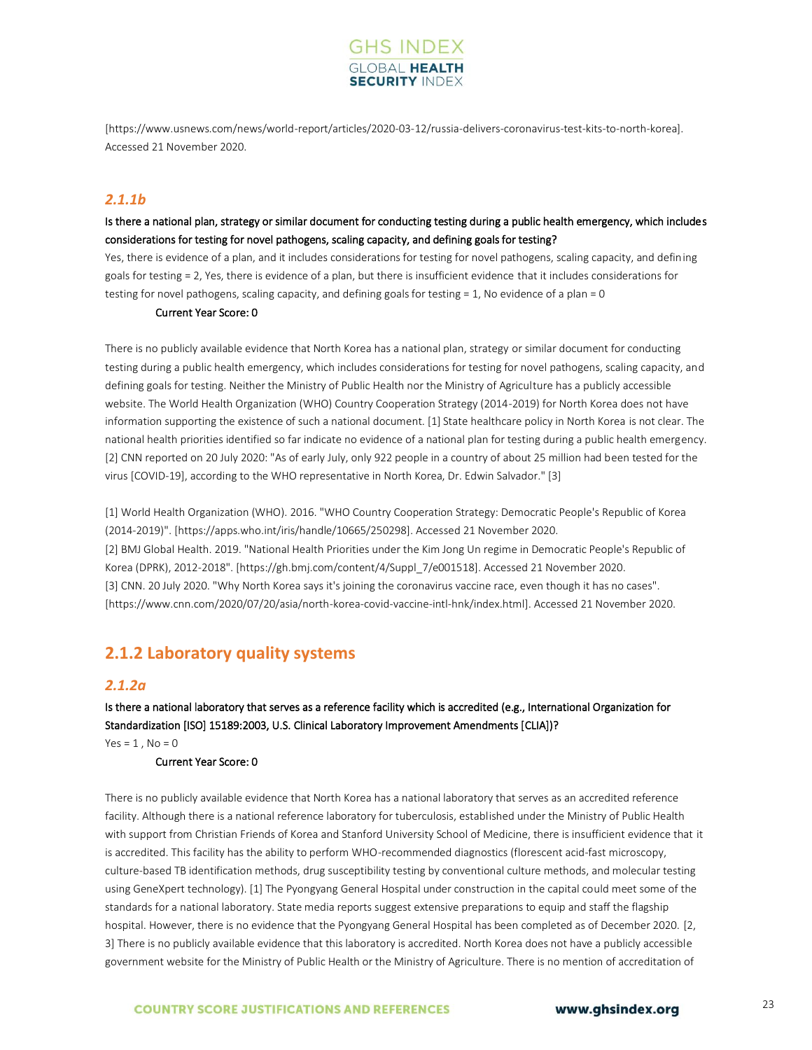[https://www.usnews.com/news/world-report/articles/2020-03-12/russia-delivers-coronavirus-test-kits-to-north-korea]. Accessed 21 November 2020.

### *2.1.1b*

**Is there a national plan, strategy or similar document for conducting testing during a public health emergency, which includes considerations for testing for novel pathogens, scaling capacity, and defining goals for testing?**

Yes, there is evidence of a plan, and it includes considerations for testing for novel pathogens, scaling capacity, and defining goals for testing = 2, Yes, there is evidence of a plan, but there is insufficient evidence that it includes considerations for testing for novel pathogens, scaling capacity, and defining goals for testing = 1, No evidence of a plan = 0

**Current Year Score: 0**

There is no publicly available evidence that North Korea has a national plan, strategy or similar document for conducting testing during a public health emergency, which includes considerations for testing for novel pathogens, scaling capacity, and defining goals for testing. Neither the Ministry of Public Health nor the Ministry of Agriculture has a publicly accessible website. The World Health Organization (WHO) Country Cooperation Strategy (2014-2019) for North Korea does not have information supporting the existence of such a national document. [1] State healthcare policy in North Korea is not clear. The national health priorities identified so far indicate no evidence of a national plan for testing during a public health emergency. [2] CNN reported on 20 July 2020: "As of early July, only 922 people in a country of about 25 million had been tested for the virus [COVID-19], according to the WHO representative in North Korea, Dr. Edwin Salvador." [3]

[1] World Health Organization (WHO). 2016. "WHO Country Cooperation Strategy: Democratic People's Republic of Korea (2014-2019)". [https://apps.who.int/iris/handle/10665/250298]. Accessed 21 November 2020.
[2] BMJ Global Health. 2019. "National Health Priorities under the Kim Jong Un regime in Democratic People's Republic of Korea (DPRK), 2012-2018". [https://gh.bmj.com/content/4/Suppl_7/e001518]. Accessed 21 November 2020.
[3] CNN. 20 July 2020. "Why North Korea says it's joining the coronavirus vaccine race, even though it has no cases". [https://www.cnn.com/2020/07/20/asia/north-korea-covid-vaccine-intl-hnk/index.html]. Accessed 21 November 2020.

## 2.1.2 Laboratory quality systems

### *2.1.2a*

**Is there a national laboratory that serves as a reference facility which is accredited (e.g., International Organization for Standardization [ISO] 15189:2003, U.S. Clinical Laboratory Improvement Amendments [CLIA])?**

Yes = 1 , No = 0

**Current Year Score: 0**

There is no publicly available evidence that North Korea has a national laboratory that serves as an accredited reference facility. Although there is a national reference laboratory for tuberculosis, established under the Ministry of Public Health with support from Christian Friends of Korea and Stanford University School of Medicine, there is insufficient evidence that it is accredited. This facility has the ability to perform WHO-recommended diagnostics (florescent acid-fast microscopy, culture-based TB identification methods, drug susceptibility testing by conventional culture methods, and molecular testing using GeneXpert technology). [1] The Pyongyang General Hospital under construction in the capital could meet some of the standards for a national laboratory. State media reports suggest extensive preparations to equip and staff the flagship hospital. However, there is no evidence that the Pyongyang General Hospital has been completed as of December 2020. [2, 3] There is no publicly available evidence that this laboratory is accredited. North Korea does not have a publicly accessible government website for the Ministry of Public Health or the Ministry of Agriculture. There is no mention of accreditation of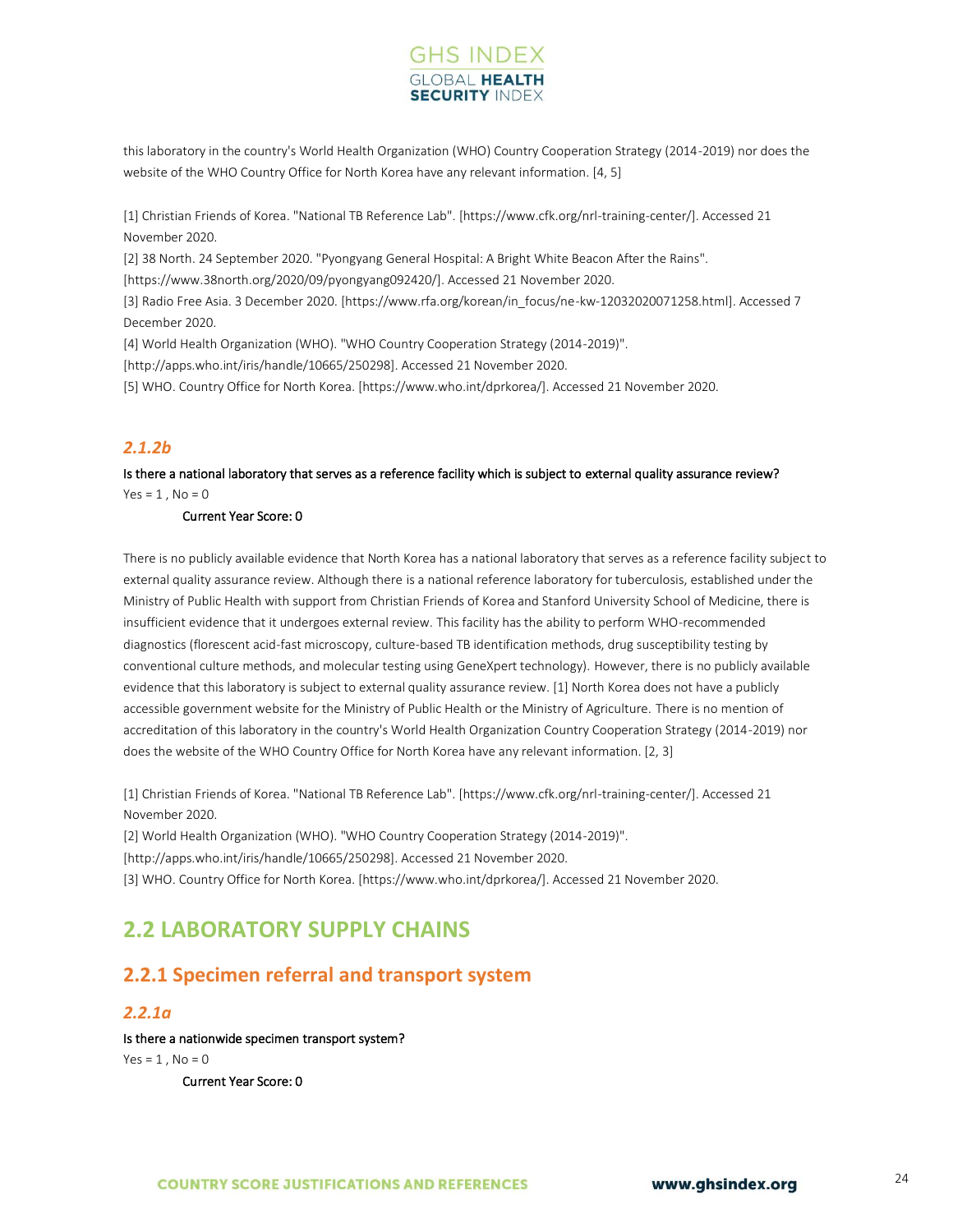this laboratory in the country's World Health Organization (WHO) Country Cooperation Strategy (2014-2019) nor does the website of the WHO Country Office for North Korea have any relevant information. [4, 5]

[1] Christian Friends of Korea. "National TB Reference Lab". [https://www.cfk.org/nrl-training-center/]. Accessed 21 November 2020.
[2] 38 North. 24 September 2020. "Pyongyang General Hospital: A Bright White Beacon After the Rains". [https://www.38north.org/2020/09/pyongyang092420/]. Accessed 21 November 2020.
[3] Radio Free Asia. 3 December 2020. [https://www.rfa.org/korean/in_focus/ne-kw-12032020071258.html]. Accessed 7 December 2020.
[4] World Health Organization (WHO). "WHO Country Cooperation Strategy (2014-2019)". [http://apps.who.int/iris/handle/10665/250298]. Accessed 21 November 2020.
[5] WHO. Country Office for North Korea. [https://www.who.int/dprkorea/]. Accessed 21 November 2020.

### *2.1.2b*

Is there a national laboratory that serves as a reference facility which is subject to external quality assurance review?
Yes = 1 , No = 0

Current Year Score: 0

There is no publicly available evidence that North Korea has a national laboratory that serves as a reference facility subject to external quality assurance review. Although there is a national reference laboratory for tuberculosis, established under the Ministry of Public Health with support from Christian Friends of Korea and Stanford University School of Medicine, there is insufficient evidence that it undergoes external review. This facility has the ability to perform WHO-recommended diagnostics (florescent acid-fast microscopy, culture-based TB identification methods, drug susceptibility testing by conventional culture methods, and molecular testing using GeneXpert technology). However, there is no publicly available evidence that this laboratory is subject to external quality assurance review. [1] North Korea does not have a publicly accessible government website for the Ministry of Public Health or the Ministry of Agriculture. There is no mention of accreditation of this laboratory in the country's World Health Organization Country Cooperation Strategy (2014-2019) nor does the website of the WHO Country Office for North Korea have any relevant information. [2, 3]

[1] Christian Friends of Korea. "National TB Reference Lab". [https://www.cfk.org/nrl-training-center/]. Accessed 21 November 2020.
[2] World Health Organization (WHO). "WHO Country Cooperation Strategy (2014-2019)". [http://apps.who.int/iris/handle/10665/250298]. Accessed 21 November 2020.
[3] WHO. Country Office for North Korea. [https://www.who.int/dprkorea/]. Accessed 21 November 2020.

# 2.2 LABORATORY SUPPLY CHAINS

## 2.2.1 Specimen referral and transport system

### *2.2.1a*

Is there a nationwide specimen transport system?
Yes = 1 , No = 0

Current Year Score: 0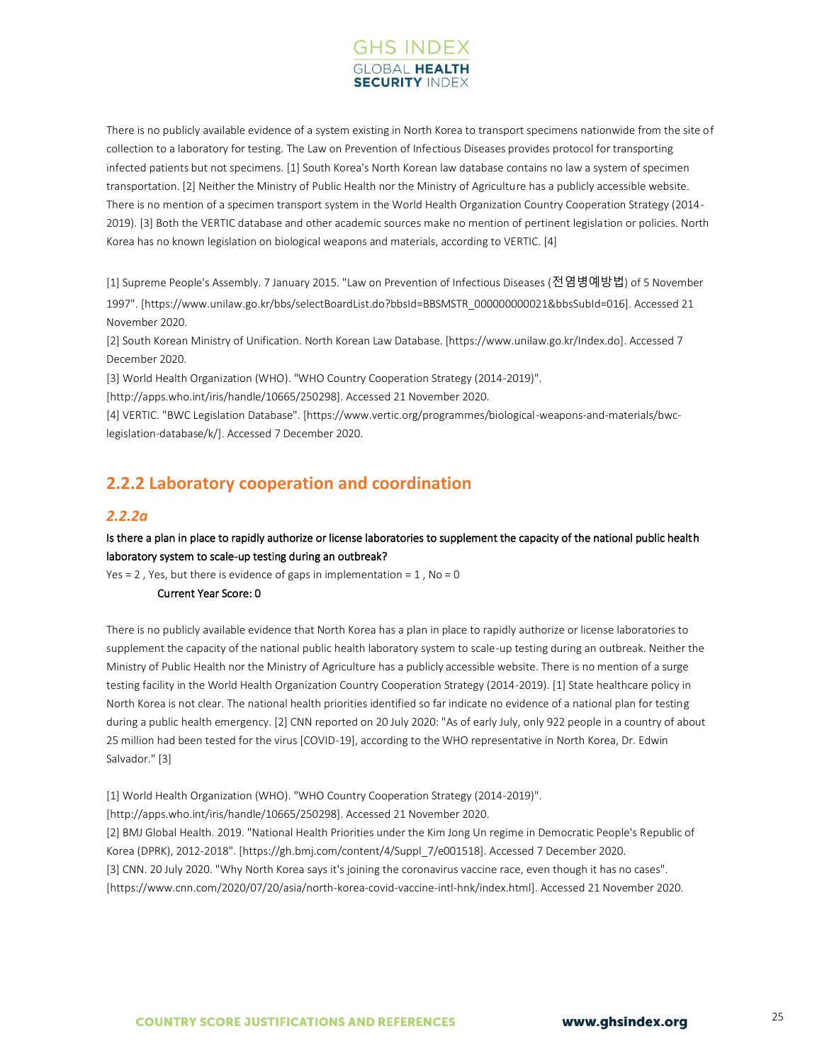There is no publicly available evidence of a system existing in North Korea to transport specimens nationwide from the site of collection to a laboratory for testing. The Law on Prevention of Infectious Diseases provides protocol for transporting infected patients but not specimens. [1] South Korea's North Korean law database contains no law a system of specimen transportation. [2] Neither the Ministry of Public Health nor the Ministry of Agriculture has a publicly accessible website. There is no mention of a specimen transport system in the World Health Organization Country Cooperation Strategy (2014-2019). [3] Both the VERTIC database and other academic sources make no mention of pertinent legislation or policies. North Korea has no known legislation on biological weapons and materials, according to VERTIC. [4]

[1] Supreme People's Assembly. 7 January 2015. "Law on Prevention of Infectious Diseases (전염병예방법) of 5 November 1997". [https://www.unilaw.go.kr/bbs/selectBoardList.do?bbsId=BBSMSTR_000000000021&bbsSubId=016]. Accessed 21 November 2020.

[2] South Korean Ministry of Unification. North Korean Law Database. [https://www.unilaw.go.kr/Index.do]. Accessed 7 December 2020.

[3] World Health Organization (WHO). "WHO Country Cooperation Strategy (2014-2019)". [http://apps.who.int/iris/handle/10665/250298]. Accessed 21 November 2020.

[4] VERTIC. "BWC Legislation Database". [https://www.vertic.org/programmes/biological-weapons-and-materials/bwc-legislation-database/k/]. Accessed 7 December 2020.

## 2.2.2 Laboratory cooperation and coordination

### *2.2.2a*

**Is there a plan in place to rapidly authorize or license laboratories to supplement the capacity of the national public health laboratory system to scale-up testing during an outbreak?**

Yes = 2 , Yes, but there is evidence of gaps in implementation = 1 , No = 0

**Current Year Score: 0**

There is no publicly available evidence that North Korea has a plan in place to rapidly authorize or license laboratories to supplement the capacity of the national public health laboratory system to scale-up testing during an outbreak. Neither the Ministry of Public Health nor the Ministry of Agriculture has a publicly accessible website. There is no mention of a surge testing facility in the World Health Organization Country Cooperation Strategy (2014-2019). [1] State healthcare policy in North Korea is not clear. The national health priorities identified so far indicate no evidence of a national plan for testing during a public health emergency. [2] CNN reported on 20 July 2020: "As of early July, only 922 people in a country of about 25 million had been tested for the virus [COVID-19], according to the WHO representative in North Korea, Dr. Edwin Salvador." [3]

[1] World Health Organization (WHO). "WHO Country Cooperation Strategy (2014-2019)". [http://apps.who.int/iris/handle/10665/250298]. Accessed 21 November 2020.

[2] BMJ Global Health. 2019. "National Health Priorities under the Kim Jong Un regime in Democratic People's Republic of Korea (DPRK), 2012-2018". [https://gh.bmj.com/content/4/Suppl_7/e001518]. Accessed 7 December 2020.

[3] CNN. 20 July 2020. "Why North Korea says it's joining the coronavirus vaccine race, even though it has no cases". [https://www.cnn.com/2020/07/20/asia/north-korea-covid-vaccine-intl-hnk/index.html]. Accessed 21 November 2020.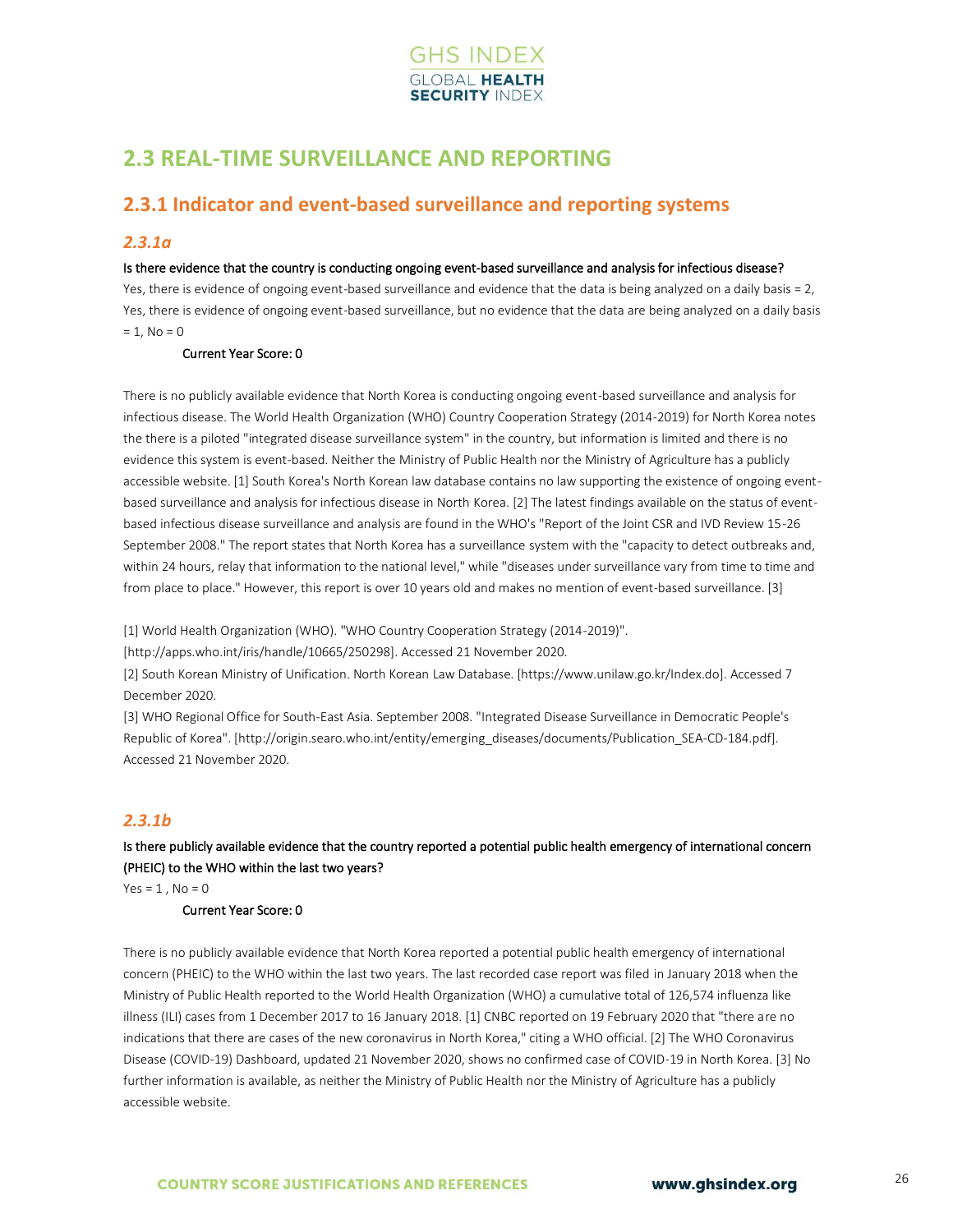## 2.3 REAL-TIME SURVEILLANCE AND REPORTING

### 2.3.1 Indicator and event-based surveillance and reporting systems

#### *2.3.1a*

Is there evidence that the country is conducting ongoing event-based surveillance and analysis for infectious disease?

Yes, there is evidence of ongoing event-based surveillance and evidence that the data is being analyzed on a daily basis = 2, Yes, there is evidence of ongoing event-based surveillance, but no evidence that the data are being analyzed on a daily basis = 1, No = 0

Current Year Score: 0

There is no publicly available evidence that North Korea is conducting ongoing event-based surveillance and analysis for infectious disease. The World Health Organization (WHO) Country Cooperation Strategy (2014-2019) for North Korea notes the there is a piloted "integrated disease surveillance system" in the country, but information is limited and there is no evidence this system is event-based. Neither the Ministry of Public Health nor the Ministry of Agriculture has a publicly accessible website. [1] South Korea's North Korean law database contains no law supporting the existence of ongoing event-based surveillance and analysis for infectious disease in North Korea. [2] The latest findings available on the status of event-based infectious disease surveillance and analysis are found in the WHO's "Report of the Joint CSR and IVD Review 15-26 September 2008." The report states that North Korea has a surveillance system with the "capacity to detect outbreaks and, within 24 hours, relay that information to the national level," while "diseases under surveillance vary from time to time and from place to place." However, this report is over 10 years old and makes no mention of event-based surveillance. [3]

[1] World Health Organization (WHO). "WHO Country Cooperation Strategy (2014-2019)". [http://apps.who.int/iris/handle/10665/250298]. Accessed 21 November 2020.

[2] South Korean Ministry of Unification. North Korean Law Database. [https://www.unilaw.go.kr/Index.do]. Accessed 7 December 2020.

[3] WHO Regional Office for South-East Asia. September 2008. "Integrated Disease Surveillance in Democratic People's Republic of Korea". [http://origin.searo.who.int/entity/emerging_diseases/documents/Publication_SEA-CD-184.pdf]. Accessed 21 November 2020.

#### *2.3.1b*

Is there publicly available evidence that the country reported a potential public health emergency of international concern (PHEIC) to the WHO within the last two years?

Yes = 1 , No = 0

Current Year Score: 0

There is no publicly available evidence that North Korea reported a potential public health emergency of international concern (PHEIC) to the WHO within the last two years. The last recorded case report was filed in January 2018 when the Ministry of Public Health reported to the World Health Organization (WHO) a cumulative total of 126,574 influenza like illness (ILI) cases from 1 December 2017 to 16 January 2018. [1] CNBC reported on 19 February 2020 that "there are no indications that there are cases of the new coronavirus in North Korea," citing a WHO official. [2] The WHO Coronavirus Disease (COVID-19) Dashboard, updated 21 November 2020, shows no confirmed case of COVID-19 in North Korea. [3] No further information is available, as neither the Ministry of Public Health nor the Ministry of Agriculture has a publicly accessible website.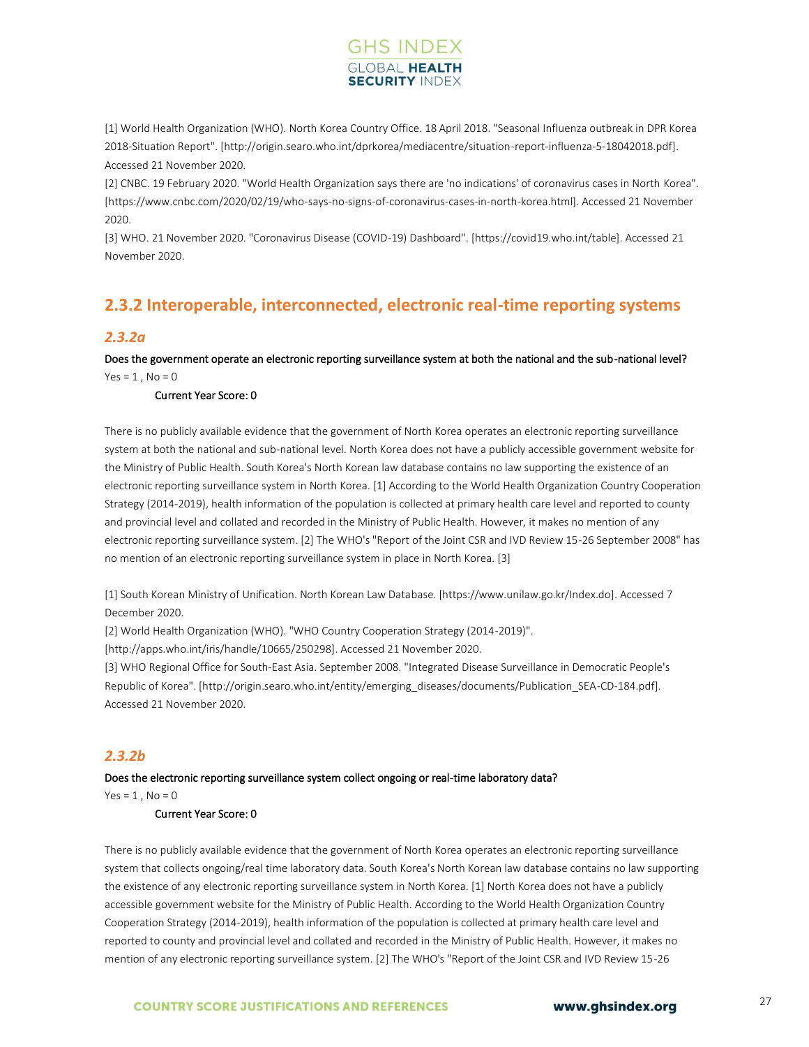[1] World Health Organization (WHO). North Korea Country Office. 18 April 2018. "Seasonal Influenza outbreak in DPR Korea 2018-Situation Report". [http://origin.searo.who.int/dprkorea/mediacentre/situation-report-influenza-5-18042018.pdf]. Accessed 21 November 2020.

[2] CNBC. 19 February 2020. "World Health Organization says there are 'no indications' of coronavirus cases in North Korea". [https://www.cnbc.com/2020/02/19/who-says-no-signs-of-coronavirus-cases-in-north-korea.html]. Accessed 21 November 2020.

[3] WHO. 21 November 2020. "Coronavirus Disease (COVID-19) Dashboard". [https://covid19.who.int/table]. Accessed 21 November 2020.

## 2.3.2 Interoperable, interconnected, electronic real-time reporting systems

### *2.3.2a*

**Does the government operate an electronic reporting surveillance system at both the national and the sub-national level?**

Yes = 1 , No = 0

**Current Year Score: 0**

There is no publicly available evidence that the government of North Korea operates an electronic reporting surveillance system at both the national and sub-national level. North Korea does not have a publicly accessible government website for the Ministry of Public Health. South Korea's North Korean law database contains no law supporting the existence of an electronic reporting surveillance system in North Korea. [1] According to the World Health Organization Country Cooperation Strategy (2014-2019), health information of the population is collected at primary health care level and reported to county and provincial level and collated and recorded in the Ministry of Public Health. However, it makes no mention of any electronic reporting surveillance system. [2] The WHO's "Report of the Joint CSR and IVD Review 15-26 September 2008" has no mention of an electronic reporting surveillance system in place in North Korea. [3]

[1] South Korean Ministry of Unification. North Korean Law Database. [https://www.unilaw.go.kr/Index.do]. Accessed 7 December 2020.

[2] World Health Organization (WHO). "WHO Country Cooperation Strategy (2014-2019)". [http://apps.who.int/iris/handle/10665/250298]. Accessed 21 November 2020.

[3] WHO Regional Office for South-East Asia. September 2008. "Integrated Disease Surveillance in Democratic People's Republic of Korea". [http://origin.searo.who.int/entity/emerging_diseases/documents/Publication_SEA-CD-184.pdf]. Accessed 21 November 2020.

### *2.3.2b*

**Does the electronic reporting surveillance system collect ongoing or real-time laboratory data?**

Yes = 1 , No = 0

**Current Year Score: 0**

There is no publicly available evidence that the government of North Korea operates an electronic reporting surveillance system that collects ongoing/real time laboratory data. South Korea's North Korean law database contains no law supporting the existence of any electronic reporting surveillance system in North Korea. [1] North Korea does not have a publicly accessible government website for the Ministry of Public Health. According to the World Health Organization Country Cooperation Strategy (2014-2019), health information of the population is collected at primary health care level and reported to county and provincial level and collated and recorded in the Ministry of Public Health. However, it makes no mention of any electronic reporting surveillance system. [2] The WHO's "Report of the Joint CSR and IVD Review 15-26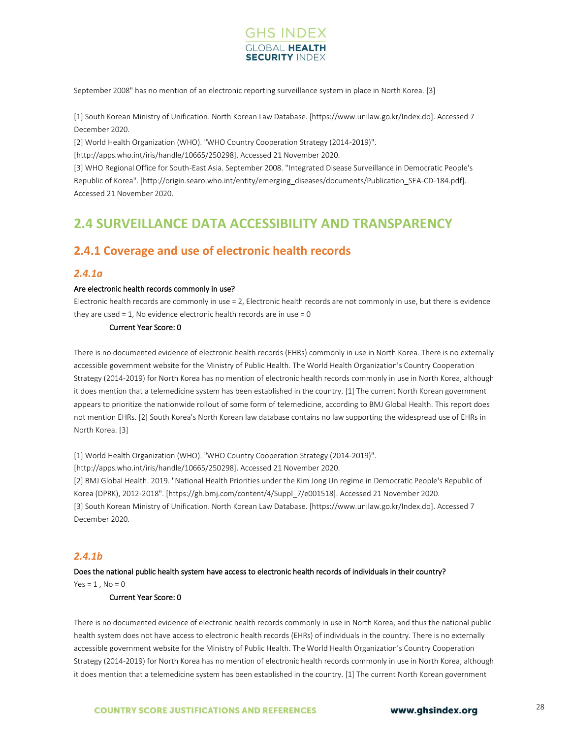September 2008" has no mention of an electronic reporting surveillance system in place in North Korea. [3]

[1] South Korean Ministry of Unification. North Korean Law Database. [https://www.unilaw.go.kr/Index.do]. Accessed 7 December 2020.
[2] World Health Organization (WHO). "WHO Country Cooperation Strategy (2014-2019)". [http://apps.who.int/iris/handle/10665/250298]. Accessed 21 November 2020.
[3] WHO Regional Office for South-East Asia. September 2008. "Integrated Disease Surveillance in Democratic People's Republic of Korea". [http://origin.searo.who.int/entity/emerging_diseases/documents/Publication_SEA-CD-184.pdf]. Accessed 21 November 2020.

## 2.4 SURVEILLANCE DATA ACCESSIBILITY AND TRANSPARENCY

### 2.4.1 Coverage and use of electronic health records

#### *2.4.1a*

**Are electronic health records commonly in use?**

Electronic health records are commonly in use = 2, Electronic health records are not commonly in use, but there is evidence they are used = 1, No evidence electronic health records are in use = 0

**Current Year Score: 0**

There is no documented evidence of electronic health records (EHRs) commonly in use in North Korea. There is no externally accessible government website for the Ministry of Public Health. The World Health Organization's Country Cooperation Strategy (2014-2019) for North Korea has no mention of electronic health records commonly in use in North Korea, although it does mention that a telemedicine system has been established in the country. [1] The current North Korean government appears to prioritize the nationwide rollout of some form of telemedicine, according to BMJ Global Health. This report does not mention EHRs. [2] South Korea's North Korean law database contains no law supporting the widespread use of EHRs in North Korea. [3]

[1] World Health Organization (WHO). "WHO Country Cooperation Strategy (2014-2019)". [http://apps.who.int/iris/handle/10665/250298]. Accessed 21 November 2020.
[2] BMJ Global Health. 2019. "National Health Priorities under the Kim Jong Un regime in Democratic People's Republic of Korea (DPRK), 2012-2018". [https://gh.bmj.com/content/4/Suppl_7/e001518]. Accessed 21 November 2020.
[3] South Korean Ministry of Unification. North Korean Law Database. [https://www.unilaw.go.kr/Index.do]. Accessed 7 December 2020.

#### *2.4.1b*

**Does the national public health system have access to electronic health records of individuals in their country?**

Yes = 1 , No = 0

**Current Year Score: 0**

There is no documented evidence of electronic health records commonly in use in North Korea, and thus the national public health system does not have access to electronic health records (EHRs) of individuals in the country. There is no externally accessible government website for the Ministry of Public Health. The World Health Organization's Country Cooperation Strategy (2014-2019) for North Korea has no mention of electronic health records commonly in use in North Korea, although it does mention that a telemedicine system has been established in the country. [1] The current North Korean government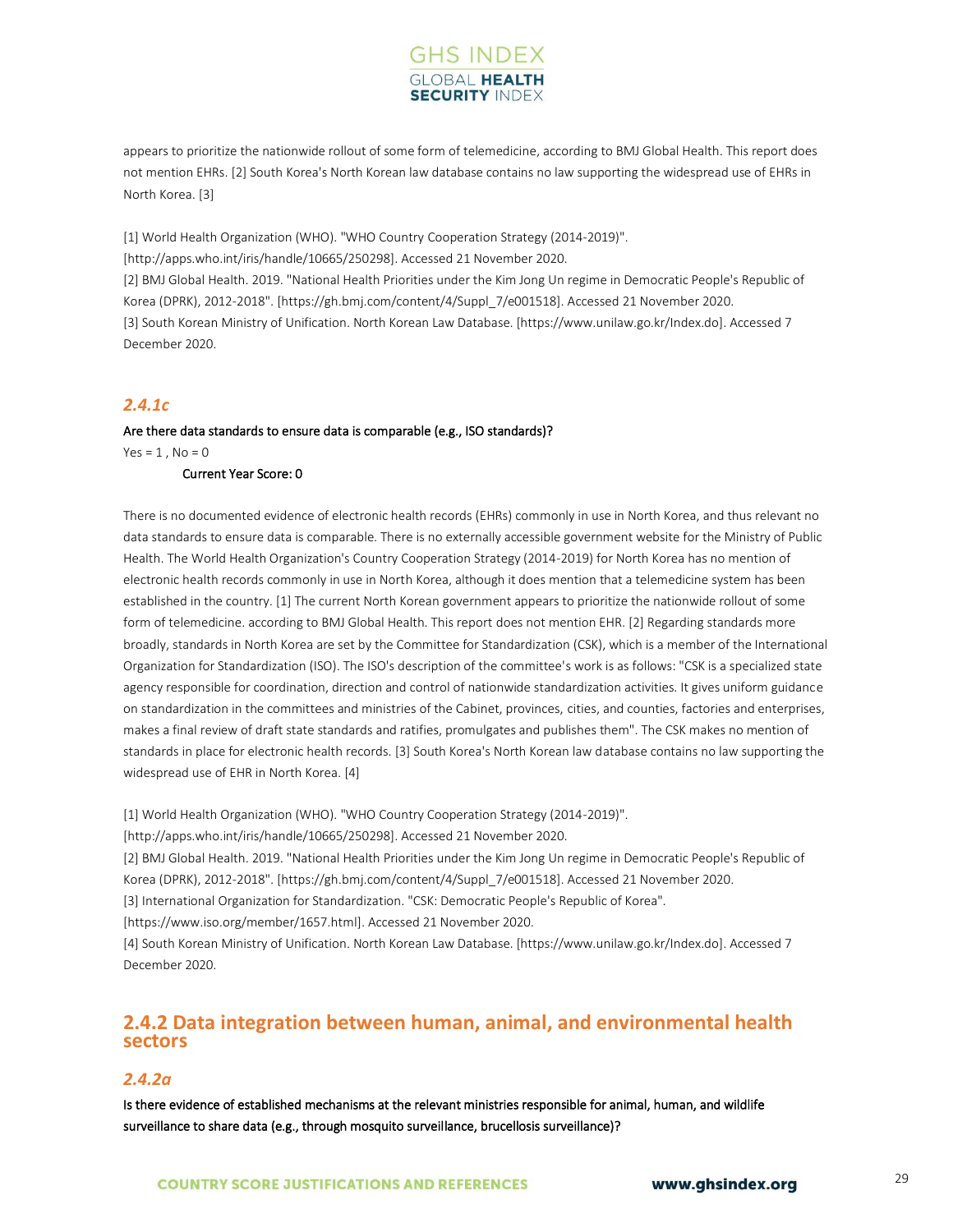appears to prioritize the nationwide rollout of some form of telemedicine, according to BMJ Global Health. This report does not mention EHRs. [2] South Korea's North Korean law database contains no law supporting the widespread use of EHRs in North Korea. [3]

[1] World Health Organization (WHO). "WHO Country Cooperation Strategy (2014-2019)". [http://apps.who.int/iris/handle/10665/250298]. Accessed 21 November 2020.
[2] BMJ Global Health. 2019. "National Health Priorities under the Kim Jong Un regime in Democratic People's Republic of Korea (DPRK), 2012-2018". [https://gh.bmj.com/content/4/Suppl_7/e001518]. Accessed 21 November 2020.
[3] South Korean Ministry of Unification. North Korean Law Database. [https://www.unilaw.go.kr/Index.do]. Accessed 7 December 2020.

### *2.4.1c*

**Are there data standards to ensure data is comparable (e.g., ISO standards)?**

Yes = 1 , No = 0

**Current Year Score: 0**

There is no documented evidence of electronic health records (EHRs) commonly in use in North Korea, and thus relevant no data standards to ensure data is comparable. There is no externally accessible government website for the Ministry of Public Health. The World Health Organization's Country Cooperation Strategy (2014-2019) for North Korea has no mention of electronic health records commonly in use in North Korea, although it does mention that a telemedicine system has been established in the country. [1] The current North Korean government appears to prioritize the nationwide rollout of some form of telemedicine. according to BMJ Global Health. This report does not mention EHR. [2] Regarding standards more broadly, standards in North Korea are set by the Committee for Standardization (CSK), which is a member of the International Organization for Standardization (ISO). The ISO's description of the committee's work is as follows: "CSK is a specialized state agency responsible for coordination, direction and control of nationwide standardization activities. It gives uniform guidance on standardization in the committees and ministries of the Cabinet, provinces, cities, and counties, factories and enterprises, makes a final review of draft state standards and ratifies, promulgates and publishes them". The CSK makes no mention of standards in place for electronic health records. [3] South Korea's North Korean law database contains no law supporting the widespread use of EHR in North Korea. [4]

[1] World Health Organization (WHO). "WHO Country Cooperation Strategy (2014-2019)". [http://apps.who.int/iris/handle/10665/250298]. Accessed 21 November 2020.
[2] BMJ Global Health. 2019. "National Health Priorities under the Kim Jong Un regime in Democratic People's Republic of Korea (DPRK), 2012-2018". [https://gh.bmj.com/content/4/Suppl_7/e001518]. Accessed 21 November 2020.
[3] International Organization for Standardization. "CSK: Democratic People's Republic of Korea". [https://www.iso.org/member/1657.html]. Accessed 21 November 2020.
[4] South Korean Ministry of Unification. North Korean Law Database. [https://www.unilaw.go.kr/Index.do]. Accessed 7 December 2020.

## 2.4.2 Data integration between human, animal, and environmental health sectors

### *2.4.2a*

**Is there evidence of established mechanisms at the relevant ministries responsible for animal, human, and wildlife surveillance to share data (e.g., through mosquito surveillance, brucellosis surveillance)?**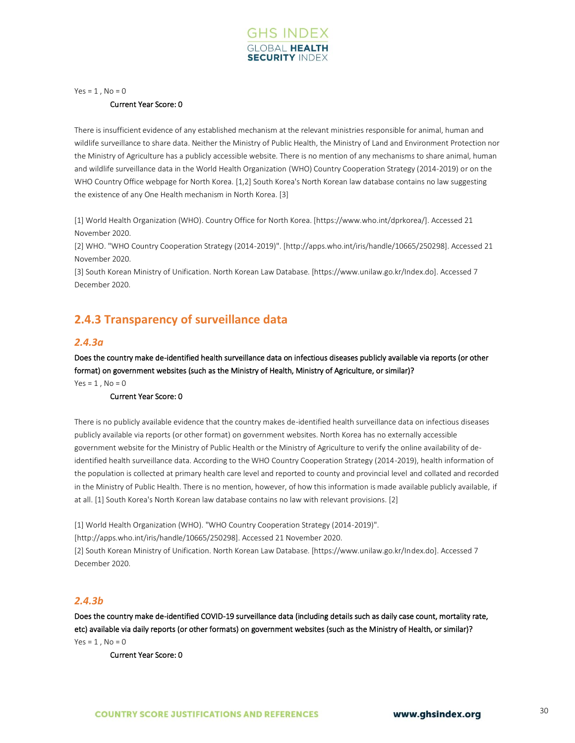Yes = 1 , No = 0

**Current Year Score: 0**

There is insufficient evidence of any established mechanism at the relevant ministries responsible for animal, human and wildlife surveillance to share data. Neither the Ministry of Public Health, the Ministry of Land and Environment Protection nor the Ministry of Agriculture has a publicly accessible website. There is no mention of any mechanisms to share animal, human and wildlife surveillance data in the World Health Organization (WHO) Country Cooperation Strategy (2014-2019) or on the WHO Country Office webpage for North Korea. [1,2] South Korea's North Korean law database contains no law suggesting the existence of any One Health mechanism in North Korea. [3]

[1] World Health Organization (WHO). Country Office for North Korea. [https://www.who.int/dprkorea/]. Accessed 21 November 2020.
[2] WHO. "WHO Country Cooperation Strategy (2014-2019)". [http://apps.who.int/iris/handle/10665/250298]. Accessed 21 November 2020.
[3] South Korean Ministry of Unification. North Korean Law Database. [https://www.unilaw.go.kr/Index.do]. Accessed 7 December 2020.

## 2.4.3 Transparency of surveillance data

### *2.4.3a*

**Does the country make de-identified health surveillance data on infectious diseases publicly available via reports (or other format) on government websites (such as the Ministry of Health, Ministry of Agriculture, or similar)?**

Yes = 1 , No = 0

**Current Year Score: 0**

There is no publicly available evidence that the country makes de-identified health surveillance data on infectious diseases publicly available via reports (or other format) on government websites. North Korea has no externally accessible government website for the Ministry of Public Health or the Ministry of Agriculture to verify the online availability of de-identified health surveillance data. According to the WHO Country Cooperation Strategy (2014-2019), health information of the population is collected at primary health care level and reported to county and provincial level and collated and recorded in the Ministry of Public Health. There is no mention, however, of how this information is made available publicly available, if at all. [1] South Korea's North Korean law database contains no law with relevant provisions. [2]

[1] World Health Organization (WHO). "WHO Country Cooperation Strategy (2014-2019)". [http://apps.who.int/iris/handle/10665/250298]. Accessed 21 November 2020.
[2] South Korean Ministry of Unification. North Korean Law Database. [https://www.unilaw.go.kr/Index.do]. Accessed 7 December 2020.

### *2.4.3b*

**Does the country make de-identified COVID-19 surveillance data (including details such as daily case count, mortality rate, etc) available via daily reports (or other formats) on government websites (such as the Ministry of Health, or similar)?**

Yes = 1 , No = 0

**Current Year Score: 0**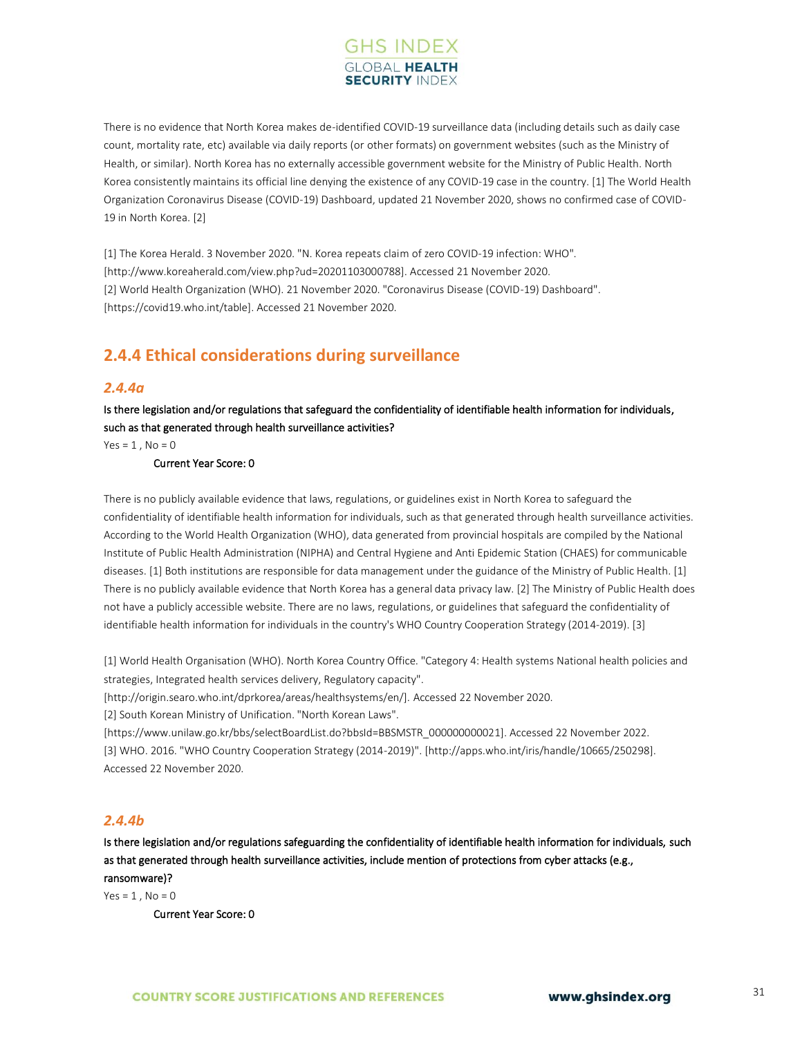There is no evidence that North Korea makes de-identified COVID-19 surveillance data (including details such as daily case count, mortality rate, etc) available via daily reports (or other formats) on government websites (such as the Ministry of Health, or similar). North Korea has no externally accessible government website for the Ministry of Public Health. North Korea consistently maintains its official line denying the existence of any COVID-19 case in the country. [1] The World Health Organization Coronavirus Disease (COVID-19) Dashboard, updated 21 November 2020, shows no confirmed case of COVID-19 in North Korea. [2]

[1] The Korea Herald. 3 November 2020. "N. Korea repeats claim of zero COVID-19 infection: WHO". [http://www.koreaherald.com/view.php?ud=20201103000788]. Accessed 21 November 2020.
[2] World Health Organization (WHO). 21 November 2020. "Coronavirus Disease (COVID-19) Dashboard". [https://covid19.who.int/table]. Accessed 21 November 2020.

## 2.4.4 Ethical considerations during surveillance

### *2.4.4a*

**Is there legislation and/or regulations that safeguard the confidentiality of identifiable health information for individuals, such as that generated through health surveillance activities?**

Yes = 1 , No = 0

**Current Year Score: 0**

There is no publicly available evidence that laws, regulations, or guidelines exist in North Korea to safeguard the confidentiality of identifiable health information for individuals, such as that generated through health surveillance activities. According to the World Health Organization (WHO), data generated from provincial hospitals are compiled by the National Institute of Public Health Administration (NIPHA) and Central Hygiene and Anti Epidemic Station (CHAES) for communicable diseases. [1] Both institutions are responsible for data management under the guidance of the Ministry of Public Health. [1] There is no publicly available evidence that North Korea has a general data privacy law. [2] The Ministry of Public Health does not have a publicly accessible website. There are no laws, regulations, or guidelines that safeguard the confidentiality of identifiable health information for individuals in the country's WHO Country Cooperation Strategy (2014-2019). [3]

[1] World Health Organisation (WHO). North Korea Country Office. "Category 4: Health systems National health policies and strategies, Integrated health services delivery, Regulatory capacity". [http://origin.searo.who.int/dprkorea/areas/healthsystems/en/]. Accessed 22 November 2020.
[2] South Korean Ministry of Unification. "North Korean Laws". [https://www.unilaw.go.kr/bbs/selectBoardList.do?bbsId=BBSMSTR_000000000021]. Accessed 22 November 2022.
[3] WHO. 2016. "WHO Country Cooperation Strategy (2014-2019)". [http://apps.who.int/iris/handle/10665/250298]. Accessed 22 November 2020.

### *2.4.4b*

**Is there legislation and/or regulations safeguarding the confidentiality of identifiable health information for individuals, such as that generated through health surveillance activities, include mention of protections from cyber attacks (e.g., ransomware)?**

Yes = 1 , No = 0

**Current Year Score: 0**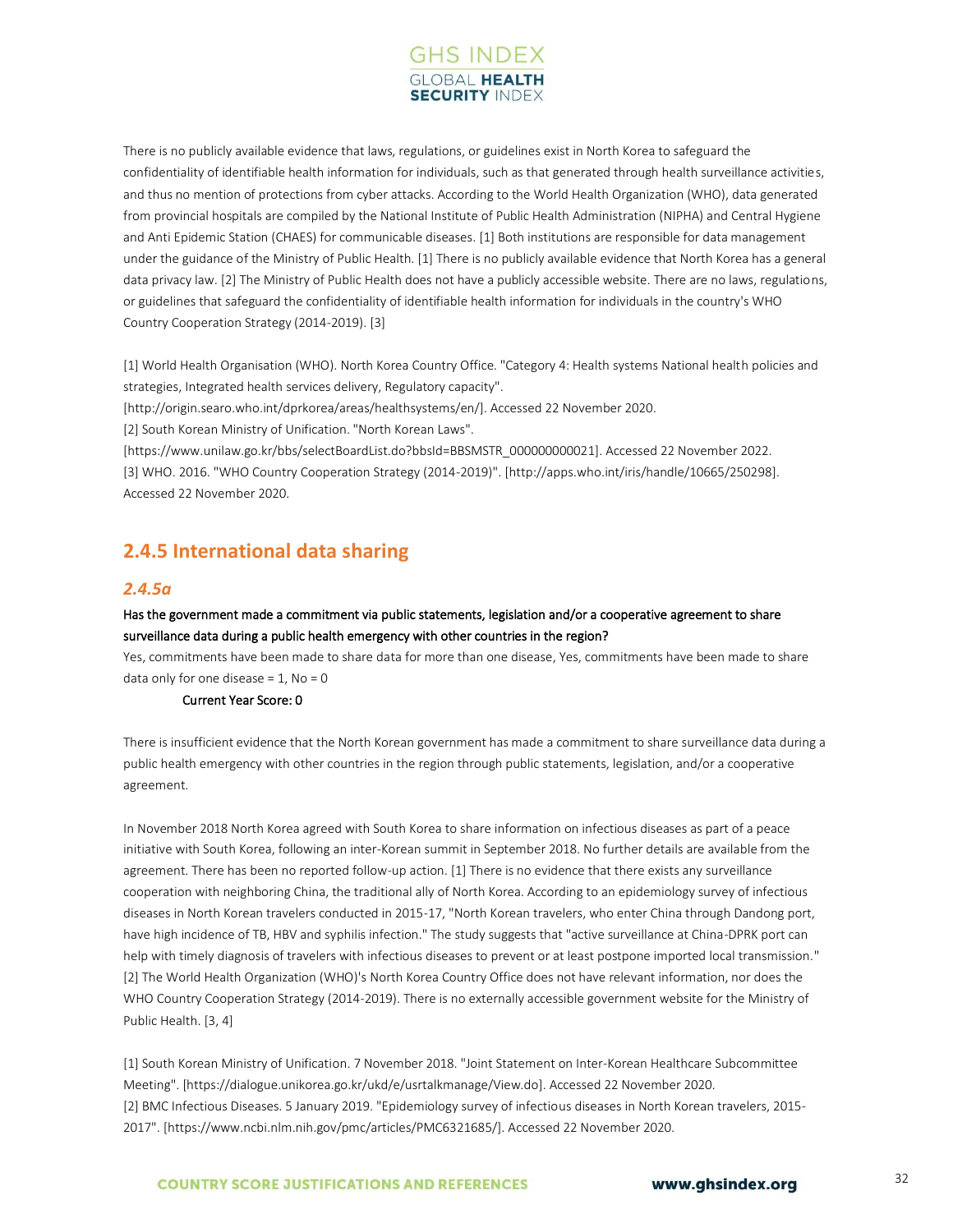There is no publicly available evidence that laws, regulations, or guidelines exist in North Korea to safeguard the confidentiality of identifiable health information for individuals, such as that generated through health surveillance activities, and thus no mention of protections from cyber attacks. According to the World Health Organization (WHO), data generated from provincial hospitals are compiled by the National Institute of Public Health Administration (NIPHA) and Central Hygiene and Anti Epidemic Station (CHAES) for communicable diseases. [1] Both institutions are responsible for data management under the guidance of the Ministry of Public Health. [1] There is no publicly available evidence that North Korea has a general data privacy law. [2] The Ministry of Public Health does not have a publicly accessible website. There are no laws, regulations, or guidelines that safeguard the confidentiality of identifiable health information for individuals in the country's WHO Country Cooperation Strategy (2014-2019). [3]

[1] World Health Organisation (WHO). North Korea Country Office. "Category 4: Health systems National health policies and strategies, Integrated health services delivery, Regulatory capacity".
[http://origin.searo.who.int/dprkorea/areas/healthsystems/en/]. Accessed 22 November 2020.
[2] South Korean Ministry of Unification. "North Korean Laws".
[https://www.unilaw.go.kr/bbs/selectBoardList.do?bbsId=BBSMSTR_000000000021]. Accessed 22 November 2022.
[3] WHO. 2016. "WHO Country Cooperation Strategy (2014-2019)". [http://apps.who.int/iris/handle/10665/250298]. Accessed 22 November 2020.

## 2.4.5 International data sharing

### *2.4.5a*

**Has the government made a commitment via public statements, legislation and/or a cooperative agreement to share surveillance data during a public health emergency with other countries in the region?**

Yes, commitments have been made to share data for more than one disease, Yes, commitments have been made to share data only for one disease = 1, No = 0

**Current Year Score: 0**

There is insufficient evidence that the North Korean government has made a commitment to share surveillance data during a public health emergency with other countries in the region through public statements, legislation, and/or a cooperative agreement.

In November 2018 North Korea agreed with South Korea to share information on infectious diseases as part of a peace initiative with South Korea, following an inter-Korean summit in September 2018. No further details are available from the agreement. There has been no reported follow-up action. [1] There is no evidence that there exists any surveillance cooperation with neighboring China, the traditional ally of North Korea. According to an epidemiology survey of infectious diseases in North Korean travelers conducted in 2015-17, "North Korean travelers, who enter China through Dandong port, have high incidence of TB, HBV and syphilis infection." The study suggests that "active surveillance at China-DPRK port can help with timely diagnosis of travelers with infectious diseases to prevent or at least postpone imported local transmission." [2] The World Health Organization (WHO)'s North Korea Country Office does not have relevant information, nor does the WHO Country Cooperation Strategy (2014-2019). There is no externally accessible government website for the Ministry of Public Health. [3, 4]

[1] South Korean Ministry of Unification. 7 November 2018. "Joint Statement on Inter-Korean Healthcare Subcommittee Meeting". [https://dialogue.unikorea.go.kr/ukd/e/usrtalkmanage/View.do]. Accessed 22 November 2020.
[2] BMC Infectious Diseases. 5 January 2019. "Epidemiology survey of infectious diseases in North Korean travelers, 2015-2017". [https://www.ncbi.nlm.nih.gov/pmc/articles/PMC6321685/]. Accessed 22 November 2020.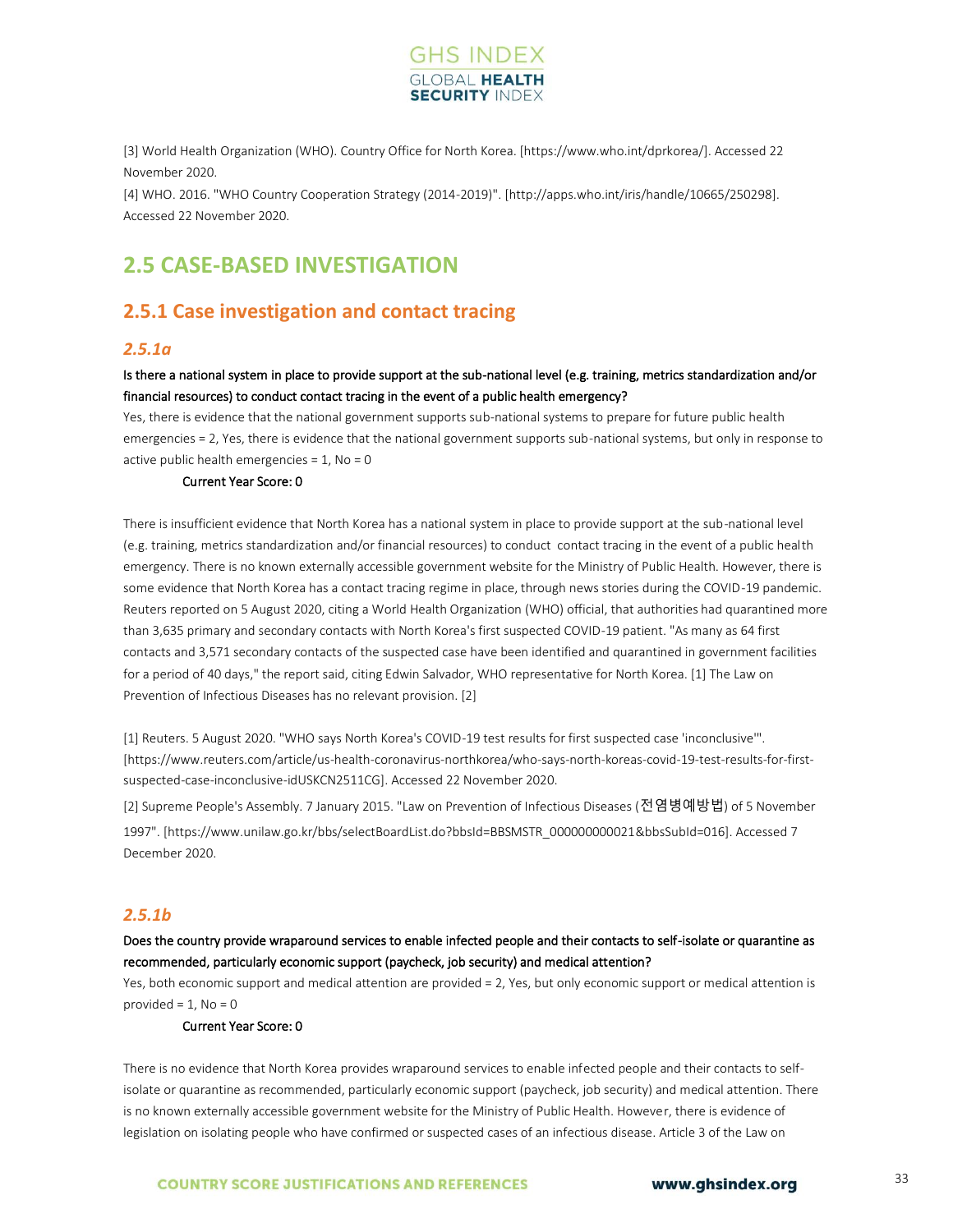[3] World Health Organization (WHO). Country Office for North Korea. [https://www.who.int/dprkorea/]. Accessed 22 November 2020.

[4] WHO. 2016. "WHO Country Cooperation Strategy (2014-2019)". [http://apps.who.int/iris/handle/10665/250298]. Accessed 22 November 2020.

## 2.5 CASE-BASED INVESTIGATION

### 2.5.1 Case investigation and contact tracing

#### *2.5.1a*

**Is there a national system in place to provide support at the sub-national level (e.g. training, metrics standardization and/or financial resources) to conduct contact tracing in the event of a public health emergency?**

Yes, there is evidence that the national government supports sub-national systems to prepare for future public health emergencies = 2, Yes, there is evidence that the national government supports sub-national systems, but only in response to active public health emergencies = 1, No = 0

**Current Year Score: 0**

There is insufficient evidence that North Korea has a national system in place to provide support at the sub-national level (e.g. training, metrics standardization and/or financial resources) to conduct contact tracing in the event of a public health emergency. There is no known externally accessible government website for the Ministry of Public Health. However, there is some evidence that North Korea has a contact tracing regime in place, through news stories during the COVID-19 pandemic. Reuters reported on 5 August 2020, citing a World Health Organization (WHO) official, that authorities had quarantined more than 3,635 primary and secondary contacts with North Korea's first suspected COVID-19 patient. "As many as 64 first contacts and 3,571 secondary contacts of the suspected case have been identified and quarantined in government facilities for a period of 40 days," the report said, citing Edwin Salvador, WHO representative for North Korea. [1] The Law on Prevention of Infectious Diseases has no relevant provision. [2]

[1] Reuters. 5 August 2020. "WHO says North Korea's COVID-19 test results for first suspected case 'inconclusive'". [https://www.reuters.com/article/us-health-coronavirus-northkorea/who-says-north-koreas-covid-19-test-results-for-first-suspected-case-inconclusive-idUSKCN2511CG]. Accessed 22 November 2020.

[2] Supreme People's Assembly. 7 January 2015. "Law on Prevention of Infectious Diseases (전염병예방법) of 5 November 1997". [https://www.unilaw.go.kr/bbs/selectBoardList.do?bbsId=BBSMSTR_000000000021&bbsSubId=016]. Accessed 7 December 2020.

#### *2.5.1b*

**Does the country provide wraparound services to enable infected people and their contacts to self-isolate or quarantine as recommended, particularly economic support (paycheck, job security) and medical attention?**

Yes, both economic support and medical attention are provided = 2, Yes, but only economic support or medical attention is provided = 1, No = 0

**Current Year Score: 0**

There is no evidence that North Korea provides wraparound services to enable infected people and their contacts to self-isolate or quarantine as recommended, particularly economic support (paycheck, job security) and medical attention. There is no known externally accessible government website for the Ministry of Public Health. However, there is evidence of legislation on isolating people who have confirmed or suspected cases of an infectious disease. Article 3 of the Law on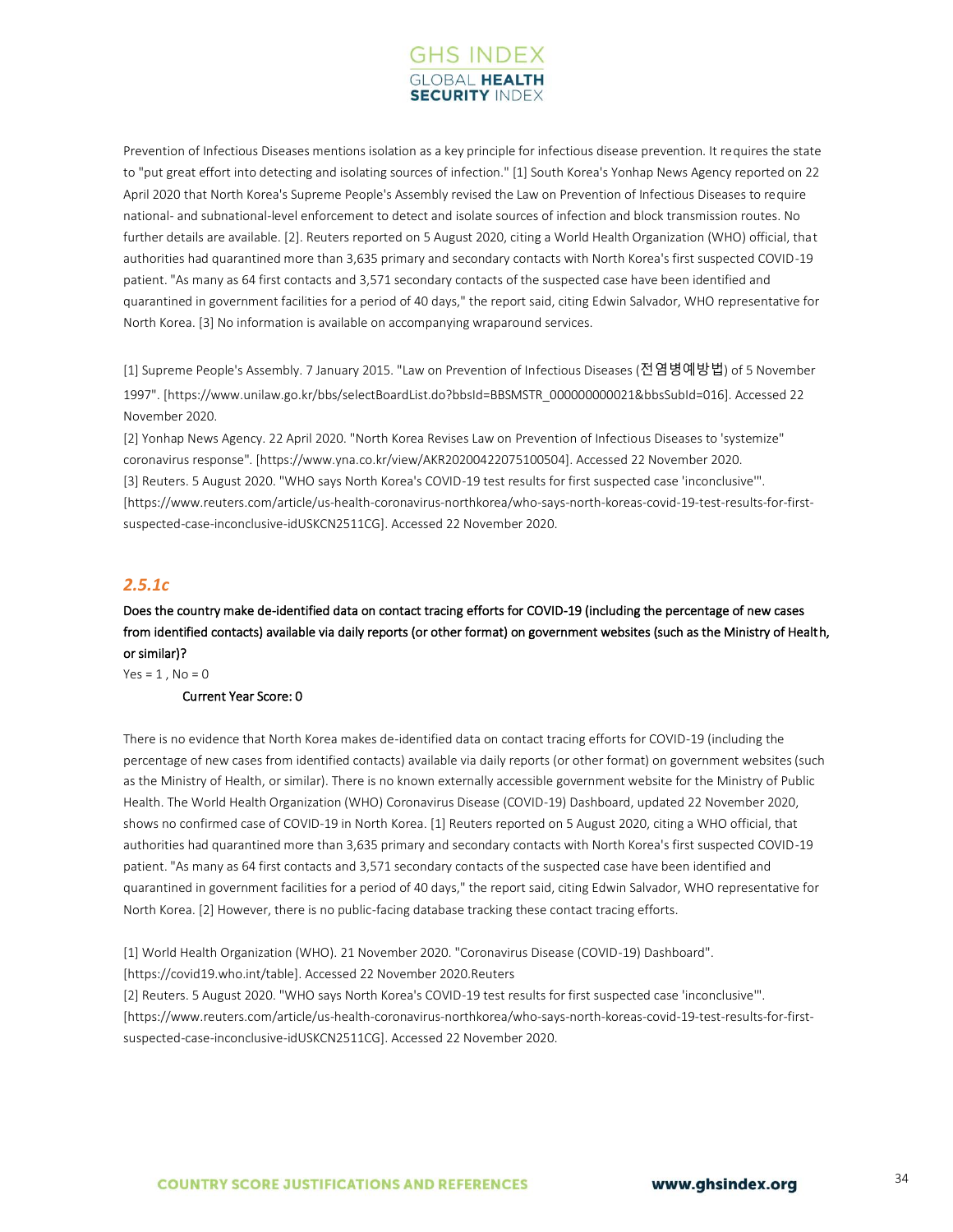Prevention of Infectious Diseases mentions isolation as a key principle for infectious disease prevention. It requires the state to "put great effort into detecting and isolating sources of infection." [1] South Korea's Yonhap News Agency reported on 22 April 2020 that North Korea's Supreme People's Assembly revised the Law on Prevention of Infectious Diseases to require national- and subnational-level enforcement to detect and isolate sources of infection and block transmission routes. No further details are available. [2]. Reuters reported on 5 August 2020, citing a World Health Organization (WHO) official, that authorities had quarantined more than 3,635 primary and secondary contacts with North Korea's first suspected COVID-19 patient. "As many as 64 first contacts and 3,571 secondary contacts of the suspected case have been identified and quarantined in government facilities for a period of 40 days," the report said, citing Edwin Salvador, WHO representative for North Korea. [3] No information is available on accompanying wraparound services.

[1] Supreme People's Assembly. 7 January 2015. "Law on Prevention of Infectious Diseases (전염병예방법) of 5 November 1997". [https://www.unilaw.go.kr/bbs/selectBoardList.do?bbsId=BBSMSTR_000000000021&bbsSubId=016]. Accessed 22 November 2020.

[2] Yonhap News Agency. 22 April 2020. "North Korea Revises Law on Prevention of Infectious Diseases to 'systemize" coronavirus response". [https://www.yna.co.kr/view/AKR20200422075100504]. Accessed 22 November 2020.

[3] Reuters. 5 August 2020. "WHO says North Korea's COVID-19 test results for first suspected case 'inconclusive'". [https://www.reuters.com/article/us-health-coronavirus-northkorea/who-says-north-koreas-covid-19-test-results-for-first-suspected-case-inconclusive-idUSKCN2511CG]. Accessed 22 November 2020.

## *2.5.1c*

**Does the country make de-identified data on contact tracing efforts for COVID-19 (including the percentage of new cases from identified contacts) available via daily reports (or other format) on government websites (such as the Ministry of Health, or similar)?**

Yes = 1 , No = 0

**Current Year Score: 0**

There is no evidence that North Korea makes de-identified data on contact tracing efforts for COVID-19 (including the percentage of new cases from identified contacts) available via daily reports (or other format) on government websites (such as the Ministry of Health, or similar). There is no known externally accessible government website for the Ministry of Public Health. The World Health Organization (WHO) Coronavirus Disease (COVID-19) Dashboard, updated 22 November 2020, shows no confirmed case of COVID-19 in North Korea. [1] Reuters reported on 5 August 2020, citing a WHO official, that authorities had quarantined more than 3,635 primary and secondary contacts with North Korea's first suspected COVID-19 patient. "As many as 64 first contacts and 3,571 secondary contacts of the suspected case have been identified and quarantined in government facilities for a period of 40 days," the report said, citing Edwin Salvador, WHO representative for North Korea. [2] However, there is no public-facing database tracking these contact tracing efforts.

[1] World Health Organization (WHO). 21 November 2020. "Coronavirus Disease (COVID-19) Dashboard". [https://covid19.who.int/table]. Accessed 22 November 2020.Reuters

[2] Reuters. 5 August 2020. "WHO says North Korea's COVID-19 test results for first suspected case 'inconclusive'". [https://www.reuters.com/article/us-health-coronavirus-northkorea/who-says-north-koreas-covid-19-test-results-for-first-suspected-case-inconclusive-idUSKCN2511CG]. Accessed 22 November 2020.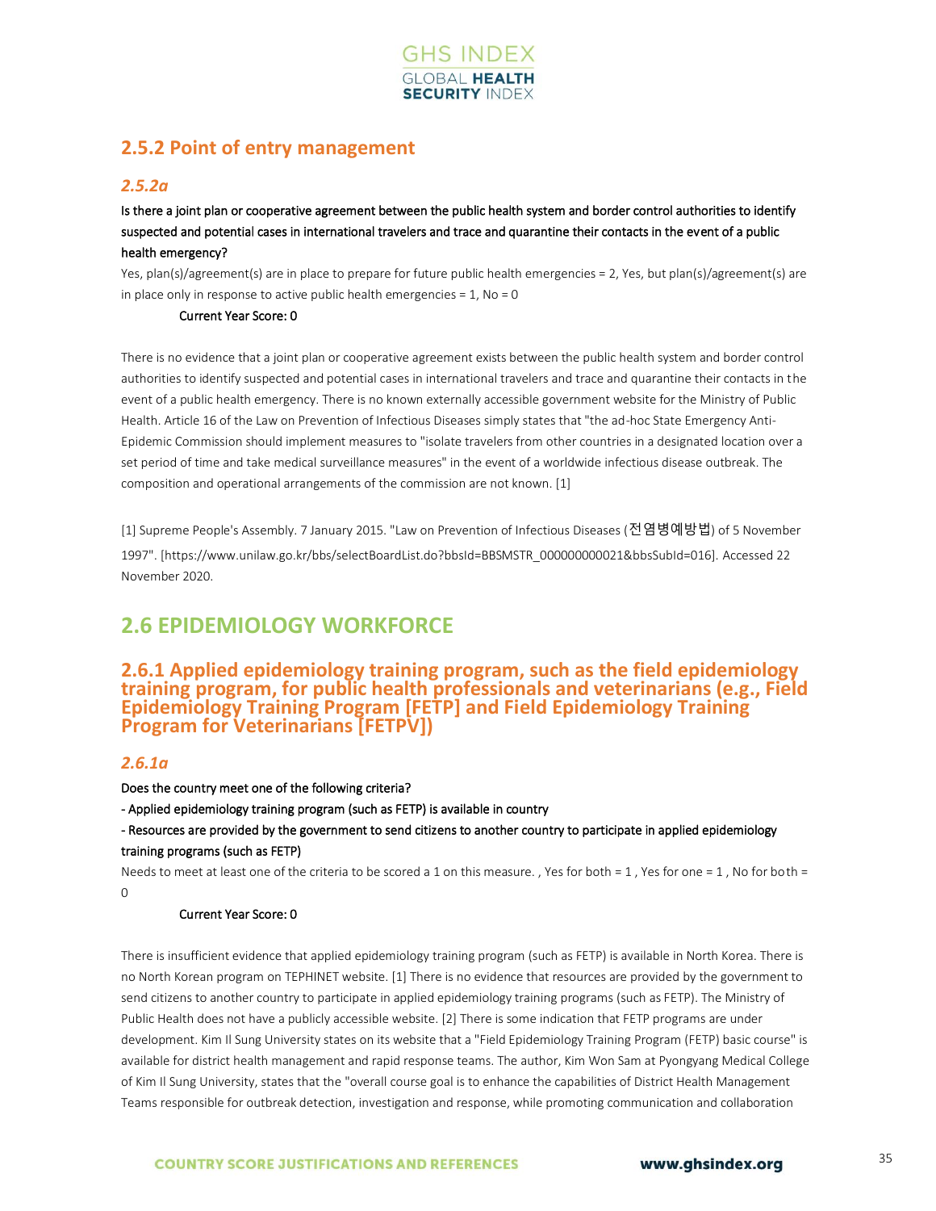## 2.5.2 Point of entry management

### *2.5.2a*

**Is there a joint plan or cooperative agreement between the public health system and border control authorities to identify suspected and potential cases in international travelers and trace and quarantine their contacts in the event of a public health emergency?**

Yes, plan(s)/agreement(s) are in place to prepare for future public health emergencies = 2, Yes, but plan(s)/agreement(s) are in place only in response to active public health emergencies = 1, No = 0

**Current Year Score: 0**

There is no evidence that a joint plan or cooperative agreement exists between the public health system and border control authorities to identify suspected and potential cases in international travelers and trace and quarantine their contacts in the event of a public health emergency. There is no known externally accessible government website for the Ministry of Public Health. Article 16 of the Law on Prevention of Infectious Diseases simply states that "the ad-hoc State Emergency Anti-Epidemic Commission should implement measures to "isolate travelers from other countries in a designated location over a set period of time and take medical surveillance measures" in the event of a worldwide infectious disease outbreak. The composition and operational arrangements of the commission are not known. [1]

[1] Supreme People's Assembly. 7 January 2015. "Law on Prevention of Infectious Diseases (전염병예방법) of 5 November 1997". [https://www.unilaw.go.kr/bbs/selectBoardList.do?bbsId=BBSMSTR_000000000021&bbsSubId=016]. Accessed 22 November 2020.

# 2.6 EPIDEMIOLOGY WORKFORCE

## 2.6.1 Applied epidemiology training program, such as the field epidemiology training program, for public health professionals and veterinarians (e.g., Field Epidemiology Training Program [FETP] and Field Epidemiology Training Program for Veterinarians [FETPV])

### *2.6.1a*

**Does the country meet one of the following criteria?**

**- Applied epidemiology training program (such as FETP) is available in country**

**- Resources are provided by the government to send citizens to another country to participate in applied epidemiology training programs (such as FETP)**

Needs to meet at least one of the criteria to be scored a 1 on this measure. , Yes for both = 1 , Yes for one = 1 , No for both = 0

**Current Year Score: 0**

There is insufficient evidence that applied epidemiology training program (such as FETP) is available in North Korea. There is no North Korean program on TEPHINET website. [1] There is no evidence that resources are provided by the government to send citizens to another country to participate in applied epidemiology training programs (such as FETP). The Ministry of Public Health does not have a publicly accessible website. [2] There is some indication that FETP programs are under development. Kim Il Sung University states on its website that a "Field Epidemiology Training Program (FETP) basic course" is available for district health management and rapid response teams. The author, Kim Won Sam at Pyongyang Medical College of Kim Il Sung University, states that the "overall course goal is to enhance the capabilities of District Health Management Teams responsible for outbreak detection, investigation and response, while promoting communication and collaboration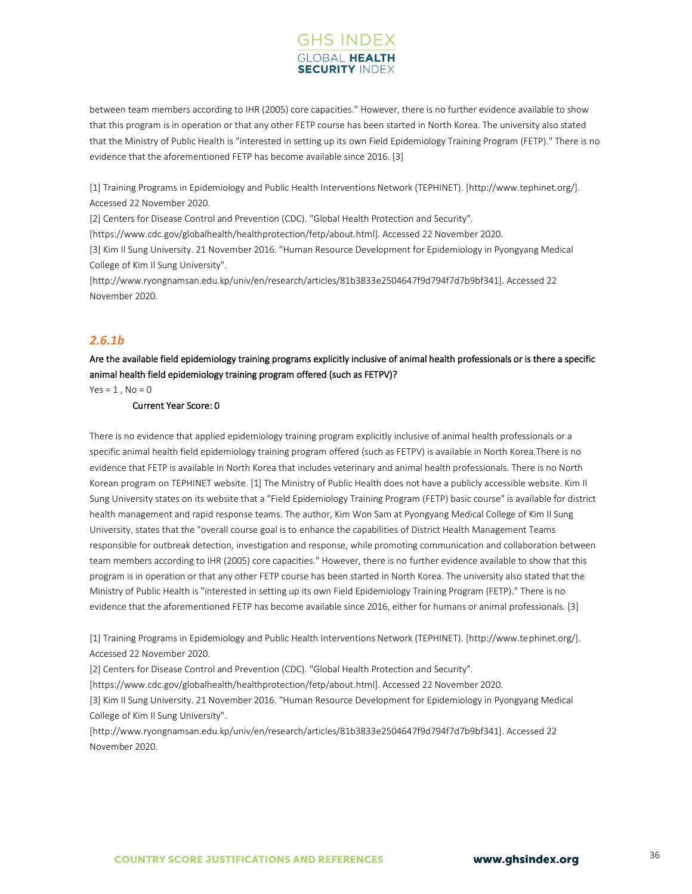between team members according to IHR (2005) core capacities." However, there is no further evidence available to show that this program is in operation or that any other FETP course has been started in North Korea. The university also stated that the Ministry of Public Health is "interested in setting up its own Field Epidemiology Training Program (FETP)." There is no evidence that the aforementioned FETP has become available since 2016. [3]

[1] Training Programs in Epidemiology and Public Health Interventions Network (TEPHINET). [http://www.tephinet.org/]. Accessed 22 November 2020.
[2] Centers for Disease Control and Prevention (CDC). "Global Health Protection and Security". [https://www.cdc.gov/globalhealth/healthprotection/fetp/about.html]. Accessed 22 November 2020.
[3] Kim Il Sung University. 21 November 2016. "Human Resource Development for Epidemiology in Pyongyang Medical College of Kim Il Sung University". [http://www.ryongnamsan.edu.kp/univ/en/research/articles/81b3833e2504647f9d794f7d7b9bf341]. Accessed 22 November 2020.

## *2.6.1b*

**Are the available field epidemiology training programs explicitly inclusive of animal health professionals or is there a specific animal health field epidemiology training program offered (such as FETPV)?**

Yes = 1 , No = 0

**Current Year Score: 0**

There is no evidence that applied epidemiology training program explicitly inclusive of animal health professionals or a specific animal health field epidemiology training program offered (such as FETPV) is available in North Korea.There is no evidence that FETP is available in North Korea that includes veterinary and animal health professionals. There is no North Korean program on TEPHINET website. [1] The Ministry of Public Health does not have a publicly accessible website. Kim Il Sung University states on its website that a "Field Epidemiology Training Program (FETP) basic course" is available for district health management and rapid response teams. The author, Kim Won Sam at Pyongyang Medical College of Kim Il Sung University, states that the "overall course goal is to enhance the capabilities of District Health Management Teams responsible for outbreak detection, investigation and response, while promoting communication and collaboration between team members according to IHR (2005) core capacities." However, there is no further evidence available to show that this program is in operation or that any other FETP course has been started in North Korea. The university also stated that the Ministry of Public Health is "interested in setting up its own Field Epidemiology Training Program (FETP)." There is no evidence that the aforementioned FETP has become available since 2016, either for humans or animal professionals. [3]

[1] Training Programs in Epidemiology and Public Health Interventions Network (TEPHINET). [http://www.tephinet.org/]. Accessed 22 November 2020.
[2] Centers for Disease Control and Prevention (CDC). "Global Health Protection and Security". [https://www.cdc.gov/globalhealth/healthprotection/fetp/about.html]. Accessed 22 November 2020.
[3] Kim Il Sung University. 21 November 2016. "Human Resource Development for Epidemiology in Pyongyang Medical College of Kim Il Sung University". [http://www.ryongnamsan.edu.kp/univ/en/research/articles/81b3833e2504647f9d794f7d7b9bf341]. Accessed 22 November 2020.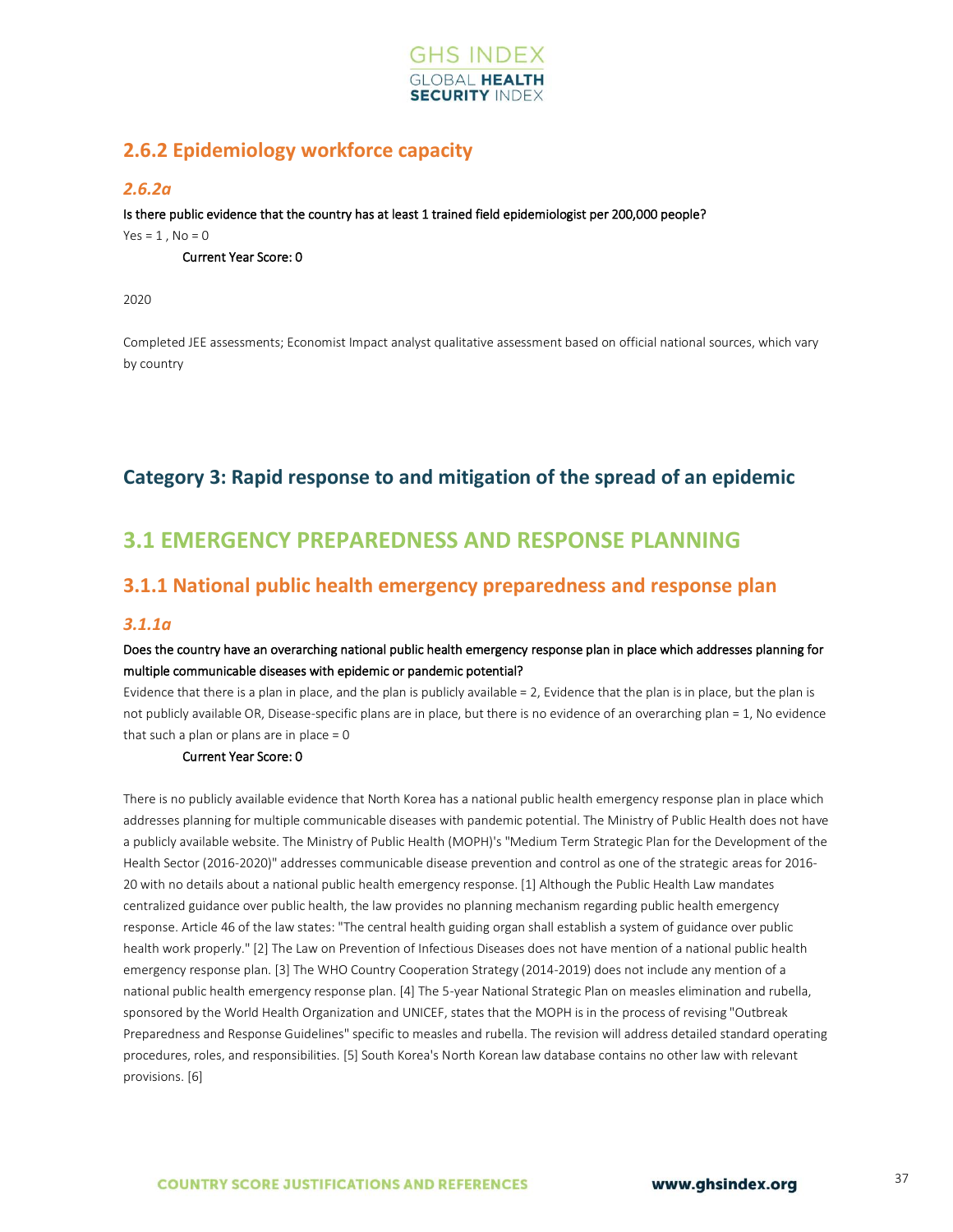## 2.6.2 Epidemiology workforce capacity

### *2.6.2a*

Is there public evidence that the country has at least 1 trained field epidemiologist per 200,000 people?

Yes = 1 , No = 0

Current Year Score: 0

2020

Completed JEE assessments; Economist Impact analyst qualitative assessment based on official national sources, which vary by country

# Category 3: Rapid response to and mitigation of the spread of an epidemic

## 3.1 EMERGENCY PREPAREDNESS AND RESPONSE PLANNING

## 3.1.1 National public health emergency preparedness and response plan

### *3.1.1a*

Does the country have an overarching national public health emergency response plan in place which addresses planning for multiple communicable diseases with epidemic or pandemic potential?

Evidence that there is a plan in place, and the plan is publicly available = 2, Evidence that the plan is in place, but the plan is not publicly available OR, Disease-specific plans are in place, but there is no evidence of an overarching plan = 1, No evidence that such a plan or plans are in place = 0

Current Year Score: 0

There is no publicly available evidence that North Korea has a national public health emergency response plan in place which addresses planning for multiple communicable diseases with pandemic potential. The Ministry of Public Health does not have a publicly available website. The Ministry of Public Health (MOPH)'s "Medium Term Strategic Plan for the Development of the Health Sector (2016-2020)" addresses communicable disease prevention and control as one of the strategic areas for 2016-20 with no details about a national public health emergency response. [1] Although the Public Health Law mandates centralized guidance over public health, the law provides no planning mechanism regarding public health emergency response. Article 46 of the law states: "The central health guiding organ shall establish a system of guidance over public health work properly." [2] The Law on Prevention of Infectious Diseases does not have mention of a national public health emergency response plan. [3] The WHO Country Cooperation Strategy (2014-2019) does not include any mention of a national public health emergency response plan. [4] The 5-year National Strategic Plan on measles elimination and rubella, sponsored by the World Health Organization and UNICEF, states that the MOPH is in the process of revising "Outbreak Preparedness and Response Guidelines" specific to measles and rubella. The revision will address detailed standard operating procedures, roles, and responsibilities. [5] South Korea's North Korean law database contains no other law with relevant provisions. [6]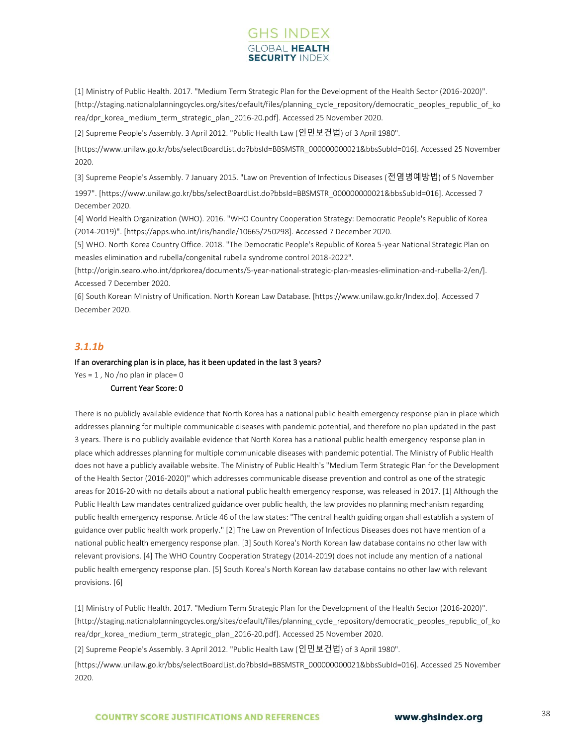[1] Ministry of Public Health. 2017. "Medium Term Strategic Plan for the Development of the Health Sector (2016-2020)". [http://staging.nationalplanningcycles.org/sites/default/files/planning_cycle_repository/democratic_peoples_republic_of_korea/dpr_korea_medium_term_strategic_plan_2016-20.pdf]. Accessed 25 November 2020.

[2] Supreme People's Assembly. 3 April 2012. "Public Health Law (인민보건법) of 3 April 1980".

[https://www.unilaw.go.kr/bbs/selectBoardList.do?bbsId=BBSMSTR_000000000021&bbsSubId=016]. Accessed 25 November 2020.

[3] Supreme People's Assembly. 7 January 2015. "Law on Prevention of Infectious Diseases (전염병예방법) of 5 November 1997". [https://www.unilaw.go.kr/bbs/selectBoardList.do?bbsId=BBSMSTR_000000000021&bbsSubId=016]. Accessed 7 December 2020.

[4] World Health Organization (WHO). 2016. "WHO Country Cooperation Strategy: Democratic People's Republic of Korea (2014-2019)". [https://apps.who.int/iris/handle/10665/250298]. Accessed 7 December 2020.

[5] WHO. North Korea Country Office. 2018. "The Democratic People's Republic of Korea 5-year National Strategic Plan on measles elimination and rubella/congenital rubella syndrome control 2018-2022".

[http://origin.searo.who.int/dprkorea/documents/5-year-national-strategic-plan-measles-elimination-and-rubella-2/en/]. Accessed 7 December 2020.

[6] South Korean Ministry of Unification. North Korean Law Database. [https://www.unilaw.go.kr/Index.do]. Accessed 7 December 2020.

### *3.1.1b*

**If an overarching plan is in place, has it been updated in the last 3 years?**

Yes = 1 , No /no plan in place= 0

**Current Year Score: 0**

There is no publicly available evidence that North Korea has a national public health emergency response plan in place which addresses planning for multiple communicable diseases with pandemic potential, and therefore no plan updated in the past 3 years. There is no publicly available evidence that North Korea has a national public health emergency response plan in place which addresses planning for multiple communicable diseases with pandemic potential. The Ministry of Public Health does not have a publicly available website. The Ministry of Public Health's "Medium Term Strategic Plan for the Development of the Health Sector (2016-2020)" which addresses communicable disease prevention and control as one of the strategic areas for 2016-20 with no details about a national public health emergency response, was released in 2017. [1] Although the Public Health Law mandates centralized guidance over public health, the law provides no planning mechanism regarding public health emergency response. Article 46 of the law states: "The central health guiding organ shall establish a system of guidance over public health work properly." [2] The Law on Prevention of Infectious Diseases does not have mention of a national public health emergency response plan. [3] South Korea's North Korean law database contains no other law with relevant provisions. [4] The WHO Country Cooperation Strategy (2014-2019) does not include any mention of a national public health emergency response plan. [5] South Korea's North Korean law database contains no other law with relevant provisions. [6]

[1] Ministry of Public Health. 2017. "Medium Term Strategic Plan for the Development of the Health Sector (2016-2020)". [http://staging.nationalplanningcycles.org/sites/default/files/planning_cycle_repository/democratic_peoples_republic_of_korea/dpr_korea_medium_term_strategic_plan_2016-20.pdf]. Accessed 25 November 2020.

[2] Supreme People's Assembly. 3 April 2012. "Public Health Law (인민보건법) of 3 April 1980".

[https://www.unilaw.go.kr/bbs/selectBoardList.do?bbsId=BBSMSTR_000000000021&bbsSubId=016]. Accessed 25 November 2020.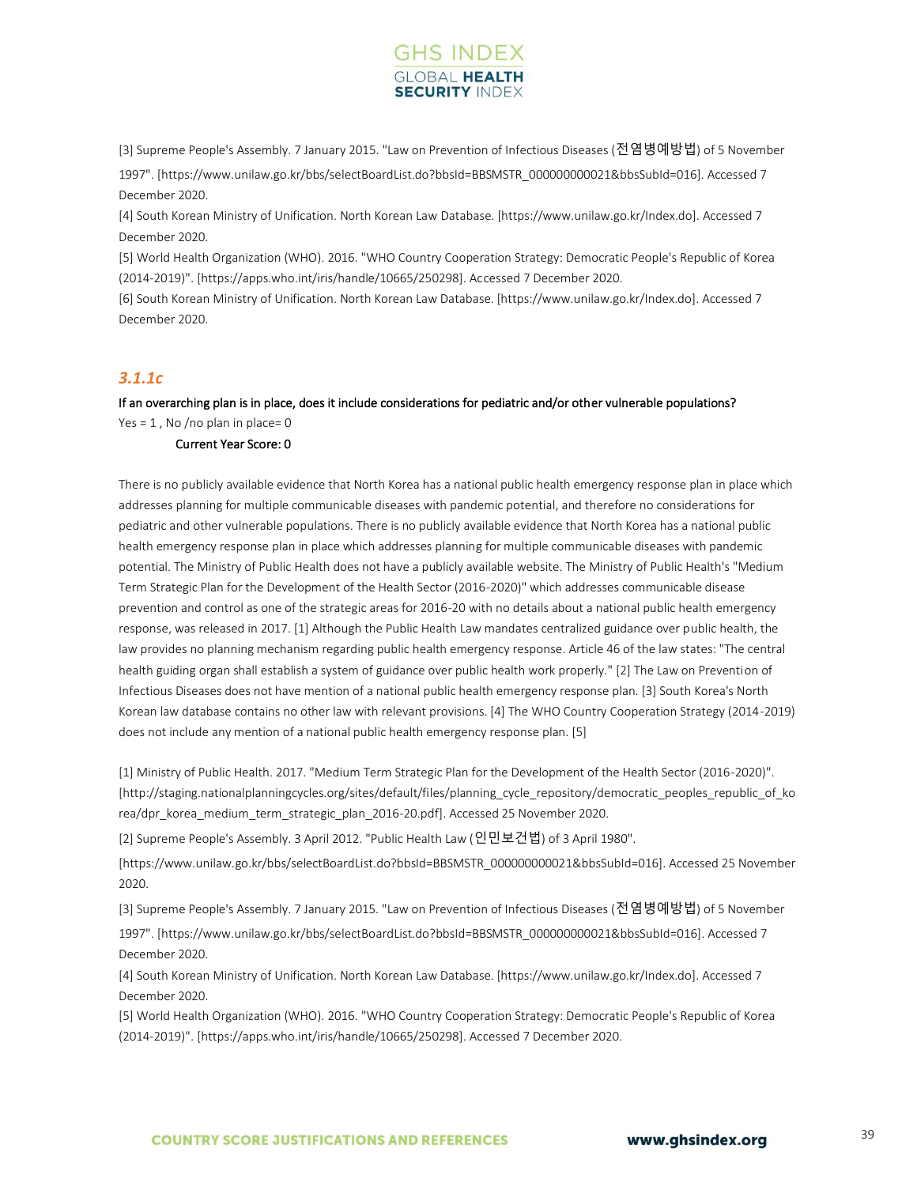[3] Supreme People's Assembly. 7 January 2015. "Law on Prevention of Infectious Diseases (전염병예방법) of 5 November 1997". [https://www.unilaw.go.kr/bbs/selectBoardList.do?bbsId=BBSMSTR_000000000021&bbsSubId=016]. Accessed 7 December 2020.

[4] South Korean Ministry of Unification. North Korean Law Database. [https://www.unilaw.go.kr/Index.do]. Accessed 7 December 2020.

[5] World Health Organization (WHO). 2016. "WHO Country Cooperation Strategy: Democratic People's Republic of Korea (2014-2019)". [https://apps.who.int/iris/handle/10665/250298]. Accessed 7 December 2020.

[6] South Korean Ministry of Unification. North Korean Law Database. [https://www.unilaw.go.kr/Index.do]. Accessed 7 December 2020.

### *3.1.1c*

**If an overarching plan is in place, does it include considerations for pediatric and/or other vulnerable populations?**

Yes = 1 , No /no plan in place= 0

**Current Year Score: 0**

There is no publicly available evidence that North Korea has a national public health emergency response plan in place which addresses planning for multiple communicable diseases with pandemic potential, and therefore no considerations for pediatric and other vulnerable populations. There is no publicly available evidence that North Korea has a national public health emergency response plan in place which addresses planning for multiple communicable diseases with pandemic potential. The Ministry of Public Health does not have a publicly available website. The Ministry of Public Health's "Medium Term Strategic Plan for the Development of the Health Sector (2016-2020)" which addresses communicable disease prevention and control as one of the strategic areas for 2016-20 with no details about a national public health emergency response, was released in 2017. [1] Although the Public Health Law mandates centralized guidance over public health, the law provides no planning mechanism regarding public health emergency response. Article 46 of the law states: "The central health guiding organ shall establish a system of guidance over public health work properly." [2] The Law on Prevention of Infectious Diseases does not have mention of a national public health emergency response plan. [3] South Korea's North Korean law database contains no other law with relevant provisions. [4] The WHO Country Cooperation Strategy (2014-2019) does not include any mention of a national public health emergency response plan. [5]

[1] Ministry of Public Health. 2017. "Medium Term Strategic Plan for the Development of the Health Sector (2016-2020)". [http://staging.nationalplanningcycles.org/sites/default/files/planning_cycle_repository/democratic_peoples_republic_of_korea/dpr_korea_medium_term_strategic_plan_2016-20.pdf]. Accessed 25 November 2020.

[2] Supreme People's Assembly. 3 April 2012. "Public Health Law (인민보건법) of 3 April 1980". [https://www.unilaw.go.kr/bbs/selectBoardList.do?bbsId=BBSMSTR_000000000021&bbsSubId=016]. Accessed 25 November 2020.

[3] Supreme People's Assembly. 7 January 2015. "Law on Prevention of Infectious Diseases (전염병예방법) of 5 November 1997". [https://www.unilaw.go.kr/bbs/selectBoardList.do?bbsId=BBSMSTR_000000000021&bbsSubId=016]. Accessed 7 December 2020.

[4] South Korean Ministry of Unification. North Korean Law Database. [https://www.unilaw.go.kr/Index.do]. Accessed 7 December 2020.

[5] World Health Organization (WHO). 2016. "WHO Country Cooperation Strategy: Democratic People's Republic of Korea (2014-2019)". [https://apps.who.int/iris/handle/10665/250298]. Accessed 7 December 2020.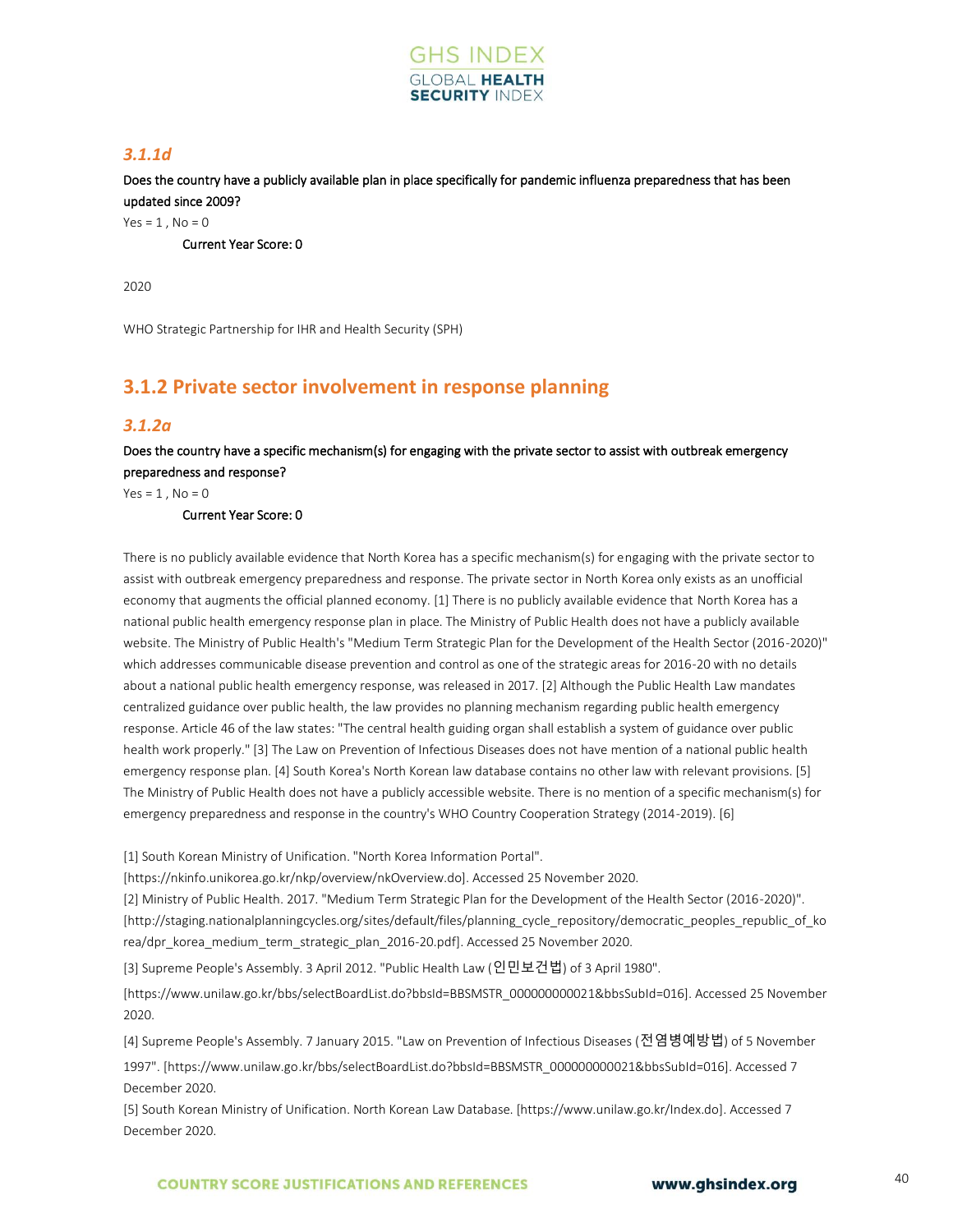### *3.1.1d*

Does the country have a publicly available plan in place specifically for pandemic influenza preparedness that has been updated since 2009?

Yes = 1 , No = 0

Current Year Score: 0

2020

WHO Strategic Partnership for IHR and Health Security (SPH)

## 3.1.2 Private sector involvement in response planning

### *3.1.2a*

Does the country have a specific mechanism(s) for engaging with the private sector to assist with outbreak emergency preparedness and response?

Yes = 1 , No = 0

Current Year Score: 0

There is no publicly available evidence that North Korea has a specific mechanism(s) for engaging with the private sector to assist with outbreak emergency preparedness and response. The private sector in North Korea only exists as an unofficial economy that augments the official planned economy. [1] There is no publicly available evidence that North Korea has a national public health emergency response plan in place. The Ministry of Public Health does not have a publicly available website. The Ministry of Public Health's "Medium Term Strategic Plan for the Development of the Health Sector (2016-2020)" which addresses communicable disease prevention and control as one of the strategic areas for 2016-20 with no details about a national public health emergency response, was released in 2017. [2] Although the Public Health Law mandates centralized guidance over public health, the law provides no planning mechanism regarding public health emergency response. Article 46 of the law states: "The central health guiding organ shall establish a system of guidance over public health work properly." [3] The Law on Prevention of Infectious Diseases does not have mention of a national public health emergency response plan. [4] South Korea's North Korean law database contains no other law with relevant provisions. [5] The Ministry of Public Health does not have a publicly accessible website. There is no mention of a specific mechanism(s) for emergency preparedness and response in the country's WHO Country Cooperation Strategy (2014-2019). [6]

[1] South Korean Ministry of Unification. "North Korea Information Portal". [https://nkinfo.unikorea.go.kr/nkp/overview/nkOverview.do]. Accessed 25 November 2020.

[2] Ministry of Public Health. 2017. "Medium Term Strategic Plan for the Development of the Health Sector (2016-2020)". [http://staging.nationalplanningcycles.org/sites/default/files/planning_cycle_repository/democratic_peoples_republic_of_korea/dpr_korea_medium_term_strategic_plan_2016-20.pdf]. Accessed 25 November 2020.

[3] Supreme People's Assembly. 3 April 2012. "Public Health Law (인민보건법) of 3 April 1980". [https://www.unilaw.go.kr/bbs/selectBoardList.do?bbsId=BBSMSTR_000000000021&bbsSubId=016]. Accessed 25 November 2020.

[4] Supreme People's Assembly. 7 January 2015. "Law on Prevention of Infectious Diseases (전염병예방법) of 5 November 1997". [https://www.unilaw.go.kr/bbs/selectBoardList.do?bbsId=BBSMSTR_000000000021&bbsSubId=016]. Accessed 7 December 2020.

[5] South Korean Ministry of Unification. North Korean Law Database. [https://www.unilaw.go.kr/Index.do]. Accessed 7 December 2020.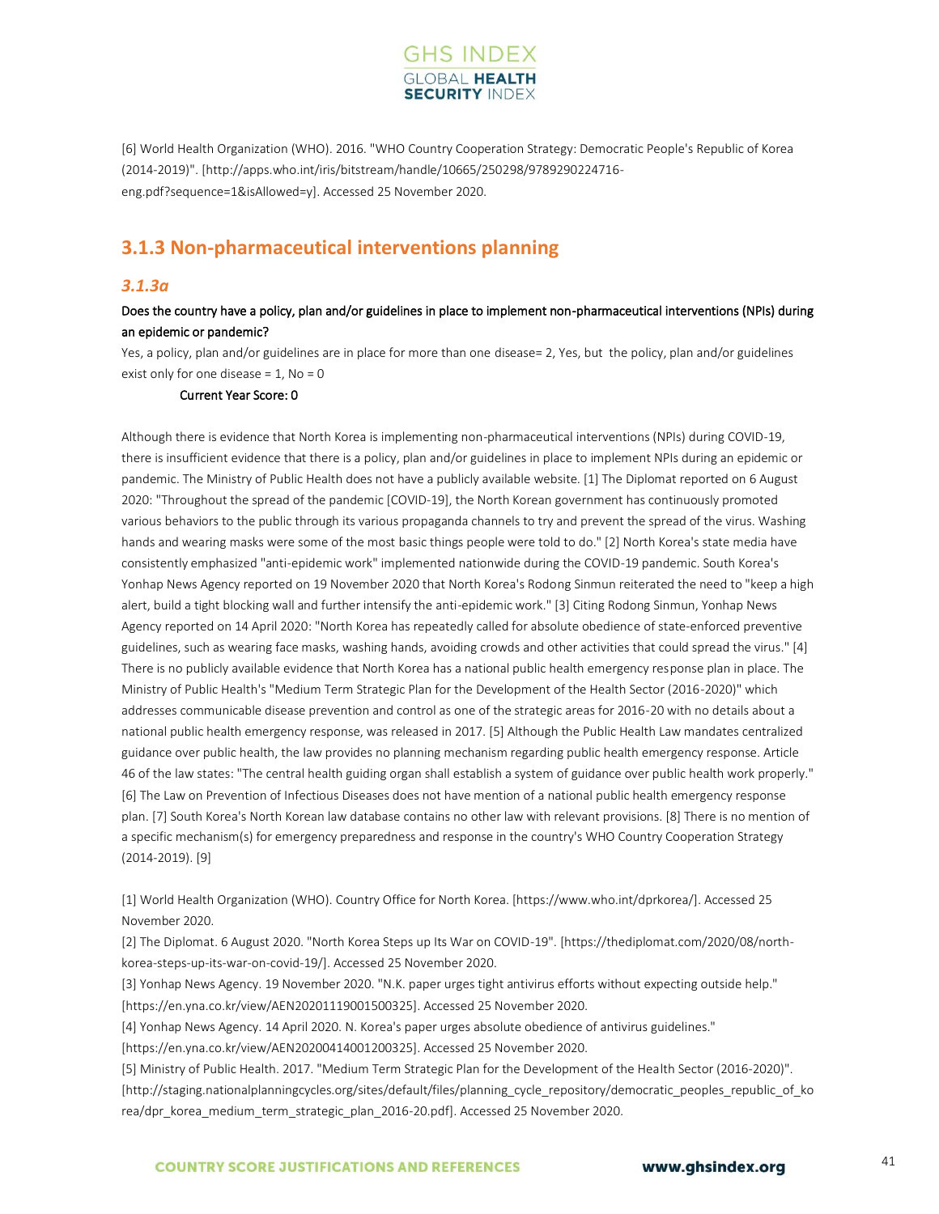[6] World Health Organization (WHO). 2016. "WHO Country Cooperation Strategy: Democratic People's Republic of Korea (2014-2019)". [http://apps.who.int/iris/bitstream/handle/10665/250298/9789290224716-eng.pdf?sequence=1&isAllowed=y]. Accessed 25 November 2020.

## 3.1.3 Non-pharmaceutical interventions planning

### *3.1.3a*

Does the country have a policy, plan and/or guidelines in place to implement non-pharmaceutical interventions (NPIs) during an epidemic or pandemic?

Yes, a policy, plan and/or guidelines are in place for more than one disease= 2, Yes, but the policy, plan and/or guidelines exist only for one disease = 1, No = 0

Current Year Score: 0

Although there is evidence that North Korea is implementing non-pharmaceutical interventions (NPIs) during COVID-19, there is insufficient evidence that there is a policy, plan and/or guidelines in place to implement NPIs during an epidemic or pandemic. The Ministry of Public Health does not have a publicly available website. [1] The Diplomat reported on 6 August 2020: "Throughout the spread of the pandemic [COVID-19], the North Korean government has continuously promoted various behaviors to the public through its various propaganda channels to try and prevent the spread of the virus. Washing hands and wearing masks were some of the most basic things people were told to do." [2] North Korea's state media have consistently emphasized "anti-epidemic work" implemented nationwide during the COVID-19 pandemic. South Korea's Yonhap News Agency reported on 19 November 2020 that North Korea's Rodong Sinmun reiterated the need to "keep a high alert, build a tight blocking wall and further intensify the anti-epidemic work." [3] Citing Rodong Sinmun, Yonhap News Agency reported on 14 April 2020: "North Korea has repeatedly called for absolute obedience of state-enforced preventive guidelines, such as wearing face masks, washing hands, avoiding crowds and other activities that could spread the virus." [4] There is no publicly available evidence that North Korea has a national public health emergency response plan in place. The Ministry of Public Health's "Medium Term Strategic Plan for the Development of the Health Sector (2016-2020)" which addresses communicable disease prevention and control as one of the strategic areas for 2016-20 with no details about a national public health emergency response, was released in 2017. [5] Although the Public Health Law mandates centralized guidance over public health, the law provides no planning mechanism regarding public health emergency response. Article 46 of the law states: "The central health guiding organ shall establish a system of guidance over public health work properly." [6] The Law on Prevention of Infectious Diseases does not have mention of a national public health emergency response plan. [7] South Korea's North Korean law database contains no other law with relevant provisions. [8] There is no mention of a specific mechanism(s) for emergency preparedness and response in the country's WHO Country Cooperation Strategy (2014-2019). [9]

[1] World Health Organization (WHO). Country Office for North Korea. [https://www.who.int/dprkorea/]. Accessed 25 November 2020.

[2] The Diplomat. 6 August 2020. "North Korea Steps up Its War on COVID-19". [https://thediplomat.com/2020/08/north-korea-steps-up-its-war-on-covid-19/]. Accessed 25 November 2020.

[3] Yonhap News Agency. 19 November 2020. "N.K. paper urges tight antivirus efforts without expecting outside help." [https://en.yna.co.kr/view/AEN20201119001500325]. Accessed 25 November 2020.

[4] Yonhap News Agency. 14 April 2020. N. Korea's paper urges absolute obedience of antivirus guidelines." [https://en.yna.co.kr/view/AEN20200414001200325]. Accessed 25 November 2020.

[5] Ministry of Public Health. 2017. "Medium Term Strategic Plan for the Development of the Health Sector (2016-2020)". [http://staging.nationalplanningcycles.org/sites/default/files/planning_cycle_repository/democratic_peoples_republic_of_korea/dpr_korea_medium_term_strategic_plan_2016-20.pdf]. Accessed 25 November 2020.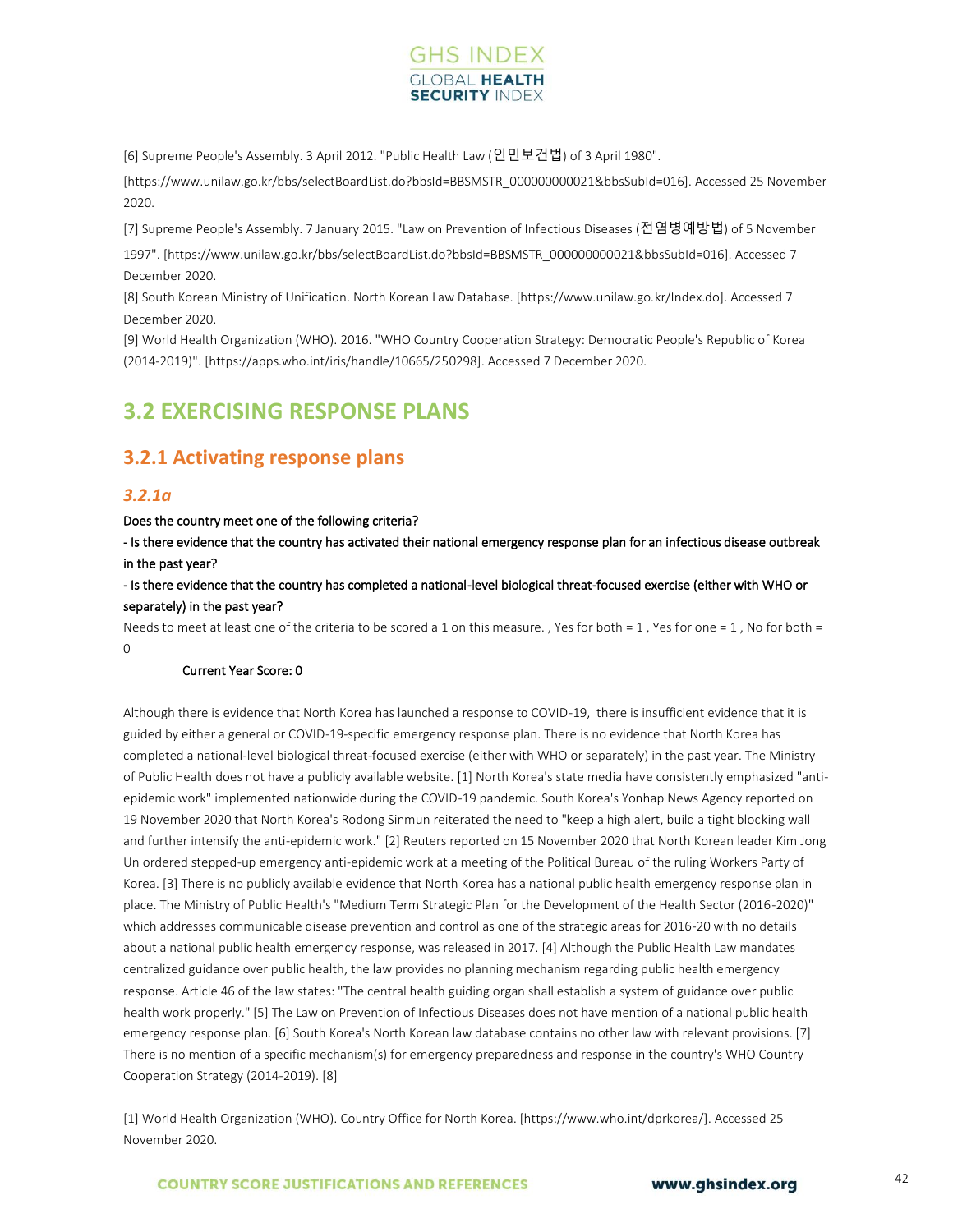[6] Supreme People's Assembly. 3 April 2012. "Public Health Law (인민보건법) of 3 April 1980".
[https://www.unilaw.go.kr/bbs/selectBoardList.do?bbsId=BBSMSTR_000000000021&bbsSubId=016]. Accessed 25 November 2020.

[7] Supreme People's Assembly. 7 January 2015. "Law on Prevention of Infectious Diseases (전염병예방법) of 5 November 1997". [https://www.unilaw.go.kr/bbs/selectBoardList.do?bbsId=BBSMSTR_000000000021&bbsSubId=016]. Accessed 7 December 2020.

[8] South Korean Ministry of Unification. North Korean Law Database. [https://www.unilaw.go.kr/Index.do]. Accessed 7 December 2020.

[9] World Health Organization (WHO). 2016. "WHO Country Cooperation Strategy: Democratic People's Republic of Korea (2014-2019)". [https://apps.who.int/iris/handle/10665/250298]. Accessed 7 December 2020.

## 3.2 EXERCISING RESPONSE PLANS

### 3.2.1 Activating response plans

#### *3.2.1a*

Does the country meet one of the following criteria?

- Is there evidence that the country has activated their national emergency response plan for an infectious disease outbreak in the past year?

- Is there evidence that the country has completed a national-level biological threat-focused exercise (either with WHO or separately) in the past year?

Needs to meet at least one of the criteria to be scored a 1 on this measure. , Yes for both = 1 , Yes for one = 1 , No for both = 0

**Current Year Score: 0**

Although there is evidence that North Korea has launched a response to COVID-19, there is insufficient evidence that it is guided by either a general or COVID-19-specific emergency response plan. There is no evidence that North Korea has completed a national-level biological threat-focused exercise (either with WHO or separately) in the past year. The Ministry of Public Health does not have a publicly available website. [1] North Korea's state media have consistently emphasized "anti-epidemic work" implemented nationwide during the COVID-19 pandemic. South Korea's Yonhap News Agency reported on 19 November 2020 that North Korea's Rodong Sinmun reiterated the need to "keep a high alert, build a tight blocking wall and further intensify the anti-epidemic work." [2] Reuters reported on 15 November 2020 that North Korean leader Kim Jong Un ordered stepped-up emergency anti-epidemic work at a meeting of the Political Bureau of the ruling Workers Party of Korea. [3] There is no publicly available evidence that North Korea has a national public health emergency response plan in place. The Ministry of Public Health's "Medium Term Strategic Plan for the Development of the Health Sector (2016-2020)" which addresses communicable disease prevention and control as one of the strategic areas for 2016-20 with no details about a national public health emergency response, was released in 2017. [4] Although the Public Health Law mandates centralized guidance over public health, the law provides no planning mechanism regarding public health emergency response. Article 46 of the law states: "The central health guiding organ shall establish a system of guidance over public health work properly." [5] The Law on Prevention of Infectious Diseases does not have mention of a national public health emergency response plan. [6] South Korea's North Korean law database contains no other law with relevant provisions. [7] There is no mention of a specific mechanism(s) for emergency preparedness and response in the country's WHO Country Cooperation Strategy (2014-2019). [8]

[1] World Health Organization (WHO). Country Office for North Korea. [https://www.who.int/dprkorea/]. Accessed 25 November 2020.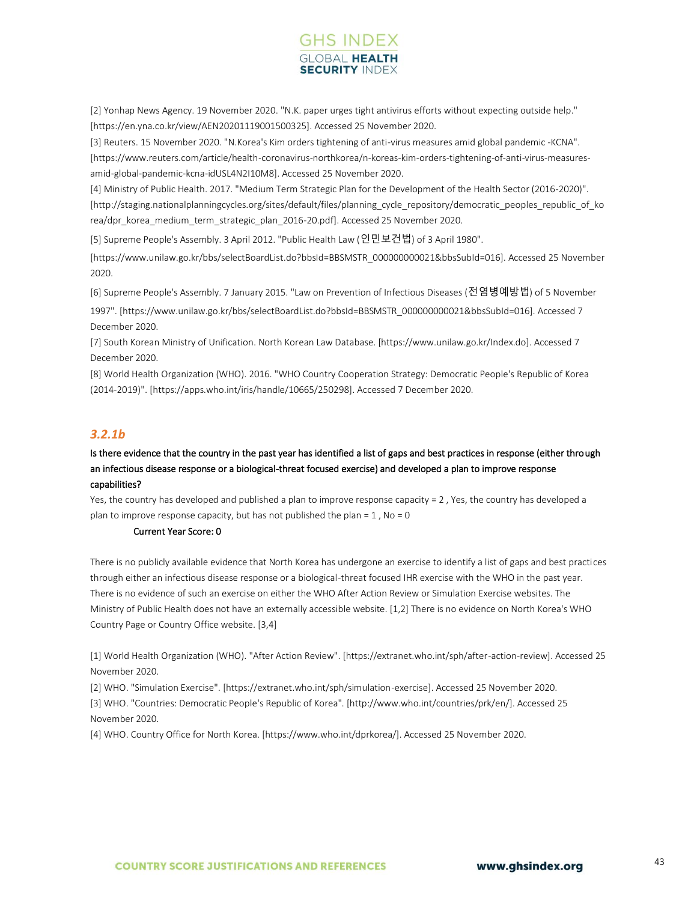[2] Yonhap News Agency. 19 November 2020. "N.K. paper urges tight antivirus efforts without expecting outside help." [https://en.yna.co.kr/view/AEN20201119001500325]. Accessed 25 November 2020.

[3] Reuters. 15 November 2020. "N.Korea's Kim orders tightening of anti-virus measures amid global pandemic -KCNA". [https://www.reuters.com/article/health-coronavirus-northkorea/n-koreas-kim-orders-tightening-of-anti-virus-measures-amid-global-pandemic-kcna-idUSL4N2I10M8]. Accessed 25 November 2020.

[4] Ministry of Public Health. 2017. "Medium Term Strategic Plan for the Development of the Health Sector (2016-2020)". [http://staging.nationalplanningcycles.org/sites/default/files/planning_cycle_repository/democratic_peoples_republic_of_korea/dpr_korea_medium_term_strategic_plan_2016-20.pdf]. Accessed 25 November 2020.

[5] Supreme People's Assembly. 3 April 2012. "Public Health Law (인민보건법) of 3 April 1980". [https://www.unilaw.go.kr/bbs/selectBoardList.do?bbsId=BBSMSTR_000000000021&bbsSubId=016]. Accessed 25 November 2020.

[6] Supreme People's Assembly. 7 January 2015. "Law on Prevention of Infectious Diseases (전염병예방법) of 5 November 1997". [https://www.unilaw.go.kr/bbs/selectBoardList.do?bbsId=BBSMSTR_000000000021&bbsSubId=016]. Accessed 7 December 2020.

[7] South Korean Ministry of Unification. North Korean Law Database. [https://www.unilaw.go.kr/Index.do]. Accessed 7 December 2020.

[8] World Health Organization (WHO). 2016. "WHO Country Cooperation Strategy: Democratic People's Republic of Korea (2014-2019)". [https://apps.who.int/iris/handle/10665/250298]. Accessed 7 December 2020.

### *3.2.1b*

**Is there evidence that the country in the past year has identified a list of gaps and best practices in response (either through an infectious disease response or a biological-threat focused exercise) and developed a plan to improve response capabilities?**

Yes, the country has developed and published a plan to improve response capacity = 2 , Yes, the country has developed a plan to improve response capacity, but has not published the plan = 1 , No = 0

**Current Year Score: 0**

There is no publicly available evidence that North Korea has undergone an exercise to identify a list of gaps and best practices through either an infectious disease response or a biological-threat focused IHR exercise with the WHO in the past year. There is no evidence of such an exercise on either the WHO After Action Review or Simulation Exercise websites. The Ministry of Public Health does not have an externally accessible website. [1,2] There is no evidence on North Korea's WHO Country Page or Country Office website. [3,4]

[1] World Health Organization (WHO). "After Action Review". [https://extranet.who.int/sph/after-action-review]. Accessed 25 November 2020.

[2] WHO. "Simulation Exercise". [https://extranet.who.int/sph/simulation-exercise]. Accessed 25 November 2020.

[3] WHO. "Countries: Democratic People's Republic of Korea". [http://www.who.int/countries/prk/en/]. Accessed 25 November 2020.

[4] WHO. Country Office for North Korea. [https://www.who.int/dprkorea/]. Accessed 25 November 2020.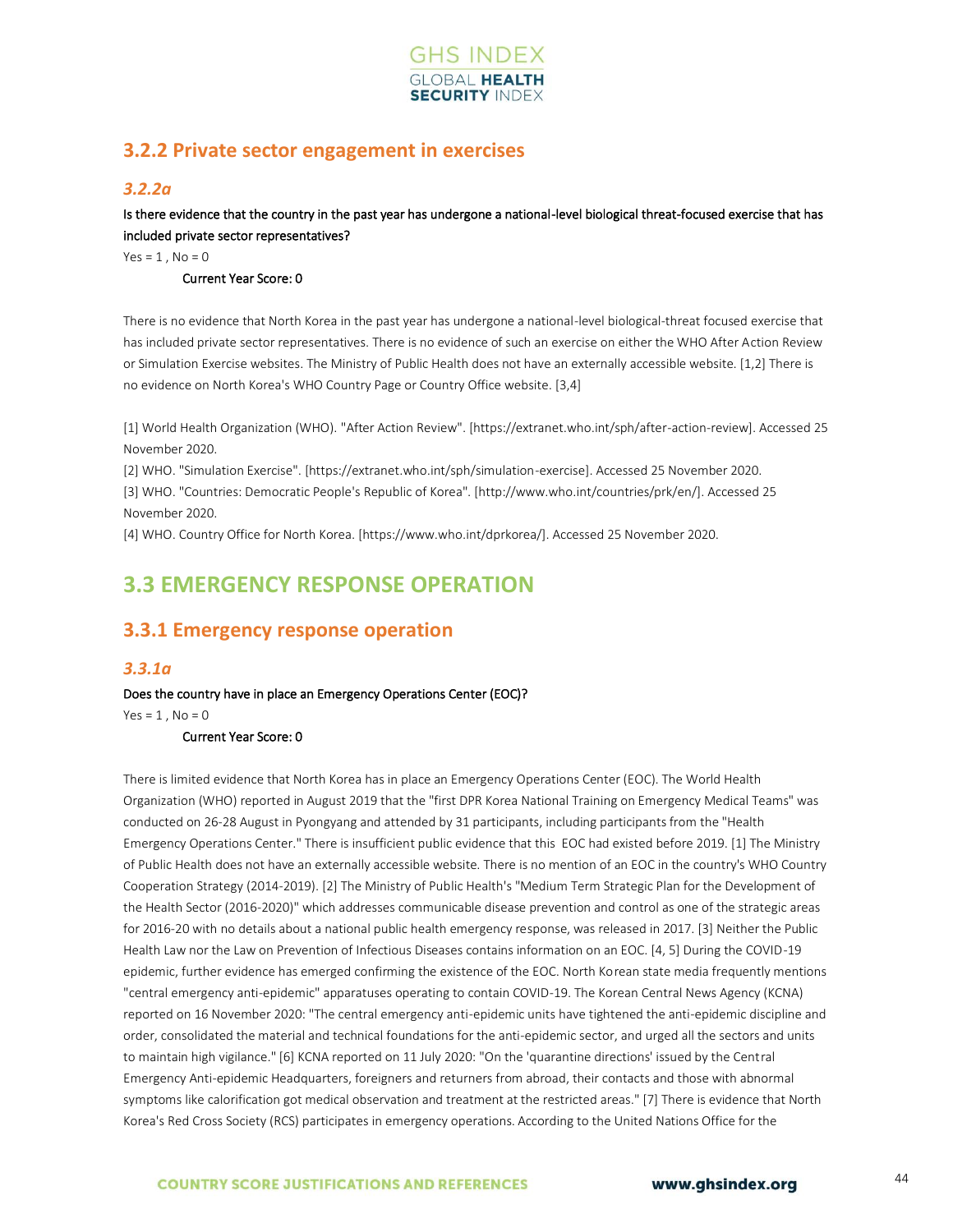## 3.2.2 Private sector engagement in exercises

### *3.2.2a*

Is there evidence that the country in the past year has undergone a national-level biological threat-focused exercise that has included private sector representatives?

Yes = 1 , No = 0

Current Year Score: 0

There is no evidence that North Korea in the past year has undergone a national-level biological-threat focused exercise that has included private sector representatives. There is no evidence of such an exercise on either the WHO After Action Review or Simulation Exercise websites. The Ministry of Public Health does not have an externally accessible website. [1,2] There is no evidence on North Korea's WHO Country Page or Country Office website. [3,4]

[1] World Health Organization (WHO). "After Action Review". [https://extranet.who.int/sph/after-action-review]. Accessed 25 November 2020.

[2] WHO. "Simulation Exercise". [https://extranet.who.int/sph/simulation-exercise]. Accessed 25 November 2020.

[3] WHO. "Countries: Democratic People's Republic of Korea". [http://www.who.int/countries/prk/en/]. Accessed 25 November 2020.

[4] WHO. Country Office for North Korea. [https://www.who.int/dprkorea/]. Accessed 25 November 2020.

# 3.3 EMERGENCY RESPONSE OPERATION

## 3.3.1 Emergency response operation

### *3.3.1a*

Does the country have in place an Emergency Operations Center (EOC)?

Yes = 1 , No = 0

Current Year Score: 0

There is limited evidence that North Korea has in place an Emergency Operations Center (EOC). The World Health Organization (WHO) reported in August 2019 that the "first DPR Korea National Training on Emergency Medical Teams" was conducted on 26-28 August in Pyongyang and attended by 31 participants, including participants from the "Health Emergency Operations Center." There is insufficient public evidence that this EOC had existed before 2019. [1] The Ministry of Public Health does not have an externally accessible website. There is no mention of an EOC in the country's WHO Country Cooperation Strategy (2014-2019). [2] The Ministry of Public Health's "Medium Term Strategic Plan for the Development of the Health Sector (2016-2020)" which addresses communicable disease prevention and control as one of the strategic areas for 2016-20 with no details about a national public health emergency response, was released in 2017. [3] Neither the Public Health Law nor the Law on Prevention of Infectious Diseases contains information on an EOC. [4, 5] During the COVID-19 epidemic, further evidence has emerged confirming the existence of the EOC. North Korean state media frequently mentions "central emergency anti-epidemic" apparatuses operating to contain COVID-19. The Korean Central News Agency (KCNA) reported on 16 November 2020: "The central emergency anti-epidemic units have tightened the anti-epidemic discipline and order, consolidated the material and technical foundations for the anti-epidemic sector, and urged all the sectors and units to maintain high vigilance." [6] KCNA reported on 11 July 2020: "On the 'quarantine directions' issued by the Central Emergency Anti-epidemic Headquarters, foreigners and returners from abroad, their contacts and those with abnormal symptoms like calorification got medical observation and treatment at the restricted areas." [7] There is evidence that North Korea's Red Cross Society (RCS) participates in emergency operations. According to the United Nations Office for the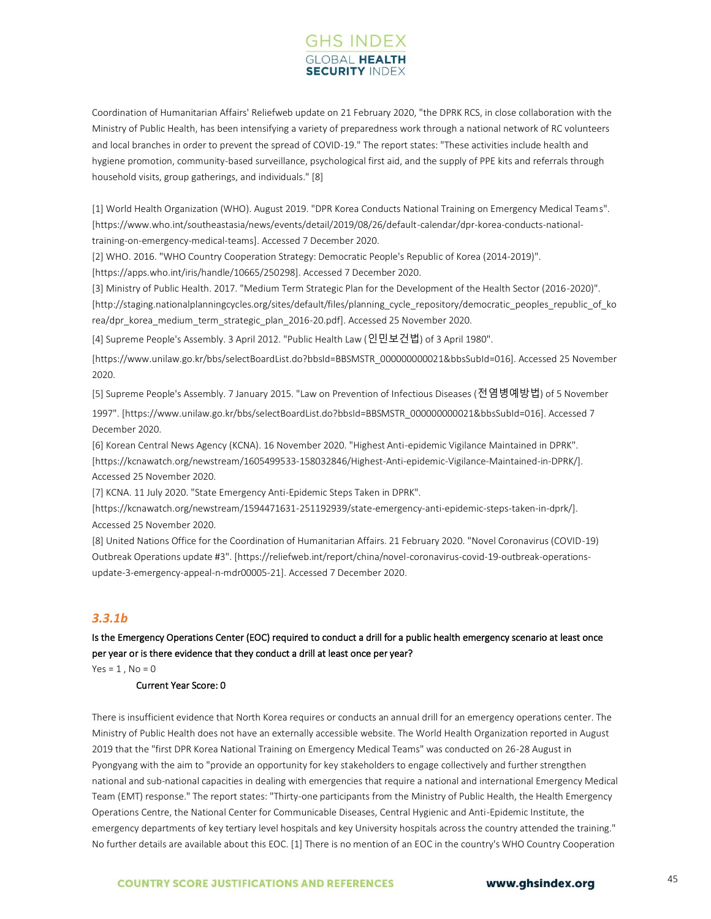Coordination of Humanitarian Affairs' Reliefweb update on 21 February 2020, "the DPRK RCS, in close collaboration with the Ministry of Public Health, has been intensifying a variety of preparedness work through a national network of RC volunteers and local branches in order to prevent the spread of COVID-19." The report states: "These activities include health and hygiene promotion, community-based surveillance, psychological first aid, and the supply of PPE kits and referrals through household visits, group gatherings, and individuals." [8]

[1] World Health Organization (WHO). August 2019. "DPR Korea Conducts National Training on Emergency Medical Teams". [https://www.who.int/southeastasia/news/events/detail/2019/08/26/default-calendar/dpr-korea-conducts-national-training-on-emergency-medical-teams]. Accessed 7 December 2020.
[2] WHO. 2016. "WHO Country Cooperation Strategy: Democratic People's Republic of Korea (2014-2019)". [https://apps.who.int/iris/handle/10665/250298]. Accessed 7 December 2020.
[3] Ministry of Public Health. 2017. "Medium Term Strategic Plan for the Development of the Health Sector (2016-2020)". [http://staging.nationalplanningcycles.org/sites/default/files/planning_cycle_repository/democratic_peoples_republic_of_korea/dpr_korea_medium_term_strategic_plan_2016-20.pdf]. Accessed 25 November 2020.
[4] Supreme People's Assembly. 3 April 2012. "Public Health Law (인민보건법) of 3 April 1980". [https://www.unilaw.go.kr/bbs/selectBoardList.do?bbsId=BBSMSTR_000000000021&bbsSubId=016]. Accessed 25 November 2020.
[5] Supreme People's Assembly. 7 January 2015. "Law on Prevention of Infectious Diseases (전염병예방법) of 5 November 1997". [https://www.unilaw.go.kr/bbs/selectBoardList.do?bbsId=BBSMSTR_000000000021&bbsSubId=016]. Accessed 7 December 2020.
[6] Korean Central News Agency (KCNA). 16 November 2020. "Highest Anti-epidemic Vigilance Maintained in DPRK". [https://kcnawatch.org/newstream/1605499533-158032846/Highest-Anti-epidemic-Vigilance-Maintained-in-DPRK/]. Accessed 25 November 2020.
[7] KCNA. 11 July 2020. "State Emergency Anti-Epidemic Steps Taken in DPRK". [https://kcnawatch.org/newstream/1594471631-251192939/state-emergency-anti-epidemic-steps-taken-in-dprk/]. Accessed 25 November 2020.
[8] United Nations Office for the Coordination of Humanitarian Affairs. 21 February 2020. "Novel Coronavirus (COVID-19) Outbreak Operations update #3". [https://reliefweb.int/report/china/novel-coronavirus-covid-19-outbreak-operations-update-3-emergency-appeal-n-mdr00005-21]. Accessed 7 December 2020.

### *3.3.1b*

**Is the Emergency Operations Center (EOC) required to conduct a drill for a public health emergency scenario at least once per year or is there evidence that they conduct a drill at least once per year?**

Yes = 1 , No = 0

**Current Year Score: 0**

There is insufficient evidence that North Korea requires or conducts an annual drill for an emergency operations center. The Ministry of Public Health does not have an externally accessible website. The World Health Organization reported in August 2019 that the "first DPR Korea National Training on Emergency Medical Teams" was conducted on 26-28 August in Pyongyang with the aim to "provide an opportunity for key stakeholders to engage collectively and further strengthen national and sub-national capacities in dealing with emergencies that require a national and international Emergency Medical Team (EMT) response." The report states: "Thirty-one participants from the Ministry of Public Health, the Health Emergency Operations Centre, the National Center for Communicable Diseases, Central Hygienic and Anti-Epidemic Institute, the emergency departments of key tertiary level hospitals and key University hospitals across the country attended the training." No further details are available about this EOC. [1] There is no mention of an EOC in the country's WHO Country Cooperation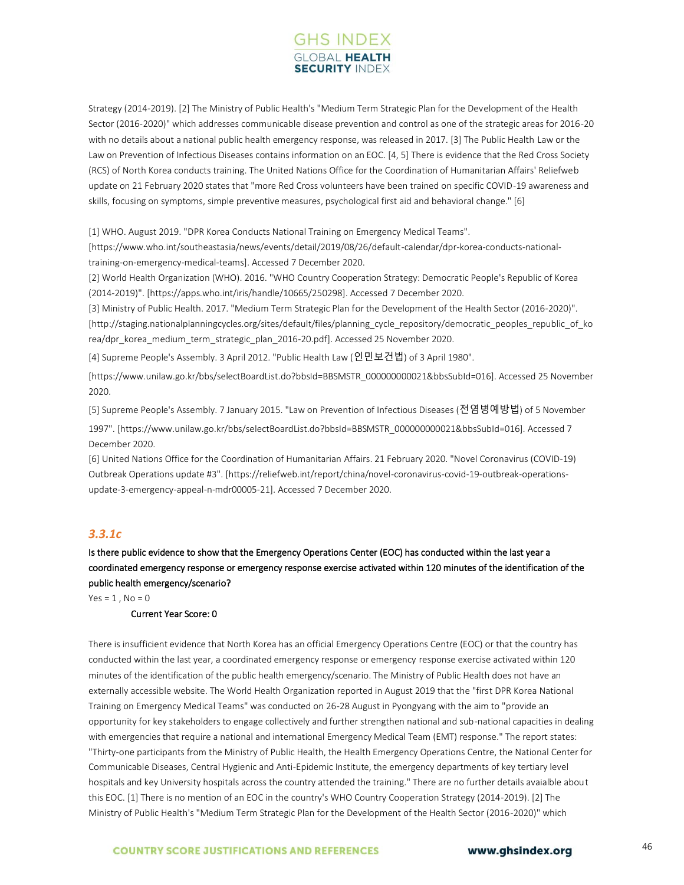Strategy (2014-2019). [2] The Ministry of Public Health's "Medium Term Strategic Plan for the Development of the Health Sector (2016-2020)" which addresses communicable disease prevention and control as one of the strategic areas for 2016-20 with no details about a national public health emergency response, was released in 2017. [3] The Public Health Law or the Law on Prevention of Infectious Diseases contains information on an EOC. [4, 5] There is evidence that the Red Cross Society (RCS) of North Korea conducts training. The United Nations Office for the Coordination of Humanitarian Affairs' Reliefweb update on 21 February 2020 states that "more Red Cross volunteers have been trained on specific COVID-19 awareness and skills, focusing on symptoms, simple preventive measures, psychological first aid and behavioral change." [6]

[1] WHO. August 2019. "DPR Korea Conducts National Training on Emergency Medical Teams". [https://www.who.int/southeastasia/news/events/detail/2019/08/26/default-calendar/dpr-korea-conducts-national-training-on-emergency-medical-teams]. Accessed 7 December 2020.

[2] World Health Organization (WHO). 2016. "WHO Country Cooperation Strategy: Democratic People's Republic of Korea (2014-2019)". [https://apps.who.int/iris/handle/10665/250298]. Accessed 7 December 2020.

[3] Ministry of Public Health. 2017. "Medium Term Strategic Plan for the Development of the Health Sector (2016-2020)". [http://staging.nationalplanningcycles.org/sites/default/files/planning_cycle_repository/democratic_peoples_republic_of_korea/dpr_korea_medium_term_strategic_plan_2016-20.pdf]. Accessed 25 November 2020.

[4] Supreme People's Assembly. 3 April 2012. "Public Health Law (인민보건법) of 3 April 1980". [https://www.unilaw.go.kr/bbs/selectBoardList.do?bbsId=BBSMSTR_000000000021&bbsSubId=016]. Accessed 25 November 2020.

[5] Supreme People's Assembly. 7 January 2015. "Law on Prevention of Infectious Diseases (전염병예방법) of 5 November 1997". [https://www.unilaw.go.kr/bbs/selectBoardList.do?bbsId=BBSMSTR_000000000021&bbsSubId=016]. Accessed 7 December 2020.

[6] United Nations Office for the Coordination of Humanitarian Affairs. 21 February 2020. "Novel Coronavirus (COVID-19) Outbreak Operations update #3". [https://reliefweb.int/report/china/novel-coronavirus-covid-19-outbreak-operations-update-3-emergency-appeal-n-mdr00005-21]. Accessed 7 December 2020.

### *3.3.1c*

**Is there public evidence to show that the Emergency Operations Center (EOC) has conducted within the last year a coordinated emergency response or emergency response exercise activated within 120 minutes of the identification of the public health emergency/scenario?**

Yes = 1 , No = 0

**Current Year Score: 0**

There is insufficient evidence that North Korea has an official Emergency Operations Centre (EOC) or that the country has conducted within the last year, a coordinated emergency response or emergency response exercise activated within 120 minutes of the identification of the public health emergency/scenario. The Ministry of Public Health does not have an externally accessible website. The World Health Organization reported in August 2019 that the "first DPR Korea National Training on Emergency Medical Teams" was conducted on 26-28 August in Pyongyang with the aim to "provide an opportunity for key stakeholders to engage collectively and further strengthen national and sub-national capacities in dealing with emergencies that require a national and international Emergency Medical Team (EMT) response." The report states: "Thirty-one participants from the Ministry of Public Health, the Health Emergency Operations Centre, the National Center for Communicable Diseases, Central Hygienic and Anti-Epidemic Institute, the emergency departments of key tertiary level hospitals and key University hospitals across the country attended the training." There are no further details avaialble about this EOC. [1] There is no mention of an EOC in the country's WHO Country Cooperation Strategy (2014-2019). [2] The Ministry of Public Health's "Medium Term Strategic Plan for the Development of the Health Sector (2016-2020)" which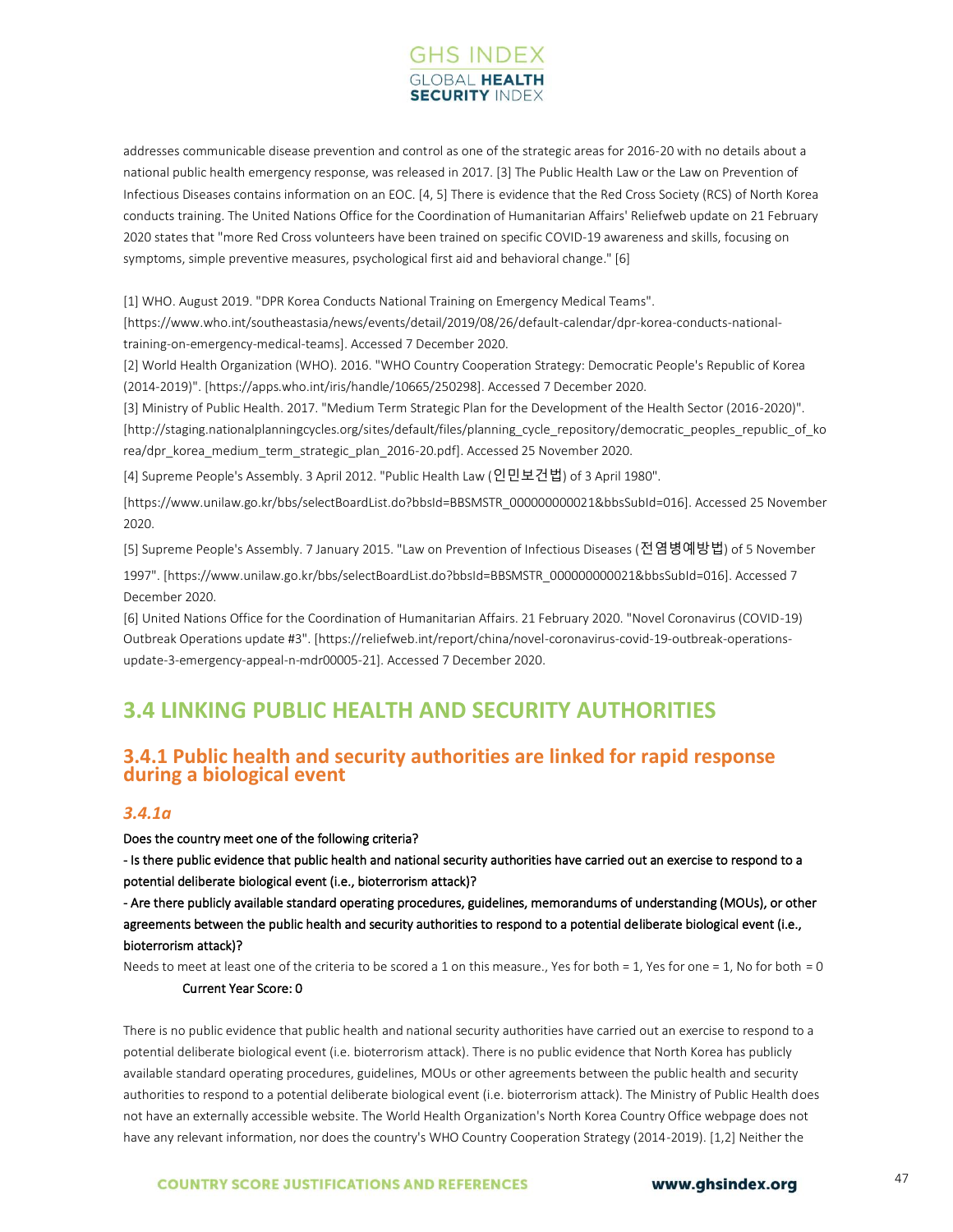addresses communicable disease prevention and control as one of the strategic areas for 2016-20 with no details about a national public health emergency response, was released in 2017. [3] The Public Health Law or the Law on Prevention of Infectious Diseases contains information on an EOC. [4, 5] There is evidence that the Red Cross Society (RCS) of North Korea conducts training. The United Nations Office for the Coordination of Humanitarian Affairs' Reliefweb update on 21 February 2020 states that "more Red Cross volunteers have been trained on specific COVID-19 awareness and skills, focusing on symptoms, simple preventive measures, psychological first aid and behavioral change." [6]

[1] WHO. August 2019. "DPR Korea Conducts National Training on Emergency Medical Teams". [https://www.who.int/southeastasia/news/events/detail/2019/08/26/default-calendar/dpr-korea-conducts-national-training-on-emergency-medical-teams]. Accessed 7 December 2020.

[2] World Health Organization (WHO). 2016. "WHO Country Cooperation Strategy: Democratic People's Republic of Korea (2014-2019)". [https://apps.who.int/iris/handle/10665/250298]. Accessed 7 December 2020.

[3] Ministry of Public Health. 2017. "Medium Term Strategic Plan for the Development of the Health Sector (2016-2020)". [http://staging.nationalplanningcycles.org/sites/default/files/planning_cycle_repository/democratic_peoples_republic_of_korea/dpr_korea_medium_term_strategic_plan_2016-20.pdf]. Accessed 25 November 2020.

[4] Supreme People's Assembly. 3 April 2012. "Public Health Law (인민보건법) of 3 April 1980". [https://www.unilaw.go.kr/bbs/selectBoardList.do?bbsId=BBSMSTR_000000000021&bbsSubId=016]. Accessed 25 November 2020.

[5] Supreme People's Assembly. 7 January 2015. "Law on Prevention of Infectious Diseases (전염병예방법) of 5 November 1997". [https://www.unilaw.go.kr/bbs/selectBoardList.do?bbsId=BBSMSTR_000000000021&bbsSubId=016]. Accessed 7 December 2020.

[6] United Nations Office for the Coordination of Humanitarian Affairs. 21 February 2020. "Novel Coronavirus (COVID-19) Outbreak Operations update #3". [https://reliefweb.int/report/china/novel-coronavirus-covid-19-outbreak-operations-update-3-emergency-appeal-n-mdr00005-21]. Accessed 7 December 2020.

## 3.4 LINKING PUBLIC HEALTH AND SECURITY AUTHORITIES

### 3.4.1 Public health and security authorities are linked for rapid response during a biological event

#### *3.4.1a*

**Does the country meet one of the following criteria?**

**- Is there public evidence that public health and national security authorities have carried out an exercise to respond to a potential deliberate biological event (i.e., bioterrorism attack)?**

**- Are there publicly available standard operating procedures, guidelines, memorandums of understanding (MOUs), or other agreements between the public health and security authorities to respond to a potential deliberate biological event (i.e., bioterrorism attack)?**

Needs to meet at least one of the criteria to be scored a 1 on this measure., Yes for both = 1, Yes for one = 1, No for both = 0

**Current Year Score: 0**

There is no public evidence that public health and national security authorities have carried out an exercise to respond to a potential deliberate biological event (i.e. bioterrorism attack). There is no public evidence that North Korea has publicly available standard operating procedures, guidelines, MOUs or other agreements between the public health and security authorities to respond to a potential deliberate biological event (i.e. bioterrorism attack). The Ministry of Public Health does not have an externally accessible website. The World Health Organization's North Korea Country Office webpage does not have any relevant information, nor does the country's WHO Country Cooperation Strategy (2014-2019). [1,2] Neither the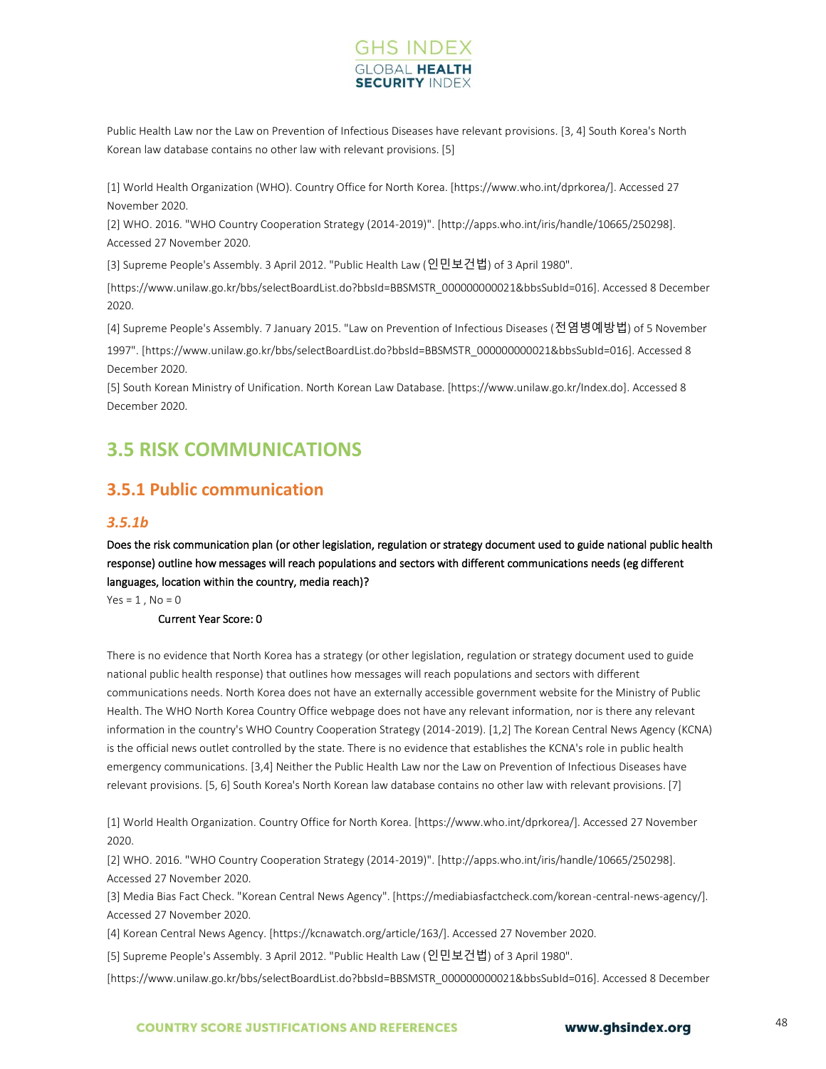Public Health Law nor the Law on Prevention of Infectious Diseases have relevant provisions. [3, 4] South Korea's North Korean law database contains no other law with relevant provisions. [5]

[1] World Health Organization (WHO). Country Office for North Korea. [https://www.who.int/dprkorea/]. Accessed 27 November 2020.
[2] WHO. 2016. "WHO Country Cooperation Strategy (2014-2019)". [http://apps.who.int/iris/handle/10665/250298]. Accessed 27 November 2020.
[3] Supreme People's Assembly. 3 April 2012. "Public Health Law (인민보건법) of 3 April 1980". [https://www.unilaw.go.kr/bbs/selectBoardList.do?bbsId=BBSMSTR_000000000021&bbsSubId=016]. Accessed 8 December 2020.
[4] Supreme People's Assembly. 7 January 2015. "Law on Prevention of Infectious Diseases (전염병예방법) of 5 November 1997". [https://www.unilaw.go.kr/bbs/selectBoardList.do?bbsId=BBSMSTR_000000000021&bbsSubId=016]. Accessed 8 December 2020.
[5] South Korean Ministry of Unification. North Korean Law Database. [https://www.unilaw.go.kr/Index.do]. Accessed 8 December 2020.

## 3.5 RISK COMMUNICATIONS

### 3.5.1 Public communication

#### *3.5.1b*

**Does the risk communication plan (or other legislation, regulation or strategy document used to guide national public health response) outline how messages will reach populations and sectors with different communications needs (eg different languages, location within the country, media reach)?**

Yes = 1 , No = 0

**Current Year Score: 0**

There is no evidence that North Korea has a strategy (or other legislation, regulation or strategy document used to guide national public health response) that outlines how messages will reach populations and sectors with different communications needs. North Korea does not have an externally accessible government website for the Ministry of Public Health. The WHO North Korea Country Office webpage does not have any relevant information, nor is there any relevant information in the country's WHO Country Cooperation Strategy (2014-2019). [1,2] The Korean Central News Agency (KCNA) is the official news outlet controlled by the state. There is no evidence that establishes the KCNA's role in public health emergency communications. [3,4] Neither the Public Health Law nor the Law on Prevention of Infectious Diseases have relevant provisions. [5, 6] South Korea's North Korean law database contains no other law with relevant provisions. [7]

[1] World Health Organization. Country Office for North Korea. [https://www.who.int/dprkorea/]. Accessed 27 November 2020.
[2] WHO. 2016. "WHO Country Cooperation Strategy (2014-2019)". [http://apps.who.int/iris/handle/10665/250298]. Accessed 27 November 2020.
[3] Media Bias Fact Check. "Korean Central News Agency". [https://mediabiasfactcheck.com/korean-central-news-agency/]. Accessed 27 November 2020.
[4] Korean Central News Agency. [https://kcnawatch.org/article/163/]. Accessed 27 November 2020.
[5] Supreme People's Assembly. 3 April 2012. "Public Health Law (인민보건법) of 3 April 1980". [https://www.unilaw.go.kr/bbs/selectBoardList.do?bbsId=BBSMSTR_000000000021&bbsSubId=016]. Accessed 8 December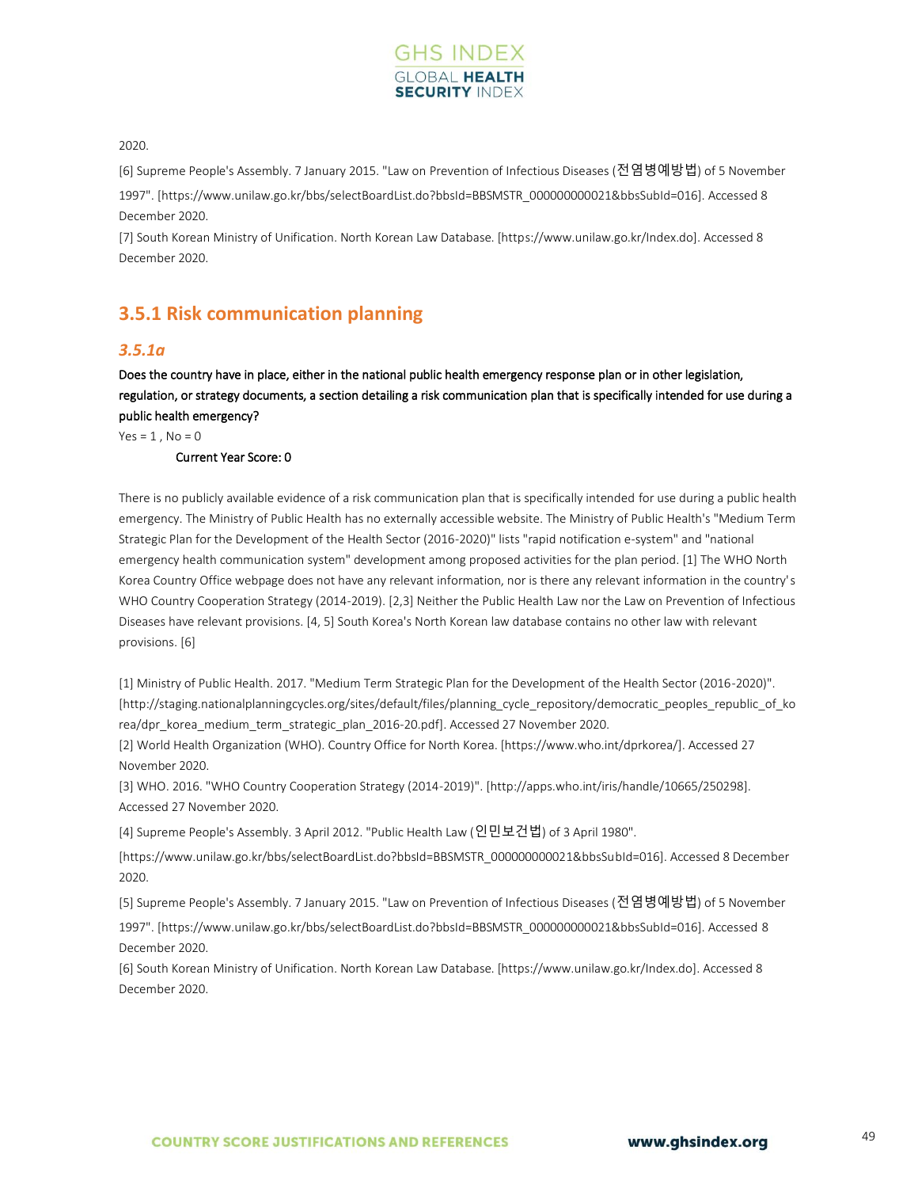2020.

[6] Supreme People's Assembly. 7 January 2015. "Law on Prevention of Infectious Diseases (전염병예방법) of 5 November 1997". [https://www.unilaw.go.kr/bbs/selectBoardList.do?bbsId=BBSMSTR_000000000021&bbsSubId=016]. Accessed 8 December 2020.

[7] South Korean Ministry of Unification. North Korean Law Database. [https://www.unilaw.go.kr/Index.do]. Accessed 8 December 2020.

## 3.5.1 Risk communication planning

### *3.5.1a*

**Does the country have in place, either in the national public health emergency response plan or in other legislation, regulation, or strategy documents, a section detailing a risk communication plan that is specifically intended for use during a public health emergency?**

Yes = 1 , No = 0

**Current Year Score: 0**

There is no publicly available evidence of a risk communication plan that is specifically intended for use during a public health emergency. The Ministry of Public Health has no externally accessible website. The Ministry of Public Health's "Medium Term Strategic Plan for the Development of the Health Sector (2016-2020)" lists "rapid notification e-system" and "national emergency health communication system" development among proposed activities for the plan period. [1] The WHO North Korea Country Office webpage does not have any relevant information, nor is there any relevant information in the country's WHO Country Cooperation Strategy (2014-2019). [2,3] Neither the Public Health Law nor the Law on Prevention of Infectious Diseases have relevant provisions. [4, 5] South Korea's North Korean law database contains no other law with relevant provisions. [6]

[1] Ministry of Public Health. 2017. "Medium Term Strategic Plan for the Development of the Health Sector (2016-2020)". [http://staging.nationalplanningcycles.org/sites/default/files/planning_cycle_repository/democratic_peoples_republic_of_korea/dpr_korea_medium_term_strategic_plan_2016-20.pdf]. Accessed 27 November 2020.

[2] World Health Organization (WHO). Country Office for North Korea. [https://www.who.int/dprkorea/]. Accessed 27 November 2020.

[3] WHO. 2016. "WHO Country Cooperation Strategy (2014-2019)". [http://apps.who.int/iris/handle/10665/250298]. Accessed 27 November 2020.

[4] Supreme People's Assembly. 3 April 2012. "Public Health Law (인민보건법) of 3 April 1980". [https://www.unilaw.go.kr/bbs/selectBoardList.do?bbsId=BBSMSTR_000000000021&bbsSubId=016]. Accessed 8 December 2020.

[5] Supreme People's Assembly. 7 January 2015. "Law on Prevention of Infectious Diseases (전염병예방법) of 5 November 1997". [https://www.unilaw.go.kr/bbs/selectBoardList.do?bbsId=BBSMSTR_000000000021&bbsSubId=016]. Accessed 8 December 2020.

[6] South Korean Ministry of Unification. North Korean Law Database. [https://www.unilaw.go.kr/Index.do]. Accessed 8 December 2020.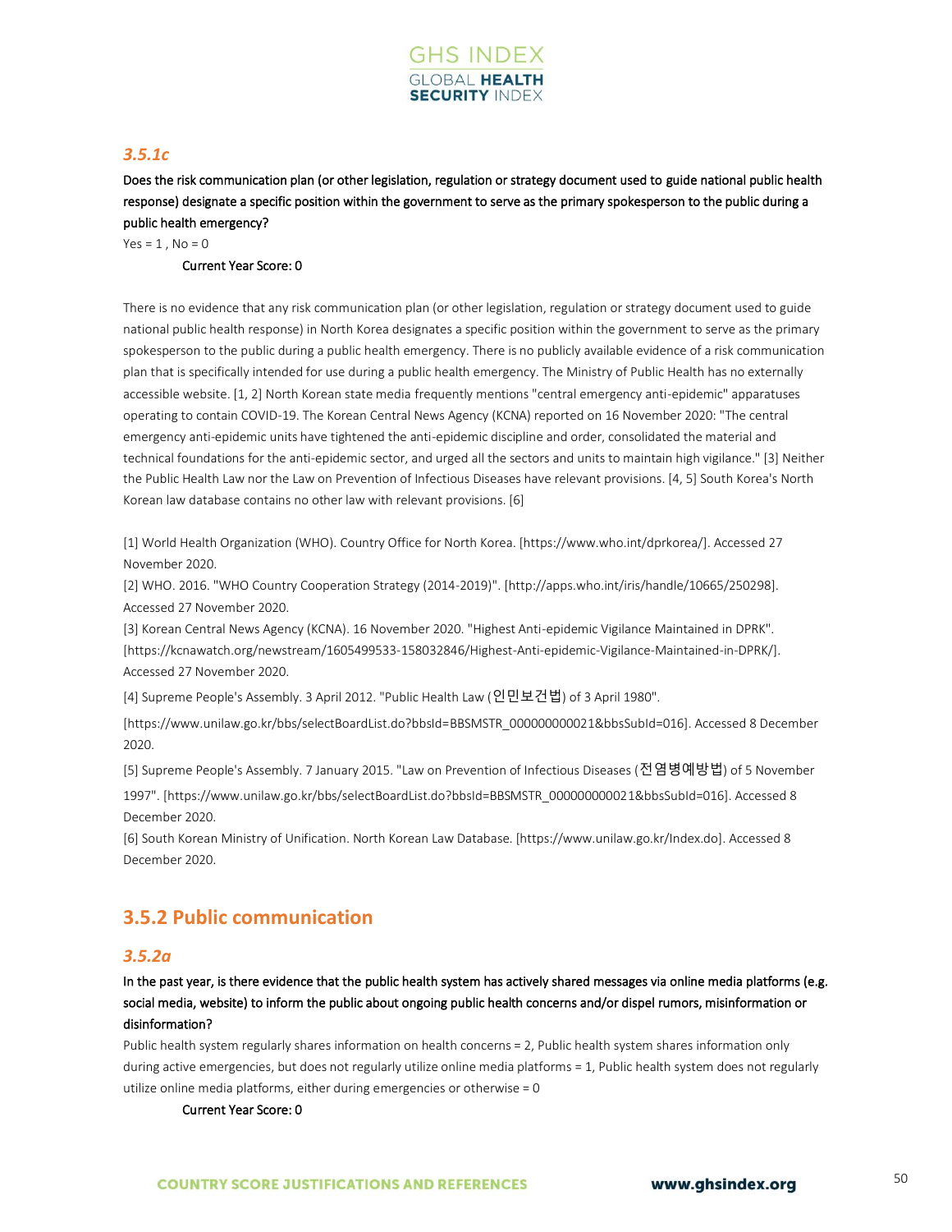### *3.5.1c*

**Does the risk communication plan (or other legislation, regulation or strategy document used to guide national public health response) designate a specific position within the government to serve as the primary spokesperson to the public during a public health emergency?**

Yes = 1 , No = 0

Current Year Score: 0

There is no evidence that any risk communication plan (or other legislation, regulation or strategy document used to guide national public health response) in North Korea designates a specific position within the government to serve as the primary spokesperson to the public during a public health emergency. There is no publicly available evidence of a risk communication plan that is specifically intended for use during a public health emergency. The Ministry of Public Health has no externally accessible website. [1, 2] North Korean state media frequently mentions "central emergency anti-epidemic" apparatuses operating to contain COVID-19. The Korean Central News Agency (KCNA) reported on 16 November 2020: "The central emergency anti-epidemic units have tightened the anti-epidemic discipline and order, consolidated the material and technical foundations for the anti-epidemic sector, and urged all the sectors and units to maintain high vigilance." [3] Neither the Public Health Law nor the Law on Prevention of Infectious Diseases have relevant provisions. [4, 5] South Korea's North Korean law database contains no other law with relevant provisions. [6]

[1] World Health Organization (WHO). Country Office for North Korea. [https://www.who.int/dprkorea/]. Accessed 27 November 2020.

[2] WHO. 2016. "WHO Country Cooperation Strategy (2014-2019)". [http://apps.who.int/iris/handle/10665/250298]. Accessed 27 November 2020.

[3] Korean Central News Agency (KCNA). 16 November 2020. "Highest Anti-epidemic Vigilance Maintained in DPRK". [https://kcnawatch.org/newstream/1605499533-158032846/Highest-Anti-epidemic-Vigilance-Maintained-in-DPRK/]. Accessed 27 November 2020.

[4] Supreme People's Assembly. 3 April 2012. "Public Health Law (인민보건법) of 3 April 1980". [https://www.unilaw.go.kr/bbs/selectBoardList.do?bbsId=BBSMSTR_000000000021&bbsSubId=016]. Accessed 8 December 2020.

[5] Supreme People's Assembly. 7 January 2015. "Law on Prevention of Infectious Diseases (전염병예방법) of 5 November 1997". [https://www.unilaw.go.kr/bbs/selectBoardList.do?bbsId=BBSMSTR_000000000021&bbsSubId=016]. Accessed 8 December 2020.

[6] South Korean Ministry of Unification. North Korean Law Database. [https://www.unilaw.go.kr/Index.do]. Accessed 8 December 2020.

## 3.5.2 Public communication

### *3.5.2a*

**In the past year, is there evidence that the public health system has actively shared messages via online media platforms (e.g. social media, website) to inform the public about ongoing public health concerns and/or dispel rumors, misinformation or disinformation?**

Public health system regularly shares information on health concerns = 2, Public health system shares information only during active emergencies, but does not regularly utilize online media platforms = 1, Public health system does not regularly utilize online media platforms, either during emergencies or otherwise = 0

Current Year Score: 0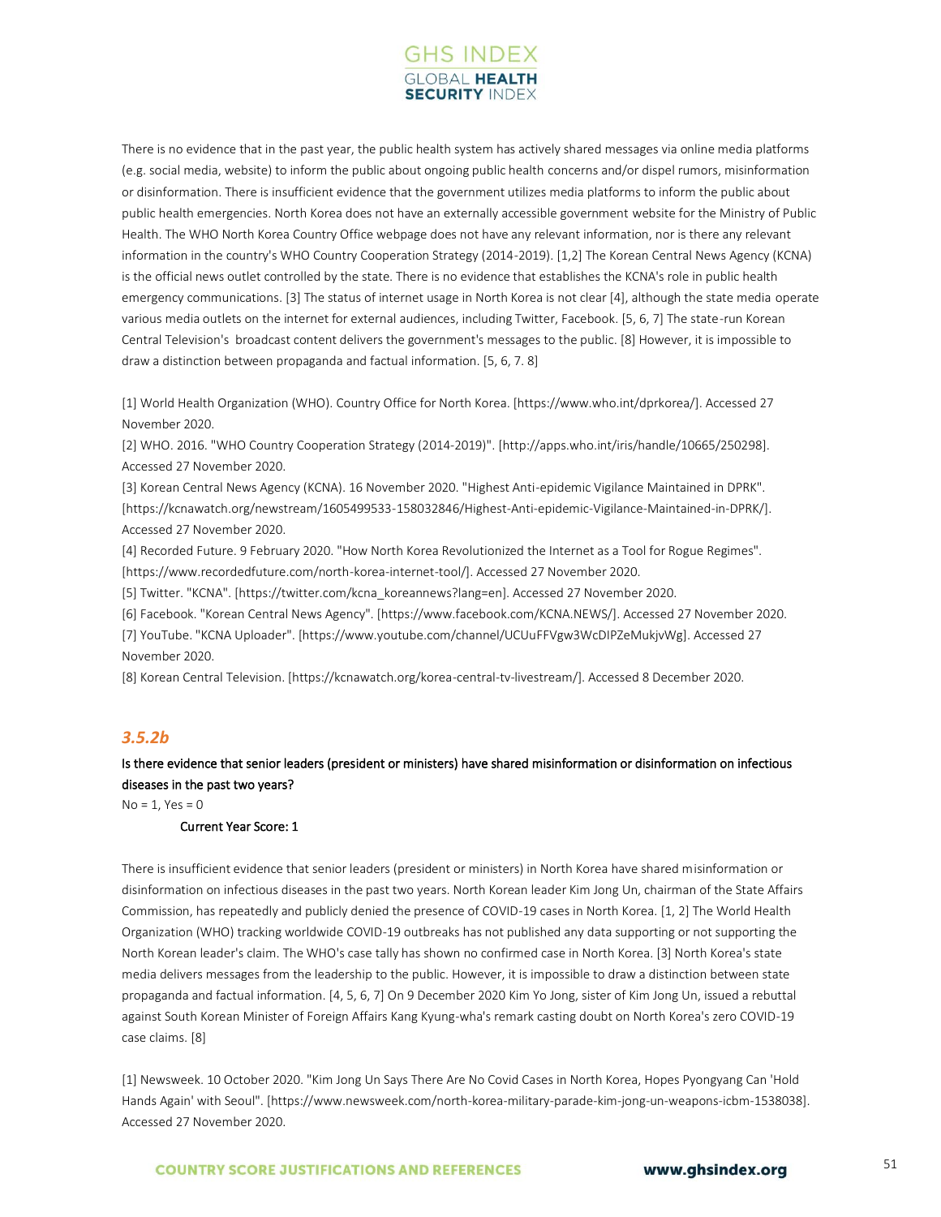There is no evidence that in the past year, the public health system has actively shared messages via online media platforms (e.g. social media, website) to inform the public about ongoing public health concerns and/or dispel rumors, misinformation or disinformation. There is insufficient evidence that the government utilizes media platforms to inform the public about public health emergencies. North Korea does not have an externally accessible government website for the Ministry of Public Health. The WHO North Korea Country Office webpage does not have any relevant information, nor is there any relevant information in the country's WHO Country Cooperation Strategy (2014-2019). [1,2] The Korean Central News Agency (KCNA) is the official news outlet controlled by the state. There is no evidence that establishes the KCNA's role in public health emergency communications. [3] The status of internet usage in North Korea is not clear [4], although the state media operate various media outlets on the internet for external audiences, including Twitter, Facebook. [5, 6, 7] The state-run Korean Central Television's broadcast content delivers the government's messages to the public. [8] However, it is impossible to draw a distinction between propaganda and factual information. [5, 6, 7. 8]

[1] World Health Organization (WHO). Country Office for North Korea. [https://www.who.int/dprkorea/]. Accessed 27 November 2020.
[2] WHO. 2016. "WHO Country Cooperation Strategy (2014-2019)". [http://apps.who.int/iris/handle/10665/250298]. Accessed 27 November 2020.
[3] Korean Central News Agency (KCNA). 16 November 2020. "Highest Anti-epidemic Vigilance Maintained in DPRK". [https://kcnawatch.org/newstream/1605499533-158032846/Highest-Anti-epidemic-Vigilance-Maintained-in-DPRK/]. Accessed 27 November 2020.
[4] Recorded Future. 9 February 2020. "How North Korea Revolutionized the Internet as a Tool for Rogue Regimes". [https://www.recordedfuture.com/north-korea-internet-tool/]. Accessed 27 November 2020.
[5] Twitter. "KCNA". [https://twitter.com/kcna_koreannews?lang=en]. Accessed 27 November 2020.
[6] Facebook. "Korean Central News Agency". [https://www.facebook.com/KCNA.NEWS/]. Accessed 27 November 2020.
[7] YouTube. "KCNA Uploader". [https://www.youtube.com/channel/UCUuFFVgw3WcDIPZeMukjvWg]. Accessed 27 November 2020.
[8] Korean Central Television. [https://kcnawatch.org/korea-central-tv-livestream/]. Accessed 8 December 2020.

### *3.5.2b*

**Is there evidence that senior leaders (president or ministers) have shared misinformation or disinformation on infectious diseases in the past two years?**

No = 1, Yes = 0

**Current Year Score: 1**

There is insufficient evidence that senior leaders (president or ministers) in North Korea have shared misinformation or disinformation on infectious diseases in the past two years. North Korean leader Kim Jong Un, chairman of the State Affairs Commission, has repeatedly and publicly denied the presence of COVID-19 cases in North Korea. [1, 2] The World Health Organization (WHO) tracking worldwide COVID-19 outbreaks has not published any data supporting or not supporting the North Korean leader's claim. The WHO's case tally has shown no confirmed case in North Korea. [3] North Korea's state media delivers messages from the leadership to the public. However, it is impossible to draw a distinction between state propaganda and factual information. [4, 5, 6, 7] On 9 December 2020 Kim Yo Jong, sister of Kim Jong Un, issued a rebuttal against South Korean Minister of Foreign Affairs Kang Kyung-wha's remark casting doubt on North Korea's zero COVID-19 case claims. [8]

[1] Newsweek. 10 October 2020. "Kim Jong Un Says There Are No Covid Cases in North Korea, Hopes Pyongyang Can 'Hold Hands Again' with Seoul". [https://www.newsweek.com/north-korea-military-parade-kim-jong-un-weapons-icbm-1538038]. Accessed 27 November 2020.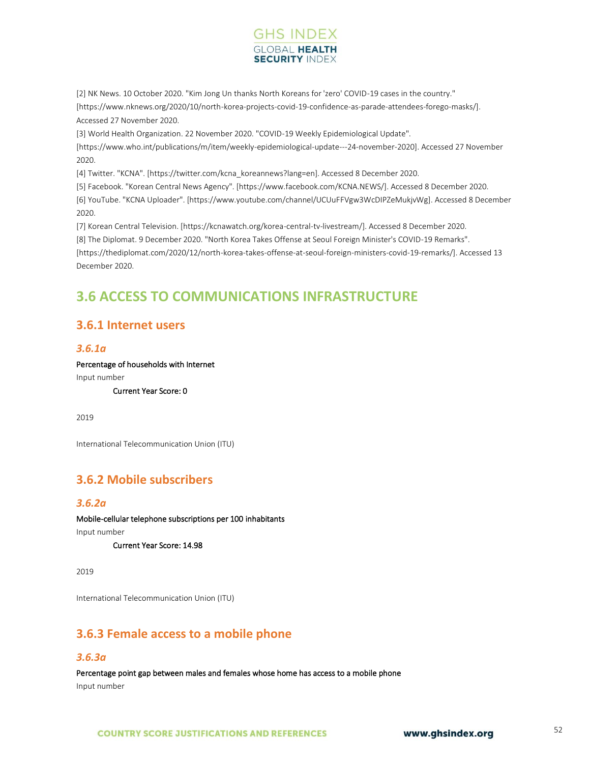[2] NK News. 10 October 2020. "Kim Jong Un thanks North Koreans for 'zero' COVID-19 cases in the country." [https://www.nknews.org/2020/10/north-korea-projects-covid-19-confidence-as-parade-attendees-forego-masks/]. Accessed 27 November 2020.

[3] World Health Organization. 22 November 2020. "COVID-19 Weekly Epidemiological Update". [https://www.who.int/publications/m/item/weekly-epidemiological-update---24-november-2020]. Accessed 27 November 2020.

[4] Twitter. "KCNA". [https://twitter.com/kcna_koreannews?lang=en]. Accessed 8 December 2020.

[5] Facebook. "Korean Central News Agency". [https://www.facebook.com/KCNA.NEWS/]. Accessed 8 December 2020.

[6] YouTube. "KCNA Uploader". [https://www.youtube.com/channel/UCUuFFVgw3WcDIPZeMukjvWg]. Accessed 8 December 2020.

[7] Korean Central Television. [https://kcnawatch.org/korea-central-tv-livestream/]. Accessed 8 December 2020.

[8] The Diplomat. 9 December 2020. "North Korea Takes Offense at Seoul Foreign Minister's COVID-19 Remarks". [https://thediplomat.com/2020/12/north-korea-takes-offense-at-seoul-foreign-ministers-covid-19-remarks/]. Accessed 13 December 2020.

# 3.6 ACCESS TO COMMUNICATIONS INFRASTRUCTURE

## 3.6.1 Internet users

### *3.6.1a*

Percentage of households with Internet

Input number

**Current Year Score: 0**

2019

International Telecommunication Union (ITU)

## 3.6.2 Mobile subscribers

### *3.6.2a*

Mobile-cellular telephone subscriptions per 100 inhabitants

Input number

**Current Year Score: 14.98**

2019

International Telecommunication Union (ITU)

## 3.6.3 Female access to a mobile phone

### *3.6.3a*

Percentage point gap between males and females whose home has access to a mobile phone

Input number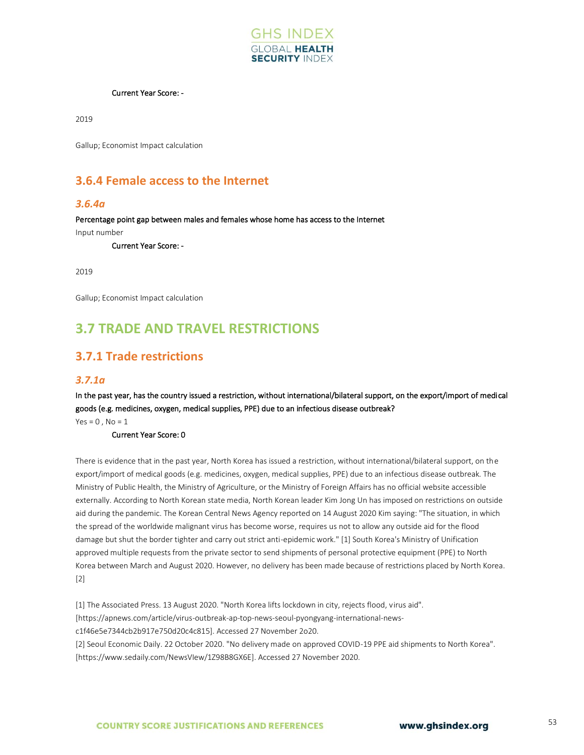Current Year Score: -

2019

Gallup; Economist Impact calculation

## 3.6.4 Female access to the Internet

### *3.6.4a*

Percentage point gap between males and females whose home has access to the Internet

Input number

Current Year Score: -

2019

Gallup; Economist Impact calculation

# 3.7 TRADE AND TRAVEL RESTRICTIONS

## 3.7.1 Trade restrictions

### *3.7.1a*

In the past year, has the country issued a restriction, without international/bilateral support, on the export/import of medical goods (e.g. medicines, oxygen, medical supplies, PPE) due to an infectious disease outbreak?

Yes = 0 , No = 1

Current Year Score: 0

There is evidence that in the past year, North Korea has issued a restriction, without international/bilateral support, on the export/import of medical goods (e.g. medicines, oxygen, medical supplies, PPE) due to an infectious disease outbreak. The Ministry of Public Health, the Ministry of Agriculture, or the Ministry of Foreign Affairs has no official website accessible externally. According to North Korean state media, North Korean leader Kim Jong Un has imposed on restrictions on outside aid during the pandemic. The Korean Central News Agency reported on 14 August 2020 Kim saying: "The situation, in which the spread of the worldwide malignant virus has become worse, requires us not to allow any outside aid for the flood damage but shut the border tighter and carry out strict anti-epidemic work." [1] South Korea's Ministry of Unification approved multiple requests from the private sector to send shipments of personal protective equipment (PPE) to North Korea between March and August 2020. However, no delivery has been made because of restrictions placed by North Korea. [2]

[1] The Associated Press. 13 August 2020. "North Korea lifts lockdown in city, rejects flood, virus aid". [https://apnews.com/article/virus-outbreak-ap-top-news-seoul-pyongyang-international-news-c1f46e5e7344cb2b917e750d20c4c815]. Accessed 27 November 2o20.

[2] Seoul Economic Daily. 22 October 2020. "No delivery made on approved COVID-19 PPE aid shipments to North Korea". [https://www.sedaily.com/NewsVIew/1Z98B8GX6E]. Accessed 27 November 2020.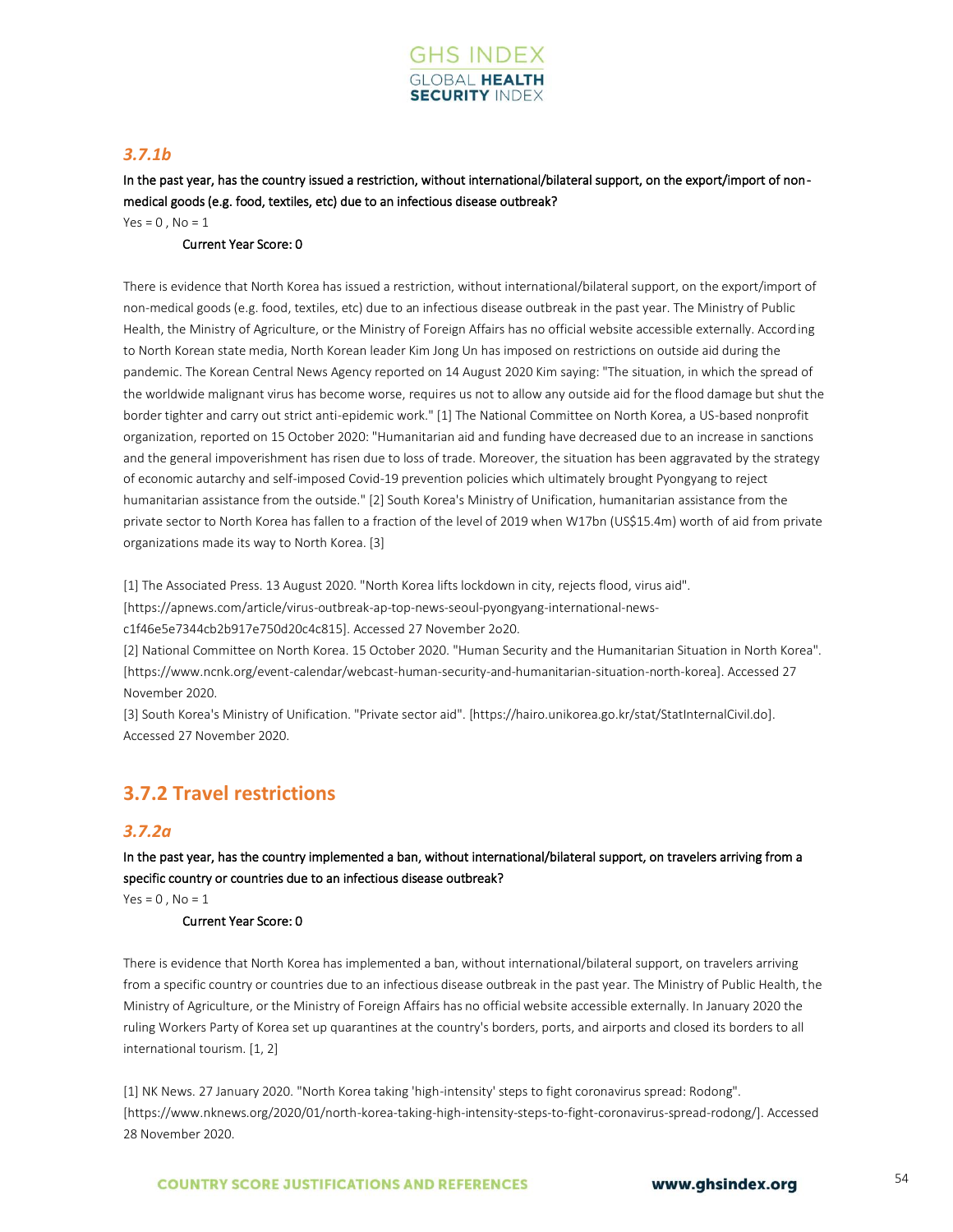### *3.7.1b*

**In the past year, has the country issued a restriction, without international/bilateral support, on the export/import of non-medical goods (e.g. food, textiles, etc) due to an infectious disease outbreak?**

Yes = 0 , No = 1

Current Year Score: 0

There is evidence that North Korea has issued a restriction, without international/bilateral support, on the export/import of non-medical goods (e.g. food, textiles, etc) due to an infectious disease outbreak in the past year. The Ministry of Public Health, the Ministry of Agriculture, or the Ministry of Foreign Affairs has no official website accessible externally. According to North Korean state media, North Korean leader Kim Jong Un has imposed on restrictions on outside aid during the pandemic. The Korean Central News Agency reported on 14 August 2020 Kim saying: "The situation, in which the spread of the worldwide malignant virus has become worse, requires us not to allow any outside aid for the flood damage but shut the border tighter and carry out strict anti-epidemic work." [1] The National Committee on North Korea, a US-based nonprofit organization, reported on 15 October 2020: "Humanitarian aid and funding have decreased due to an increase in sanctions and the general impoverishment has risen due to loss of trade. Moreover, the situation has been aggravated by the strategy of economic autarchy and self-imposed Covid-19 prevention policies which ultimately brought Pyongyang to reject humanitarian assistance from the outside." [2] South Korea's Ministry of Unification, humanitarian assistance from the private sector to North Korea has fallen to a fraction of the level of 2019 when W17bn (US$15.4m) worth of aid from private organizations made its way to North Korea. [3]

[1] The Associated Press. 13 August 2020. "North Korea lifts lockdown in city, rejects flood, virus aid". [https://apnews.com/article/virus-outbreak-ap-top-news-seoul-pyongyang-international-news-c1f46e5e7344cb2b917e750d20c4c815]. Accessed 27 November 2o20.

[2] National Committee on North Korea. 15 October 2020. "Human Security and the Humanitarian Situation in North Korea". [https://www.ncnk.org/event-calendar/webcast-human-security-and-humanitarian-situation-north-korea]. Accessed 27 November 2020.

[3] South Korea's Ministry of Unification. "Private sector aid". [https://hairo.unikorea.go.kr/stat/StatInternalCivil.do]. Accessed 27 November 2020.

## 3.7.2 Travel restrictions

### *3.7.2a*

**In the past year, has the country implemented a ban, without international/bilateral support, on travelers arriving from a specific country or countries due to an infectious disease outbreak?**

Yes = 0 , No = 1

Current Year Score: 0

There is evidence that North Korea has implemented a ban, without international/bilateral support, on travelers arriving from a specific country or countries due to an infectious disease outbreak in the past year. The Ministry of Public Health, the Ministry of Agriculture, or the Ministry of Foreign Affairs has no official website accessible externally. In January 2020 the ruling Workers Party of Korea set up quarantines at the country's borders, ports, and airports and closed its borders to all international tourism. [1, 2]

[1] NK News. 27 January 2020. "North Korea taking 'high-intensity' steps to fight coronavirus spread: Rodong". [https://www.nknews.org/2020/01/north-korea-taking-high-intensity-steps-to-fight-coronavirus-spread-rodong/]. Accessed 28 November 2020.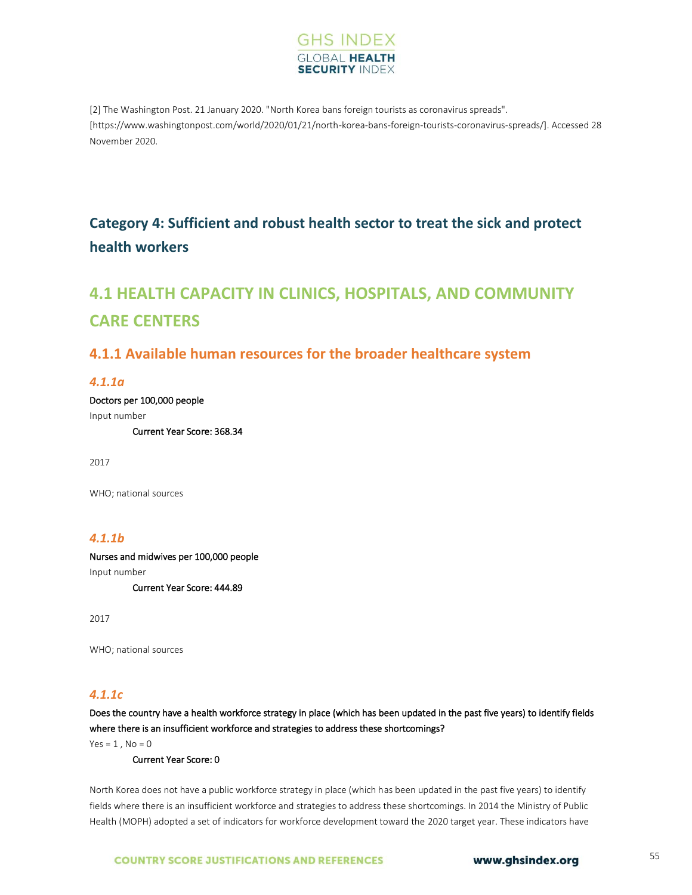[2] The Washington Post. 21 January 2020. "North Korea bans foreign tourists as coronavirus spreads". [https://www.washingtonpost.com/world/2020/01/21/north-korea-bans-foreign-tourists-coronavirus-spreads/]. Accessed 28 November 2020.

## Category 4: Sufficient and robust health sector to treat the sick and protect health workers

# 4.1 HEALTH CAPACITY IN CLINICS, HOSPITALS, AND COMMUNITY CARE CENTERS

### 4.1.1 Available human resources for the broader healthcare system

#### *4.1.1a*

Doctors per 100,000 people

Input number

Current Year Score: 368.34

2017

WHO; national sources

#### *4.1.1b*

Nurses and midwives per 100,000 people

Input number

Current Year Score: 444.89

2017

WHO; national sources

#### *4.1.1c*

Does the country have a health workforce strategy in place (which has been updated in the past five years) to identify fields where there is an insufficient workforce and strategies to address these shortcomings?

Yes = 1 , No = 0

Current Year Score: 0

North Korea does not have a public workforce strategy in place (which has been updated in the past five years) to identify fields where there is an insufficient workforce and strategies to address these shortcomings. In 2014 the Ministry of Public Health (MOPH) adopted a set of indicators for workforce development toward the 2020 target year. These indicators have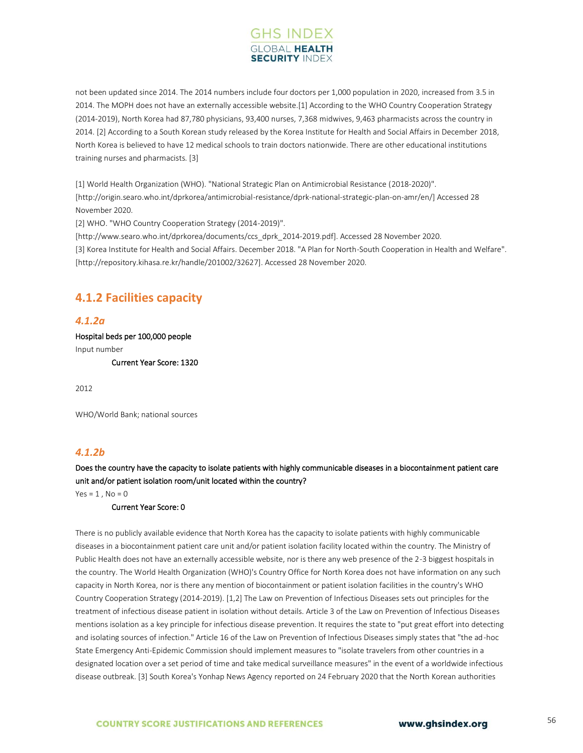not been updated since 2014. The 2014 numbers include four doctors per 1,000 population in 2020, increased from 3.5 in 2014. The MOPH does not have an externally accessible website.[1] According to the WHO Country Cooperation Strategy (2014-2019), North Korea had 87,780 physicians, 93,400 nurses, 7,368 midwives, 9,463 pharmacists across the country in 2014. [2] According to a South Korean study released by the Korea Institute for Health and Social Affairs in December 2018, North Korea is believed to have 12 medical schools to train doctors nationwide. There are other educational institutions training nurses and pharmacists. [3]

[1] World Health Organization (WHO). "National Strategic Plan on Antimicrobial Resistance (2018-2020)". [http://origin.searo.who.int/dprkorea/antimicrobial-resistance/dprk-national-strategic-plan-on-amr/en/] Accessed 28 November 2020.

[2] WHO. "WHO Country Cooperation Strategy (2014-2019)". [http://www.searo.who.int/dprkorea/documents/ccs_dprk_2014-2019.pdf]. Accessed 28 November 2020.

[3] Korea Institute for Health and Social Affairs. December 2018. "A Plan for North-South Cooperation in Health and Welfare". [http://repository.kihasa.re.kr/handle/201002/32627]. Accessed 28 November 2020.

## 4.1.2 Facilities capacity

### *4.1.2a*

Hospital beds per 100,000 people

Input number

Current Year Score: 1320

2012

WHO/World Bank; national sources

### *4.1.2b*

Does the country have the capacity to isolate patients with highly communicable diseases in a biocontainment patient care unit and/or patient isolation room/unit located within the country?

Yes = 1 , No = 0

Current Year Score: 0

There is no publicly available evidence that North Korea has the capacity to isolate patients with highly communicable diseases in a biocontainment patient care unit and/or patient isolation facility located within the country. The Ministry of Public Health does not have an externally accessible website, nor is there any web presence of the 2-3 biggest hospitals in the country. The World Health Organization (WHO)'s Country Office for North Korea does not have information on any such capacity in North Korea, nor is there any mention of biocontainment or patient isolation facilities in the country's WHO Country Cooperation Strategy (2014-2019). [1,2] The Law on Prevention of Infectious Diseases sets out principles for the treatment of infectious disease patient in isolation without details. Article 3 of the Law on Prevention of Infectious Diseases mentions isolation as a key principle for infectious disease prevention. It requires the state to "put great effort into detecting and isolating sources of infection." Article 16 of the Law on Prevention of Infectious Diseases simply states that "the ad-hoc State Emergency Anti-Epidemic Commission should implement measures to "isolate travelers from other countries in a designated location over a set period of time and take medical surveillance measures" in the event of a worldwide infectious disease outbreak. [3] South Korea's Yonhap News Agency reported on 24 February 2020 that the North Korean authorities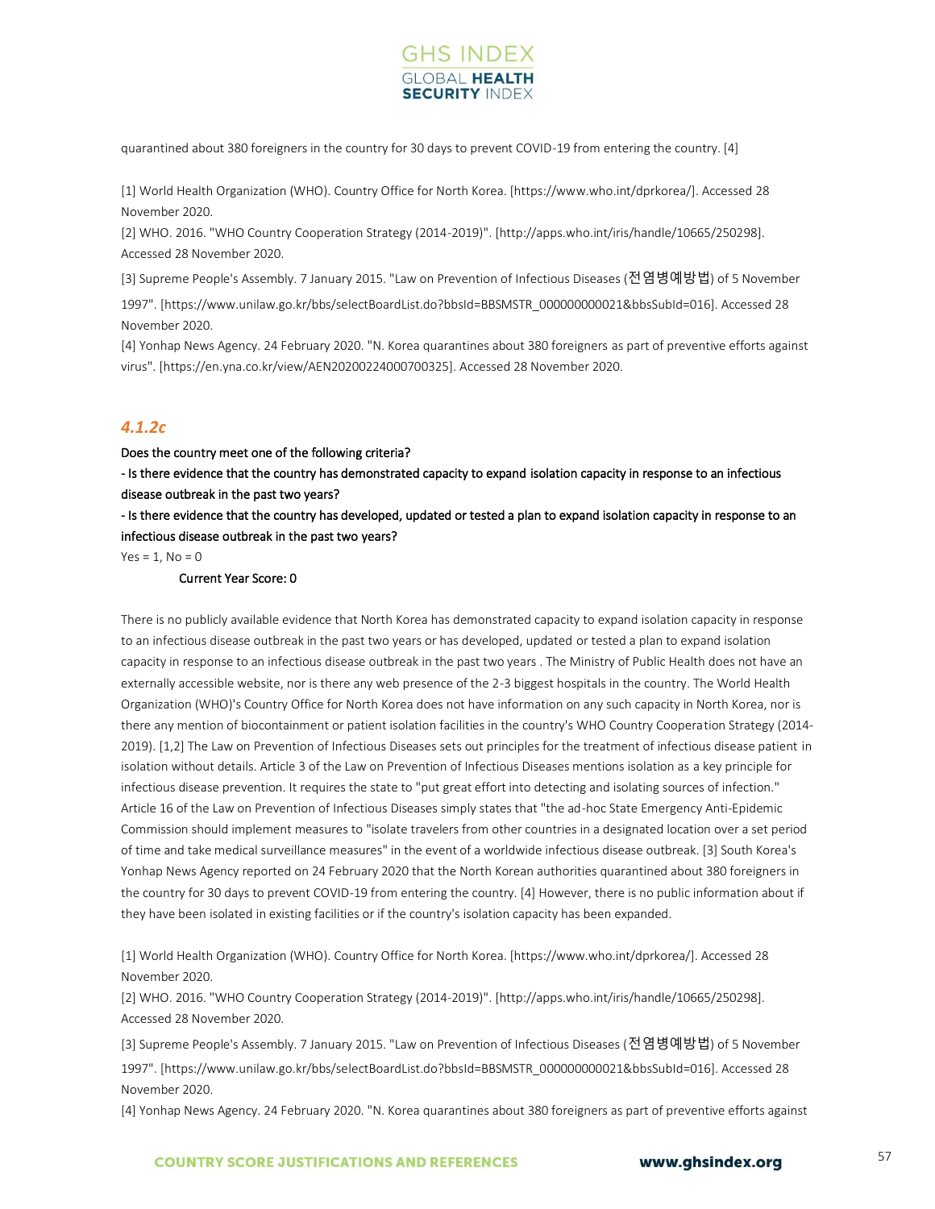quarantined about 380 foreigners in the country for 30 days to prevent COVID-19 from entering the country. [4]

[1] World Health Organization (WHO). Country Office for North Korea. [https://www.who.int/dprkorea/]. Accessed 28 November 2020.
[2] WHO. 2016. "WHO Country Cooperation Strategy (2014-2019)". [http://apps.who.int/iris/handle/10665/250298]. Accessed 28 November 2020.
[3] Supreme People's Assembly. 7 January 2015. "Law on Prevention of Infectious Diseases (전염병예방법) of 5 November 1997". [https://www.unilaw.go.kr/bbs/selectBoardList.do?bbsId=BBSMSTR_000000000021&bbsSubId=016]. Accessed 28 November 2020.
[4] Yonhap News Agency. 24 February 2020. "N. Korea quarantines about 380 foreigners as part of preventive efforts against virus". [https://en.yna.co.kr/view/AEN20200224000700325]. Accessed 28 November 2020.

### *4.1.2c*

Does the country meet one of the following criteria?
- Is there evidence that the country has demonstrated capacity to expand isolation capacity in response to an infectious disease outbreak in the past two years?
- Is there evidence that the country has developed, updated or tested a plan to expand isolation capacity in response to an infectious disease outbreak in the past two years?

Yes = 1, No = 0

**Current Year Score: 0**

There is no publicly available evidence that North Korea has demonstrated capacity to expand isolation capacity in response to an infectious disease outbreak in the past two years or has developed, updated or tested a plan to expand isolation capacity in response to an infectious disease outbreak in the past two years . The Ministry of Public Health does not have an externally accessible website, nor is there any web presence of the 2-3 biggest hospitals in the country. The World Health Organization (WHO)'s Country Office for North Korea does not have information on any such capacity in North Korea, nor is there any mention of biocontainment or patient isolation facilities in the country's WHO Country Cooperation Strategy (2014-2019). [1,2] The Law on Prevention of Infectious Diseases sets out principles for the treatment of infectious disease patient in isolation without details. Article 3 of the Law on Prevention of Infectious Diseases mentions isolation as a key principle for infectious disease prevention. It requires the state to "put great effort into detecting and isolating sources of infection." Article 16 of the Law on Prevention of Infectious Diseases simply states that "the ad-hoc State Emergency Anti-Epidemic Commission should implement measures to "isolate travelers from other countries in a designated location over a set period of time and take medical surveillance measures" in the event of a worldwide infectious disease outbreak. [3] South Korea's Yonhap News Agency reported on 24 February 2020 that the North Korean authorities quarantined about 380 foreigners in the country for 30 days to prevent COVID-19 from entering the country. [4] However, there is no public information about if they have been isolated in existing facilities or if the country's isolation capacity has been expanded.

[1] World Health Organization (WHO). Country Office for North Korea. [https://www.who.int/dprkorea/]. Accessed 28 November 2020.
[2] WHO. 2016. "WHO Country Cooperation Strategy (2014-2019)". [http://apps.who.int/iris/handle/10665/250298]. Accessed 28 November 2020.
[3] Supreme People's Assembly. 7 January 2015. "Law on Prevention of Infectious Diseases (전염병예방법) of 5 November 1997". [https://www.unilaw.go.kr/bbs/selectBoardList.do?bbsId=BBSMSTR_000000000021&bbsSubId=016]. Accessed 28 November 2020.
[4] Yonhap News Agency. 24 February 2020. "N. Korea quarantines about 380 foreigners as part of preventive efforts against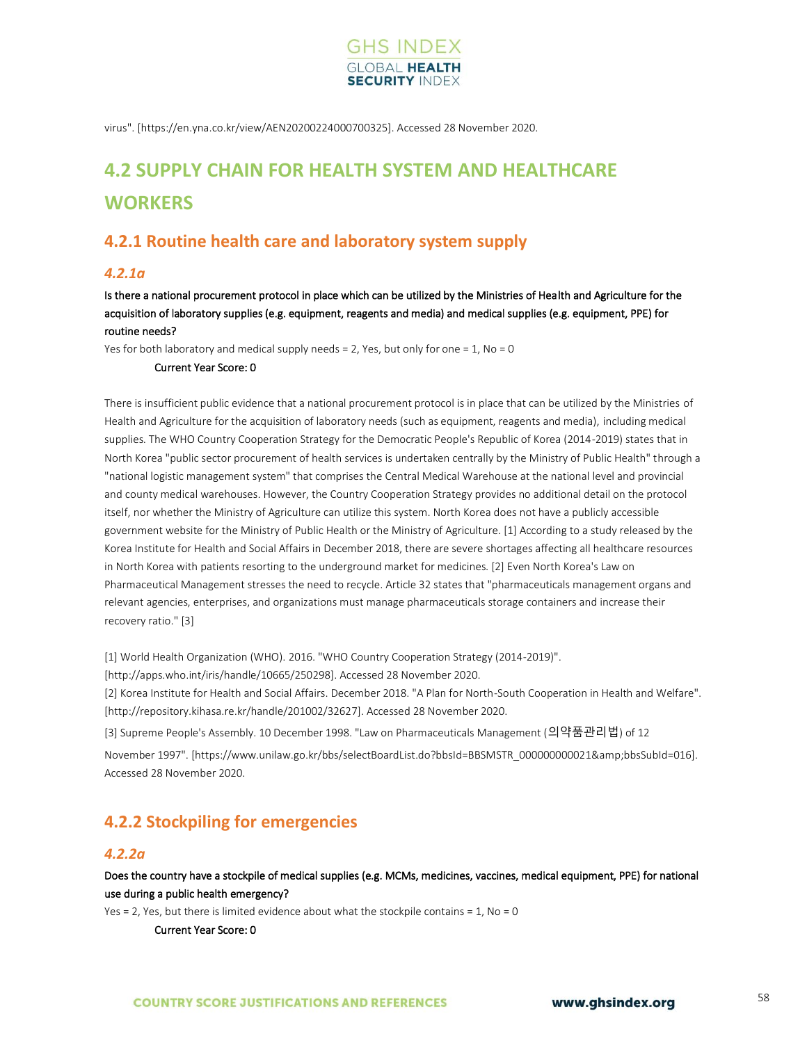virus". [https://en.yna.co.kr/view/AEN20200224000700325]. Accessed 28 November 2020.

## 4.2 SUPPLY CHAIN FOR HEALTH SYSTEM AND HEALTHCARE WORKERS

### 4.2.1 Routine health care and laboratory system supply

#### *4.2.1a*

**Is there a national procurement protocol in place which can be utilized by the Ministries of Health and Agriculture for the acquisition of laboratory supplies (e.g. equipment, reagents and media) and medical supplies (e.g. equipment, PPE) for routine needs?**

Yes for both laboratory and medical supply needs = 2, Yes, but only for one = 1, No = 0

**Current Year Score: 0**

There is insufficient public evidence that a national procurement protocol is in place that can be utilized by the Ministries of Health and Agriculture for the acquisition of laboratory needs (such as equipment, reagents and media), including medical supplies. The WHO Country Cooperation Strategy for the Democratic People's Republic of Korea (2014-2019) states that in North Korea "public sector procurement of health services is undertaken centrally by the Ministry of Public Health" through a "national logistic management system" that comprises the Central Medical Warehouse at the national level and provincial and county medical warehouses. However, the Country Cooperation Strategy provides no additional detail on the protocol itself, nor whether the Ministry of Agriculture can utilize this system. North Korea does not have a publicly accessible government website for the Ministry of Public Health or the Ministry of Agriculture. [1] According to a study released by the Korea Institute for Health and Social Affairs in December 2018, there are severe shortages affecting all healthcare resources in North Korea with patients resorting to the underground market for medicines. [2] Even North Korea's Law on Pharmaceutical Management stresses the need to recycle. Article 32 states that "pharmaceuticals management organs and relevant agencies, enterprises, and organizations must manage pharmaceuticals storage containers and increase their recovery ratio." [3]

[1] World Health Organization (WHO). 2016. "WHO Country Cooperation Strategy (2014-2019)". [http://apps.who.int/iris/handle/10665/250298]. Accessed 28 November 2020.

[2] Korea Institute for Health and Social Affairs. December 2018. "A Plan for North-South Cooperation in Health and Welfare". [http://repository.kihasa.re.kr/handle/201002/32627]. Accessed 28 November 2020.

[3] Supreme People's Assembly. 10 December 1998. "Law on Pharmaceuticals Management (의약품관리법) of 12 November 1997". [https://www.unilaw.go.kr/bbs/selectBoardList.do?bbsId=BBSMSTR_000000000021&amp;bbsSubId=016]. Accessed 28 November 2020.

### 4.2.2 Stockpiling for emergencies

#### *4.2.2a*

**Does the country have a stockpile of medical supplies (e.g. MCMs, medicines, vaccines, medical equipment, PPE) for national use during a public health emergency?**

Yes = 2, Yes, but there is limited evidence about what the stockpile contains = 1, No = 0

**Current Year Score: 0**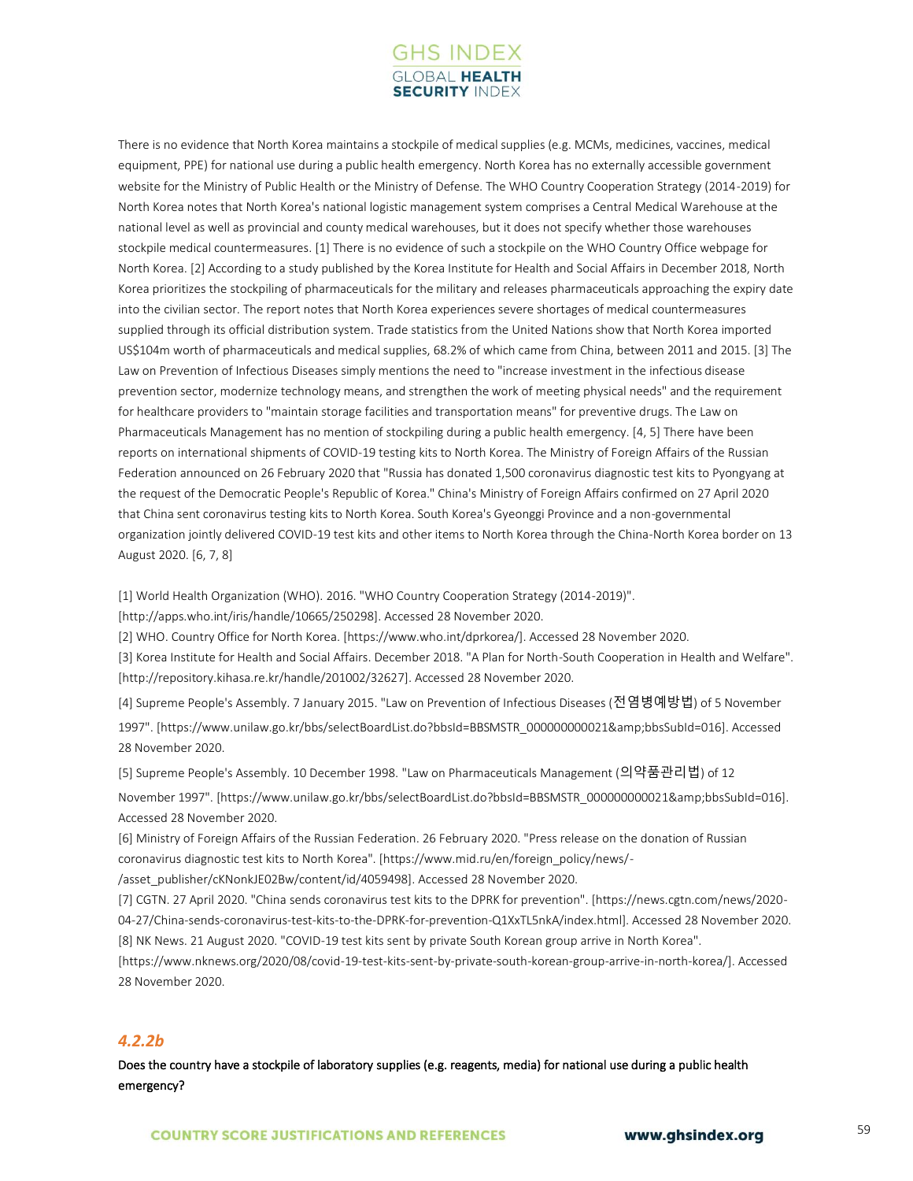There is no evidence that North Korea maintains a stockpile of medical supplies (e.g. MCMs, medicines, vaccines, medical equipment, PPE) for national use during a public health emergency. North Korea has no externally accessible government website for the Ministry of Public Health or the Ministry of Defense. The WHO Country Cooperation Strategy (2014-2019) for North Korea notes that North Korea's national logistic management system comprises a Central Medical Warehouse at the national level as well as provincial and county medical warehouses, but it does not specify whether those warehouses stockpile medical countermeasures. [1] There is no evidence of such a stockpile on the WHO Country Office webpage for North Korea. [2] According to a study published by the Korea Institute for Health and Social Affairs in December 2018, North Korea prioritizes the stockpiling of pharmaceuticals for the military and releases pharmaceuticals approaching the expiry date into the civilian sector. The report notes that North Korea experiences severe shortages of medical countermeasures supplied through its official distribution system. Trade statistics from the United Nations show that North Korea imported US$104m worth of pharmaceuticals and medical supplies, 68.2% of which came from China, between 2011 and 2015. [3] The Law on Prevention of Infectious Diseases simply mentions the need to "increase investment in the infectious disease prevention sector, modernize technology means, and strengthen the work of meeting physical needs" and the requirement for healthcare providers to "maintain storage facilities and transportation means" for preventive drugs. The Law on Pharmaceuticals Management has no mention of stockpiling during a public health emergency. [4, 5] There have been reports on international shipments of COVID-19 testing kits to North Korea. The Ministry of Foreign Affairs of the Russian Federation announced on 26 February 2020 that "Russia has donated 1,500 coronavirus diagnostic test kits to Pyongyang at the request of the Democratic People's Republic of Korea." China's Ministry of Foreign Affairs confirmed on 27 April 2020 that China sent coronavirus testing kits to North Korea. South Korea's Gyeonggi Province and a non-governmental organization jointly delivered COVID-19 test kits and other items to North Korea through the China-North Korea border on 13 August 2020. [6, 7, 8]

[1] World Health Organization (WHO). 2016. "WHO Country Cooperation Strategy (2014-2019)". [http://apps.who.int/iris/handle/10665/250298]. Accessed 28 November 2020.

[2] WHO. Country Office for North Korea. [https://www.who.int/dprkorea/]. Accessed 28 November 2020.

[3] Korea Institute for Health and Social Affairs. December 2018. "A Plan for North-South Cooperation in Health and Welfare". [http://repository.kihasa.re.kr/handle/201002/32627]. Accessed 28 November 2020.

[4] Supreme People's Assembly. 7 January 2015. "Law on Prevention of Infectious Diseases (전염병예방법) of 5 November 1997". [https://www.unilaw.go.kr/bbs/selectBoardList.do?bbsId=BBSMSTR_000000000021&amp;bbsSubId=016]. Accessed 28 November 2020.

[5] Supreme People's Assembly. 10 December 1998. "Law on Pharmaceuticals Management (의약품관리법) of 12 November 1997". [https://www.unilaw.go.kr/bbs/selectBoardList.do?bbsId=BBSMSTR_000000000021&amp;bbsSubId=016]. Accessed 28 November 2020.

[6] Ministry of Foreign Affairs of the Russian Federation. 26 February 2020. "Press release on the donation of Russian coronavirus diagnostic test kits to North Korea". [https://www.mid.ru/en/foreign_policy/news/-/asset_publisher/cKNonkJE02Bw/content/id/4059498]. Accessed 28 November 2020.

[7] CGTN. 27 April 2020. "China sends coronavirus test kits to the DPRK for prevention". [https://news.cgtn.com/news/2020-04-27/China-sends-coronavirus-test-kits-to-the-DPRK-for-prevention-Q1XxTL5nkA/index.html]. Accessed 28 November 2020.

[8] NK News. 21 August 2020. "COVID-19 test kits sent by private South Korean group arrive in North Korea". [https://www.nknews.org/2020/08/covid-19-test-kits-sent-by-private-south-korean-group-arrive-in-north-korea/]. Accessed 28 November 2020.

### *4.2.2b*

**Does the country have a stockpile of laboratory supplies (e.g. reagents, media) for national use during a public health emergency?**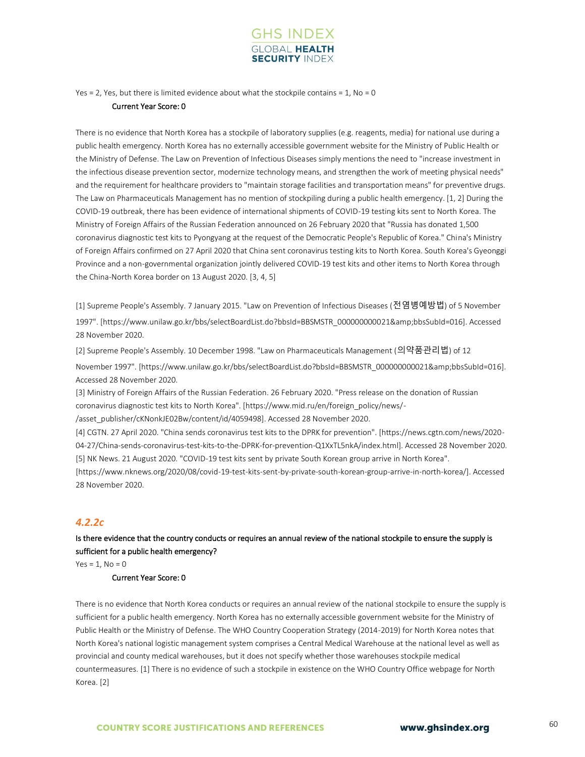Yes = 2, Yes, but there is limited evidence about what the stockpile contains = 1, No = 0

Current Year Score: 0

There is no evidence that North Korea has a stockpile of laboratory supplies (e.g. reagents, media) for national use during a public health emergency. North Korea has no externally accessible government website for the Ministry of Public Health or the Ministry of Defense. The Law on Prevention of Infectious Diseases simply mentions the need to "increase investment in the infectious disease prevention sector, modernize technology means, and strengthen the work of meeting physical needs" and the requirement for healthcare providers to "maintain storage facilities and transportation means" for preventive drugs. The Law on Pharmaceuticals Management has no mention of stockpiling during a public health emergency. [1, 2] During the COVID-19 outbreak, there has been evidence of international shipments of COVID-19 testing kits sent to North Korea. The Ministry of Foreign Affairs of the Russian Federation announced on 26 February 2020 that "Russia has donated 1,500 coronavirus diagnostic test kits to Pyongyang at the request of the Democratic People's Republic of Korea." China's Ministry of Foreign Affairs confirmed on 27 April 2020 that China sent coronavirus testing kits to North Korea. South Korea's Gyeonggi Province and a non-governmental organization jointly delivered COVID-19 test kits and other items to North Korea through the China-North Korea border on 13 August 2020. [3, 4, 5]

[1] Supreme People's Assembly. 7 January 2015. "Law on Prevention of Infectious Diseases (전염병예방법) of 5 November 1997". [https://www.unilaw.go.kr/bbs/selectBoardList.do?bbsId=BBSMSTR_000000000021&amp;bbsSubId=016]. Accessed 28 November 2020.

[2] Supreme People's Assembly. 10 December 1998. "Law on Pharmaceuticals Management (의약품관리법) of 12 November 1997". [https://www.unilaw.go.kr/bbs/selectBoardList.do?bbsId=BBSMSTR_000000000021&amp;bbsSubId=016]. Accessed 28 November 2020.

[3] Ministry of Foreign Affairs of the Russian Federation. 26 February 2020. "Press release on the donation of Russian coronavirus diagnostic test kits to North Korea". [https://www.mid.ru/en/foreign_policy/news/-/asset_publisher/cKNonkJE02Bw/content/id/4059498]. Accessed 28 November 2020.

[4] CGTN. 27 April 2020. "China sends coronavirus test kits to the DPRK for prevention". [https://news.cgtn.com/news/2020-04-27/China-sends-coronavirus-test-kits-to-the-DPRK-for-prevention-Q1XxTL5nkA/index.html]. Accessed 28 November 2020.

[5] NK News. 21 August 2020. "COVID-19 test kits sent by private South Korean group arrive in North Korea". [https://www.nknews.org/2020/08/covid-19-test-kits-sent-by-private-south-korean-group-arrive-in-north-korea/]. Accessed 28 November 2020.

### *4.2.2c*

**Is there evidence that the country conducts or requires an annual review of the national stockpile to ensure the supply is sufficient for a public health emergency?**

Yes = 1, No = 0

Current Year Score: 0

There is no evidence that North Korea conducts or requires an annual review of the national stockpile to ensure the supply is sufficient for a public health emergency. North Korea has no externally accessible government website for the Ministry of Public Health or the Ministry of Defense. The WHO Country Cooperation Strategy (2014-2019) for North Korea notes that North Korea's national logistic management system comprises a Central Medical Warehouse at the national level as well as provincial and county medical warehouses, but it does not specify whether those warehouses stockpile medical countermeasures. [1] There is no evidence of such a stockpile in existence on the WHO Country Office webpage for North Korea. [2]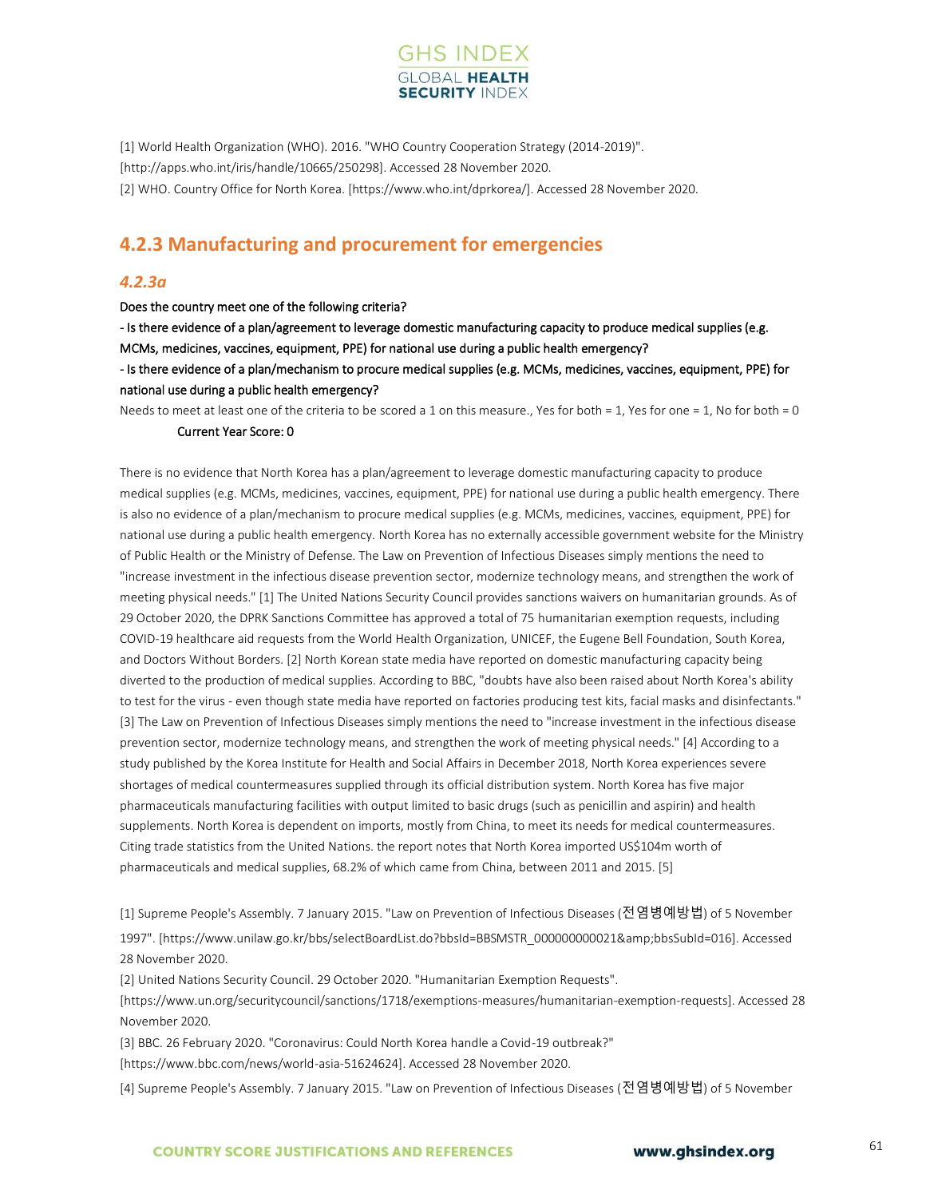[1] World Health Organization (WHO). 2016. "WHO Country Cooperation Strategy (2014-2019)". [http://apps.who.int/iris/handle/10665/250298]. Accessed 28 November 2020.

[2] WHO. Country Office for North Korea. [https://www.who.int/dprkorea/]. Accessed 28 November 2020.

## 4.2.3 Manufacturing and procurement for emergencies

### *4.2.3a*

Does the country meet one of the following criteria?

- Is there evidence of a plan/agreement to leverage domestic manufacturing capacity to produce medical supplies (e.g. MCMs, medicines, vaccines, equipment, PPE) for national use during a public health emergency?

- Is there evidence of a plan/mechanism to procure medical supplies (e.g. MCMs, medicines, vaccines, equipment, PPE) for national use during a public health emergency?

Needs to meet at least one of the criteria to be scored a 1 on this measure., Yes for both = 1, Yes for one = 1, No for both = 0

**Current Year Score: 0**

There is no evidence that North Korea has a plan/agreement to leverage domestic manufacturing capacity to produce medical supplies (e.g. MCMs, medicines, vaccines, equipment, PPE) for national use during a public health emergency. There is also no evidence of a plan/mechanism to procure medical supplies (e.g. MCMs, medicines, vaccines, equipment, PPE) for national use during a public health emergency. North Korea has no externally accessible government website for the Ministry of Public Health or the Ministry of Defense. The Law on Prevention of Infectious Diseases simply mentions the need to "increase investment in the infectious disease prevention sector, modernize technology means, and strengthen the work of meeting physical needs." [1] The United Nations Security Council provides sanctions waivers on humanitarian grounds. As of 29 October 2020, the DPRK Sanctions Committee has approved a total of 75 humanitarian exemption requests, including COVID-19 healthcare aid requests from the World Health Organization, UNICEF, the Eugene Bell Foundation, South Korea, and Doctors Without Borders. [2] North Korean state media have reported on domestic manufacturing capacity being diverted to the production of medical supplies. According to BBC, "doubts have also been raised about North Korea's ability to test for the virus - even though state media have reported on factories producing test kits, facial masks and disinfectants." [3] The Law on Prevention of Infectious Diseases simply mentions the need to "increase investment in the infectious disease prevention sector, modernize technology means, and strengthen the work of meeting physical needs." [4] According to a study published by the Korea Institute for Health and Social Affairs in December 2018, North Korea experiences severe shortages of medical countermeasures supplied through its official distribution system. North Korea has five major pharmaceuticals manufacturing facilities with output limited to basic drugs (such as penicillin and aspirin) and health supplements. North Korea is dependent on imports, mostly from China, to meet its needs for medical countermeasures. Citing trade statistics from the United Nations. the report notes that North Korea imported US$104m worth of pharmaceuticals and medical supplies, 68.2% of which came from China, between 2011 and 2015. [5]

[1] Supreme People's Assembly. 7 January 2015. "Law on Prevention of Infectious Diseases (전염병예방법) of 5 November 1997". [https://www.unilaw.go.kr/bbs/selectBoardList.do?bbsId=BBSMSTR_000000000021&amp;bbsSubId=016]. Accessed 28 November 2020.

[2] United Nations Security Council. 29 October 2020. "Humanitarian Exemption Requests". [https://www.un.org/securitycouncil/sanctions/1718/exemptions-measures/humanitarian-exemption-requests]. Accessed 28 November 2020.

[3] BBC. 26 February 2020. "Coronavirus: Could North Korea handle a Covid-19 outbreak?" [https://www.bbc.com/news/world-asia-51624624]. Accessed 28 November 2020.

[4] Supreme People's Assembly. 7 January 2015. "Law on Prevention of Infectious Diseases (전염병예방법) of 5 November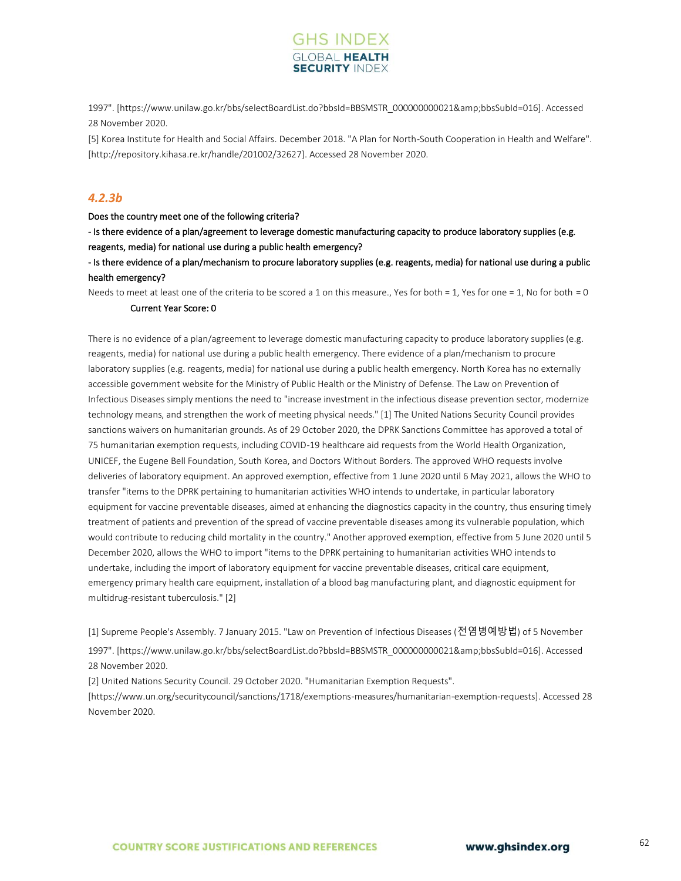1997". [https://www.unilaw.go.kr/bbs/selectBoardList.do?bbsId=BBSMSTR_000000000021&amp;bbsSubId=016]. Accessed 28 November 2020.

[5] Korea Institute for Health and Social Affairs. December 2018. "A Plan for North-South Cooperation in Health and Welfare". [http://repository.kihasa.re.kr/handle/201002/32627]. Accessed 28 November 2020.

### *4.2.3b*

**Does the country meet one of the following criteria?**

**- Is there evidence of a plan/agreement to leverage domestic manufacturing capacity to produce laboratory supplies (e.g. reagents, media) for national use during a public health emergency?**

**- Is there evidence of a plan/mechanism to procure laboratory supplies (e.g. reagents, media) for national use during a public health emergency?**

Needs to meet at least one of the criteria to be scored a 1 on this measure., Yes for both = 1, Yes for one = 1, No for both = 0

**Current Year Score: 0**

There is no evidence of a plan/agreement to leverage domestic manufacturing capacity to produce laboratory supplies (e.g. reagents, media) for national use during a public health emergency. There evidence of a plan/mechanism to procure laboratory supplies (e.g. reagents, media) for national use during a public health emergency. North Korea has no externally accessible government website for the Ministry of Public Health or the Ministry of Defense. The Law on Prevention of Infectious Diseases simply mentions the need to "increase investment in the infectious disease prevention sector, modernize technology means, and strengthen the work of meeting physical needs." [1] The United Nations Security Council provides sanctions waivers on humanitarian grounds. As of 29 October 2020, the DPRK Sanctions Committee has approved a total of 75 humanitarian exemption requests, including COVID-19 healthcare aid requests from the World Health Organization, UNICEF, the Eugene Bell Foundation, South Korea, and Doctors Without Borders. The approved WHO requests involve deliveries of laboratory equipment. An approved exemption, effective from 1 June 2020 until 6 May 2021, allows the WHO to transfer "items to the DPRK pertaining to humanitarian activities WHO intends to undertake, in particular laboratory equipment for vaccine preventable diseases, aimed at enhancing the diagnostics capacity in the country, thus ensuring timely treatment of patients and prevention of the spread of vaccine preventable diseases among its vulnerable population, which would contribute to reducing child mortality in the country." Another approved exemption, effective from 5 June 2020 until 5 December 2020, allows the WHO to import "items to the DPRK pertaining to humanitarian activities WHO intends to undertake, including the import of laboratory equipment for vaccine preventable diseases, critical care equipment, emergency primary health care equipment, installation of a blood bag manufacturing plant, and diagnostic equipment for multidrug-resistant tuberculosis." [2]

[1] Supreme People's Assembly. 7 January 2015. "Law on Prevention of Infectious Diseases (전염병예방법) of 5 November 1997". [https://www.unilaw.go.kr/bbs/selectBoardList.do?bbsId=BBSMSTR_000000000021&amp;bbsSubId=016]. Accessed 28 November 2020.

[2] United Nations Security Council. 29 October 2020. "Humanitarian Exemption Requests". [https://www.un.org/securitycouncil/sanctions/1718/exemptions-measures/humanitarian-exemption-requests]. Accessed 28 November 2020.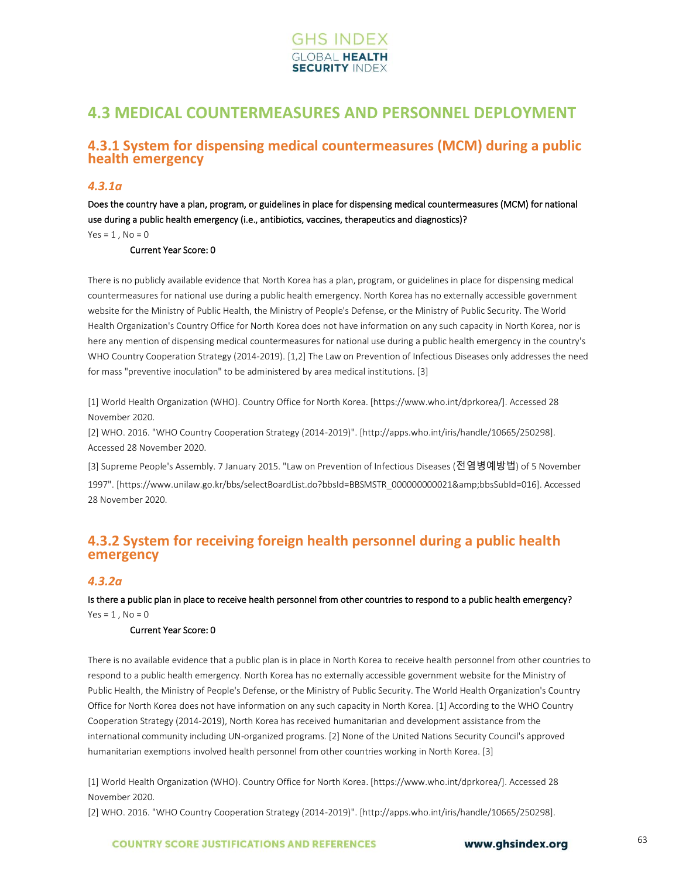# 4.3 MEDICAL COUNTERMEASURES AND PERSONNEL DEPLOYMENT

## 4.3.1 System for dispensing medical countermeasures (MCM) during a public health emergency

### *4.3.1a*

**Does the country have a plan, program, or guidelines in place for dispensing medical countermeasures (MCM) for national use during a public health emergency (i.e., antibiotics, vaccines, therapeutics and diagnostics)?**

Yes = 1 , No = 0

**Current Year Score: 0**

There is no publicly available evidence that North Korea has a plan, program, or guidelines in place for dispensing medical countermeasures for national use during a public health emergency. North Korea has no externally accessible government website for the Ministry of Public Health, the Ministry of People's Defense, or the Ministry of Public Security. The World Health Organization's Country Office for North Korea does not have information on any such capacity in North Korea, nor is here any mention of dispensing medical countermeasures for national use during a public health emergency in the country's WHO Country Cooperation Strategy (2014-2019). [1,2] The Law on Prevention of Infectious Diseases only addresses the need for mass "preventive inoculation" to be administered by area medical institutions. [3]

[1] World Health Organization (WHO). Country Office for North Korea. [https://www.who.int/dprkorea/]. Accessed 28 November 2020.

[2] WHO. 2016. "WHO Country Cooperation Strategy (2014-2019)". [http://apps.who.int/iris/handle/10665/250298]. Accessed 28 November 2020.

[3] Supreme People's Assembly. 7 January 2015. "Law on Prevention of Infectious Diseases (전염병예방법) of 5 November 1997". [https://www.unilaw.go.kr/bbs/selectBoardList.do?bbsId=BBSMSTR_000000000021&amp;bbsSubId=016]. Accessed 28 November 2020.

## 4.3.2 System for receiving foreign health personnel during a public health emergency

### *4.3.2a*

**Is there a public plan in place to receive health personnel from other countries to respond to a public health emergency?**

Yes = 1 , No = 0

**Current Year Score: 0**

There is no available evidence that a public plan is in place in North Korea to receive health personnel from other countries to respond to a public health emergency. North Korea has no externally accessible government website for the Ministry of Public Health, the Ministry of People's Defense, or the Ministry of Public Security. The World Health Organization's Country Office for North Korea does not have information on any such capacity in North Korea. [1] According to the WHO Country Cooperation Strategy (2014-2019), North Korea has received humanitarian and development assistance from the international community including UN-organized programs. [2] None of the United Nations Security Council's approved humanitarian exemptions involved health personnel from other countries working in North Korea. [3]

[1] World Health Organization (WHO). Country Office for North Korea. [https://www.who.int/dprkorea/]. Accessed 28 November 2020.

[2] WHO. 2016. "WHO Country Cooperation Strategy (2014-2019)". [http://apps.who.int/iris/handle/10665/250298].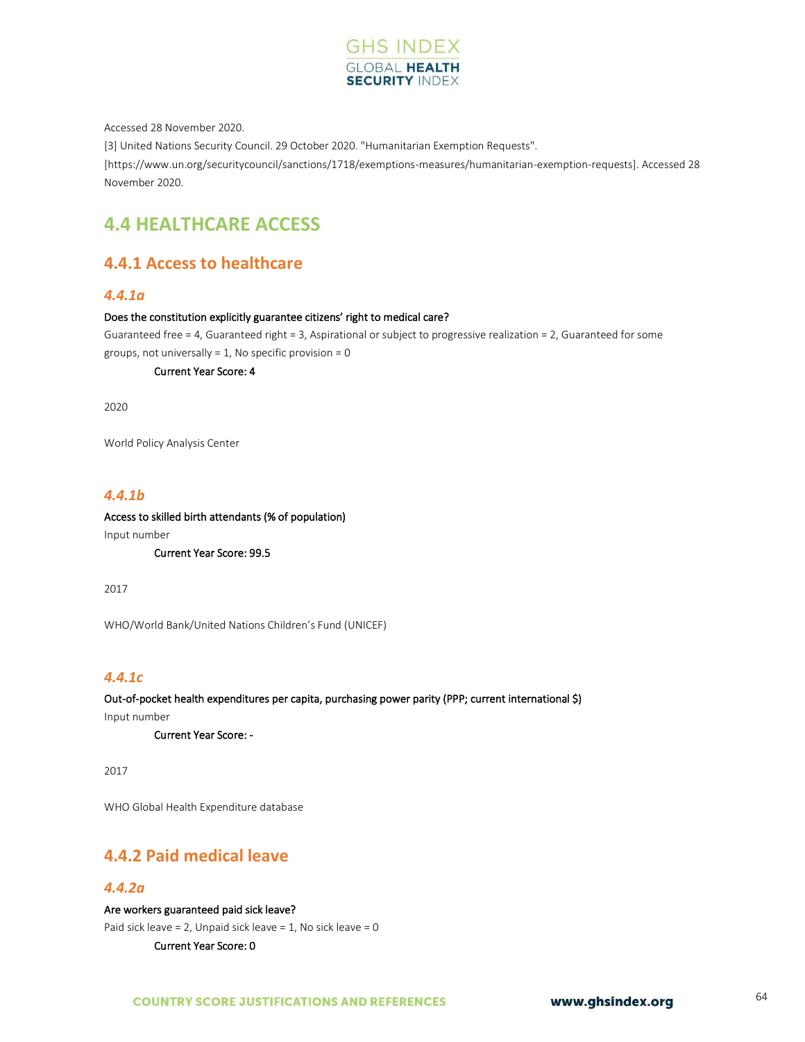Accessed 28 November 2020.

[3] United Nations Security Council. 29 October 2020. "Humanitarian Exemption Requests". [https://www.un.org/securitycouncil/sanctions/1718/exemptions-measures/humanitarian-exemption-requests]. Accessed 28 November 2020.

## 4.4 HEALTHCARE ACCESS

### 4.4.1 Access to healthcare

#### *4.4.1a*

Does the constitution explicitly guarantee citizens' right to medical care?

Guaranteed free = 4, Guaranteed right = 3, Aspirational or subject to progressive realization = 2, Guaranteed for some groups, not universally = 1, No specific provision = 0

Current Year Score: 4

2020

World Policy Analysis Center

#### *4.4.1b*

Access to skilled birth attendants (% of population)

Input number

Current Year Score: 99.5

2017

WHO/World Bank/United Nations Children's Fund (UNICEF)

#### *4.4.1c*

Out-of-pocket health expenditures per capita, purchasing power parity (PPP; current international $)

Input number

Current Year Score: -

2017

WHO Global Health Expenditure database

### 4.4.2 Paid medical leave

#### *4.4.2a*

Are workers guaranteed paid sick leave?

Paid sick leave = 2, Unpaid sick leave = 1, No sick leave = 0

Current Year Score: 0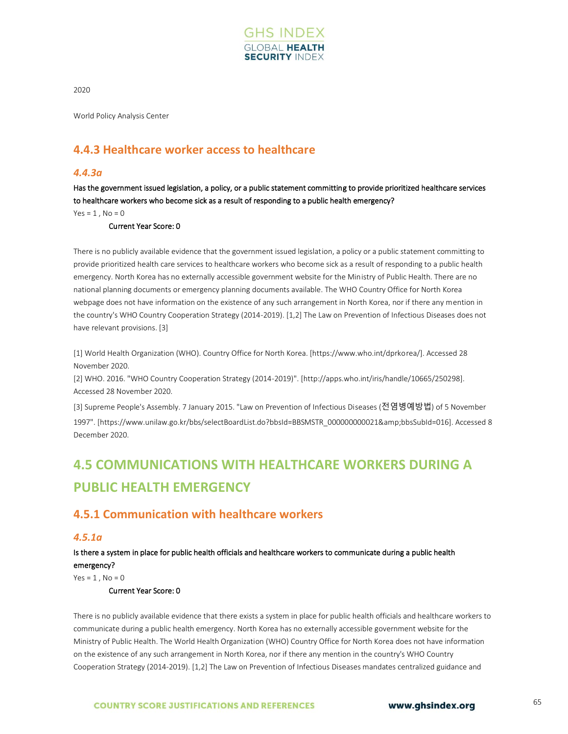2020

World Policy Analysis Center

### 4.4.3 Healthcare worker access to healthcare

#### *4.4.3a*

**Has the government issued legislation, a policy, or a public statement committing to provide prioritized healthcare services to healthcare workers who become sick as a result of responding to a public health emergency?**

Yes = 1 , No = 0

**Current Year Score: 0**

There is no publicly available evidence that the government issued legislation, a policy or a public statement committing to provide prioritized health care services to healthcare workers who become sick as a result of responding to a public health emergency. North Korea has no externally accessible government website for the Ministry of Public Health. There are no national planning documents or emergency planning documents available. The WHO Country Office for North Korea webpage does not have information on the existence of any such arrangement in North Korea, nor if there any mention in the country's WHO Country Cooperation Strategy (2014-2019). [1,2] The Law on Prevention of Infectious Diseases does not have relevant provisions. [3]

[1] World Health Organization (WHO). Country Office for North Korea. [https://www.who.int/dprkorea/]. Accessed 28 November 2020.

[2] WHO. 2016. "WHO Country Cooperation Strategy (2014-2019)". [http://apps.who.int/iris/handle/10665/250298]. Accessed 28 November 2020.

[3] Supreme People's Assembly. 7 January 2015. "Law on Prevention of Infectious Diseases (전염병예방법) of 5 November 1997". [https://www.unilaw.go.kr/bbs/selectBoardList.do?bbsId=BBSMSTR_000000000021&amp;bbsSubId=016]. Accessed 8 December 2020.

## 4.5 COMMUNICATIONS WITH HEALTHCARE WORKERS DURING A PUBLIC HEALTH EMERGENCY

### 4.5.1 Communication with healthcare workers

#### *4.5.1a*

**Is there a system in place for public health officials and healthcare workers to communicate during a public health emergency?**

Yes = 1 , No = 0

**Current Year Score: 0**

There is no publicly available evidence that there exists a system in place for public health officials and healthcare workers to communicate during a public health emergency. North Korea has no externally accessible government website for the Ministry of Public Health. The World Health Organization (WHO) Country Office for North Korea does not have information on the existence of any such arrangement in North Korea, nor if there any mention in the country's WHO Country Cooperation Strategy (2014-2019). [1,2] The Law on Prevention of Infectious Diseases mandates centralized guidance and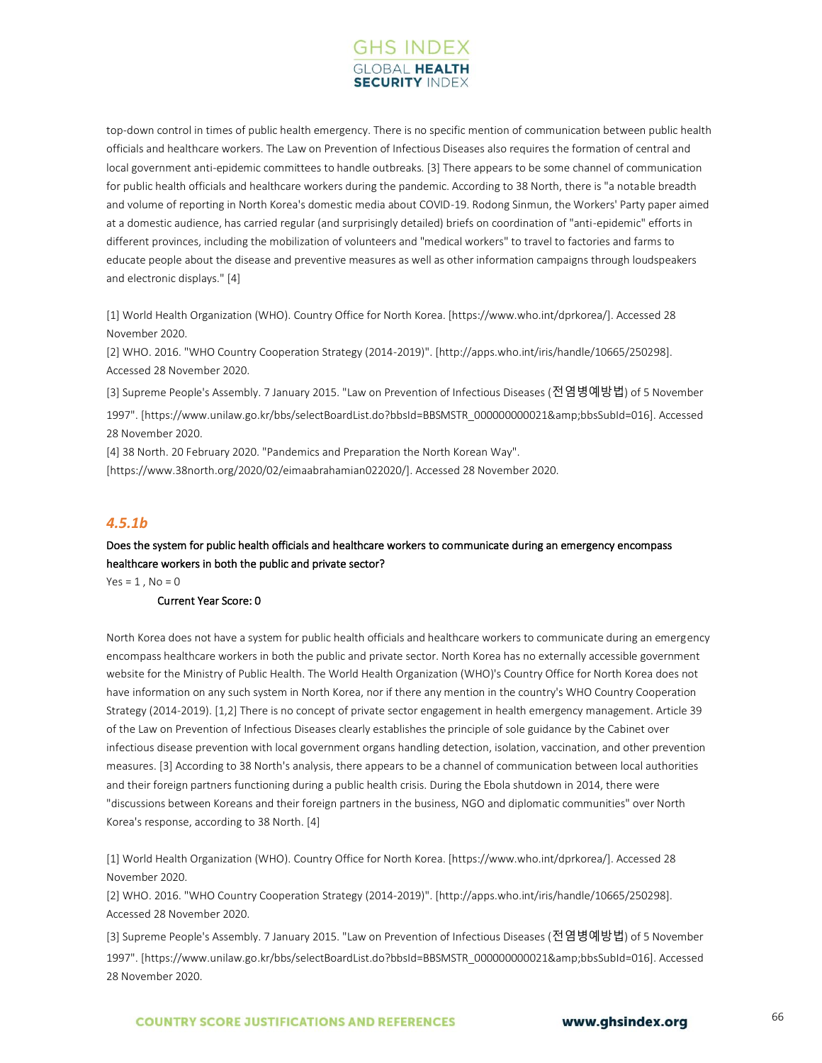top-down control in times of public health emergency. There is no specific mention of communication between public health officials and healthcare workers. The Law on Prevention of Infectious Diseases also requires the formation of central and local government anti-epidemic committees to handle outbreaks. [3] There appears to be some channel of communication for public health officials and healthcare workers during the pandemic. According to 38 North, there is "a notable breadth and volume of reporting in North Korea's domestic media about COVID-19. Rodong Sinmun, the Workers' Party paper aimed at a domestic audience, has carried regular (and surprisingly detailed) briefs on coordination of "anti-epidemic" efforts in different provinces, including the mobilization of volunteers and "medical workers" to travel to factories and farms to educate people about the disease and preventive measures as well as other information campaigns through loudspeakers and electronic displays." [4]

[1] World Health Organization (WHO). Country Office for North Korea. [https://www.who.int/dprkorea/]. Accessed 28 November 2020.
[2] WHO. 2016. "WHO Country Cooperation Strategy (2014-2019)". [http://apps.who.int/iris/handle/10665/250298]. Accessed 28 November 2020.
[3] Supreme People's Assembly. 7 January 2015. "Law on Prevention of Infectious Diseases (전염병예방법) of 5 November 1997". [https://www.unilaw.go.kr/bbs/selectBoardList.do?bbsId=BBSMSTR_000000000021&amp;bbsSubId=016]. Accessed 28 November 2020.
[4] 38 North. 20 February 2020. "Pandemics and Preparation the North Korean Way". [https://www.38north.org/2020/02/eimaabrahamian022020/]. Accessed 28 November 2020.

### *4.5.1b*

**Does the system for public health officials and healthcare workers to communicate during an emergency encompass healthcare workers in both the public and private sector?**

Yes = 1 , No = 0

**Current Year Score: 0**

North Korea does not have a system for public health officials and healthcare workers to communicate during an emergency encompass healthcare workers in both the public and private sector. North Korea has no externally accessible government website for the Ministry of Public Health. The World Health Organization (WHO)'s Country Office for North Korea does not have information on any such system in North Korea, nor if there any mention in the country's WHO Country Cooperation Strategy (2014-2019). [1,2] There is no concept of private sector engagement in health emergency management. Article 39 of the Law on Prevention of Infectious Diseases clearly establishes the principle of sole guidance by the Cabinet over infectious disease prevention with local government organs handling detection, isolation, vaccination, and other prevention measures. [3] According to 38 North's analysis, there appears to be a channel of communication between local authorities and their foreign partners functioning during a public health crisis. During the Ebola shutdown in 2014, there were "discussions between Koreans and their foreign partners in the business, NGO and diplomatic communities" over North Korea's response, according to 38 North. [4]

[1] World Health Organization (WHO). Country Office for North Korea. [https://www.who.int/dprkorea/]. Accessed 28 November 2020.
[2] WHO. 2016. "WHO Country Cooperation Strategy (2014-2019)". [http://apps.who.int/iris/handle/10665/250298]. Accessed 28 November 2020.
[3] Supreme People's Assembly. 7 January 2015. "Law on Prevention of Infectious Diseases (전염병예방법) of 5 November 1997". [https://www.unilaw.go.kr/bbs/selectBoardList.do?bbsId=BBSMSTR_000000000021&amp;bbsSubId=016]. Accessed 28 November 2020.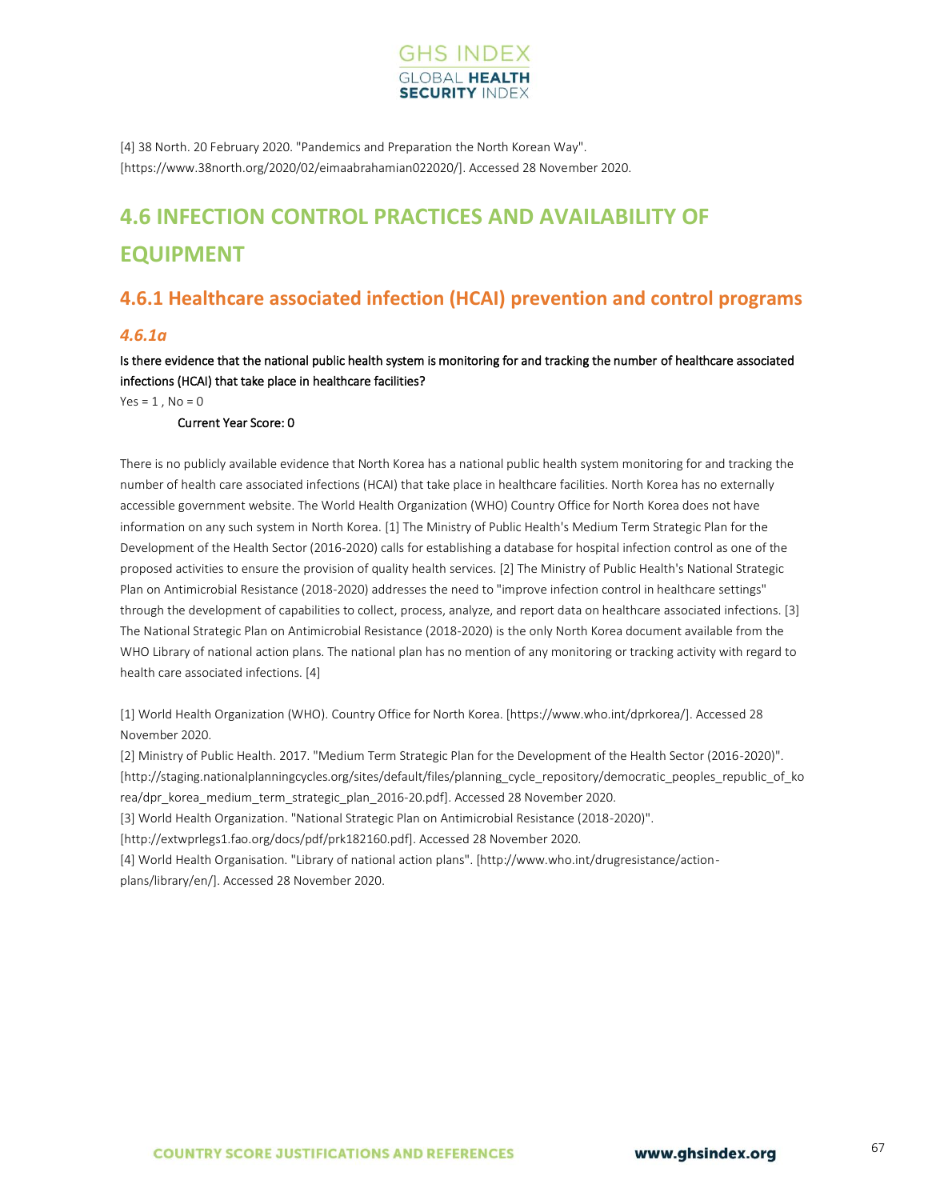[4] 38 North. 20 February 2020. "Pandemics and Preparation the North Korean Way". [https://www.38north.org/2020/02/eimaabrahamian022020/]. Accessed 28 November 2020.

# 4.6 INFECTION CONTROL PRACTICES AND AVAILABILITY OF EQUIPMENT

## 4.6.1 Healthcare associated infection (HCAI) prevention and control programs

### *4.6.1a*

Is there evidence that the national public health system is monitoring for and tracking the number of healthcare associated infections (HCAI) that take place in healthcare facilities?

Yes = 1 , No = 0

Current Year Score: 0

There is no publicly available evidence that North Korea has a national public health system monitoring for and tracking the number of health care associated infections (HCAI) that take place in healthcare facilities. North Korea has no externally accessible government website. The World Health Organization (WHO) Country Office for North Korea does not have information on any such system in North Korea. [1] The Ministry of Public Health's Medium Term Strategic Plan for the Development of the Health Sector (2016-2020) calls for establishing a database for hospital infection control as one of the proposed activities to ensure the provision of quality health services. [2] The Ministry of Public Health's National Strategic Plan on Antimicrobial Resistance (2018-2020) addresses the need to "improve infection control in healthcare settings" through the development of capabilities to collect, process, analyze, and report data on healthcare associated infections. [3] The National Strategic Plan on Antimicrobial Resistance (2018-2020) is the only North Korea document available from the WHO Library of national action plans. The national plan has no mention of any monitoring or tracking activity with regard to health care associated infections. [4]

[1] World Health Organization (WHO). Country Office for North Korea. [https://www.who.int/dprkorea/]. Accessed 28 November 2020.

[2] Ministry of Public Health. 2017. "Medium Term Strategic Plan for the Development of the Health Sector (2016-2020)". [http://staging.nationalplanningcycles.org/sites/default/files/planning_cycle_repository/democratic_peoples_republic_of_korea/dpr_korea_medium_term_strategic_plan_2016-20.pdf]. Accessed 28 November 2020.

[3] World Health Organization. "National Strategic Plan on Antimicrobial Resistance (2018-2020)". [http://extwprlegs1.fao.org/docs/pdf/prk182160.pdf]. Accessed 28 November 2020.

[4] World Health Organisation. "Library of national action plans". [http://www.who.int/drugresistance/action-plans/library/en/]. Accessed 28 November 2020.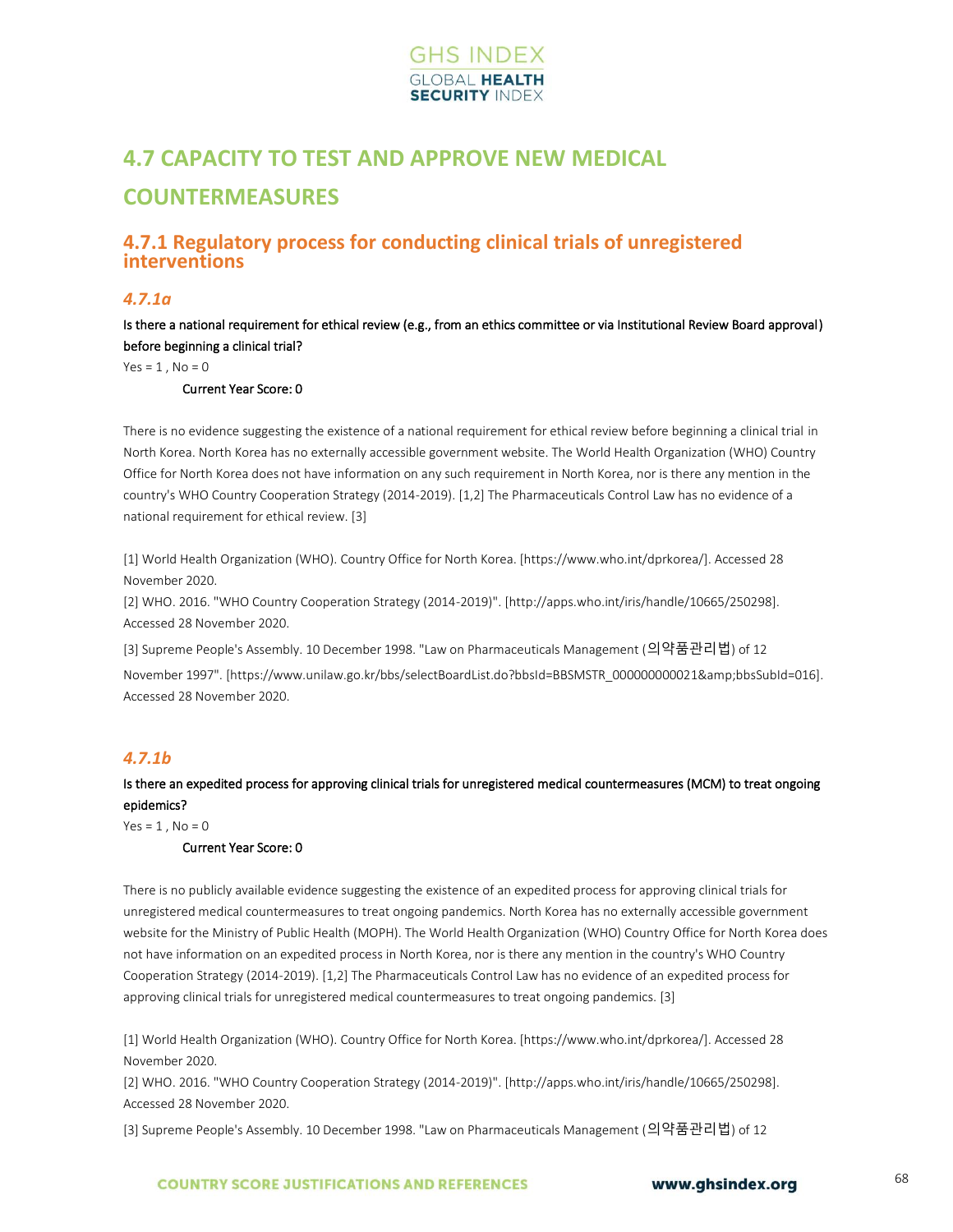# 4.7 CAPACITY TO TEST AND APPROVE NEW MEDICAL COUNTERMEASURES

## 4.7.1 Regulatory process for conducting clinical trials of unregistered interventions

### *4.7.1a*

**Is there a national requirement for ethical review (e.g., from an ethics committee or via Institutional Review Board approval) before beginning a clinical trial?**

Yes = 1 , No = 0

**Current Year Score: 0**

There is no evidence suggesting the existence of a national requirement for ethical review before beginning a clinical trial in North Korea. North Korea has no externally accessible government website. The World Health Organization (WHO) Country Office for North Korea does not have information on any such requirement in North Korea, nor is there any mention in the country's WHO Country Cooperation Strategy (2014-2019). [1,2] The Pharmaceuticals Control Law has no evidence of a national requirement for ethical review. [3]

[1] World Health Organization (WHO). Country Office for North Korea. [https://www.who.int/dprkorea/]. Accessed 28 November 2020.

[2] WHO. 2016. "WHO Country Cooperation Strategy (2014-2019)". [http://apps.who.int/iris/handle/10665/250298]. Accessed 28 November 2020.

[3] Supreme People's Assembly. 10 December 1998. "Law on Pharmaceuticals Management (의약품관리법) of 12 November 1997". [https://www.unilaw.go.kr/bbs/selectBoardList.do?bbsId=BBSMSTR_000000000021&amp;bbsSubId=016]. Accessed 28 November 2020.

### *4.7.1b*

**Is there an expedited process for approving clinical trials for unregistered medical countermeasures (MCM) to treat ongoing epidemics?**

Yes = 1 , No = 0

**Current Year Score: 0**

There is no publicly available evidence suggesting the existence of an expedited process for approving clinical trials for unregistered medical countermeasures to treat ongoing pandemics. North Korea has no externally accessible government website for the Ministry of Public Health (MOPH). The World Health Organization (WHO) Country Office for North Korea does not have information on an expedited process in North Korea, nor is there any mention in the country's WHO Country Cooperation Strategy (2014-2019). [1,2] The Pharmaceuticals Control Law has no evidence of an expedited process for approving clinical trials for unregistered medical countermeasures to treat ongoing pandemics. [3]

[1] World Health Organization (WHO). Country Office for North Korea. [https://www.who.int/dprkorea/]. Accessed 28 November 2020.

[2] WHO. 2016. "WHO Country Cooperation Strategy (2014-2019)". [http://apps.who.int/iris/handle/10665/250298]. Accessed 28 November 2020.

[3] Supreme People's Assembly. 10 December 1998. "Law on Pharmaceuticals Management (의약품관리법) of 12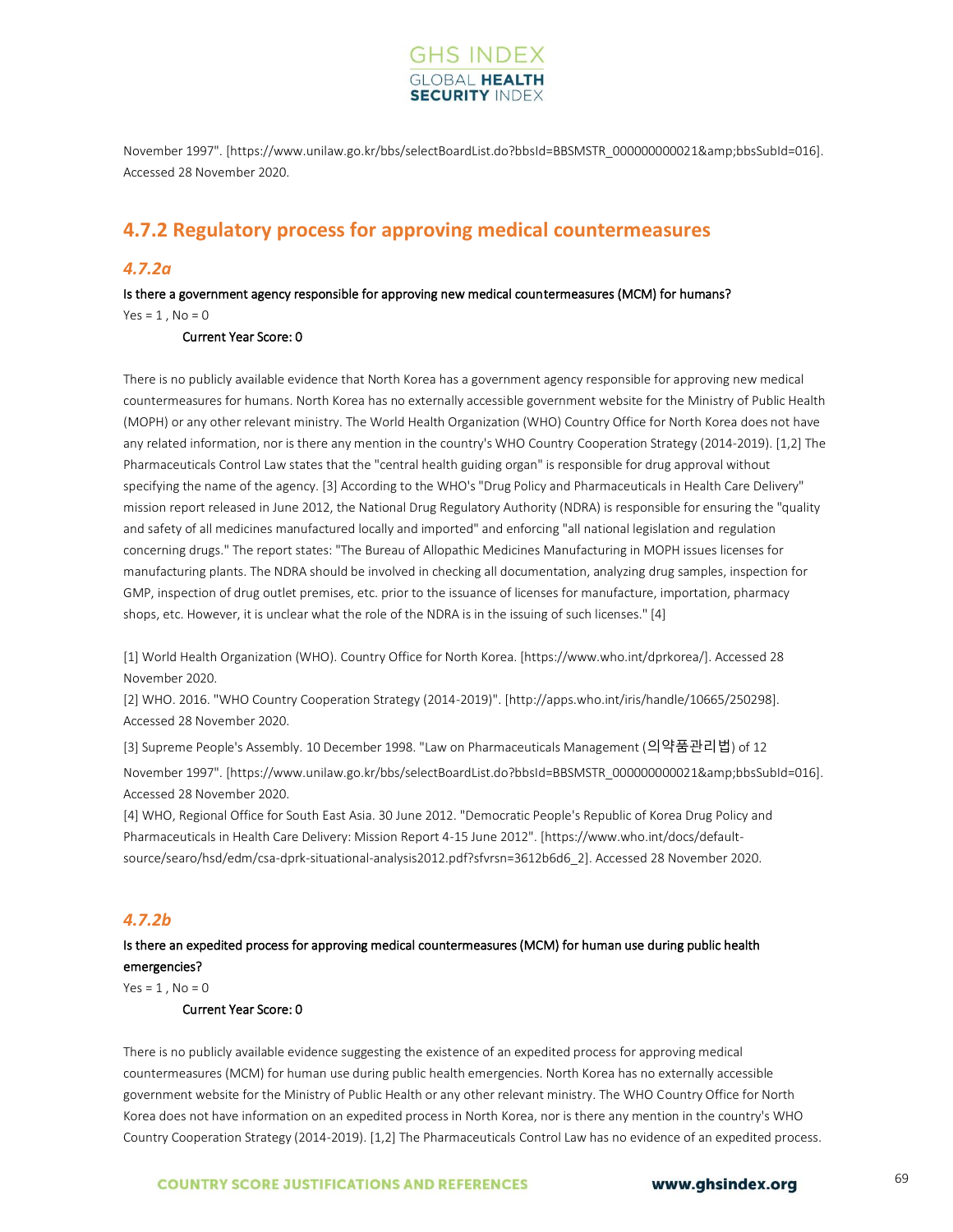November 1997". [https://www.unilaw.go.kr/bbs/selectBoardList.do?bbsId=BBSMSTR_000000000021&amp;bbsSubId=016]. Accessed 28 November 2020.

## 4.7.2 Regulatory process for approving medical countermeasures

### *4.7.2a*

**Is there a government agency responsible for approving new medical countermeasures (MCM) for humans?**

Yes = 1 , No = 0

**Current Year Score: 0**

There is no publicly available evidence that North Korea has a government agency responsible for approving new medical countermeasures for humans. North Korea has no externally accessible government website for the Ministry of Public Health (MOPH) or any other relevant ministry. The World Health Organization (WHO) Country Office for North Korea does not have any related information, nor is there any mention in the country's WHO Country Cooperation Strategy (2014-2019). [1,2] The Pharmaceuticals Control Law states that the "central health guiding organ" is responsible for drug approval without specifying the name of the agency. [3] According to the WHO's "Drug Policy and Pharmaceuticals in Health Care Delivery" mission report released in June 2012, the National Drug Regulatory Authority (NDRA) is responsible for ensuring the "quality and safety of all medicines manufactured locally and imported" and enforcing "all national legislation and regulation concerning drugs." The report states: "The Bureau of Allopathic Medicines Manufacturing in MOPH issues licenses for manufacturing plants. The NDRA should be involved in checking all documentation, analyzing drug samples, inspection for GMP, inspection of drug outlet premises, etc. prior to the issuance of licenses for manufacture, importation, pharmacy shops, etc. However, it is unclear what the role of the NDRA is in the issuing of such licenses." [4]

[1] World Health Organization (WHO). Country Office for North Korea. [https://www.who.int/dprkorea/]. Accessed 28 November 2020.

[2] WHO. 2016. "WHO Country Cooperation Strategy (2014-2019)". [http://apps.who.int/iris/handle/10665/250298]. Accessed 28 November 2020.

[3] Supreme People's Assembly. 10 December 1998. "Law on Pharmaceuticals Management (의약품관리법) of 12 November 1997". [https://www.unilaw.go.kr/bbs/selectBoardList.do?bbsId=BBSMSTR_000000000021&amp;bbsSubId=016]. Accessed 28 November 2020.

[4] WHO, Regional Office for South East Asia. 30 June 2012. "Democratic People's Republic of Korea Drug Policy and Pharmaceuticals in Health Care Delivery: Mission Report 4-15 June 2012". [https://www.who.int/docs/default-source/searo/hsd/edm/csa-dprk-situational-analysis2012.pdf?sfvrsn=3612b6d6_2]. Accessed 28 November 2020.

### *4.7.2b*

**Is there an expedited process for approving medical countermeasures (MCM) for human use during public health emergencies?**

Yes = 1 , No = 0

**Current Year Score: 0**

There is no publicly available evidence suggesting the existence of an expedited process for approving medical countermeasures (MCM) for human use during public health emergencies. North Korea has no externally accessible government website for the Ministry of Public Health or any other relevant ministry. The WHO Country Office for North Korea does not have information on an expedited process in North Korea, nor is there any mention in the country's WHO Country Cooperation Strategy (2014-2019). [1,2] The Pharmaceuticals Control Law has no evidence of an expedited process.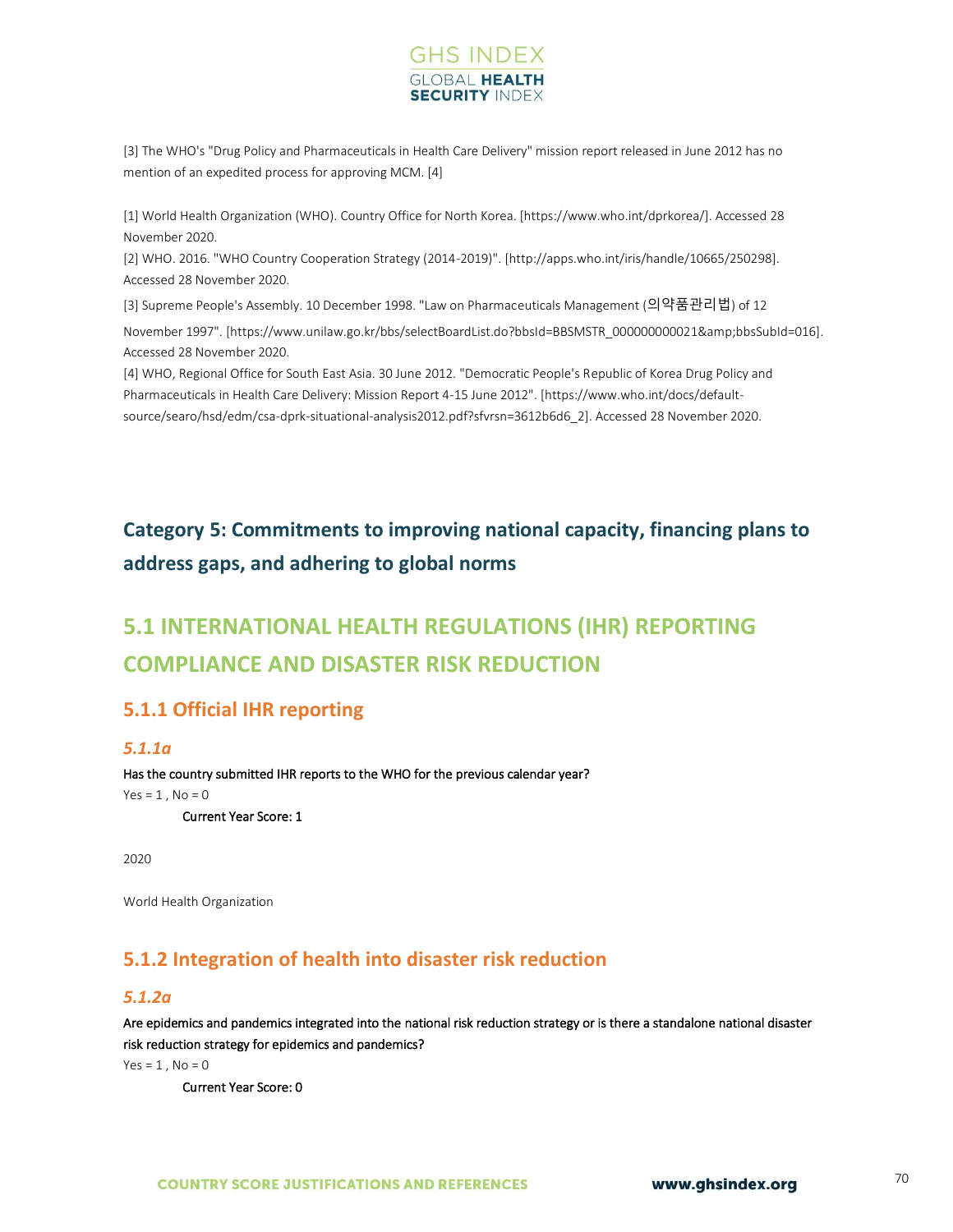[3] The WHO's "Drug Policy and Pharmaceuticals in Health Care Delivery" mission report released in June 2012 has no mention of an expedited process for approving MCM. [4]

[1] World Health Organization (WHO). Country Office for North Korea. [https://www.who.int/dprkorea/]. Accessed 28 November 2020.

[2] WHO. 2016. "WHO Country Cooperation Strategy (2014-2019)". [http://apps.who.int/iris/handle/10665/250298]. Accessed 28 November 2020.

[3] Supreme People's Assembly. 10 December 1998. "Law on Pharmaceuticals Management (의약품관리법) of 12 November 1997". [https://www.unilaw.go.kr/bbs/selectBoardList.do?bbsId=BBSMSTR_000000000021&amp;bbsSubId=016]. Accessed 28 November 2020.

[4] WHO, Regional Office for South East Asia. 30 June 2012. "Democratic People's Republic of Korea Drug Policy and Pharmaceuticals in Health Care Delivery: Mission Report 4-15 June 2012". [https://www.who.int/docs/default-source/searo/hsd/edm/csa-dprk-situational-analysis2012.pdf?sfvrsn=3612b6d6_2]. Accessed 28 November 2020.

## Category 5: Commitments to improving national capacity, financing plans to address gaps, and adhering to global norms

# 5.1 INTERNATIONAL HEALTH REGULATIONS (IHR) REPORTING COMPLIANCE AND DISASTER RISK REDUCTION

## 5.1.1 Official IHR reporting

### *5.1.1a*

Has the country submitted IHR reports to the WHO for the previous calendar year?

Yes = 1 , No = 0

Current Year Score: 1

2020

World Health Organization

## 5.1.2 Integration of health into disaster risk reduction

### *5.1.2a*

Are epidemics and pandemics integrated into the national risk reduction strategy or is there a standalone national disaster risk reduction strategy for epidemics and pandemics?

Yes = 1 , No = 0

Current Year Score: 0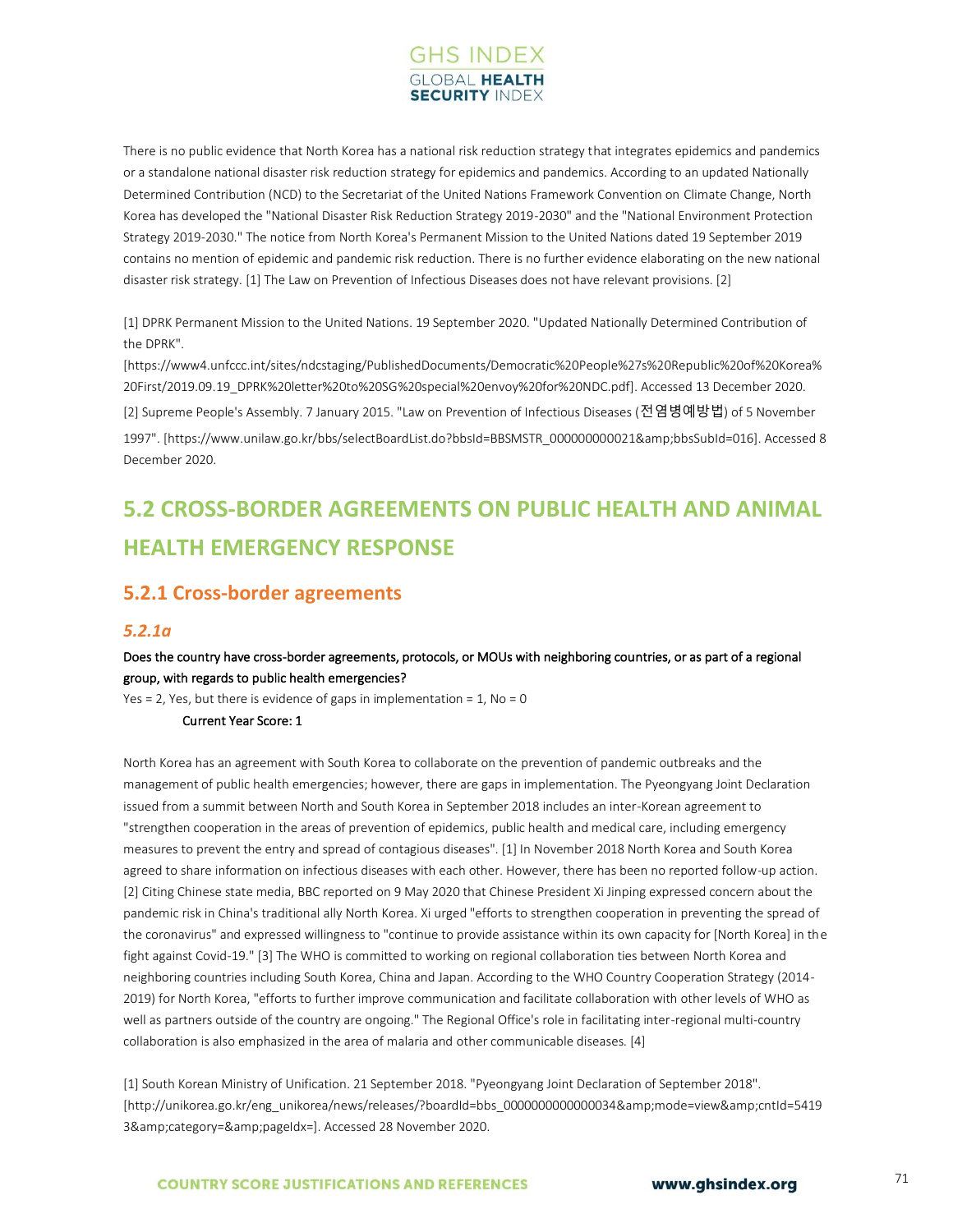There is no public evidence that North Korea has a national risk reduction strategy that integrates epidemics and pandemics or a standalone national disaster risk reduction strategy for epidemics and pandemics. According to an updated Nationally Determined Contribution (NCD) to the Secretariat of the United Nations Framework Convention on Climate Change, North Korea has developed the "National Disaster Risk Reduction Strategy 2019-2030" and the "National Environment Protection Strategy 2019-2030." The notice from North Korea's Permanent Mission to the United Nations dated 19 September 2019 contains no mention of epidemic and pandemic risk reduction. There is no further evidence elaborating on the new national disaster risk strategy. [1] The Law on Prevention of Infectious Diseases does not have relevant provisions. [2]

[1] DPRK Permanent Mission to the United Nations. 19 September 2020. "Updated Nationally Determined Contribution of the DPRK". [https://www4.unfccc.int/sites/ndcstaging/PublishedDocuments/Democratic%20People%27s%20Republic%20of%20Korea%20First/2019.09.19_DPRK%20letter%20to%20SG%20special%20envoy%20for%20NDC.pdf]. Accessed 13 December 2020.

[2] Supreme People's Assembly. 7 January 2015. "Law on Prevention of Infectious Diseases (전염병예방법) of 5 November 1997". [https://www.unilaw.go.kr/bbs/selectBoardList.do?bbsId=BBSMSTR_000000000021&amp;bbsSubId=016]. Accessed 8 December 2020.

## 5.2 CROSS-BORDER AGREEMENTS ON PUBLIC HEALTH AND ANIMAL HEALTH EMERGENCY RESPONSE

### 5.2.1 Cross-border agreements

#### *5.2.1a*

Does the country have cross-border agreements, protocols, or MOUs with neighboring countries, or as part of a regional group, with regards to public health emergencies?

Yes = 2, Yes, but there is evidence of gaps in implementation = 1, No = 0

Current Year Score: 1

North Korea has an agreement with South Korea to collaborate on the prevention of pandemic outbreaks and the management of public health emergencies; however, there are gaps in implementation. The Pyeongyang Joint Declaration issued from a summit between North and South Korea in September 2018 includes an inter-Korean agreement to "strengthen cooperation in the areas of prevention of epidemics, public health and medical care, including emergency measures to prevent the entry and spread of contagious diseases". [1] In November 2018 North Korea and South Korea agreed to share information on infectious diseases with each other. However, there has been no reported follow-up action. [2] Citing Chinese state media, BBC reported on 9 May 2020 that Chinese President Xi Jinping expressed concern about the pandemic risk in China's traditional ally North Korea. Xi urged "efforts to strengthen cooperation in preventing the spread of the coronavirus" and expressed willingness to "continue to provide assistance within its own capacity for [North Korea] in the fight against Covid-19." [3] The WHO is committed to working on regional collaboration ties between North Korea and neighboring countries including South Korea, China and Japan. According to the WHO Country Cooperation Strategy (2014-2019) for North Korea, "efforts to further improve communication and facilitate collaboration with other levels of WHO as well as partners outside of the country are ongoing." The Regional Office's role in facilitating inter-regional multi-country collaboration is also emphasized in the area of malaria and other communicable diseases. [4]

[1] South Korean Ministry of Unification. 21 September 2018. "Pyeongyang Joint Declaration of September 2018". [http://unikorea.go.kr/eng_unikorea/news/releases/?boardId=bbs_0000000000000034&amp;mode=view&amp;cntId=54193&amp;category=&amp;pageIdx=]. Accessed 28 November 2020.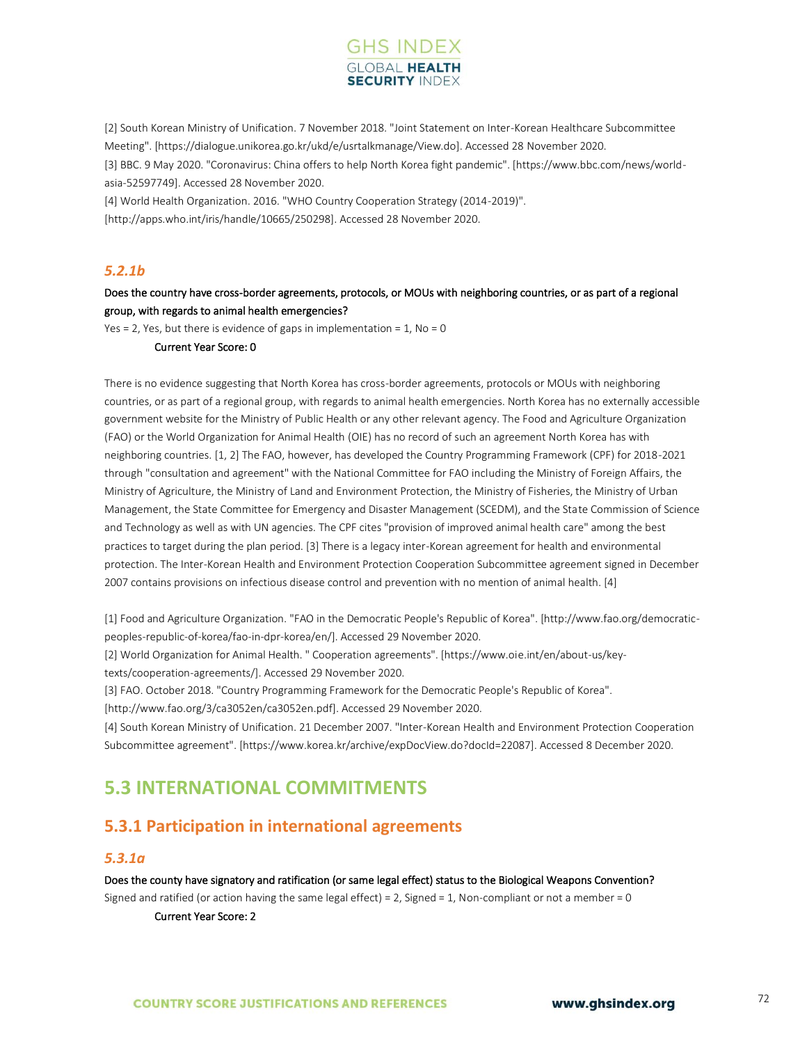[2] South Korean Ministry of Unification. 7 November 2018. "Joint Statement on Inter-Korean Healthcare Subcommittee Meeting". [https://dialogue.unikorea.go.kr/ukd/e/usrtalkmanage/View.do]. Accessed 28 November 2020.
[3] BBC. 9 May 2020. "Coronavirus: China offers to help North Korea fight pandemic". [https://www.bbc.com/news/world-asia-52597749]. Accessed 28 November 2020.
[4] World Health Organization. 2016. "WHO Country Cooperation Strategy (2014-2019)". [http://apps.who.int/iris/handle/10665/250298]. Accessed 28 November 2020.

### *5.2.1b*

**Does the country have cross-border agreements, protocols, or MOUs with neighboring countries, or as part of a regional group, with regards to animal health emergencies?**

Yes = 2, Yes, but there is evidence of gaps in implementation = 1, No = 0

**Current Year Score: 0**

There is no evidence suggesting that North Korea has cross-border agreements, protocols or MOUs with neighboring countries, or as part of a regional group, with regards to animal health emergencies. North Korea has no externally accessible government website for the Ministry of Public Health or any other relevant agency. The Food and Agriculture Organization (FAO) or the World Organization for Animal Health (OIE) has no record of such an agreement North Korea has with neighboring countries. [1, 2] The FAO, however, has developed the Country Programming Framework (CPF) for 2018-2021 through "consultation and agreement" with the National Committee for FAO including the Ministry of Foreign Affairs, the Ministry of Agriculture, the Ministry of Land and Environment Protection, the Ministry of Fisheries, the Ministry of Urban Management, the State Committee for Emergency and Disaster Management (SCEDM), and the State Commission of Science and Technology as well as with UN agencies. The CPF cites "provision of improved animal health care" among the best practices to target during the plan period. [3] There is a legacy inter-Korean agreement for health and environmental protection. The Inter-Korean Health and Environment Protection Cooperation Subcommittee agreement signed in December 2007 contains provisions on infectious disease control and prevention with no mention of animal health. [4]

[1] Food and Agriculture Organization. "FAO in the Democratic People's Republic of Korea". [http://www.fao.org/democratic-peoples-republic-of-korea/fao-in-dpr-korea/en/]. Accessed 29 November 2020.
[2] World Organization for Animal Health. " Cooperation agreements". [https://www.oie.int/en/about-us/key-texts/cooperation-agreements/]. Accessed 29 November 2020.
[3] FAO. October 2018. "Country Programming Framework for the Democratic People's Republic of Korea". [http://www.fao.org/3/ca3052en/ca3052en.pdf]. Accessed 29 November 2020.
[4] South Korean Ministry of Unification. 21 December 2007. "Inter-Korean Health and Environment Protection Cooperation Subcommittee agreement". [https://www.korea.kr/archive/expDocView.do?docId=22087]. Accessed 8 December 2020.

## 5.3 INTERNATIONAL COMMITMENTS

## 5.3.1 Participation in international agreements

### *5.3.1a*

**Does the county have signatory and ratification (or same legal effect) status to the Biological Weapons Convention?**

Signed and ratified (or action having the same legal effect) = 2, Signed = 1, Non-compliant or not a member = 0

**Current Year Score: 2**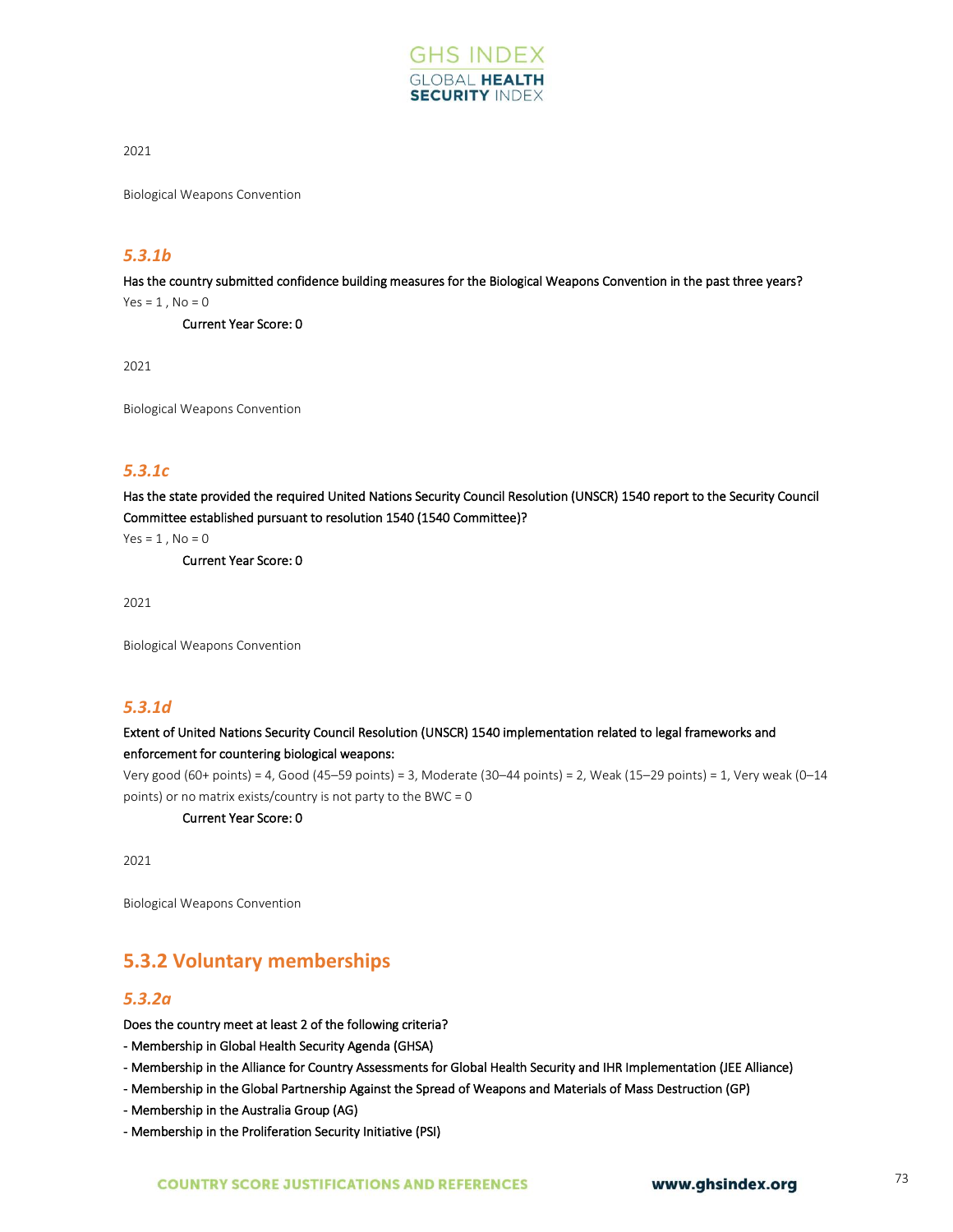2021

Biological Weapons Convention

### *5.3.1b*

**Has the country submitted confidence building measures for the Biological Weapons Convention in the past three years?**

Yes = 1 , No = 0

**Current Year Score: 0**

2021

Biological Weapons Convention

### *5.3.1c*

**Has the state provided the required United Nations Security Council Resolution (UNSCR) 1540 report to the Security Council Committee established pursuant to resolution 1540 (1540 Committee)?**

Yes = 1 , No = 0

**Current Year Score: 0**

2021

Biological Weapons Convention

### *5.3.1d*

**Extent of United Nations Security Council Resolution (UNSCR) 1540 implementation related to legal frameworks and enforcement for countering biological weapons:**

Very good (60+ points) = 4, Good (45–59 points) = 3, Moderate (30–44 points) = 2, Weak (15–29 points) = 1, Very weak (0–14 points) or no matrix exists/country is not party to the BWC = 0

**Current Year Score: 0**

2021

Biological Weapons Convention

## 5.3.2 Voluntary memberships

### *5.3.2a*

**Does the country meet at least 2 of the following criteria?**

- Membership in Global Health Security Agenda (GHSA)
- Membership in the Alliance for Country Assessments for Global Health Security and IHR Implementation (JEE Alliance)
- Membership in the Global Partnership Against the Spread of Weapons and Materials of Mass Destruction (GP)
- Membership in the Australia Group (AG)
- Membership in the Proliferation Security Initiative (PSI)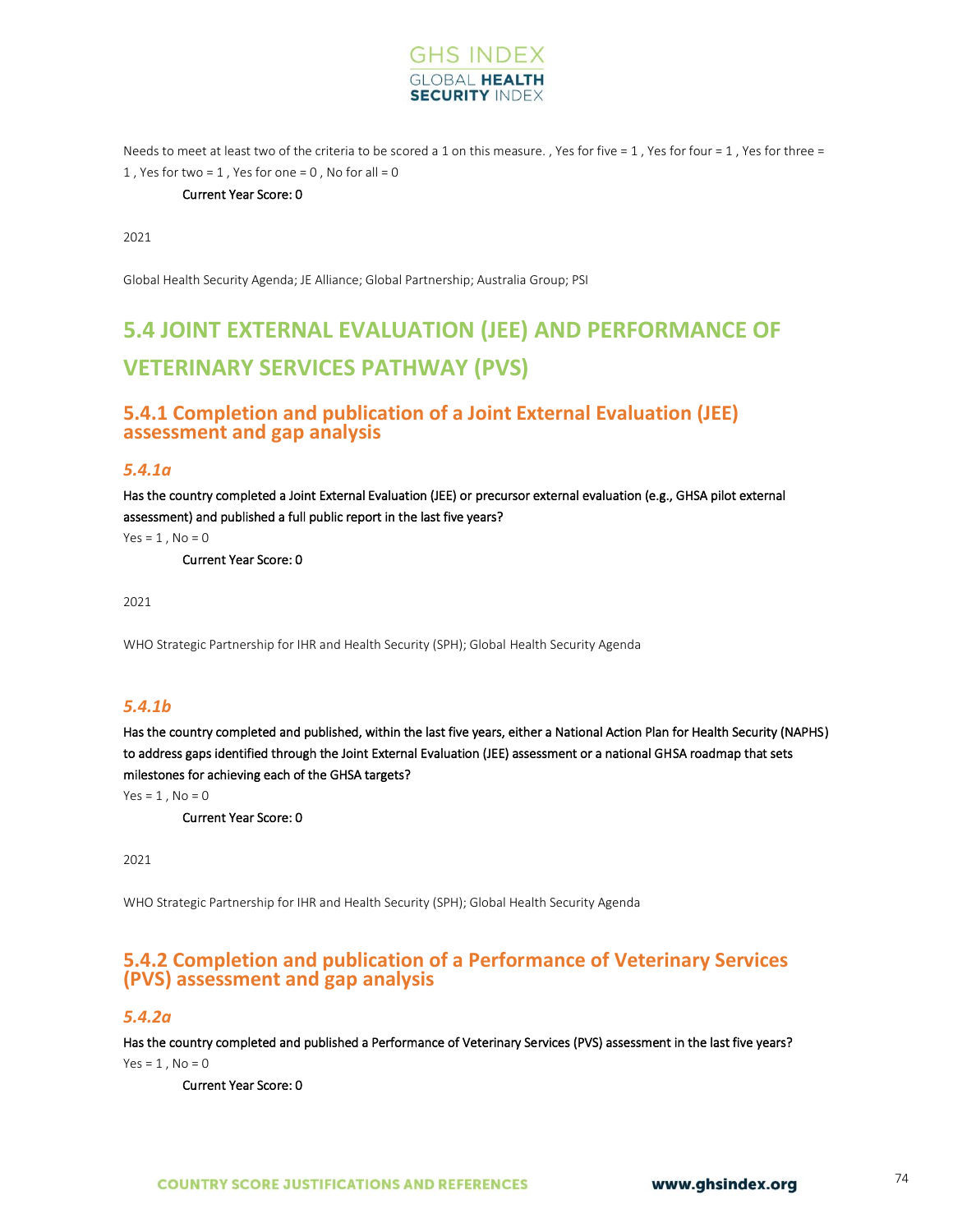Needs to meet at least two of the criteria to be scored a 1 on this measure. , Yes for five = 1 , Yes for four = 1 , Yes for three = 1 , Yes for two = 1 , Yes for one = 0 , No for all = 0

Current Year Score: 0

2021

Global Health Security Agenda; JE Alliance; Global Partnership; Australia Group; PSI

# 5.4 JOINT EXTERNAL EVALUATION (JEE) AND PERFORMANCE OF VETERINARY SERVICES PATHWAY (PVS)

## 5.4.1 Completion and publication of a Joint External Evaluation (JEE) assessment and gap analysis

### *5.4.1a*

**Has the country completed a Joint External Evaluation (JEE) or precursor external evaluation (e.g., GHSA pilot external assessment) and published a full public report in the last five years?**

Yes = 1 , No = 0

Current Year Score: 0

2021

WHO Strategic Partnership for IHR and Health Security (SPH); Global Health Security Agenda

### *5.4.1b*

**Has the country completed and published, within the last five years, either a National Action Plan for Health Security (NAPHS) to address gaps identified through the Joint External Evaluation (JEE) assessment or a national GHSA roadmap that sets milestones for achieving each of the GHSA targets?**

Yes = 1 , No = 0

Current Year Score: 0

2021

WHO Strategic Partnership for IHR and Health Security (SPH); Global Health Security Agenda

## 5.4.2 Completion and publication of a Performance of Veterinary Services (PVS) assessment and gap analysis

### *5.4.2a*

**Has the country completed and published a Performance of Veterinary Services (PVS) assessment in the last five years?**

Yes = 1 , No = 0

Current Year Score: 0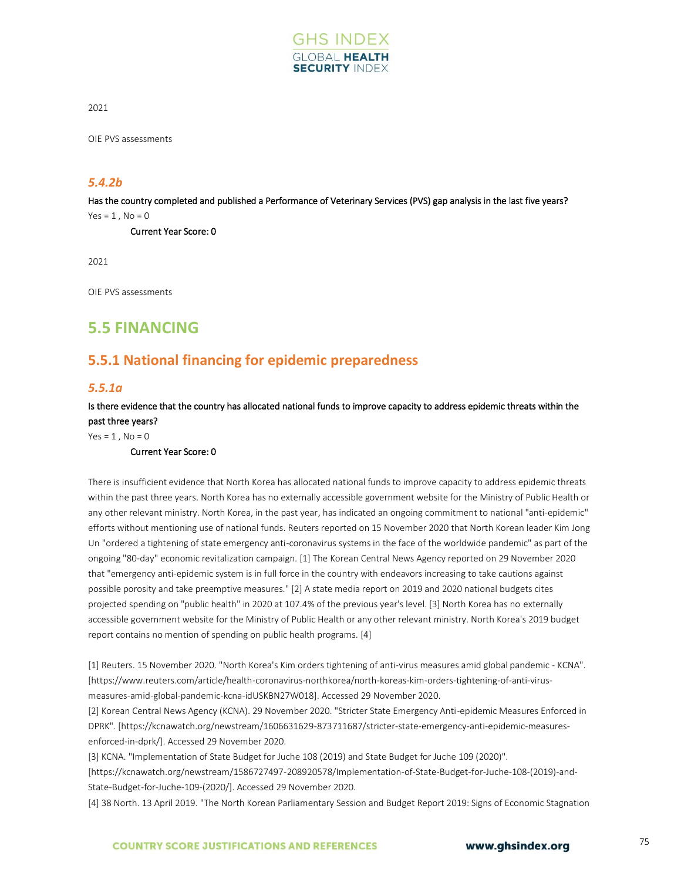2021

OIE PVS assessments

### *5.4.2b*

Has the country completed and published a Performance of Veterinary Services (PVS) gap analysis in the last five years?

Yes = 1 , No = 0

Current Year Score: 0

2021

OIE PVS assessments

## 5.5 FINANCING

### 5.5.1 National financing for epidemic preparedness

### *5.5.1a*

Is there evidence that the country has allocated national funds to improve capacity to address epidemic threats within the past three years?

Yes = 1 , No = 0

Current Year Score: 0

There is insufficient evidence that North Korea has allocated national funds to improve capacity to address epidemic threats within the past three years. North Korea has no externally accessible government website for the Ministry of Public Health or any other relevant ministry. North Korea, in the past year, has indicated an ongoing commitment to national "anti-epidemic" efforts without mentioning use of national funds. Reuters reported on 15 November 2020 that North Korean leader Kim Jong Un "ordered a tightening of state emergency anti-coronavirus systems in the face of the worldwide pandemic" as part of the ongoing "80-day" economic revitalization campaign. [1] The Korean Central News Agency reported on 29 November 2020 that "emergency anti-epidemic system is in full force in the country with endeavors increasing to take cautions against possible porosity and take preemptive measures." [2] A state media report on 2019 and 2020 national budgets cites projected spending on "public health" in 2020 at 107.4% of the previous year's level. [3] North Korea has no externally accessible government website for the Ministry of Public Health or any other relevant ministry. North Korea's 2019 budget report contains no mention of spending on public health programs. [4]

[1] Reuters. 15 November 2020. "North Korea's Kim orders tightening of anti-virus measures amid global pandemic - KCNA". [https://www.reuters.com/article/health-coronavirus-northkorea/north-koreas-kim-orders-tightening-of-anti-virus-measures-amid-global-pandemic-kcna-idUSKBN27W018]. Accessed 29 November 2020.

[2] Korean Central News Agency (KCNA). 29 November 2020. "Stricter State Emergency Anti-epidemic Measures Enforced in DPRK". [https://kcnawatch.org/newstream/1606631629-873711687/stricter-state-emergency-anti-epidemic-measures-enforced-in-dprk/]. Accessed 29 November 2020.

[3] KCNA. "Implementation of State Budget for Juche 108 (2019) and State Budget for Juche 109 (2020)". [https://kcnawatch.org/newstream/1586727497-208920578/Implementation-of-State-Budget-for-Juche-108-(2019)-and-State-Budget-for-Juche-109-(2020/]. Accessed 29 November 2020.

[4] 38 North. 13 April 2019. "The North Korean Parliamentary Session and Budget Report 2019: Signs of Economic Stagnation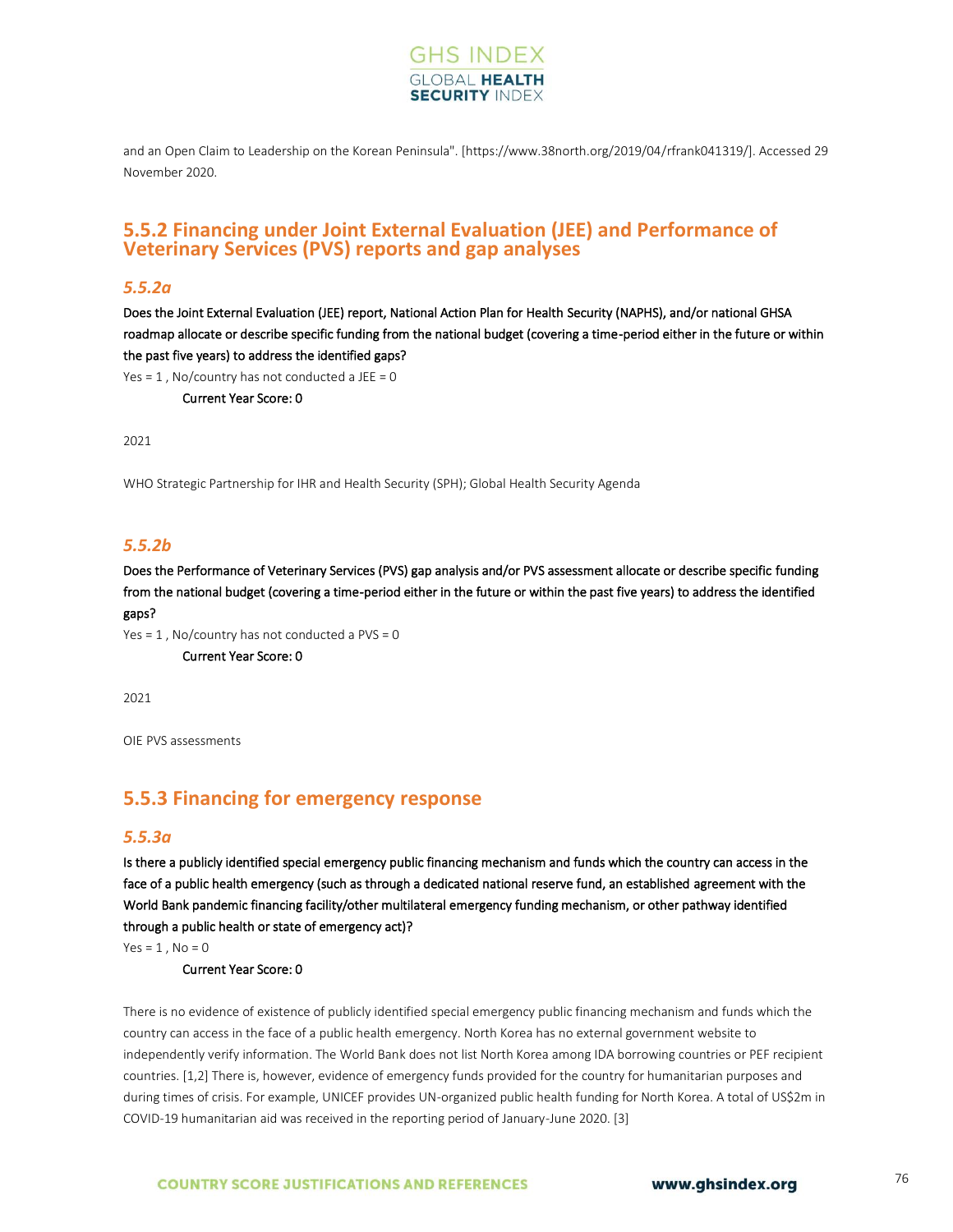and an Open Claim to Leadership on the Korean Peninsula". [https://www.38north.org/2019/04/rfrank041319/]. Accessed 29 November 2020.

## 5.5.2 Financing under Joint External Evaluation (JEE) and Performance of Veterinary Services (PVS) reports and gap analyses

### *5.5.2a*

Does the Joint External Evaluation (JEE) report, National Action Plan for Health Security (NAPHS), and/or national GHSA roadmap allocate or describe specific funding from the national budget (covering a time-period either in the future or within the past five years) to address the identified gaps?

Yes = 1 , No/country has not conducted a JEE = 0

Current Year Score: 0

2021

WHO Strategic Partnership for IHR and Health Security (SPH); Global Health Security Agenda

### *5.5.2b*

Does the Performance of Veterinary Services (PVS) gap analysis and/or PVS assessment allocate or describe specific funding from the national budget (covering a time-period either in the future or within the past five years) to address the identified gaps?

Yes = 1 , No/country has not conducted a PVS = 0

Current Year Score: 0

2021

OIE PVS assessments

## 5.5.3 Financing for emergency response

### *5.5.3a*

Is there a publicly identified special emergency public financing mechanism and funds which the country can access in the face of a public health emergency (such as through a dedicated national reserve fund, an established agreement with the World Bank pandemic financing facility/other multilateral emergency funding mechanism, or other pathway identified through a public health or state of emergency act)?

Yes = 1 , No = 0

Current Year Score: 0

There is no evidence of existence of publicly identified special emergency public financing mechanism and funds which the country can access in the face of a public health emergency. North Korea has no external government website to independently verify information. The World Bank does not list North Korea among IDA borrowing countries or PEF recipient countries. [1,2] There is, however, evidence of emergency funds provided for the country for humanitarian purposes and during times of crisis. For example, UNICEF provides UN-organized public health funding for North Korea. A total of US$2m in COVID-19 humanitarian aid was received in the reporting period of January-June 2020. [3]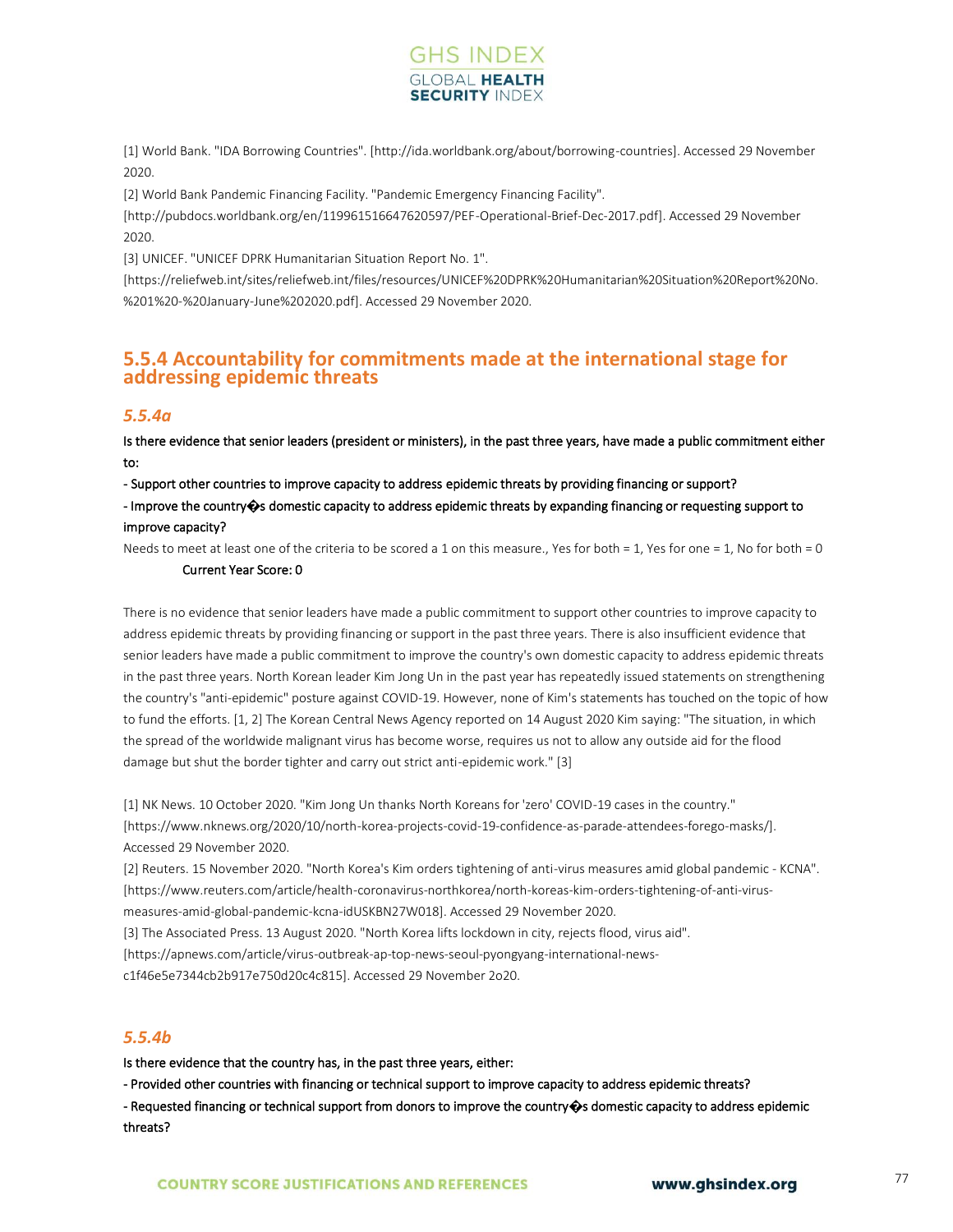[1] World Bank. "IDA Borrowing Countries". [http://ida.worldbank.org/about/borrowing-countries]. Accessed 29 November 2020.

[2] World Bank Pandemic Financing Facility. "Pandemic Emergency Financing Facility". [http://pubdocs.worldbank.org/en/119961516647620597/PEF-Operational-Brief-Dec-2017.pdf]. Accessed 29 November 2020.

[3] UNICEF. "UNICEF DPRK Humanitarian Situation Report No. 1". [https://reliefweb.int/sites/reliefweb.int/files/resources/UNICEF%20DPRK%20Humanitarian%20Situation%20Report%20No.%201%20-%20January-June%202020.pdf]. Accessed 29 November 2020.

## 5.5.4 Accountability for commitments made at the international stage for addressing epidemic threats

### *5.5.4a*

Is there evidence that senior leaders (president or ministers), in the past three years, have made a public commitment either to:

- Support other countries to improve capacity to address epidemic threats by providing financing or support?

- Improve the country�s domestic capacity to address epidemic threats by expanding financing or requesting support to improve capacity?

Needs to meet at least one of the criteria to be scored a 1 on this measure., Yes for both = 1, Yes for one = 1, No for both = 0

Current Year Score: 0

There is no evidence that senior leaders have made a public commitment to support other countries to improve capacity to address epidemic threats by providing financing or support in the past three years. There is also insufficient evidence that senior leaders have made a public commitment to improve the country's own domestic capacity to address epidemic threats in the past three years. North Korean leader Kim Jong Un in the past year has repeatedly issued statements on strengthening the country's "anti-epidemic" posture against COVID-19. However, none of Kim's statements has touched on the topic of how to fund the efforts. [1, 2] The Korean Central News Agency reported on 14 August 2020 Kim saying: "The situation, in which the spread of the worldwide malignant virus has become worse, requires us not to allow any outside aid for the flood damage but shut the border tighter and carry out strict anti-epidemic work." [3]

[1] NK News. 10 October 2020. "Kim Jong Un thanks North Koreans for 'zero' COVID-19 cases in the country." [https://www.nknews.org/2020/10/north-korea-projects-covid-19-confidence-as-parade-attendees-forego-masks/]. Accessed 29 November 2020.

[2] Reuters. 15 November 2020. "North Korea's Kim orders tightening of anti-virus measures amid global pandemic - KCNA". [https://www.reuters.com/article/health-coronavirus-northkorea/north-koreas-kim-orders-tightening-of-anti-virus-measures-amid-global-pandemic-kcna-idUSKBN27W018]. Accessed 29 November 2020.

[3] The Associated Press. 13 August 2020. "North Korea lifts lockdown in city, rejects flood, virus aid". [https://apnews.com/article/virus-outbreak-ap-top-news-seoul-pyongyang-international-news-c1f46e5e7344cb2b917e750d20c4c815]. Accessed 29 November 2o20.

### *5.5.4b*

Is there evidence that the country has, in the past three years, either:

- Provided other countries with financing or technical support to improve capacity to address epidemic threats?

- Requested financing or technical support from donors to improve the country�s domestic capacity to address epidemic threats?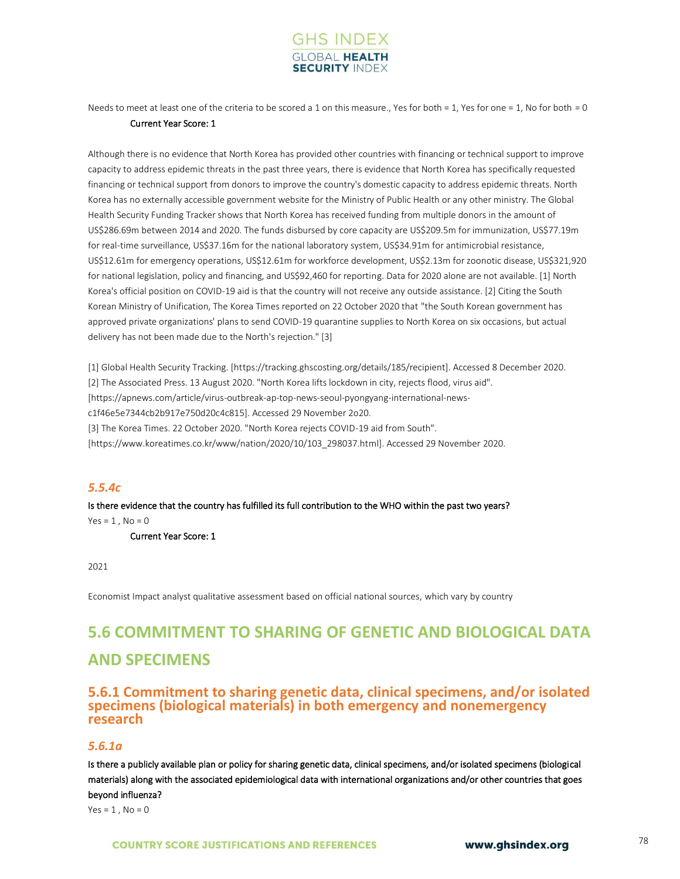Needs to meet at least one of the criteria to be scored a 1 on this measure., Yes for both = 1, Yes for one = 1, No for both = 0

Current Year Score: 1

Although there is no evidence that North Korea has provided other countries with financing or technical support to improve capacity to address epidemic threats in the past three years, there is evidence that North Korea has specifically requested financing or technical support from donors to improve the country's domestic capacity to address epidemic threats. North Korea has no externally accessible government website for the Ministry of Public Health or any other ministry. The Global Health Security Funding Tracker shows that North Korea has received funding from multiple donors in the amount of US$286.69m between 2014 and 2020. The funds disbursed by core capacity are US$209.5m for immunization, US$77.19m for real-time surveillance, US$37.16m for the national laboratory system, US$34.91m for antimicrobial resistance, US$12.61m for emergency operations, US$12.61m for workforce development, US$2.13m for zoonotic disease, US$321,920 for national legislation, policy and financing, and US$92,460 for reporting. Data for 2020 alone are not available. [1] North Korea's official position on COVID-19 aid is that the country will not receive any outside assistance. [2] Citing the South Korean Ministry of Unification, The Korea Times reported on 22 October 2020 that "the South Korean government has approved private organizations' plans to send COVID-19 quarantine supplies to North Korea on six occasions, but actual delivery has not been made due to the North's rejection." [3]

[1] Global Health Security Tracking. [https://tracking.ghscosting.org/details/185/recipient]. Accessed 8 December 2020.
[2] The Associated Press. 13 August 2020. "North Korea lifts lockdown in city, rejects flood, virus aid". [https://apnews.com/article/virus-outbreak-ap-top-news-seoul-pyongyang-international-news-c1f46e5e7344cb2b917e750d20c4c815]. Accessed 29 November 2o20.
[3] The Korea Times. 22 October 2020. "North Korea rejects COVID-19 aid from South". [https://www.koreatimes.co.kr/www/nation/2020/10/103_298037.html]. Accessed 29 November 2020.

### *5.5.4c*

Is there evidence that the country has fulfilled its full contribution to the WHO within the past two years?

Yes = 1 , No = 0

Current Year Score: 1

2021

Economist Impact analyst qualitative assessment based on official national sources, which vary by country

# 5.6 COMMITMENT TO SHARING OF GENETIC AND BIOLOGICAL DATA AND SPECIMENS

## 5.6.1 Commitment to sharing genetic data, clinical specimens, and/or isolated specimens (biological materials) in both emergency and nonemergency research

### *5.6.1a*

Is there a publicly available plan or policy for sharing genetic data, clinical specimens, and/or isolated specimens (biological materials) along with the associated epidemiological data with international organizations and/or other countries that goes beyond influenza?

Yes = 1 , No = 0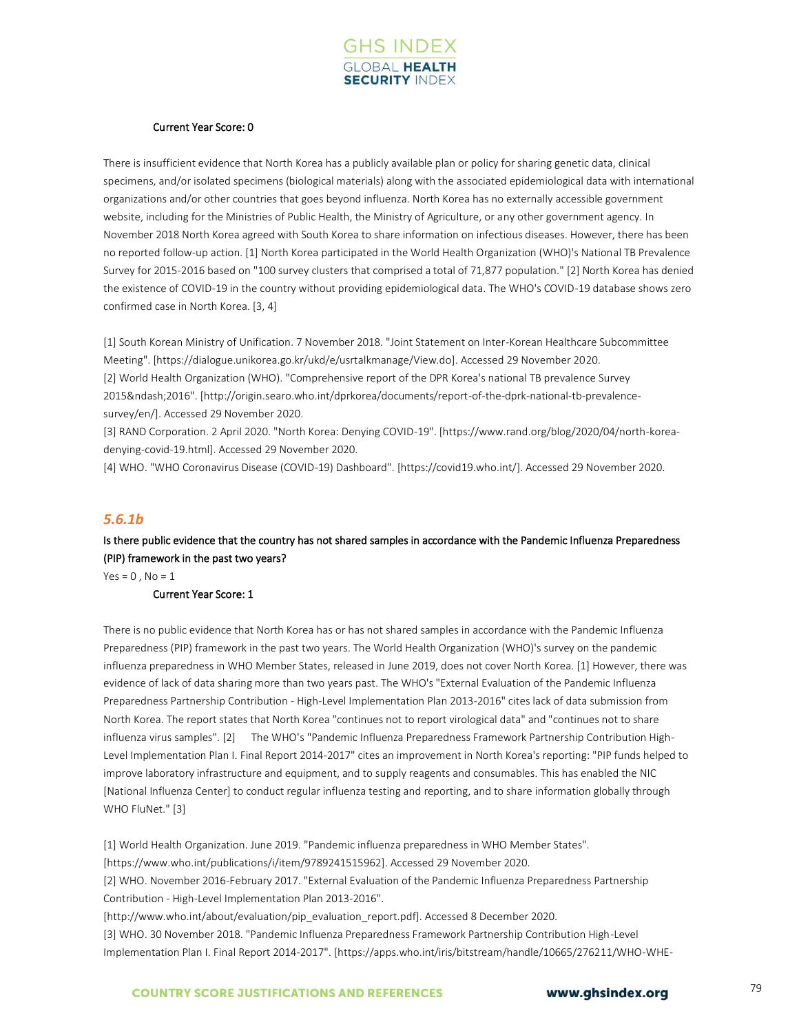Current Year Score: 0

There is insufficient evidence that North Korea has a publicly available plan or policy for sharing genetic data, clinical specimens, and/or isolated specimens (biological materials) along with the associated epidemiological data with international organizations and/or other countries that goes beyond influenza. North Korea has no externally accessible government website, including for the Ministries of Public Health, the Ministry of Agriculture, or any other government agency. In November 2018 North Korea agreed with South Korea to share information on infectious diseases. However, there has been no reported follow-up action. [1] North Korea participated in the World Health Organization (WHO)'s National TB Prevalence Survey for 2015-2016 based on "100 survey clusters that comprised a total of 71,877 population." [2] North Korea has denied the existence of COVID-19 in the country without providing epidemiological data. The WHO's COVID-19 database shows zero confirmed case in North Korea. [3, 4]

[1] South Korean Ministry of Unification. 7 November 2018. "Joint Statement on Inter-Korean Healthcare Subcommittee Meeting". [https://dialogue.unikorea.go.kr/ukd/e/usrtalkmanage/View.do]. Accessed 29 November 2020.
[2] World Health Organization (WHO). "Comprehensive report of the DPR Korea's national TB prevalence Survey 2015&ndash;2016". [http://origin.searo.who.int/dprkorea/documents/report-of-the-dprk-national-tb-prevalence-survey/en/]. Accessed 29 November 2020.
[3] RAND Corporation. 2 April 2020. "North Korea: Denying COVID-19". [https://www.rand.org/blog/2020/04/north-korea-denying-covid-19.html]. Accessed 29 November 2020.
[4] WHO. "WHO Coronavirus Disease (COVID-19) Dashboard". [https://covid19.who.int/]. Accessed 29 November 2020.

## *5.6.1b*

**Is there public evidence that the country has not shared samples in accordance with the Pandemic Influenza Preparedness (PIP) framework in the past two years?**

Yes = 0 , No = 1

Current Year Score: 1

There is no public evidence that North Korea has or has not shared samples in accordance with the Pandemic Influenza Preparedness (PIP) framework in the past two years. The World Health Organization (WHO)'s survey on the pandemic influenza preparedness in WHO Member States, released in June 2019, does not cover North Korea. [1] However, there was evidence of lack of data sharing more than two years past. The WHO's "External Evaluation of the Pandemic Influenza Preparedness Partnership Contribution - High-Level Implementation Plan 2013-2016" cites lack of data submission from North Korea. The report states that North Korea "continues not to report virological data" and "continues not to share influenza virus samples". [2] The WHO's "Pandemic Influenza Preparedness Framework Partnership Contribution High-Level Implementation Plan I. Final Report 2014-2017" cites an improvement in North Korea's reporting: "PIP funds helped to improve laboratory infrastructure and equipment, and to supply reagents and consumables. This has enabled the NIC [National Influenza Center] to conduct regular influenza testing and reporting, and to share information globally through WHO FluNet." [3]

[1] World Health Organization. June 2019. "Pandemic influenza preparedness in WHO Member States". [https://www.who.int/publications/i/item/9789241515962]. Accessed 29 November 2020.
[2] WHO. November 2016-February 2017. "External Evaluation of the Pandemic Influenza Preparedness Partnership Contribution - High-Level Implementation Plan 2013-2016". [http://www.who.int/about/evaluation/pip_evaluation_report.pdf]. Accessed 8 December 2020.
[3] WHO. 30 November 2018. "Pandemic Influenza Preparedness Framework Partnership Contribution High-Level Implementation Plan I. Final Report 2014-2017". [https://apps.who.int/iris/bitstream/handle/10665/276211/WHO-WHE-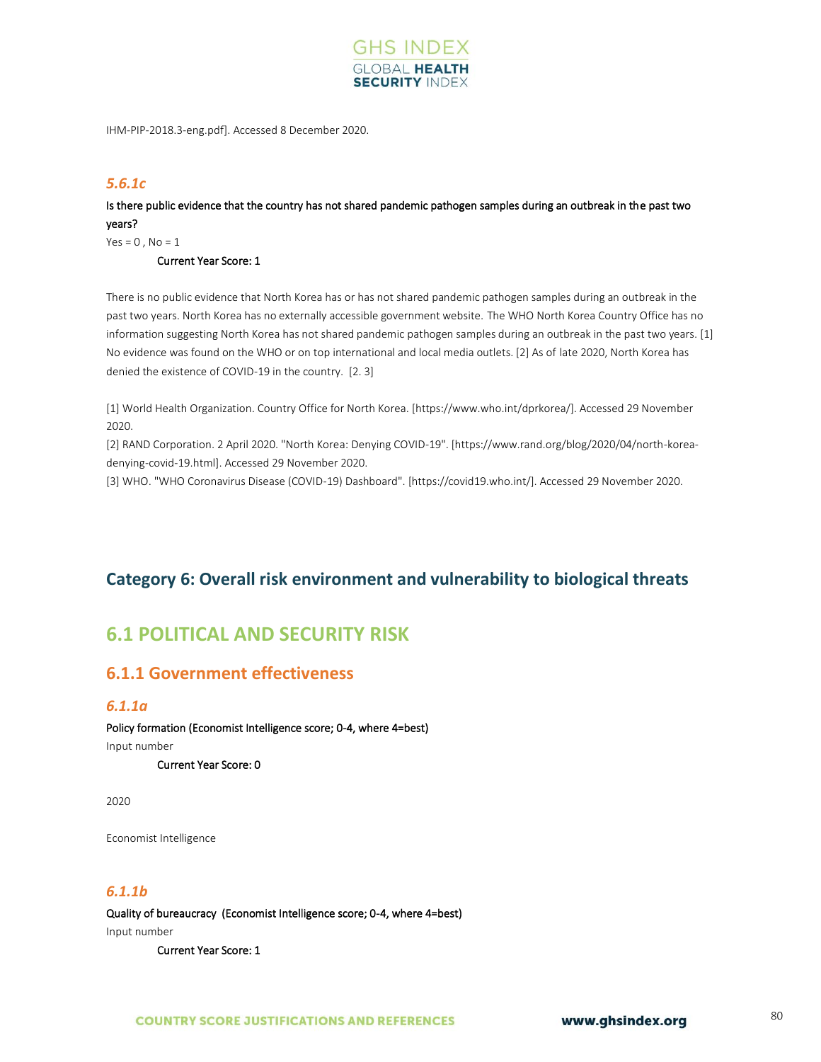IHM-PIP-2018.3-eng.pdf]. Accessed 8 December 2020.

### *5.6.1c*

**Is there public evidence that the country has not shared pandemic pathogen samples during an outbreak in the past two years?**

Yes = 0 , No = 1

**Current Year Score: 1**

There is no public evidence that North Korea has or has not shared pandemic pathogen samples during an outbreak in the past two years. North Korea has no externally accessible government website. The WHO North Korea Country Office has no information suggesting North Korea has not shared pandemic pathogen samples during an outbreak in the past two years. [1] No evidence was found on the WHO or on top international and local media outlets. [2] As of late 2020, North Korea has denied the existence of COVID-19 in the country. [2. 3]

[1] World Health Organization. Country Office for North Korea. [https://www.who.int/dprkorea/]. Accessed 29 November 2020.

[2] RAND Corporation. 2 April 2020. "North Korea: Denying COVID-19". [https://www.rand.org/blog/2020/04/north-korea-denying-covid-19.html]. Accessed 29 November 2020.

[3] WHO. "WHO Coronavirus Disease (COVID-19) Dashboard". [https://covid19.who.int/]. Accessed 29 November 2020.

# Category 6: Overall risk environment and vulnerability to biological threats

## 6.1 POLITICAL AND SECURITY RISK

### 6.1.1 Government effectiveness

### *6.1.1a*

**Policy formation (Economist Intelligence score; 0-4, where 4=best)**

Input number

**Current Year Score: 0**

2020

Economist Intelligence

### *6.1.1b*

**Quality of bureaucracy (Economist Intelligence score; 0-4, where 4=best)**

Input number

**Current Year Score: 1**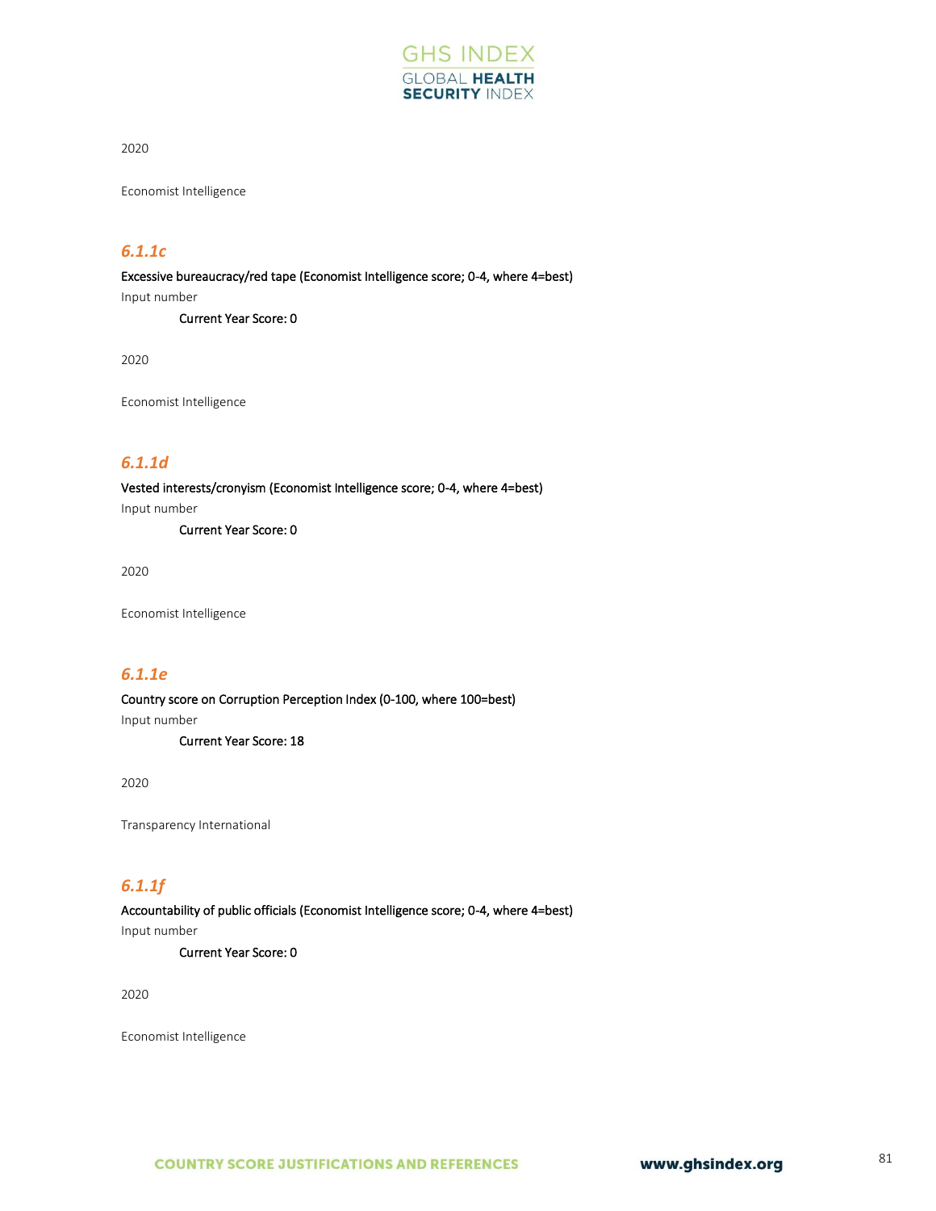2020

Economist Intelligence

### *6.1.1c*

Excessive bureaucracy/red tape (Economist Intelligence score; 0-4, where 4=best)

Input number

Current Year Score: 0

2020

Economist Intelligence

### *6.1.1d*

Vested interests/cronyism (Economist Intelligence score; 0-4, where 4=best)

Input number

Current Year Score: 0

2020

Economist Intelligence

### *6.1.1e*

Country score on Corruption Perception Index (0-100, where 100=best)

Input number

Current Year Score: 18

2020

Transparency International

### *6.1.1f*

Accountability of public officials (Economist Intelligence score; 0-4, where 4=best)

Input number

Current Year Score: 0

2020

Economist Intelligence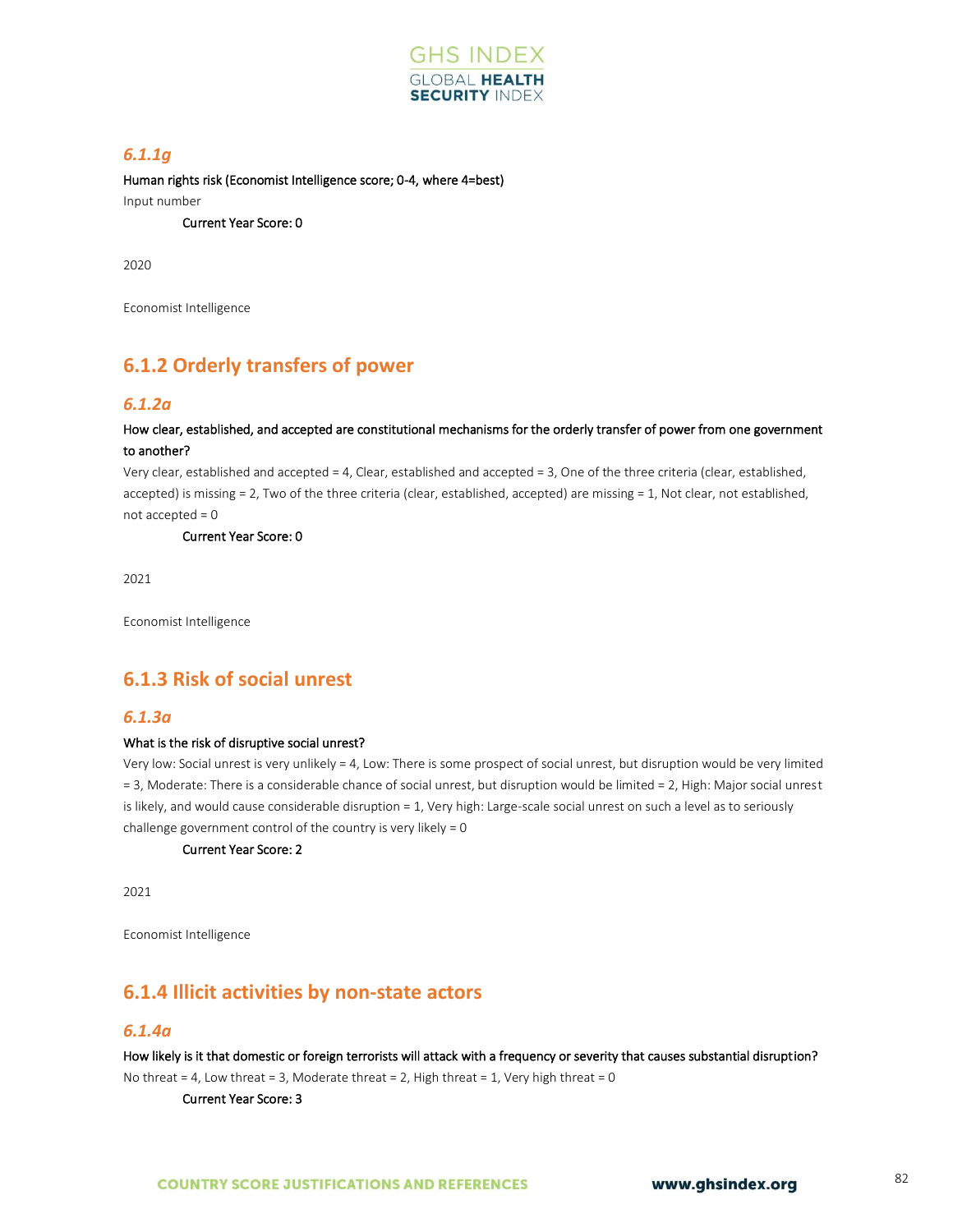### *6.1.1g*

Human rights risk (Economist Intelligence score; 0-4, where 4=best)

Input number

Current Year Score: 0

2020

Economist Intelligence

## 6.1.2 Orderly transfers of power

### *6.1.2a*

How clear, established, and accepted are constitutional mechanisms for the orderly transfer of power from one government to another?

Very clear, established and accepted = 4, Clear, established and accepted = 3, One of the three criteria (clear, established, accepted) is missing = 2, Two of the three criteria (clear, established, accepted) are missing = 1, Not clear, not established, not accepted = 0

Current Year Score: 0

2021

Economist Intelligence

## 6.1.3 Risk of social unrest

### *6.1.3a*

What is the risk of disruptive social unrest?

Very low: Social unrest is very unlikely = 4, Low: There is some prospect of social unrest, but disruption would be very limited = 3, Moderate: There is a considerable chance of social unrest, but disruption would be limited = 2, High: Major social unrest is likely, and would cause considerable disruption = 1, Very high: Large-scale social unrest on such a level as to seriously challenge government control of the country is very likely = 0

Current Year Score: 2

2021

Economist Intelligence

## 6.1.4 Illicit activities by non-state actors

### *6.1.4a*

How likely is it that domestic or foreign terrorists will attack with a frequency or severity that causes substantial disruption?

No threat = 4, Low threat = 3, Moderate threat = 2, High threat = 1, Very high threat = 0

Current Year Score: 3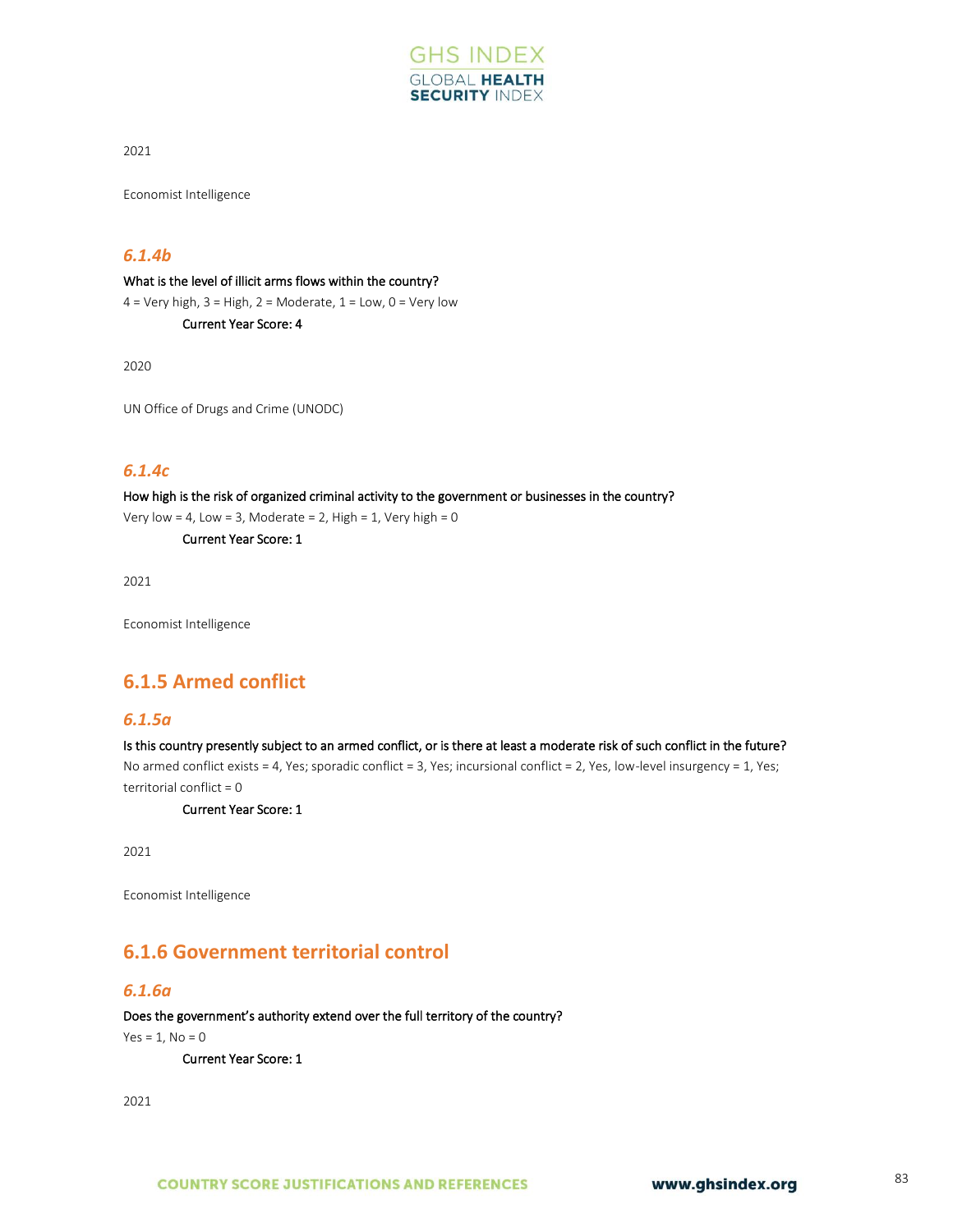2021

Economist Intelligence

### *6.1.4b*

**What is the level of illicit arms flows within the country?**

4 = Very high, 3 = High, 2 = Moderate, 1 = Low, 0 = Very low

**Current Year Score: 4**

2020

UN Office of Drugs and Crime (UNODC)

### *6.1.4c*

**How high is the risk of organized criminal activity to the government or businesses in the country?**

Very low = 4, Low = 3, Moderate = 2, High = 1, Very high = 0

**Current Year Score: 1**

2021

Economist Intelligence

## 6.1.5 Armed conflict

### *6.1.5a*

**Is this country presently subject to an armed conflict, or is there at least a moderate risk of such conflict in the future?**

No armed conflict exists = 4, Yes; sporadic conflict = 3, Yes; incursional conflict = 2, Yes, low-level insurgency = 1, Yes; territorial conflict = 0

**Current Year Score: 1**

2021

Economist Intelligence

## 6.1.6 Government territorial control

### *6.1.6a*

**Does the government's authority extend over the full territory of the country?**

Yes = 1, No = 0

**Current Year Score: 1**

2021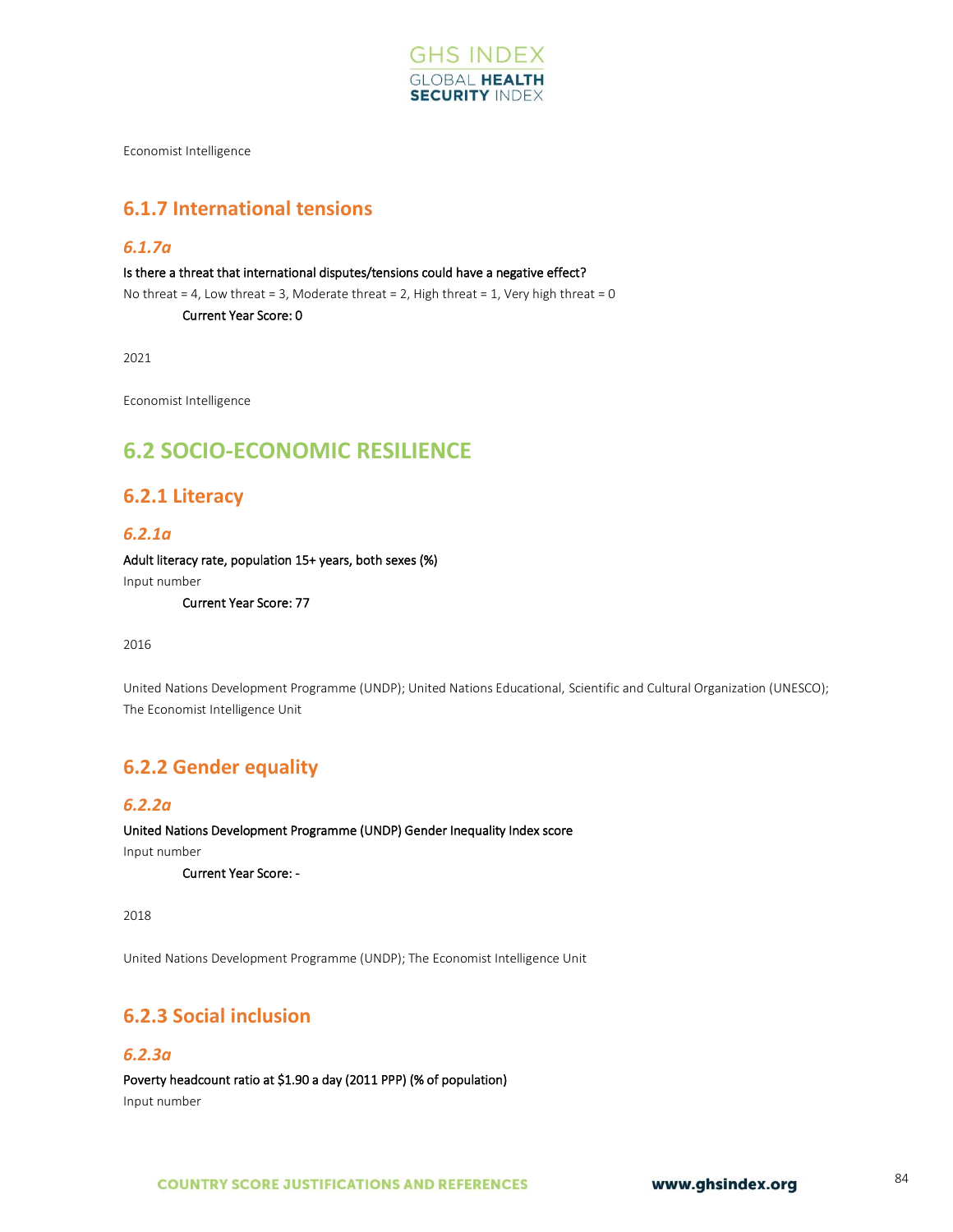Economist Intelligence

### 6.1.7 International tensions

#### *6.1.7a*

Is there a threat that international disputes/tensions could have a negative effect?

No threat = 4, Low threat = 3, Moderate threat = 2, High threat = 1, Very high threat = 0

Current Year Score: 0

2021

Economist Intelligence

## 6.2 SOCIO-ECONOMIC RESILIENCE

### 6.2.1 Literacy

#### *6.2.1a*

Adult literacy rate, population 15+ years, both sexes (%)

Input number

Current Year Score: 77

2016

United Nations Development Programme (UNDP); United Nations Educational, Scientific and Cultural Organization (UNESCO); The Economist Intelligence Unit

### 6.2.2 Gender equality

#### *6.2.2a*

United Nations Development Programme (UNDP) Gender Inequality Index score

Input number

Current Year Score: -

2018

United Nations Development Programme (UNDP); The Economist Intelligence Unit

### 6.2.3 Social inclusion

#### *6.2.3a*

Poverty headcount ratio at $1.90 a day (2011 PPP) (% of population)

Input number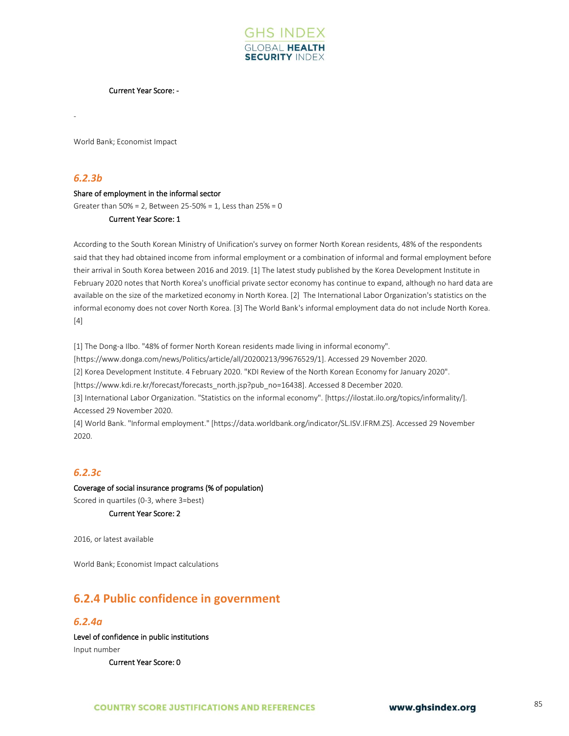Current Year Score: -

-

World Bank; Economist Impact

### *6.2.3b*

Share of employment in the informal sector

Greater than 50% = 2, Between 25-50% = 1, Less than 25% = 0

Current Year Score: 1

According to the South Korean Ministry of Unification's survey on former North Korean residents, 48% of the respondents said that they had obtained income from informal employment or a combination of informal and formal employment before their arrival in South Korea between 2016 and 2019. [1] The latest study published by the Korea Development Institute in February 2020 notes that North Korea's unofficial private sector economy has continue to expand, although no hard data are available on the size of the marketized economy in North Korea. [2] The International Labor Organization's statistics on the informal economy does not cover North Korea. [3] The World Bank's informal employment data do not include North Korea. [4]

[1] The Dong-a Ilbo. "48% of former North Korean residents made living in informal economy". [https://www.donga.com/news/Politics/article/all/20200213/99676529/1]. Accessed 29 November 2020.
[2] Korea Development Institute. 4 February 2020. "KDI Review of the North Korean Economy for January 2020". [https://www.kdi.re.kr/forecast/forecasts_north.jsp?pub_no=16438]. Accessed 8 December 2020.
[3] International Labor Organization. "Statistics on the informal economy". [https://ilostat.ilo.org/topics/informality/]. Accessed 29 November 2020.
[4] World Bank. "Informal employment." [https://data.worldbank.org/indicator/SL.ISV.IFRM.ZS]. Accessed 29 November 2020.

### *6.2.3c*

Coverage of social insurance programs (% of population)

Scored in quartiles (0-3, where 3=best)

Current Year Score: 2

2016, or latest available

World Bank; Economist Impact calculations

## 6.2.4 Public confidence in government

### *6.2.4a*

Level of confidence in public institutions

Input number

Current Year Score: 0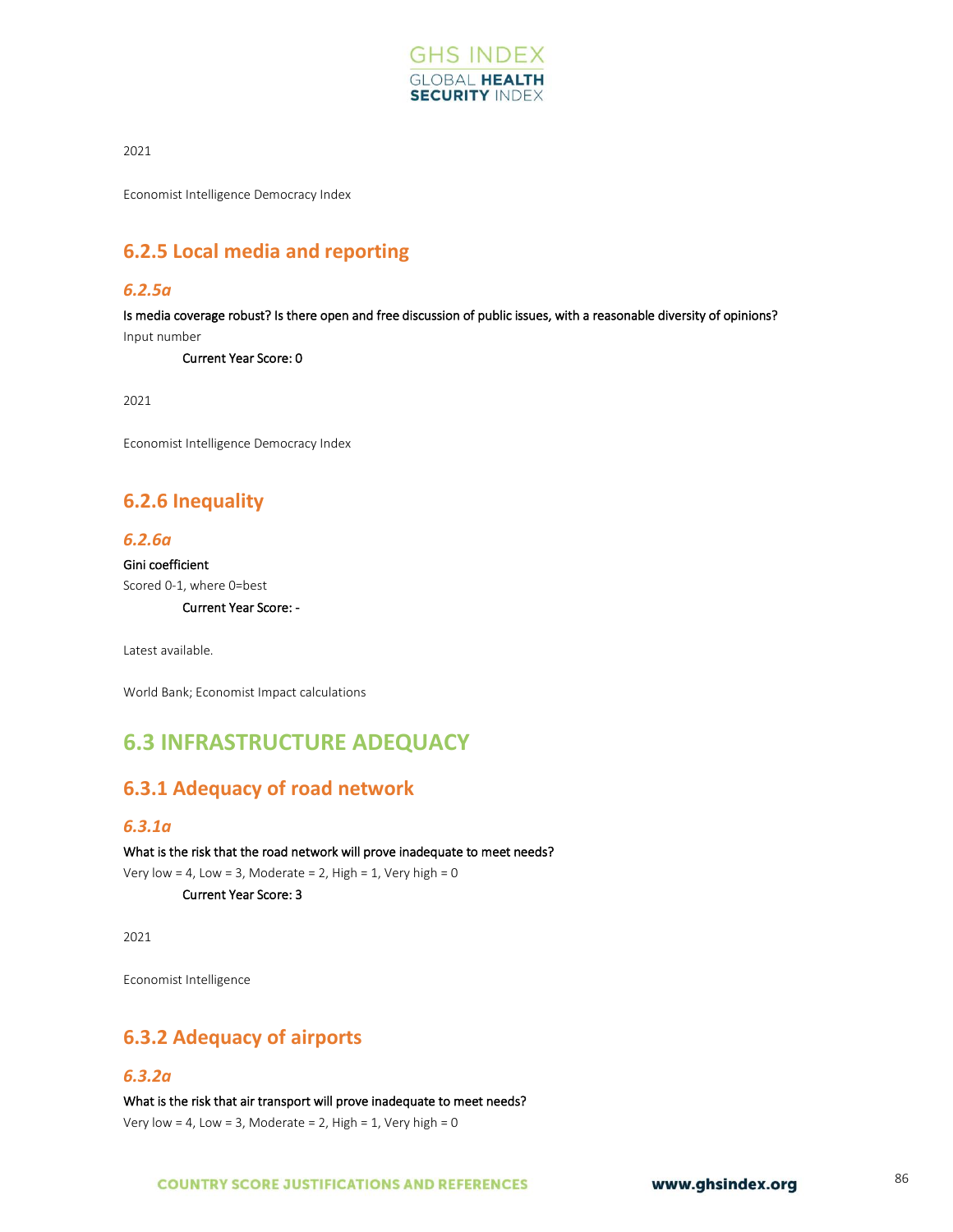2021

Economist Intelligence Democracy Index

## 6.2.5 Local media and reporting

### *6.2.5a*

Is media coverage robust? Is there open and free discussion of public issues, with a reasonable diversity of opinions?

Input number

Current Year Score: 0

2021

Economist Intelligence Democracy Index

## 6.2.6 Inequality

### *6.2.6a*

Gini coefficient

Scored 0-1, where 0=best

Current Year Score: -

Latest available.

World Bank; Economist Impact calculations

# 6.3 INFRASTRUCTURE ADEQUACY

## 6.3.1 Adequacy of road network

### *6.3.1a*

What is the risk that the road network will prove inadequate to meet needs?

Very low = 4, Low = 3, Moderate = 2, High = 1, Very high = 0

Current Year Score: 3

2021

Economist Intelligence

## 6.3.2 Adequacy of airports

### *6.3.2a*

What is the risk that air transport will prove inadequate to meet needs?

Very low = 4, Low = 3, Moderate = 2, High = 1, Very high = 0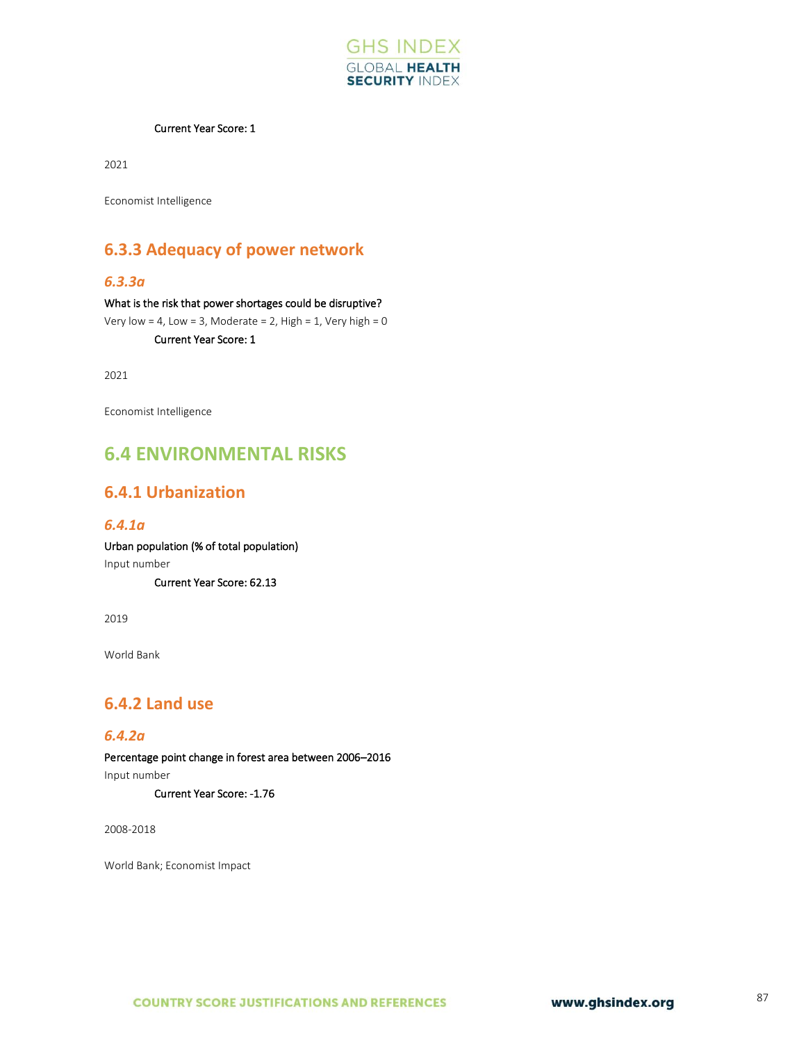Current Year Score: 1

2021

Economist Intelligence

### 6.3.3 Adequacy of power network

#### *6.3.3a*

What is the risk that power shortages could be disruptive?

Very low = 4, Low = 3, Moderate = 2, High = 1, Very high = 0

Current Year Score: 1

2021

Economist Intelligence

## 6.4 ENVIRONMENTAL RISKS

### 6.4.1 Urbanization

#### *6.4.1a*

Urban population (% of total population)

Input number

Current Year Score: 62.13

2019

World Bank

### 6.4.2 Land use

#### *6.4.2a*

Percentage point change in forest area between 2006–2016

Input number

Current Year Score: -1.76

2008-2018

World Bank; Economist Impact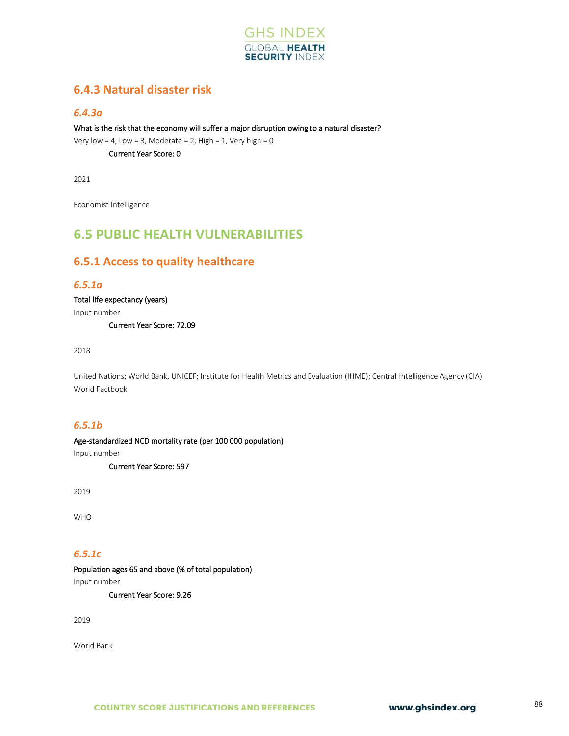### 6.4.3 Natural disaster risk

#### *6.4.3a*

What is the risk that the economy will suffer a major disruption owing to a natural disaster?

Very low = 4, Low = 3, Moderate = 2, High = 1, Very high = 0

Current Year Score: 0

2021

Economist Intelligence

## 6.5 PUBLIC HEALTH VULNERABILITIES

### 6.5.1 Access to quality healthcare

#### *6.5.1a*

Total life expectancy (years)

Input number

Current Year Score: 72.09

2018

United Nations; World Bank, UNICEF; Institute for Health Metrics and Evaluation (IHME); Central Intelligence Agency (CIA) World Factbook

#### *6.5.1b*

Age-standardized NCD mortality rate (per 100 000 population)

Input number

Current Year Score: 597

2019

WHO

#### *6.5.1c*

Population ages 65 and above (% of total population)

Input number

Current Year Score: 9.26

2019

World Bank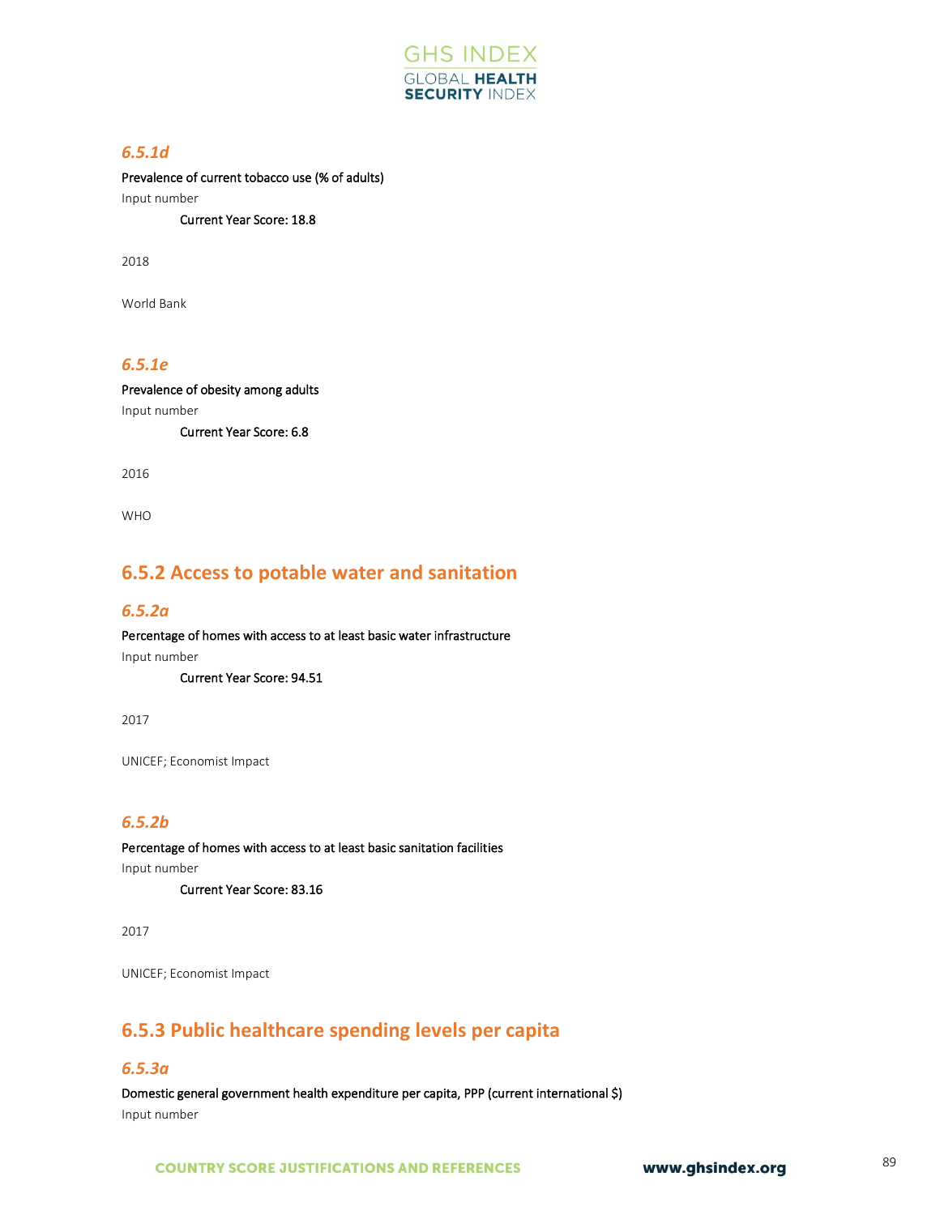### *6.5.1d*

Prevalence of current tobacco use (% of adults)

Input number

Current Year Score: 18.8

2018

World Bank

### *6.5.1e*

Prevalence of obesity among adults

Input number

Current Year Score: 6.8

2016

WHO

## 6.5.2 Access to potable water and sanitation

### *6.5.2a*

Percentage of homes with access to at least basic water infrastructure

Input number

Current Year Score: 94.51

2017

UNICEF; Economist Impact

### *6.5.2b*

Percentage of homes with access to at least basic sanitation facilities

Input number

Current Year Score: 83.16

2017

UNICEF; Economist Impact

## 6.5.3 Public healthcare spending levels per capita

### *6.5.3a*

Domestic general government health expenditure per capita, PPP (current international $)

Input number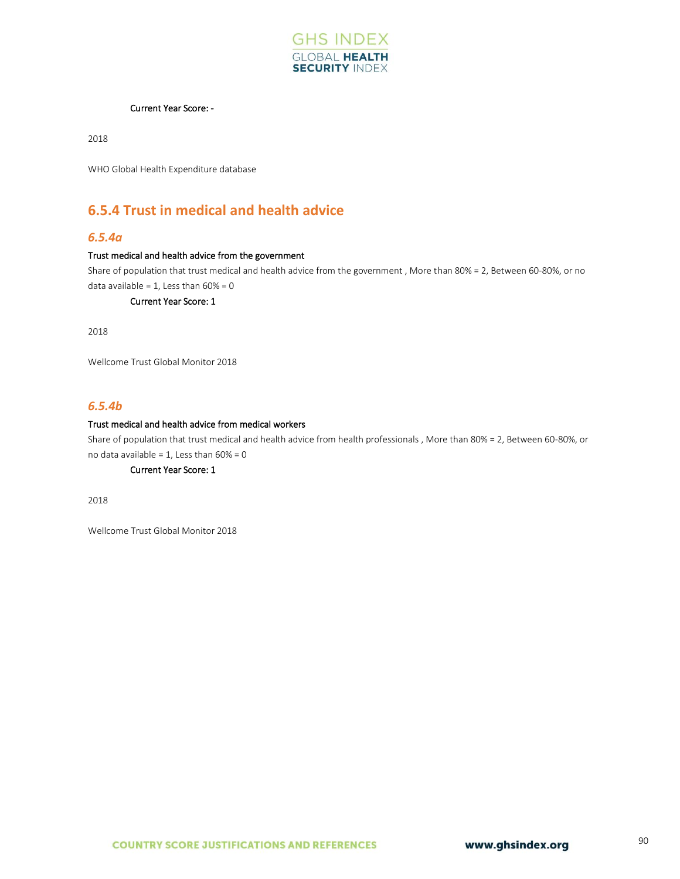Current Year Score: -

2018

WHO Global Health Expenditure database

## 6.5.4 Trust in medical and health advice

### *6.5.4a*

Trust medical and health advice from the government

Share of population that trust medical and health advice from the government , More than 80% = 2, Between 60-80%, or no data available = 1, Less than 60% = 0

Current Year Score: 1

2018

Wellcome Trust Global Monitor 2018

### *6.5.4b*

Trust medical and health advice from medical workers

Share of population that trust medical and health advice from health professionals , More than 80% = 2, Between 60-80%, or no data available = 1, Less than 60% = 0

Current Year Score: 1

2018

Wellcome Trust Global Monitor 2018